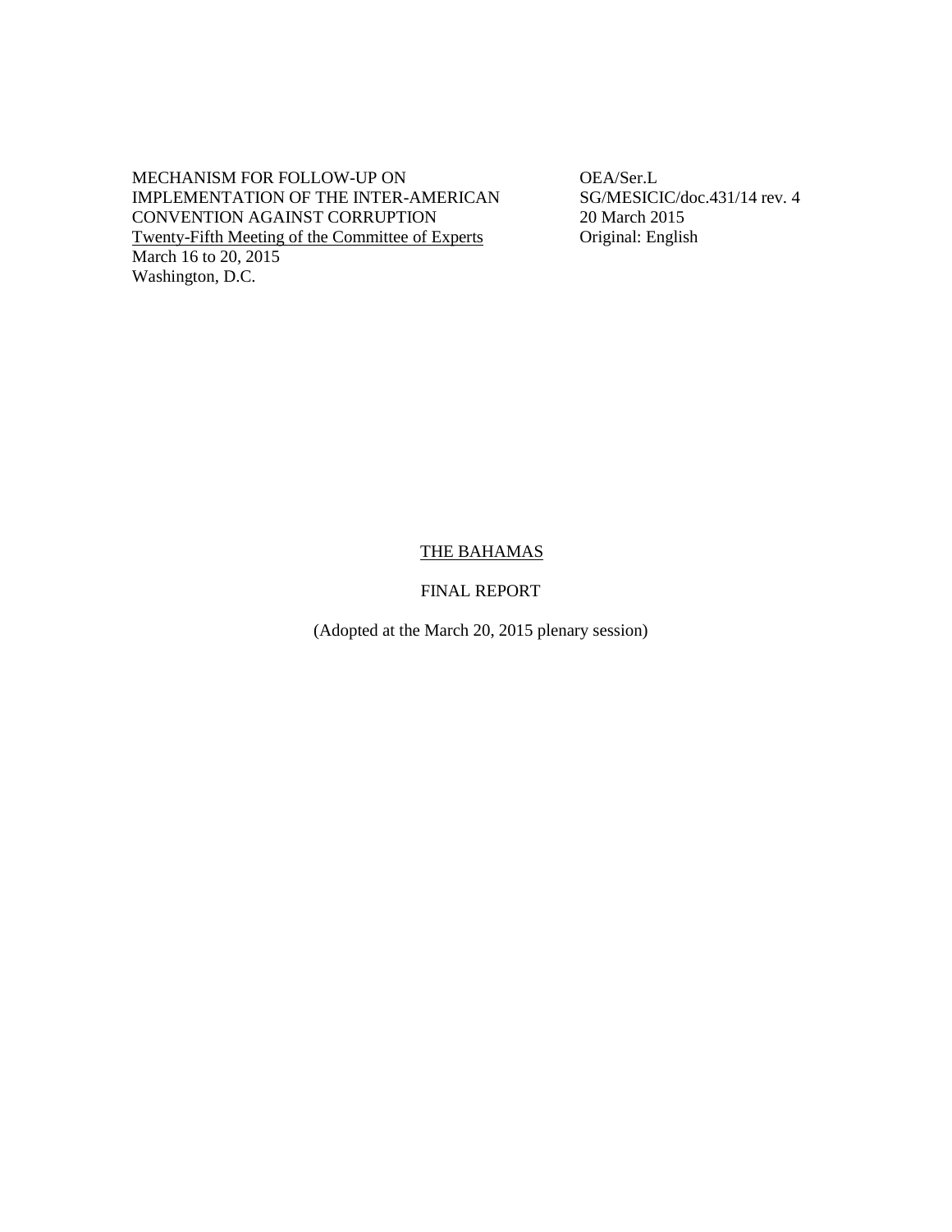MECHANISM FOR FOLLOW-UP ON IMPLEMENTATION OF THE INTER-AMERICAN CONVENTION AGAINST CORRUPTION
Twenty-Fifth Meeting of the Committee of Experts
March 16 to 20, 2015
Washington, D.C.

OEA/Ser.L
SG/MESICIC/doc.431/14 rev. 4
20 March 2015
Original: English

# THE BAHAMAS

## FINAL REPORT

(Adopted at the March 20, 2015 plenary session)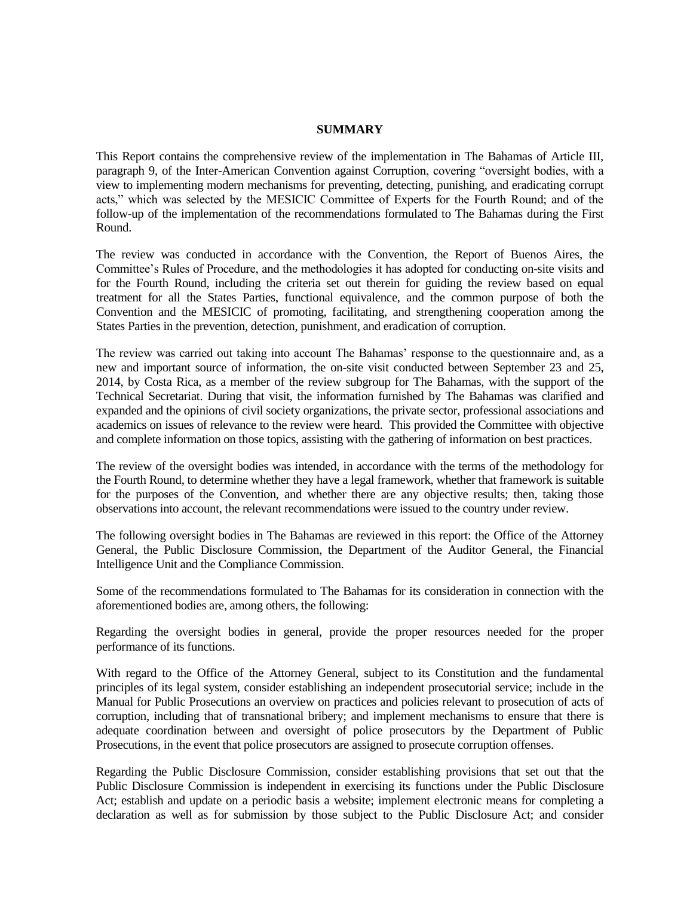**SUMMARY**

This Report contains the comprehensive review of the implementation in The Bahamas of Article III, paragraph 9, of the Inter-American Convention against Corruption, covering "oversight bodies, with a view to implementing modern mechanisms for preventing, detecting, punishing, and eradicating corrupt acts," which was selected by the MESICIC Committee of Experts for the Fourth Round; and of the follow-up of the implementation of the recommendations formulated to The Bahamas during the First Round.

The review was conducted in accordance with the Convention, the Report of Buenos Aires, the Committee's Rules of Procedure, and the methodologies it has adopted for conducting on-site visits and for the Fourth Round, including the criteria set out therein for guiding the review based on equal treatment for all the States Parties, functional equivalence, and the common purpose of both the Convention and the MESICIC of promoting, facilitating, and strengthening cooperation among the States Parties in the prevention, detection, punishment, and eradication of corruption.

The review was carried out taking into account The Bahamas' response to the questionnaire and, as a new and important source of information, the on-site visit conducted between September 23 and 25, 2014, by Costa Rica, as a member of the review subgroup for The Bahamas, with the support of the Technical Secretariat. During that visit, the information furnished by The Bahamas was clarified and expanded and the opinions of civil society organizations, the private sector, professional associations and academics on issues of relevance to the review were heard. This provided the Committee with objective and complete information on those topics, assisting with the gathering of information on best practices.

The review of the oversight bodies was intended, in accordance with the terms of the methodology for the Fourth Round, to determine whether they have a legal framework, whether that framework is suitable for the purposes of the Convention, and whether there are any objective results; then, taking those observations into account, the relevant recommendations were issued to the country under review.

The following oversight bodies in The Bahamas are reviewed in this report: the Office of the Attorney General, the Public Disclosure Commission, the Department of the Auditor General, the Financial Intelligence Unit and the Compliance Commission.

Some of the recommendations formulated to The Bahamas for its consideration in connection with the aforementioned bodies are, among others, the following:

Regarding the oversight bodies in general, provide the proper resources needed for the proper performance of its functions.

With regard to the Office of the Attorney General, subject to its Constitution and the fundamental principles of its legal system, consider establishing an independent prosecutorial service; include in the Manual for Public Prosecutions an overview on practices and policies relevant to prosecution of acts of corruption, including that of transnational bribery; and implement mechanisms to ensure that there is adequate coordination between and oversight of police prosecutors by the Department of Public Prosecutions, in the event that police prosecutors are assigned to prosecute corruption offenses.

Regarding the Public Disclosure Commission, consider establishing provisions that set out that the Public Disclosure Commission is independent in exercising its functions under the Public Disclosure Act; establish and update on a periodic basis a website; implement electronic means for completing a declaration as well as for submission by those subject to the Public Disclosure Act; and consider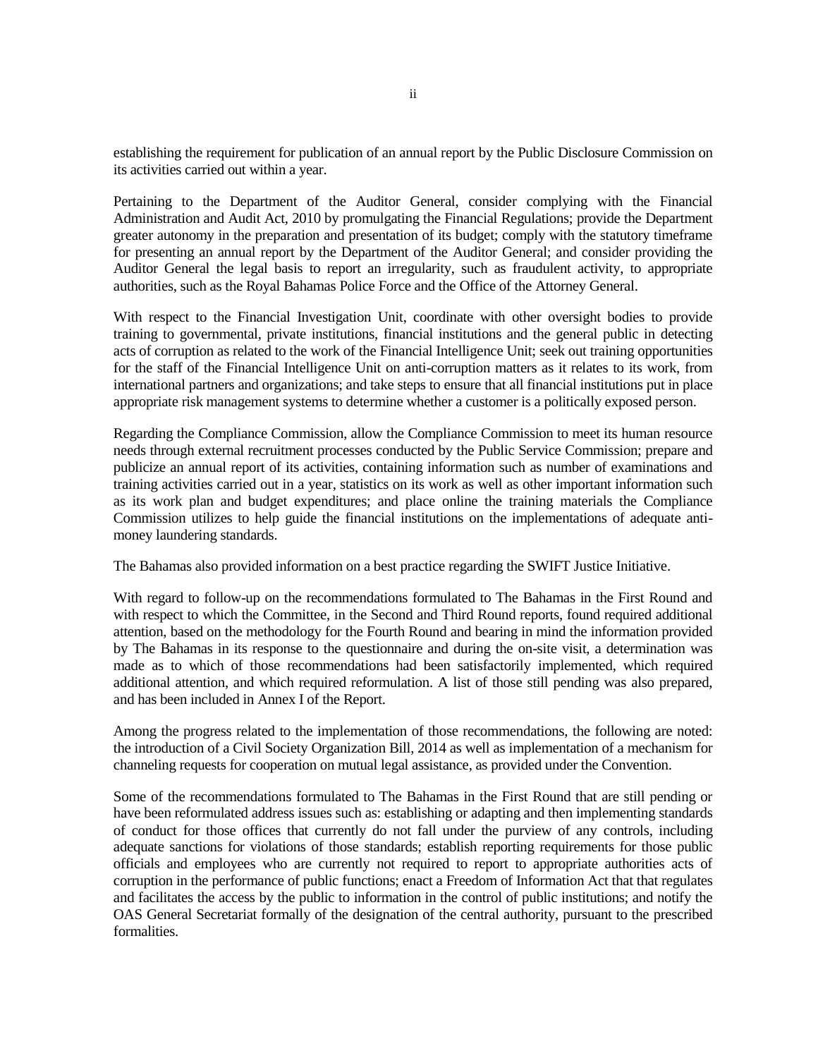establishing the requirement for publication of an annual report by the Public Disclosure Commission on its activities carried out within a year.

Pertaining to the Department of the Auditor General, consider complying with the Financial Administration and Audit Act, 2010 by promulgating the Financial Regulations; provide the Department greater autonomy in the preparation and presentation of its budget; comply with the statutory timeframe for presenting an annual report by the Department of the Auditor General; and consider providing the Auditor General the legal basis to report an irregularity, such as fraudulent activity, to appropriate authorities, such as the Royal Bahamas Police Force and the Office of the Attorney General.

With respect to the Financial Investigation Unit, coordinate with other oversight bodies to provide training to governmental, private institutions, financial institutions and the general public in detecting acts of corruption as related to the work of the Financial Intelligence Unit; seek out training opportunities for the staff of the Financial Intelligence Unit on anti-corruption matters as it relates to its work, from international partners and organizations; and take steps to ensure that all financial institutions put in place appropriate risk management systems to determine whether a customer is a politically exposed person.

Regarding the Compliance Commission, allow the Compliance Commission to meet its human resource needs through external recruitment processes conducted by the Public Service Commission; prepare and publicize an annual report of its activities, containing information such as number of examinations and training activities carried out in a year, statistics on its work as well as other important information such as its work plan and budget expenditures; and place online the training materials the Compliance Commission utilizes to help guide the financial institutions on the implementations of adequate anti-money laundering standards.

The Bahamas also provided information on a best practice regarding the SWIFT Justice Initiative.

With regard to follow-up on the recommendations formulated to The Bahamas in the First Round and with respect to which the Committee, in the Second and Third Round reports, found required additional attention, based on the methodology for the Fourth Round and bearing in mind the information provided by The Bahamas in its response to the questionnaire and during the on-site visit, a determination was made as to which of those recommendations had been satisfactorily implemented, which required additional attention, and which required reformulation. A list of those still pending was also prepared, and has been included in Annex I of the Report.

Among the progress related to the implementation of those recommendations, the following are noted: the introduction of a Civil Society Organization Bill, 2014 as well as implementation of a mechanism for channeling requests for cooperation on mutual legal assistance, as provided under the Convention.

Some of the recommendations formulated to The Bahamas in the First Round that are still pending or have been reformulated address issues such as: establishing or adapting and then implementing standards of conduct for those offices that currently do not fall under the purview of any controls, including adequate sanctions for violations of those standards; establish reporting requirements for those public officials and employees who are currently not required to report to appropriate authorities acts of corruption in the performance of public functions; enact a Freedom of Information Act that that regulates and facilitates the access by the public to information in the control of public institutions; and notify the OAS General Secretariat formally of the designation of the central authority, pursuant to the prescribed formalities.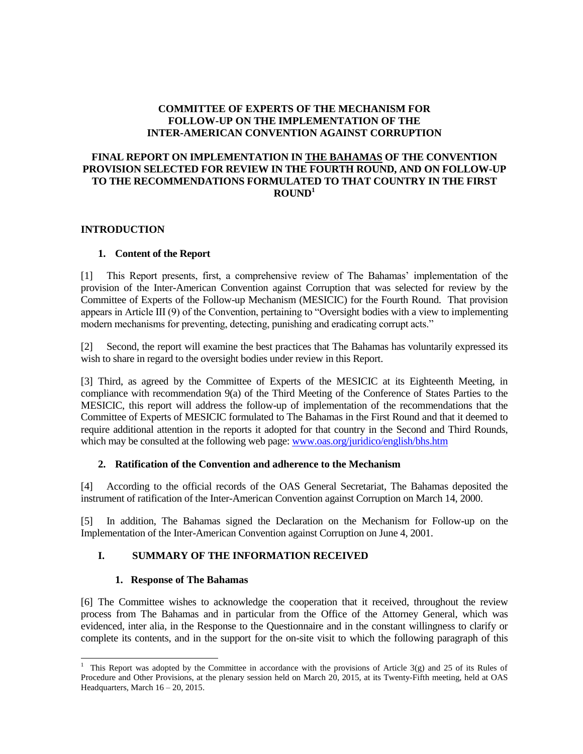**COMMITTEE OF EXPERTS OF THE MECHANISM FOR FOLLOW-UP ON THE IMPLEMENTATION OF THE INTER-AMERICAN CONVENTION AGAINST CORRUPTION**

**FINAL REPORT ON IMPLEMENTATION IN THE BAHAMAS OF THE CONVENTION PROVISION SELECTED FOR REVIEW IN THE FOURTH ROUND, AND ON FOLLOW-UP TO THE RECOMMENDATIONS FORMULATED TO THAT COUNTRY IN THE FIRST ROUND[1]**

## INTRODUCTION

### 1. Content of the Report

[1] This Report presents, first, a comprehensive review of The Bahamas' implementation of the provision of the Inter-American Convention against Corruption that was selected for review by the Committee of Experts of the Follow-up Mechanism (MESICIC) for the Fourth Round. That provision appears in Article III (9) of the Convention, pertaining to "Oversight bodies with a view to implementing modern mechanisms for preventing, detecting, punishing and eradicating corrupt acts."

[2] Second, the report will examine the best practices that The Bahamas has voluntarily expressed its wish to share in regard to the oversight bodies under review in this Report.

[3] Third, as agreed by the Committee of Experts of the MESICIC at its Eighteenth Meeting, in compliance with recommendation 9(a) of the Third Meeting of the Conference of States Parties to the MESICIC, this report will address the follow-up of implementation of the recommendations that the Committee of Experts of MESICIC formulated to The Bahamas in the First Round and that it deemed to require additional attention in the reports it adopted for that country in the Second and Third Rounds, which may be consulted at the following web page: www.oas.org/juridico/english/bhs.htm

### 2. Ratification of the Convention and adherence to the Mechanism

[4] According to the official records of the OAS General Secretariat, The Bahamas deposited the instrument of ratification of the Inter-American Convention against Corruption on March 14, 2000.

[5] In addition, The Bahamas signed the Declaration on the Mechanism for Follow-up on the Implementation of the Inter-American Convention against Corruption on June 4, 2001.

## I. SUMMARY OF THE INFORMATION RECEIVED

### 1. Response of The Bahamas

[6] The Committee wishes to acknowledge the cooperation that it received, throughout the review process from The Bahamas and in particular from the Office of the Attorney General, which was evidenced, inter alia, in the Response to the Questionnaire and in the constant willingness to clarify or complete its contents, and in the support for the on-site visit to which the following paragraph of this

---

[1] This Report was adopted by the Committee in accordance with the provisions of Article 3(g) and 25 of its Rules of Procedure and Other Provisions, at the plenary session held on March 20, 2015, at its Twenty-Fifth meeting, held at OAS Headquarters, March 16 – 20, 2015.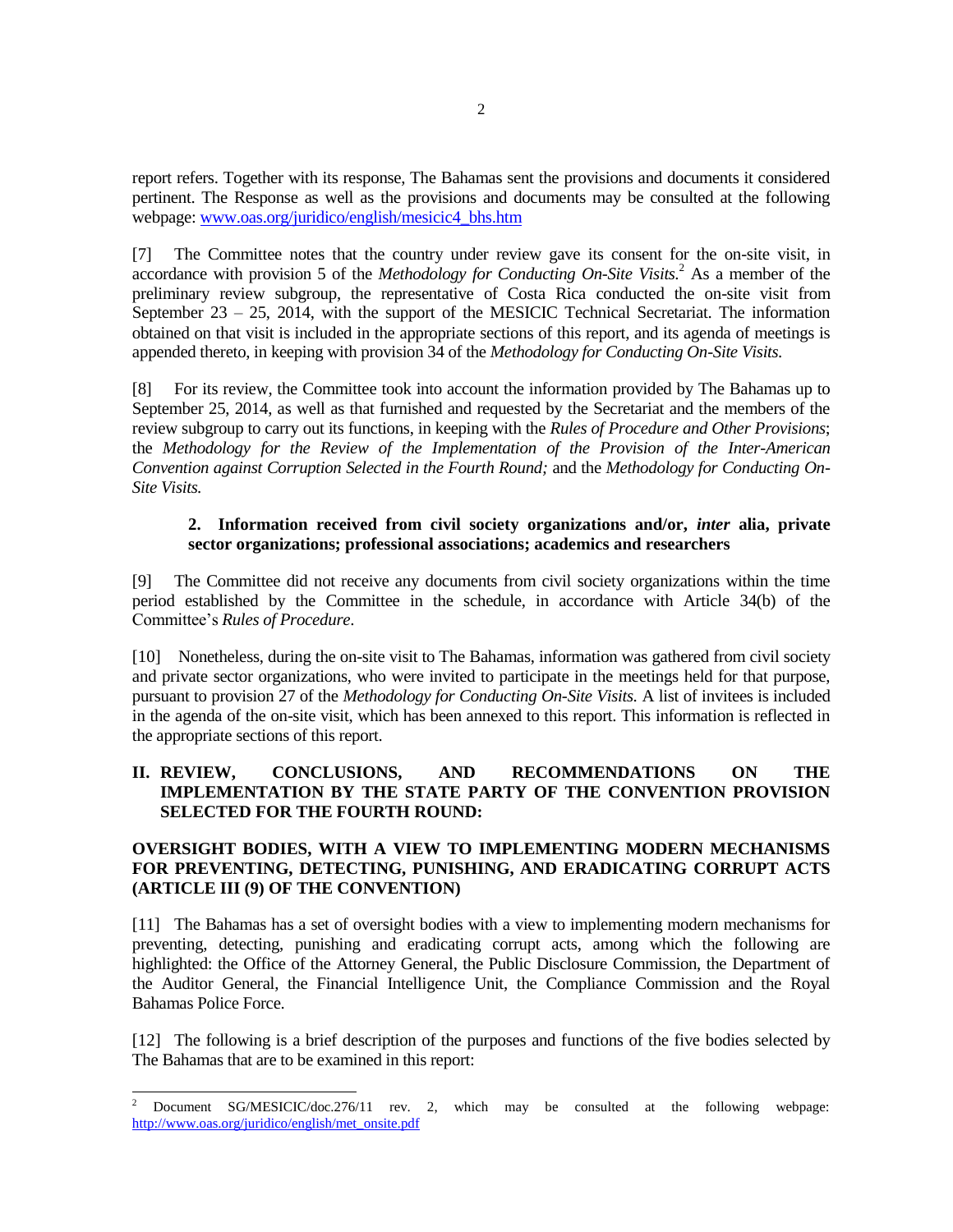report refers. Together with its response, The Bahamas sent the provisions and documents it considered pertinent. The Response as well as the provisions and documents may be consulted at the following webpage: www.oas.org/juridico/english/mesicic4_bhs.htm

[7] The Committee notes that the country under review gave its consent for the on-site visit, in accordance with provision 5 of the *Methodology for Conducting On-Site Visits.*[2] As a member of the preliminary review subgroup, the representative of Costa Rica conducted the on-site visit from September 23 – 25, 2014, with the support of the MESICIC Technical Secretariat. The information obtained on that visit is included in the appropriate sections of this report, and its agenda of meetings is appended thereto, in keeping with provision 34 of the *Methodology for Conducting On-Site Visits.*

[8] For its review, the Committee took into account the information provided by The Bahamas up to September 25, 2014, as well as that furnished and requested by the Secretariat and the members of the review subgroup to carry out its functions, in keeping with the *Rules of Procedure and Other Provisions*; the *Methodology for the Review of the Implementation of the Provision of the Inter-American Convention against Corruption Selected in the Fourth Round;* and the *Methodology for Conducting On-Site Visits.*

### 2. Information received from civil society organizations and/or, *inter* alia, private sector organizations; professional associations; academics and researchers

[9] The Committee did not receive any documents from civil society organizations within the time period established by the Committee in the schedule, in accordance with Article 34(b) of the Committee's *Rules of Procedure*.

[10] Nonetheless, during the on-site visit to The Bahamas, information was gathered from civil society and private sector organizations, who were invited to participate in the meetings held for that purpose, pursuant to provision 27 of the *Methodology for Conducting On-Site Visits.* A list of invitees is included in the agenda of the on-site visit, which has been annexed to this report. This information is reflected in the appropriate sections of this report.

## II. REVIEW, CONCLUSIONS, AND RECOMMENDATIONS ON THE IMPLEMENTATION BY THE STATE PARTY OF THE CONVENTION PROVISION SELECTED FOR THE FOURTH ROUND:

## OVERSIGHT BODIES, WITH A VIEW TO IMPLEMENTING MODERN MECHANISMS FOR PREVENTING, DETECTING, PUNISHING, AND ERADICATING CORRUPT ACTS (ARTICLE III (9) OF THE CONVENTION)

[11] The Bahamas has a set of oversight bodies with a view to implementing modern mechanisms for preventing, detecting, punishing and eradicating corrupt acts, among which the following are highlighted: the Office of the Attorney General, the Public Disclosure Commission, the Department of the Auditor General, the Financial Intelligence Unit, the Compliance Commission and the Royal Bahamas Police Force.

[12] The following is a brief description of the purposes and functions of the five bodies selected by The Bahamas that are to be examined in this report:

---

[2] Document SG/MESICIC/doc.276/11 rev. 2, which may be consulted at the following webpage: http://www.oas.org/juridico/english/met_onsite.pdf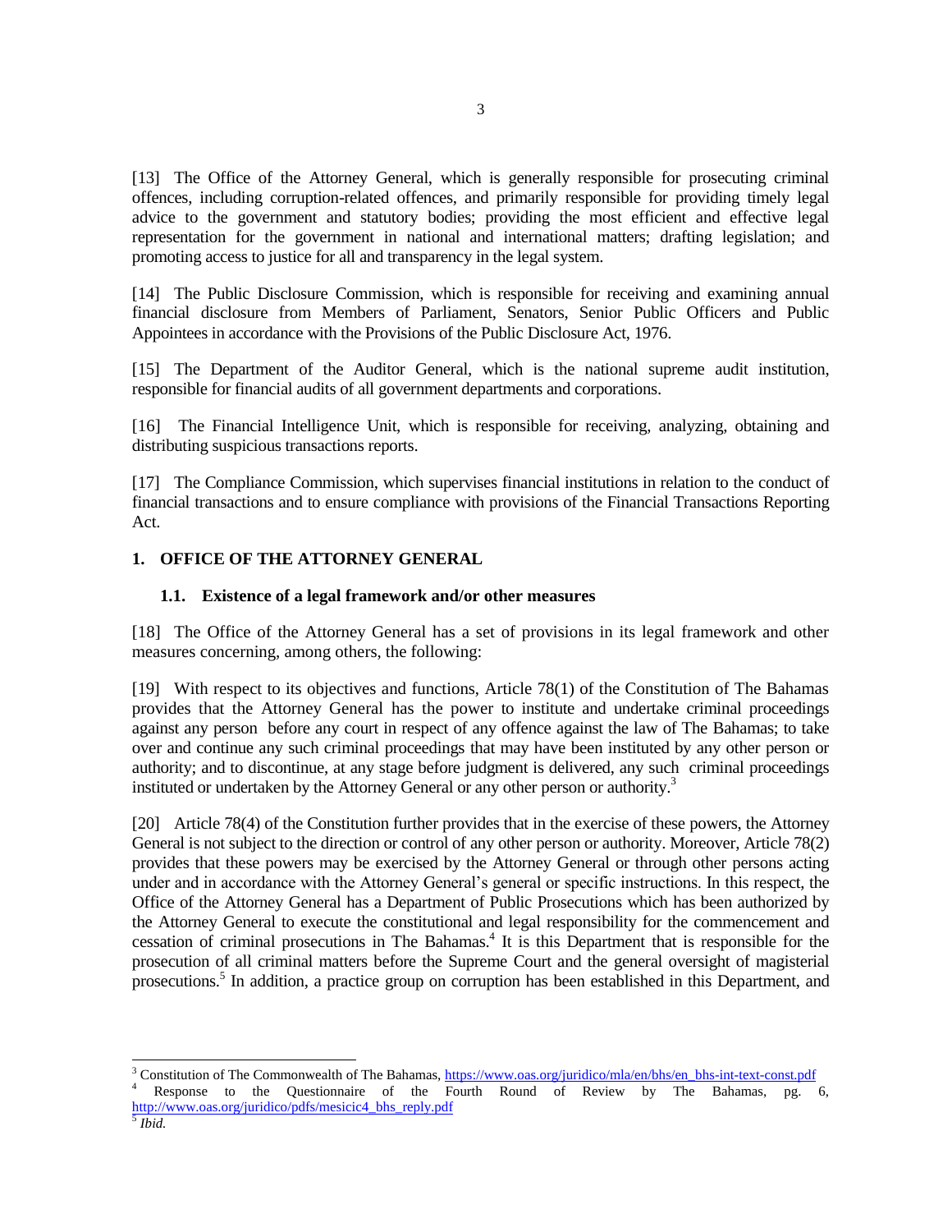[13] The Office of the Attorney General, which is generally responsible for prosecuting criminal offences, including corruption-related offences, and primarily responsible for providing timely legal advice to the government and statutory bodies; providing the most efficient and effective legal representation for the government in national and international matters; drafting legislation; and promoting access to justice for all and transparency in the legal system.

[14] The Public Disclosure Commission, which is responsible for receiving and examining annual financial disclosure from Members of Parliament, Senators, Senior Public Officers and Public Appointees in accordance with the Provisions of the Public Disclosure Act, 1976.

[15] The Department of the Auditor General, which is the national supreme audit institution, responsible for financial audits of all government departments and corporations.

[16] The Financial Intelligence Unit, which is responsible for receiving, analyzing, obtaining and distributing suspicious transactions reports.

[17] The Compliance Commission, which supervises financial institutions in relation to the conduct of financial transactions and to ensure compliance with provisions of the Financial Transactions Reporting Act.

## 1. OFFICE OF THE ATTORNEY GENERAL

### 1.1. Existence of a legal framework and/or other measures

[18] The Office of the Attorney General has a set of provisions in its legal framework and other measures concerning, among others, the following:

[19] With respect to its objectives and functions, Article 78(1) of the Constitution of The Bahamas provides that the Attorney General has the power to institute and undertake criminal proceedings against any person before any court in respect of any offence against the law of The Bahamas; to take over and continue any such criminal proceedings that may have been instituted by any other person or authority; and to discontinue, at any stage before judgment is delivered, any such criminal proceedings instituted or undertaken by the Attorney General or any other person or authority.[3]

[20] Article 78(4) of the Constitution further provides that in the exercise of these powers, the Attorney General is not subject to the direction or control of any other person or authority. Moreover, Article 78(2) provides that these powers may be exercised by the Attorney General or through other persons acting under and in accordance with the Attorney General's general or specific instructions. In this respect, the Office of the Attorney General has a Department of Public Prosecutions which has been authorized by the Attorney General to execute the constitutional and legal responsibility for the commencement and cessation of criminal prosecutions in The Bahamas.[4] It is this Department that is responsible for the prosecution of all criminal matters before the Supreme Court and the general oversight of magisterial prosecutions.[5] In addition, a practice group on corruption has been established in this Department, and

---

[3] Constitution of The Commonwealth of The Bahamas, https://www.oas.org/juridico/mla/en/bhs/en_bhs-int-text-const.pdf

[4] Response to the Questionnaire of the Fourth Round of Review by The Bahamas, pg. 6, http://www.oas.org/juridico/pdfs/mesicic4_bhs_reply.pdf

[5] *Ibid.*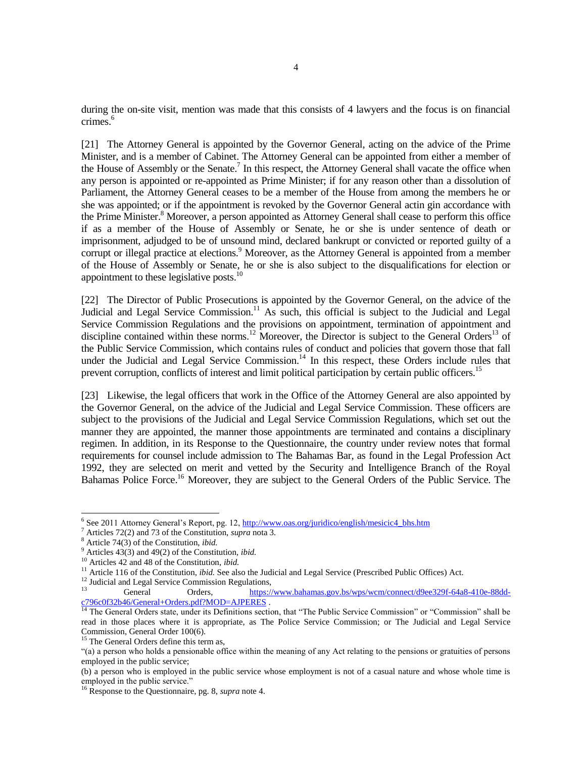during the on-site visit, mention was made that this consists of 4 lawyers and the focus is on financial crimes.[6]

[21] The Attorney General is appointed by the Governor General, acting on the advice of the Prime Minister, and is a member of Cabinet. The Attorney General can be appointed from either a member of the House of Assembly or the Senate.[7] In this respect, the Attorney General shall vacate the office when any person is appointed or re-appointed as Prime Minister; if for any reason other than a dissolution of Parliament, the Attorney General ceases to be a member of the House from among the members he or she was appointed; or if the appointment is revoked by the Governor General actin gin accordance with the Prime Minister.[8] Moreover, a person appointed as Attorney General shall cease to perform this office if as a member of the House of Assembly or Senate, he or she is under sentence of death or imprisonment, adjudged to be of unsound mind, declared bankrupt or convicted or reported guilty of a corrupt or illegal practice at elections.[9] Moreover, as the Attorney General is appointed from a member of the House of Assembly or Senate, he or she is also subject to the disqualifications for election or appointment to these legislative posts.[10]

[22] The Director of Public Prosecutions is appointed by the Governor General, on the advice of the Judicial and Legal Service Commission.[11] As such, this official is subject to the Judicial and Legal Service Commission Regulations and the provisions on appointment, termination of appointment and discipline contained within these norms.[12] Moreover, the Director is subject to the General Orders[13] of the Public Service Commission, which contains rules of conduct and policies that govern those that fall under the Judicial and Legal Service Commission.[14] In this respect, these Orders include rules that prevent corruption, conflicts of interest and limit political participation by certain public officers.[15]

[23] Likewise, the legal officers that work in the Office of the Attorney General are also appointed by the Governor General, on the advice of the Judicial and Legal Service Commission. These officers are subject to the provisions of the Judicial and Legal Service Commission Regulations, which set out the manner they are appointed, the manner those appointments are terminated and contains a disciplinary regimen. In addition, in its Response to the Questionnaire, the country under review notes that formal requirements for counsel include admission to The Bahamas Bar, as found in the Legal Profession Act 1992, they are selected on merit and vetted by the Security and Intelligence Branch of the Royal Bahamas Police Force.[16] Moreover, they are subject to the General Orders of the Public Service. The

---

[6] See 2011 Attorney General's Report, pg. 12, http://www.oas.org/juridico/english/mesicic4_bhs.htm

[7] Articles 72(2) and 73 of the Constitution, *supra* nota 3.

[8] Article 74(3) of the Constitution, *ibid.*

[9] Articles 43(3) and 49(2) of the Constitution, *ibid.*

[10] Articles 42 and 48 of the Constitution, *ibid.*

[11] Article 116 of the Constitution, *ibid.* See also the Judicial and Legal Service (Prescribed Public Offices) Act.

[12] Judicial and Legal Service Commission Regulations,

[13] General Orders, https://www.bahamas.gov.bs/wps/wcm/connect/d9ee329f-64a8-410e-88dd-c796c0f32b46/General+Orders.pdf?MOD=AJPERES .

[14] The General Orders state, under its Definitions section, that "The Public Service Commission" or "Commission" shall be read in those places where it is appropriate, as The Police Service Commission; or The Judicial and Legal Service Commission, General Order 100(6).

[15] The General Orders define this term as,

"(a) a person who holds a pensionable office within the meaning of any Act relating to the pensions or gratuities of persons employed in the public service;

(b) a person who is employed in the public service whose employment is not of a casual nature and whose whole time is employed in the public service."

[16] Response to the Questionnaire, pg. 8, *supra* note 4.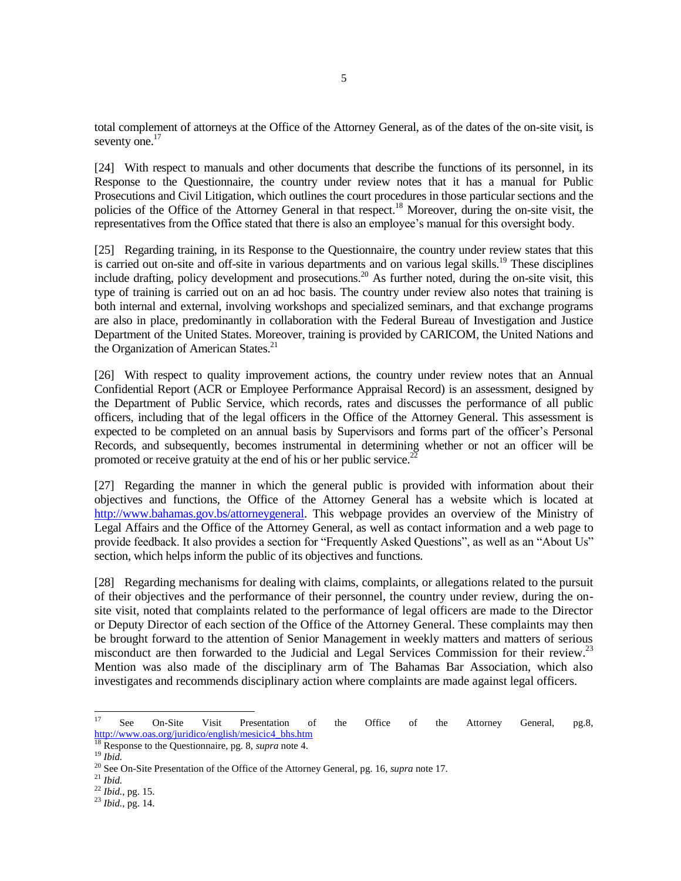total complement of attorneys at the Office of the Attorney General, as of the dates of the on-site visit, is seventy one.[17]

[24] With respect to manuals and other documents that describe the functions of its personnel, in its Response to the Questionnaire, the country under review notes that it has a manual for Public Prosecutions and Civil Litigation, which outlines the court procedures in those particular sections and the policies of the Office of the Attorney General in that respect.[18] Moreover, during the on-site visit, the representatives from the Office stated that there is also an employee's manual for this oversight body.

[25] Regarding training, in its Response to the Questionnaire, the country under review states that this is carried out on-site and off-site in various departments and on various legal skills.[19] These disciplines include drafting, policy development and prosecutions.[20] As further noted, during the on-site visit, this type of training is carried out on an ad hoc basis. The country under review also notes that training is both internal and external, involving workshops and specialized seminars, and that exchange programs are also in place, predominantly in collaboration with the Federal Bureau of Investigation and Justice Department of the United States. Moreover, training is provided by CARICOM, the United Nations and the Organization of American States.[21]

[26] With respect to quality improvement actions, the country under review notes that an Annual Confidential Report (ACR or Employee Performance Appraisal Record) is an assessment, designed by the Department of Public Service, which records, rates and discusses the performance of all public officers, including that of the legal officers in the Office of the Attorney General. This assessment is expected to be completed on an annual basis by Supervisors and forms part of the officer's Personal Records, and subsequently, becomes instrumental in determining whether or not an officer will be promoted or receive gratuity at the end of his or her public service.[22]

[27] Regarding the manner in which the general public is provided with information about their objectives and functions, the Office of the Attorney General has a website which is located at http://www.bahamas.gov.bs/attorneygeneral. This webpage provides an overview of the Ministry of Legal Affairs and the Office of the Attorney General, as well as contact information and a web page to provide feedback. It also provides a section for "Frequently Asked Questions", as well as an "About Us" section, which helps inform the public of its objectives and functions.

[28] Regarding mechanisms for dealing with claims, complaints, or allegations related to the pursuit of their objectives and the performance of their personnel, the country under review, during the on-site visit, noted that complaints related to the performance of legal officers are made to the Director or Deputy Director of each section of the Office of the Attorney General. These complaints may then be brought forward to the attention of Senior Management in weekly matters and matters of serious misconduct are then forwarded to the Judicial and Legal Services Commission for their review.[23] Mention was also made of the disciplinary arm of The Bahamas Bar Association, which also investigates and recommends disciplinary action where complaints are made against legal officers.

---

[17] See On-Site Visit Presentation of the Office of the Attorney General, pg.8, http://www.oas.org/juridico/english/mesicic4_bhs.htm

[18] Response to the Questionnaire, pg. 8, *supra* note 4.

[19] *Ibid.*

[20] See On-Site Presentation of the Office of the Attorney General, pg. 16, *supra* note 17.

[21] *Ibid.*

[22] *Ibid.*, pg. 15.

[23] *Ibid.*, pg. 14.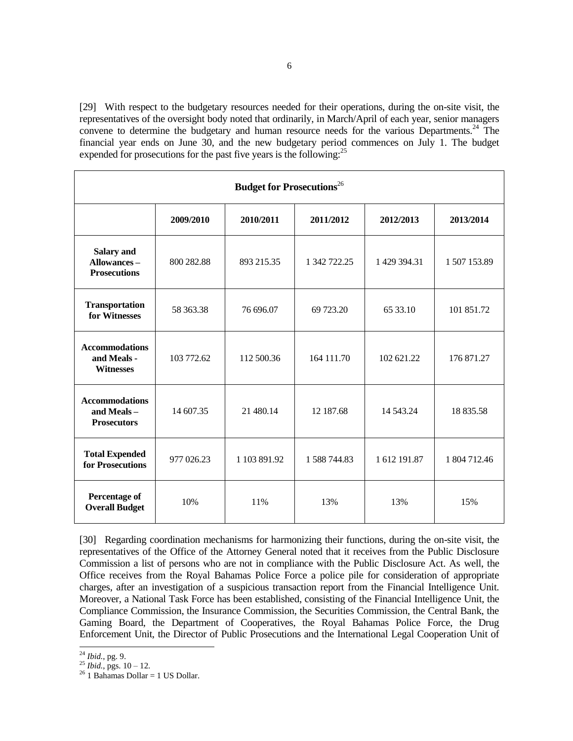[29] With respect to the budgetary resources needed for their operations, during the on-site visit, the representatives of the oversight body noted that ordinarily, in March/April of each year, senior managers convene to determine the budgetary and human resource needs for the various Departments.[24] The financial year ends on June 30, and the new budgetary period commences on July 1. The budget expended for prosecutions for the past five years is the following:[25]

| **Budget for Prosecutions**[26] | | | | | |
|---|---|---|---|---|---|
| | **2009/2010** | **2010/2011** | **2011/2012** | **2012/2013** | **2013/2014** |
| **Salary and Allowances – Prosecutions** | 800 282.88 | 893 215.35 | 1 342 722.25 | 1 429 394.31 | 1 507 153.89 |
| **Transportation for Witnesses** | 58 363.38 | 76 696.07 | 69 723.20 | 65 33.10 | 101 851.72 |
| **Accommodations and Meals - Witnesses** | 103 772.62 | 112 500.36 | 164 111.70 | 102 621.22 | 176 871.27 |
| **Accommodations and Meals – Prosecutors** | 14 607.35 | 21 480.14 | 12 187.68 | 14 543.24 | 18 835.58 |
| **Total Expended for Prosecutions** | 977 026.23 | 1 103 891.92 | 1 588 744.83 | 1 612 191.87 | 1 804 712.46 |
| **Percentage of Overall Budget** | 10% | 11% | 13% | 13% | 15% |

[30] Regarding coordination mechanisms for harmonizing their functions, during the on-site visit, the representatives of the Office of the Attorney General noted that it receives from the Public Disclosure Commission a list of persons who are not in compliance with the Public Disclosure Act. As well, the Office receives from the Royal Bahamas Police Force a police pile for consideration of appropriate charges, after an investigation of a suspicious transaction report from the Financial Intelligence Unit. Moreover, a National Task Force has been established, consisting of the Financial Intelligence Unit, the Compliance Commission, the Insurance Commission, the Securities Commission, the Central Bank, the Gaming Board, the Department of Cooperatives, the Royal Bahamas Police Force, the Drug Enforcement Unit, the Director of Public Prosecutions and the International Legal Cooperation Unit of

---

[24] *Ibid.*, pg. 9.

[25] *Ibid.*, pgs. 10 – 12.

[26] 1 Bahamas Dollar = 1 US Dollar.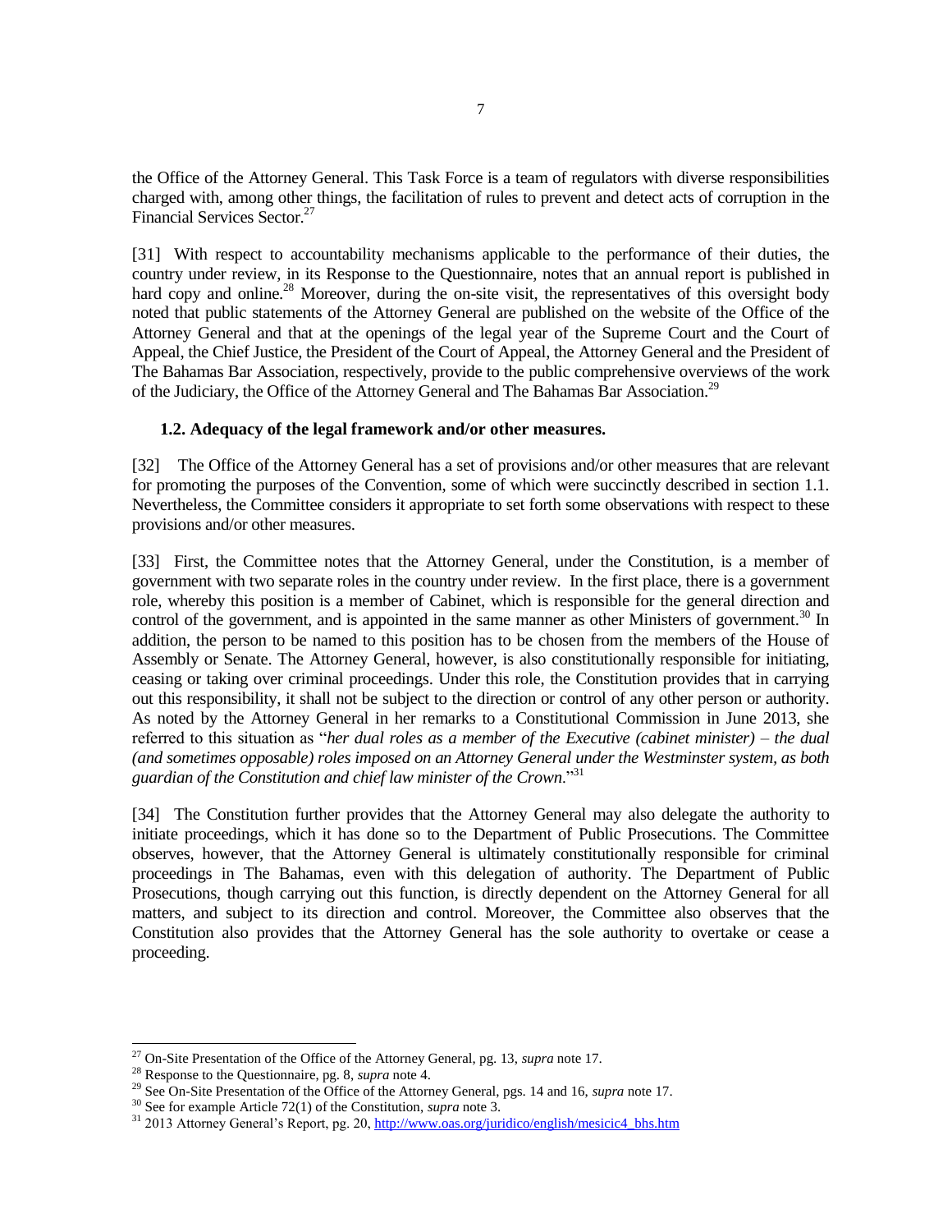the Office of the Attorney General. This Task Force is a team of regulators with diverse responsibilities charged with, among other things, the facilitation of rules to prevent and detect acts of corruption in the Financial Services Sector.[27]

[31] With respect to accountability mechanisms applicable to the performance of their duties, the country under review, in its Response to the Questionnaire, notes that an annual report is published in hard copy and online.[28] Moreover, during the on-site visit, the representatives of this oversight body noted that public statements of the Attorney General are published on the website of the Office of the Attorney General and that at the openings of the legal year of the Supreme Court and the Court of Appeal, the Chief Justice, the President of the Court of Appeal, the Attorney General and the President of The Bahamas Bar Association, respectively, provide to the public comprehensive overviews of the work of the Judiciary, the Office of the Attorney General and The Bahamas Bar Association.[29]

### 1.2. Adequacy of the legal framework and/or other measures.

[32] The Office of the Attorney General has a set of provisions and/or other measures that are relevant for promoting the purposes of the Convention, some of which were succinctly described in section 1.1. Nevertheless, the Committee considers it appropriate to set forth some observations with respect to these provisions and/or other measures.

[33] First, the Committee notes that the Attorney General, under the Constitution, is a member of government with two separate roles in the country under review. In the first place, there is a government role, whereby this position is a member of Cabinet, which is responsible for the general direction and control of the government, and is appointed in the same manner as other Ministers of government.[30] In addition, the person to be named to this position has to be chosen from the members of the House of Assembly or Senate. The Attorney General, however, is also constitutionally responsible for initiating, ceasing or taking over criminal proceedings. Under this role, the Constitution provides that in carrying out this responsibility, it shall not be subject to the direction or control of any other person or authority. As noted by the Attorney General in her remarks to a Constitutional Commission in June 2013, she referred to this situation as "*her dual roles as a member of the Executive (cabinet minister) – the dual (and sometimes opposable) roles imposed on an Attorney General under the Westminster system, as both guardian of the Constitution and chief law minister of the Crown*."[31]

[34] The Constitution further provides that the Attorney General may also delegate the authority to initiate proceedings, which it has done so to the Department of Public Prosecutions. The Committee observes, however, that the Attorney General is ultimately constitutionally responsible for criminal proceedings in The Bahamas, even with this delegation of authority. The Department of Public Prosecutions, though carrying out this function, is directly dependent on the Attorney General for all matters, and subject to its direction and control. Moreover, the Committee also observes that the Constitution also provides that the Attorney General has the sole authority to overtake or cease a proceeding.

---

[27] On-Site Presentation of the Office of the Attorney General, pg. 13, *supra* note 17.

[28] Response to the Questionnaire, pg. 8, *supra* note 4.

[29] See On-Site Presentation of the Office of the Attorney General, pgs. 14 and 16, *supra* note 17.

[30] See for example Article 72(1) of the Constitution, *supra* note 3.

[31] 2013 Attorney General's Report, pg. 20, http://www.oas.org/juridico/english/mesicic4_bhs.htm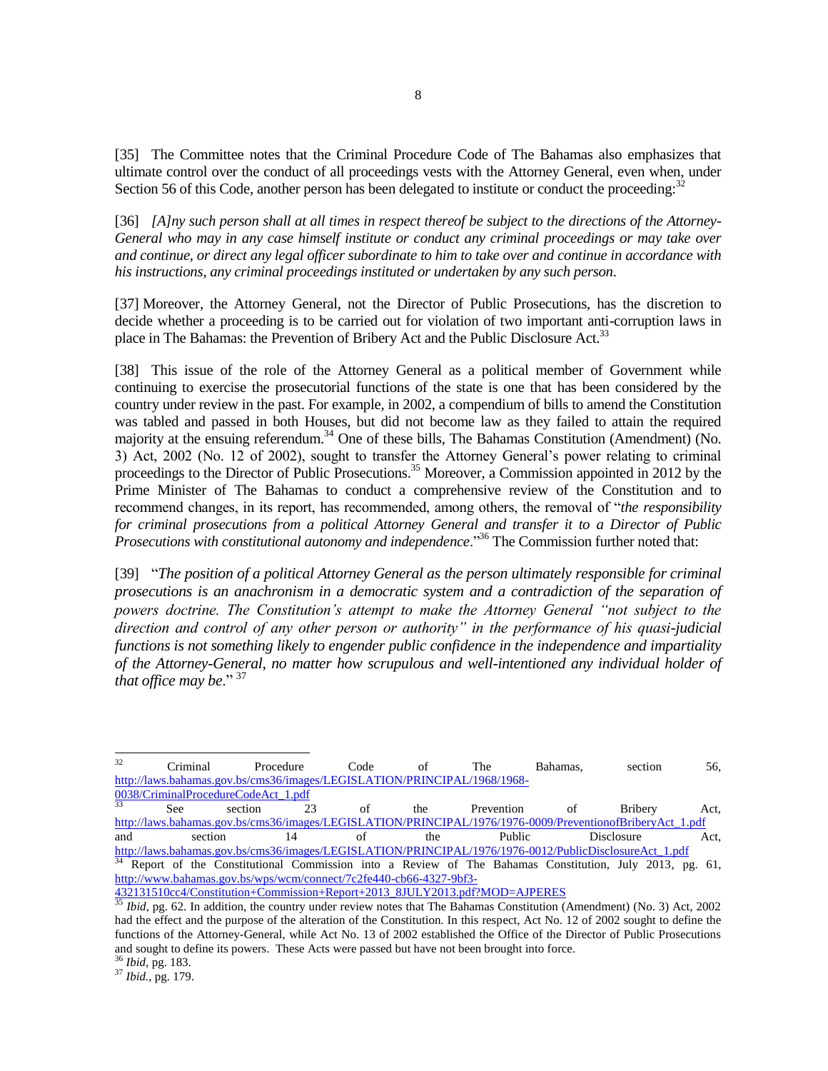[35] The Committee notes that the Criminal Procedure Code of The Bahamas also emphasizes that ultimate control over the conduct of all proceedings vests with the Attorney General, even when, under Section 56 of this Code, another person has been delegated to institute or conduct the proceeding:[32]

[36] *[A]ny such person shall at all times in respect thereof be subject to the directions of the Attorney-General who may in any case himself institute or conduct any criminal proceedings or may take over and continue, or direct any legal officer subordinate to him to take over and continue in accordance with his instructions, any criminal proceedings instituted or undertaken by any such person*.

[37] Moreover, the Attorney General, not the Director of Public Prosecutions, has the discretion to decide whether a proceeding is to be carried out for violation of two important anti-corruption laws in place in The Bahamas: the Prevention of Bribery Act and the Public Disclosure Act.[33]

[38] This issue of the role of the Attorney General as a political member of Government while continuing to exercise the prosecutorial functions of the state is one that has been considered by the country under review in the past. For example, in 2002, a compendium of bills to amend the Constitution was tabled and passed in both Houses, but did not become law as they failed to attain the required majority at the ensuing referendum.[34] One of these bills, The Bahamas Constitution (Amendment) (No. 3) Act, 2002 (No. 12 of 2002), sought to transfer the Attorney General's power relating to criminal proceedings to the Director of Public Prosecutions.[35] Moreover, a Commission appointed in 2012 by the Prime Minister of The Bahamas to conduct a comprehensive review of the Constitution and to recommend changes, in its report, has recommended, among others, the removal of "*the responsibility for criminal prosecutions from a political Attorney General and transfer it to a Director of Public Prosecutions with constitutional autonomy and independence*."[36] The Commission further noted that:

[39] "*The position of a political Attorney General as the person ultimately responsible for criminal prosecutions is an anachronism in a democratic system and a contradiction of the separation of powers doctrine. The Constitution's attempt to make the Attorney General "not subject to the direction and control of any other person or authority" in the performance of his quasi-judicial functions is not something likely to engender public confidence in the independence and impartiality of the Attorney-General, no matter how scrupulous and well-intentioned any individual holder of that office may be*." [37]

---

[32] Criminal Procedure Code of The Bahamas, section 56, http://laws.bahamas.gov.bs/cms36/images/LEGISLATION/PRINCIPAL/1968/1968-0038/CriminalProcedureCodeAct_1.pdf

[33] See section 23 of the Prevention of Bribery Act, http://laws.bahamas.gov.bs/cms36/images/LEGISLATION/PRINCIPAL/1976/1976-0009/PreventionofBriberyAct_1.pdf and section 14 of the Public Disclosure Act, http://laws.bahamas.gov.bs/cms36/images/LEGISLATION/PRINCIPAL/1976/1976-0012/PublicDisclosureAct_1.pdf

[34] Report of the Constitutional Commission into a Review of The Bahamas Constitution, July 2013, pg. 61, http://www.bahamas.gov.bs/wps/wcm/connect/7c2fe440-cb66-4327-9bf3-432131510cc4/Constitution+Commission+Report+2013_8JULY2013.pdf?MOD=AJPERES

[35] *Ibid*, pg. 62. In addition, the country under review notes that The Bahamas Constitution (Amendment) (No. 3) Act, 2002 had the effect and the purpose of the alteration of the Constitution. In this respect, Act No. 12 of 2002 sought to define the functions of the Attorney-General, while Act No. 13 of 2002 established the Office of the Director of Public Prosecutions and sought to define its powers. These Acts were passed but have not been brought into force.

[36] *Ibid*, pg. 183.

[37] *Ibid.*, pg. 179.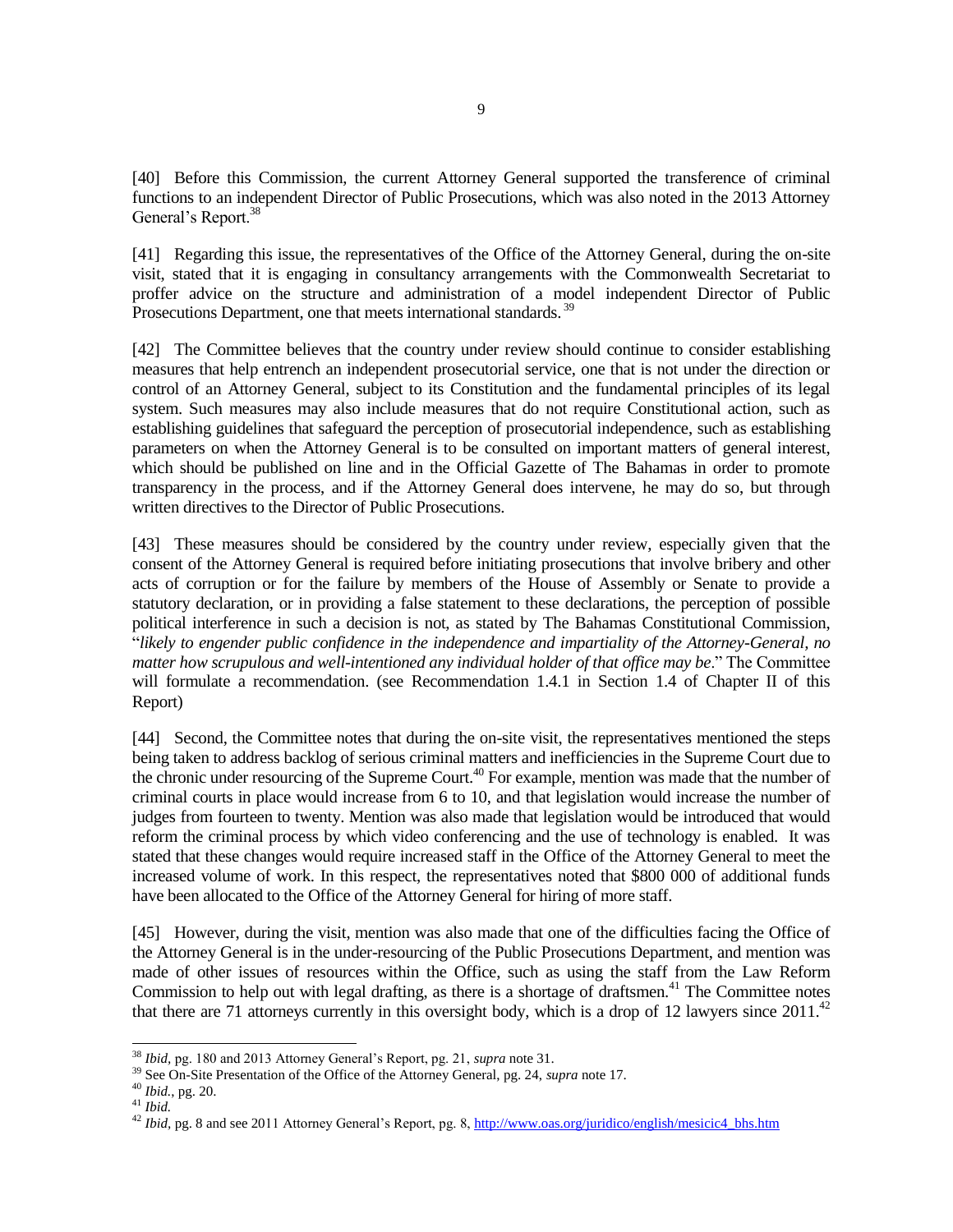[40] Before this Commission, the current Attorney General supported the transference of criminal functions to an independent Director of Public Prosecutions, which was also noted in the 2013 Attorney General's Report.[38]

[41] Regarding this issue, the representatives of the Office of the Attorney General, during the on-site visit, stated that it is engaging in consultancy arrangements with the Commonwealth Secretariat to proffer advice on the structure and administration of a model independent Director of Public Prosecutions Department, one that meets international standards.[39]

[42] The Committee believes that the country under review should continue to consider establishing measures that help entrench an independent prosecutorial service, one that is not under the direction or control of an Attorney General, subject to its Constitution and the fundamental principles of its legal system. Such measures may also include measures that do not require Constitutional action, such as establishing guidelines that safeguard the perception of prosecutorial independence, such as establishing parameters on when the Attorney General is to be consulted on important matters of general interest, which should be published on line and in the Official Gazette of The Bahamas in order to promote transparency in the process, and if the Attorney General does intervene, he may do so, but through written directives to the Director of Public Prosecutions.

[43] These measures should be considered by the country under review, especially given that the consent of the Attorney General is required before initiating prosecutions that involve bribery and other acts of corruption or for the failure by members of the House of Assembly or Senate to provide a statutory declaration, or in providing a false statement to these declarations, the perception of possible political interference in such a decision is not, as stated by The Bahamas Constitutional Commission, "*likely to engender public confidence in the independence and impartiality of the Attorney-General, no matter how scrupulous and well-intentioned any individual holder of that office may be*." The Committee will formulate a recommendation. (see Recommendation 1.4.1 in Section 1.4 of Chapter II of this Report)

[44] Second, the Committee notes that during the on-site visit, the representatives mentioned the steps being taken to address backlog of serious criminal matters and inefficiencies in the Supreme Court due to the chronic under resourcing of the Supreme Court.[40] For example, mention was made that the number of criminal courts in place would increase from 6 to 10, and that legislation would increase the number of judges from fourteen to twenty. Mention was also made that legislation would be introduced that would reform the criminal process by which video conferencing and the use of technology is enabled. It was stated that these changes would require increased staff in the Office of the Attorney General to meet the increased volume of work. In this respect, the representatives noted that $800 000 of additional funds have been allocated to the Office of the Attorney General for hiring of more staff.

[45] However, during the visit, mention was also made that one of the difficulties facing the Office of the Attorney General is in the under-resourcing of the Public Prosecutions Department, and mention was made of other issues of resources within the Office, such as using the staff from the Law Reform Commission to help out with legal drafting, as there is a shortage of draftsmen.[41] The Committee notes that there are 71 attorneys currently in this oversight body, which is a drop of 12 lawyers since 2011.[42]

---

[38] *Ibid,* pg. 180 and 2013 Attorney General's Report, pg. 21, *supra* note 31.

[39] See On-Site Presentation of the Office of the Attorney General, pg. 24, *supra* note 17.

[40] *Ibid.,* pg. 20.

[41] *Ibid.*

[42] *Ibid,* pg. 8 and see 2011 Attorney General's Report, pg. 8, http://www.oas.org/juridico/english/mesicic4_bhs.htm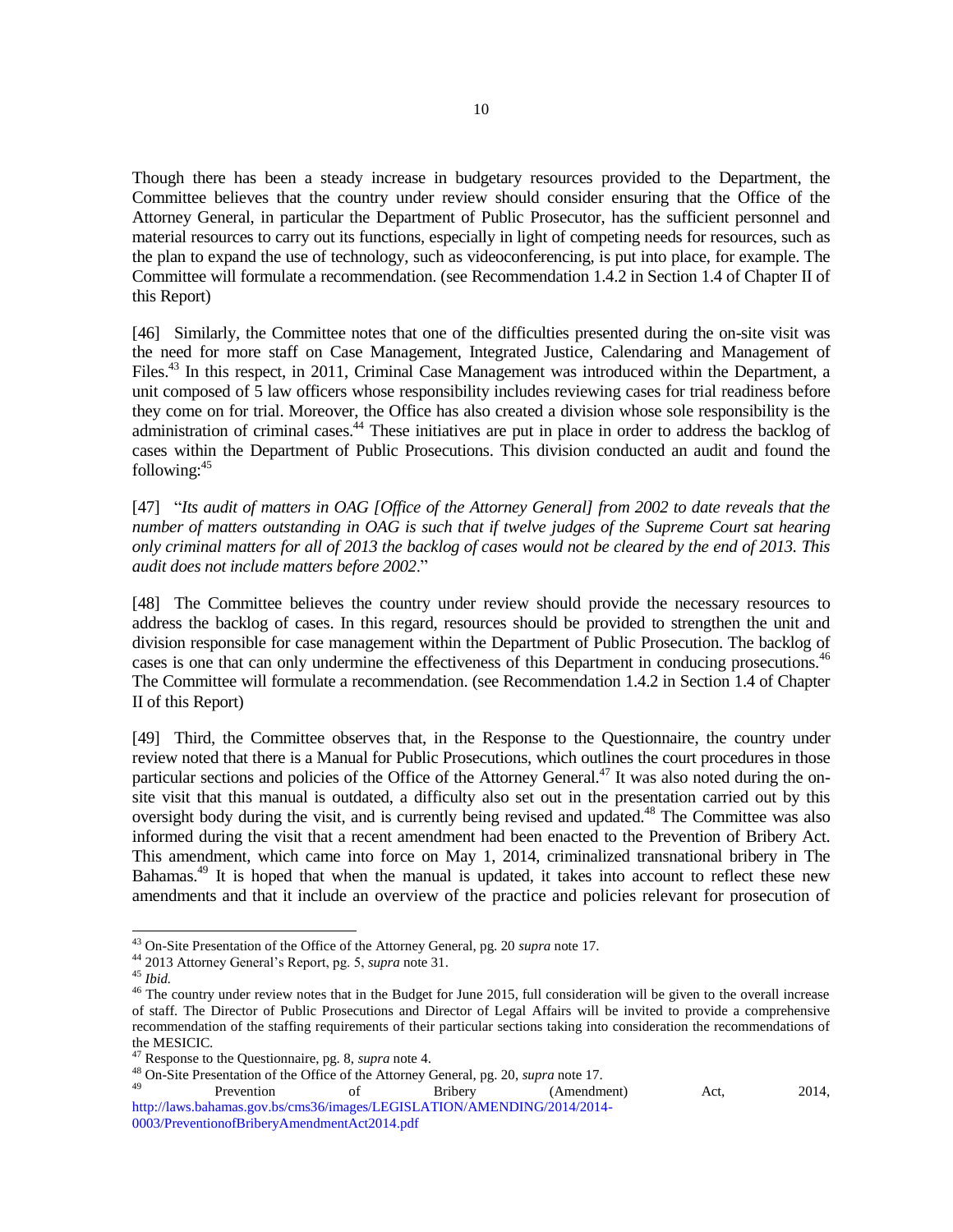Though there has been a steady increase in budgetary resources provided to the Department, the Committee believes that the country under review should consider ensuring that the Office of the Attorney General, in particular the Department of Public Prosecutor, has the sufficient personnel and material resources to carry out its functions, especially in light of competing needs for resources, such as the plan to expand the use of technology, such as videoconferencing, is put into place, for example. The Committee will formulate a recommendation. (see Recommendation 1.4.2 in Section 1.4 of Chapter II of this Report)

[46] Similarly, the Committee notes that one of the difficulties presented during the on-site visit was the need for more staff on Case Management, Integrated Justice, Calendaring and Management of Files.[43] In this respect, in 2011, Criminal Case Management was introduced within the Department, a unit composed of 5 law officers whose responsibility includes reviewing cases for trial readiness before they come on for trial. Moreover, the Office has also created a division whose sole responsibility is the administration of criminal cases.[44] These initiatives are put in place in order to address the backlog of cases within the Department of Public Prosecutions. This division conducted an audit and found the following:[45]

[47] "*Its audit of matters in OAG [Office of the Attorney General] from 2002 to date reveals that the number of matters outstanding in OAG is such that if twelve judges of the Supreme Court sat hearing only criminal matters for all of 2013 the backlog of cases would not be cleared by the end of 2013. This audit does not include matters before 2002*."

[48] The Committee believes the country under review should provide the necessary resources to address the backlog of cases. In this regard, resources should be provided to strengthen the unit and division responsible for case management within the Department of Public Prosecution. The backlog of cases is one that can only undermine the effectiveness of this Department in conducing prosecutions.[46] The Committee will formulate a recommendation. (see Recommendation 1.4.2 in Section 1.4 of Chapter II of this Report)

[49] Third, the Committee observes that, in the Response to the Questionnaire, the country under review noted that there is a Manual for Public Prosecutions, which outlines the court procedures in those particular sections and policies of the Office of the Attorney General.[47] It was also noted during the on-site visit that this manual is outdated, a difficulty also set out in the presentation carried out by this oversight body during the visit, and is currently being revised and updated.[48] The Committee was also informed during the visit that a recent amendment had been enacted to the Prevention of Bribery Act. This amendment, which came into force on May 1, 2014, criminalized transnational bribery in The Bahamas.[49] It is hoped that when the manual is updated, it takes into account to reflect these new amendments and that it include an overview of the practice and policies relevant for prosecution of

---

[43] On-Site Presentation of the Office of the Attorney General, pg. 20 *supra* note 17.

[44] 2013 Attorney General's Report, pg. 5, *supra* note 31.

[45] *Ibid.*

[46] The country under review notes that in the Budget for June 2015, full consideration will be given to the overall increase of staff. The Director of Public Prosecutions and Director of Legal Affairs will be invited to provide a comprehensive recommendation of the staffing requirements of their particular sections taking into consideration the recommendations of the MESICIC.

[47] Response to the Questionnaire, pg. 8, *supra* note 4.

[48] On-Site Presentation of the Office of the Attorney General, pg. 20, *supra* note 17.

[49] Prevention of Bribery (Amendment) Act, 2014, http://laws.bahamas.gov.bs/cms36/images/LEGISLATION/AMENDING/2014/2014-0003/PreventionofBriberyAmendmentAct2014.pdf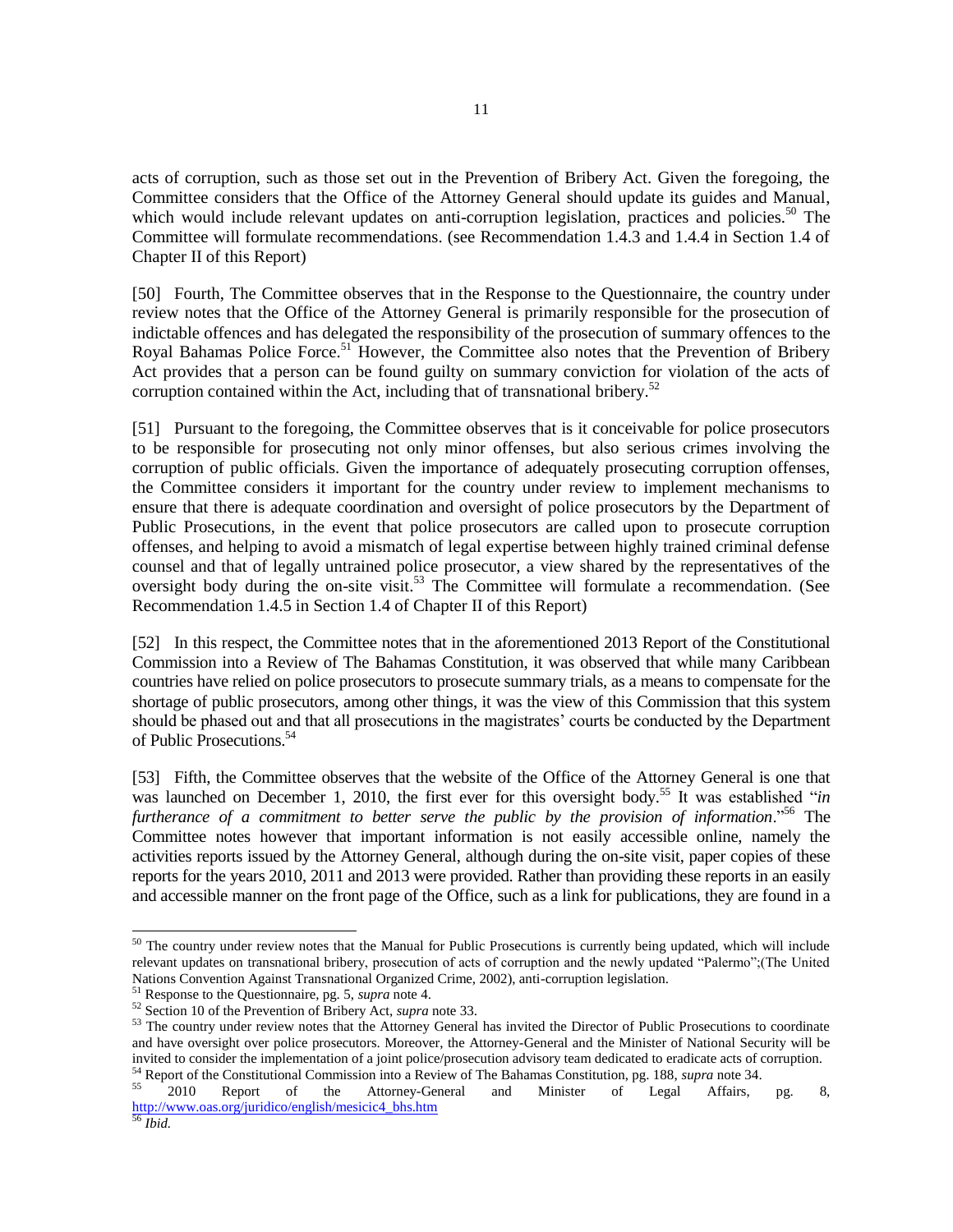acts of corruption, such as those set out in the Prevention of Bribery Act. Given the foregoing, the Committee considers that the Office of the Attorney General should update its guides and Manual, which would include relevant updates on anti-corruption legislation, practices and policies.[50] The Committee will formulate recommendations. (see Recommendation 1.4.3 and 1.4.4 in Section 1.4 of Chapter II of this Report)

[50] Fourth, The Committee observes that in the Response to the Questionnaire, the country under review notes that the Office of the Attorney General is primarily responsible for the prosecution of indictable offences and has delegated the responsibility of the prosecution of summary offences to the Royal Bahamas Police Force.[51] However, the Committee also notes that the Prevention of Bribery Act provides that a person can be found guilty on summary conviction for violation of the acts of corruption contained within the Act, including that of transnational bribery.[52]

[51] Pursuant to the foregoing, the Committee observes that is it conceivable for police prosecutors to be responsible for prosecuting not only minor offenses, but also serious crimes involving the corruption of public officials. Given the importance of adequately prosecuting corruption offenses, the Committee considers it important for the country under review to implement mechanisms to ensure that there is adequate coordination and oversight of police prosecutors by the Department of Public Prosecutions, in the event that police prosecutors are called upon to prosecute corruption offenses, and helping to avoid a mismatch of legal expertise between highly trained criminal defense counsel and that of legally untrained police prosecutor, a view shared by the representatives of the oversight body during the on-site visit.[53] The Committee will formulate a recommendation. (See Recommendation 1.4.5 in Section 1.4 of Chapter II of this Report)

[52] In this respect, the Committee notes that in the aforementioned 2013 Report of the Constitutional Commission into a Review of The Bahamas Constitution, it was observed that while many Caribbean countries have relied on police prosecutors to prosecute summary trials, as a means to compensate for the shortage of public prosecutors, among other things, it was the view of this Commission that this system should be phased out and that all prosecutions in the magistrates' courts be conducted by the Department of Public Prosecutions.[54]

[53] Fifth, the Committee observes that the website of the Office of the Attorney General is one that was launched on December 1, 2010, the first ever for this oversight body.[55] It was established "*in furtherance of a commitment to better serve the public by the provision of information*."[56] The Committee notes however that important information is not easily accessible online, namely the activities reports issued by the Attorney General, although during the on-site visit, paper copies of these reports for the years 2010, 2011 and 2013 were provided. Rather than providing these reports in an easily and accessible manner on the front page of the Office, such as a link for publications, they are found in a

---

[50] The country under review notes that the Manual for Public Prosecutions is currently being updated, which will include relevant updates on transnational bribery, prosecution of acts of corruption and the newly updated "Palermo";(The United Nations Convention Against Transnational Organized Crime, 2002), anti-corruption legislation.

[51] Response to the Questionnaire, pg. 5, *supra* note 4.

[52] Section 10 of the Prevention of Bribery Act, *supra* note 33.

[53] The country under review notes that the Attorney General has invited the Director of Public Prosecutions to coordinate and have oversight over police prosecutors. Moreover, the Attorney-General and the Minister of National Security will be invited to consider the implementation of a joint police/prosecution advisory team dedicated to eradicate acts of corruption.

[54] Report of the Constitutional Commission into a Review of The Bahamas Constitution, pg. 188, *supra* note 34.

[55] 2010 Report of the Attorney-General and Minister of Legal Affairs, pg. 8, http://www.oas.org/juridico/english/mesicic4_bhs.htm

[56] *Ibid.*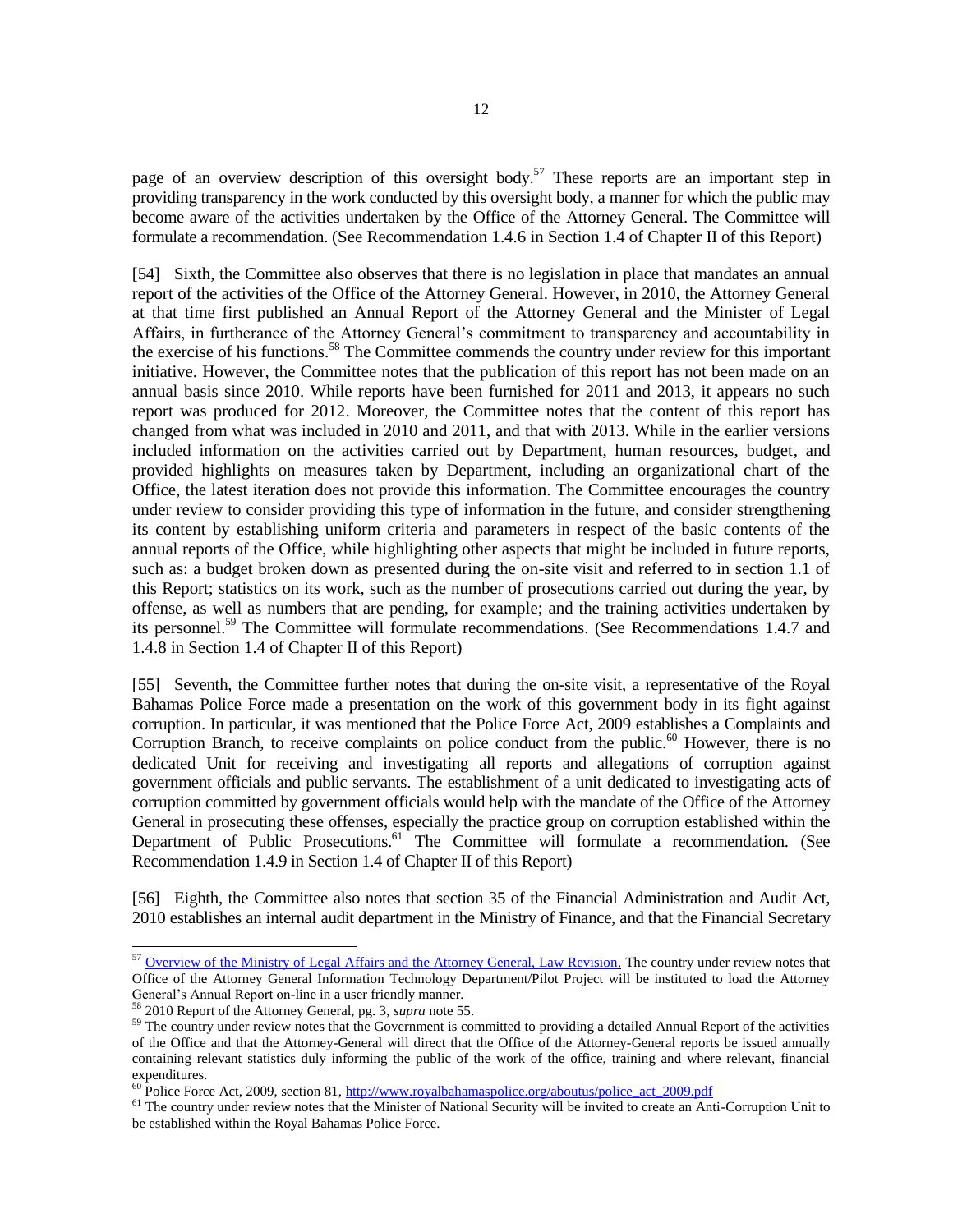page of an overview description of this oversight body.[57] These reports are an important step in providing transparency in the work conducted by this oversight body, a manner for which the public may become aware of the activities undertaken by the Office of the Attorney General. The Committee will formulate a recommendation. (See Recommendation 1.4.6 in Section 1.4 of Chapter II of this Report)

[54] Sixth, the Committee also observes that there is no legislation in place that mandates an annual report of the activities of the Office of the Attorney General. However, in 2010, the Attorney General at that time first published an Annual Report of the Attorney General and the Minister of Legal Affairs, in furtherance of the Attorney General's commitment to transparency and accountability in the exercise of his functions.[58] The Committee commends the country under review for this important initiative. However, the Committee notes that the publication of this report has not been made on an annual basis since 2010. While reports have been furnished for 2011 and 2013, it appears no such report was produced for 2012. Moreover, the Committee notes that the content of this report has changed from what was included in 2010 and 2011, and that with 2013. While in the earlier versions included information on the activities carried out by Department, human resources, budget, and provided highlights on measures taken by Department, including an organizational chart of the Office, the latest iteration does not provide this information. The Committee encourages the country under review to consider providing this type of information in the future, and consider strengthening its content by establishing uniform criteria and parameters in respect of the basic contents of the annual reports of the Office, while highlighting other aspects that might be included in future reports, such as: a budget broken down as presented during the on-site visit and referred to in section 1.1 of this Report; statistics on its work, such as the number of prosecutions carried out during the year, by offense, as well as numbers that are pending, for example; and the training activities undertaken by its personnel.[59] The Committee will formulate recommendations. (See Recommendations 1.4.7 and 1.4.8 in Section 1.4 of Chapter II of this Report)

[55] Seventh, the Committee further notes that during the on-site visit, a representative of the Royal Bahamas Police Force made a presentation on the work of this government body in its fight against corruption. In particular, it was mentioned that the Police Force Act, 2009 establishes a Complaints and Corruption Branch, to receive complaints on police conduct from the public.[60] However, there is no dedicated Unit for receiving and investigating all reports and allegations of corruption against government officials and public servants. The establishment of a unit dedicated to investigating acts of corruption committed by government officials would help with the mandate of the Office of the Attorney General in prosecuting these offenses, especially the practice group on corruption established within the Department of Public Prosecutions.[61] The Committee will formulate a recommendation. (See Recommendation 1.4.9 in Section 1.4 of Chapter II of this Report)

[56] Eighth, the Committee also notes that section 35 of the Financial Administration and Audit Act, 2010 establishes an internal audit department in the Ministry of Finance, and that the Financial Secretary

---

[57] Overview of the Ministry of Legal Affairs and the Attorney General, Law Revision. The country under review notes that Office of the Attorney General Information Technology Department/Pilot Project will be instituted to load the Attorney General's Annual Report on-line in a user friendly manner.

[58] 2010 Report of the Attorney General, pg. 3, *supra* note 55.

[59] The country under review notes that the Government is committed to providing a detailed Annual Report of the activities of the Office and that the Attorney-General will direct that the Office of the Attorney-General reports be issued annually containing relevant statistics duly informing the public of the work of the office, training and where relevant, financial expenditures.

[60] Police Force Act, 2009, section 81, http://www.royalbahamaspolice.org/aboutus/police_act_2009.pdf

[61] The country under review notes that the Minister of National Security will be invited to create an Anti-Corruption Unit to be established within the Royal Bahamas Police Force.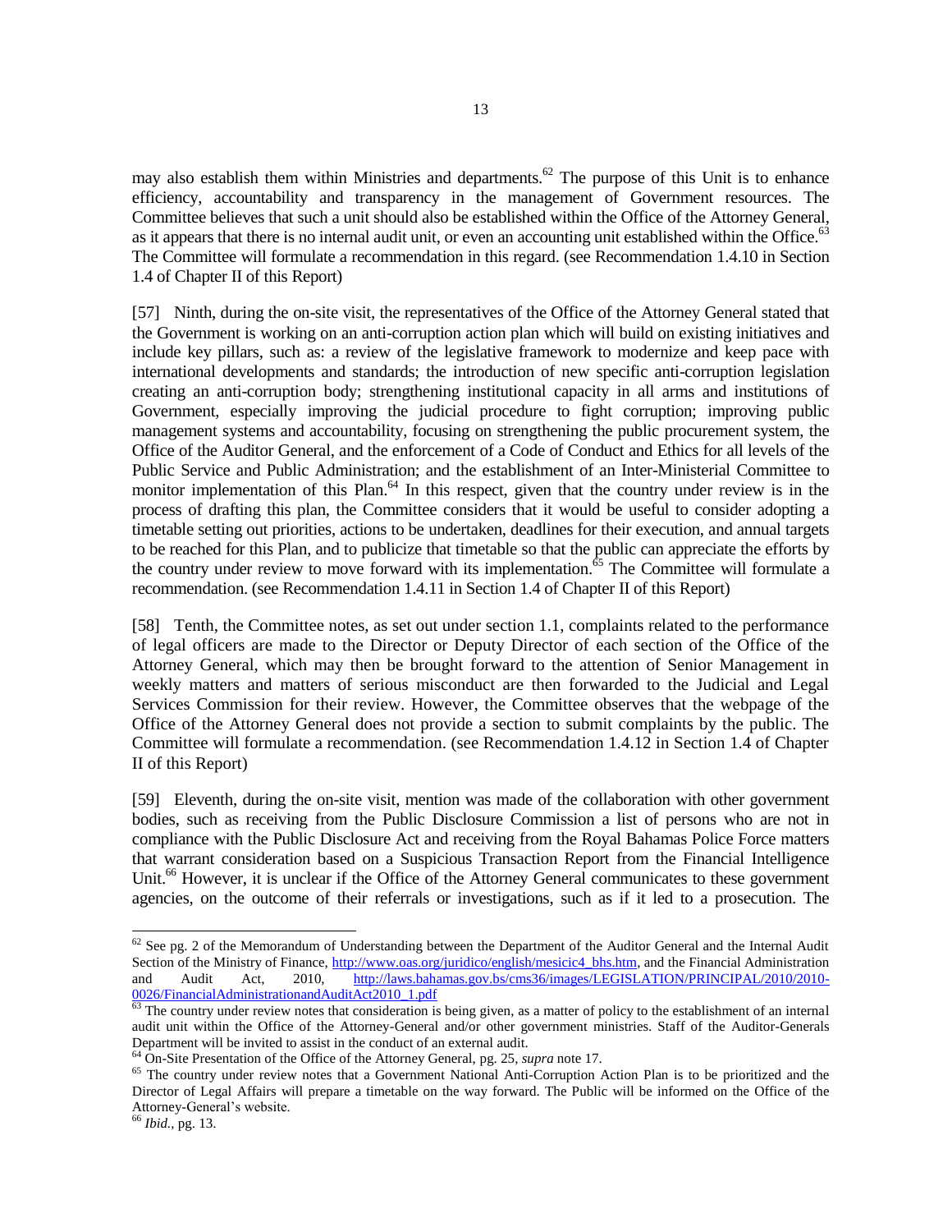may also establish them within Ministries and departments.[62] The purpose of this Unit is to enhance efficiency, accountability and transparency in the management of Government resources. The Committee believes that such a unit should also be established within the Office of the Attorney General, as it appears that there is no internal audit unit, or even an accounting unit established within the Office.[63] The Committee will formulate a recommendation in this regard. (see Recommendation 1.4.10 in Section 1.4 of Chapter II of this Report)

[57] Ninth, during the on-site visit, the representatives of the Office of the Attorney General stated that the Government is working on an anti-corruption action plan which will build on existing initiatives and include key pillars, such as: a review of the legislative framework to modernize and keep pace with international developments and standards; the introduction of new specific anti-corruption legislation creating an anti-corruption body; strengthening institutional capacity in all arms and institutions of Government, especially improving the judicial procedure to fight corruption; improving public management systems and accountability, focusing on strengthening the public procurement system, the Office of the Auditor General, and the enforcement of a Code of Conduct and Ethics for all levels of the Public Service and Public Administration; and the establishment of an Inter-Ministerial Committee to monitor implementation of this Plan.[64] In this respect, given that the country under review is in the process of drafting this plan, the Committee considers that it would be useful to consider adopting a timetable setting out priorities, actions to be undertaken, deadlines for their execution, and annual targets to be reached for this Plan, and to publicize that timetable so that the public can appreciate the efforts by the country under review to move forward with its implementation.[65] The Committee will formulate a recommendation. (see Recommendation 1.4.11 in Section 1.4 of Chapter II of this Report)

[58] Tenth, the Committee notes, as set out under section 1.1, complaints related to the performance of legal officers are made to the Director or Deputy Director of each section of the Office of the Attorney General, which may then be brought forward to the attention of Senior Management in weekly matters and matters of serious misconduct are then forwarded to the Judicial and Legal Services Commission for their review. However, the Committee observes that the webpage of the Office of the Attorney General does not provide a section to submit complaints by the public. The Committee will formulate a recommendation. (see Recommendation 1.4.12 in Section 1.4 of Chapter II of this Report)

[59] Eleventh, during the on-site visit, mention was made of the collaboration with other government bodies, such as receiving from the Public Disclosure Commission a list of persons who are not in compliance with the Public Disclosure Act and receiving from the Royal Bahamas Police Force matters that warrant consideration based on a Suspicious Transaction Report from the Financial Intelligence Unit.[66] However, it is unclear if the Office of the Attorney General communicates to these government agencies, on the outcome of their referrals or investigations, such as if it led to a prosecution. The

---

[62] See pg. 2 of the Memorandum of Understanding between the Department of the Auditor General and the Internal Audit Section of the Ministry of Finance, http://www.oas.org/juridico/english/mesicic4_bhs.htm, and the Financial Administration and Audit Act, 2010, http://laws.bahamas.gov.bs/cms36/images/LEGISLATION/PRINCIPAL/2010/2010-0026/FinancialAdministrationandAuditAct2010_1.pdf

[63] The country under review notes that consideration is being given, as a matter of policy to the establishment of an internal audit unit within the Office of the Attorney-General and/or other government ministries. Staff of the Auditor-Generals Department will be invited to assist in the conduct of an external audit.

[64] On-Site Presentation of the Office of the Attorney General, pg. 25, *supra* note 17.

[65] The country under review notes that a Government National Anti-Corruption Action Plan is to be prioritized and the Director of Legal Affairs will prepare a timetable on the way forward. The Public will be informed on the Office of the Attorney-General's website.

[66] *Ibid.*, pg. 13.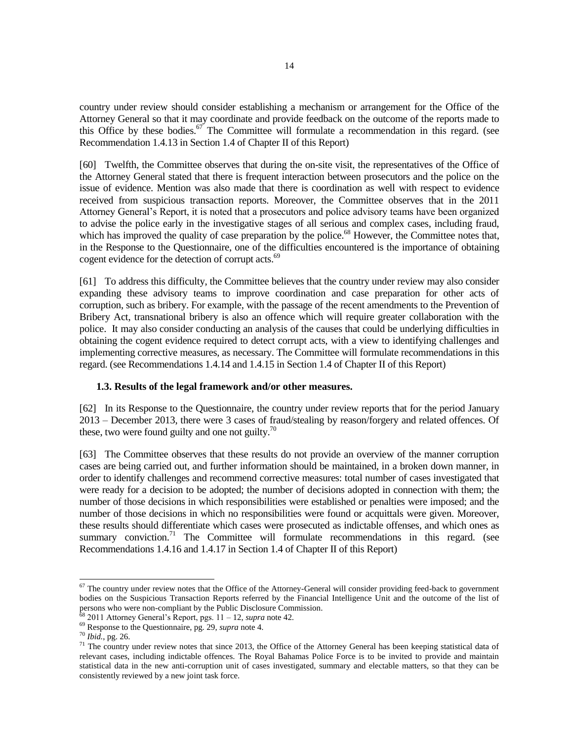country under review should consider establishing a mechanism or arrangement for the Office of the Attorney General so that it may coordinate and provide feedback on the outcome of the reports made to this Office by these bodies.[67] The Committee will formulate a recommendation in this regard. (see Recommendation 1.4.13 in Section 1.4 of Chapter II of this Report)

[60] Twelfth, the Committee observes that during the on-site visit, the representatives of the Office of the Attorney General stated that there is frequent interaction between prosecutors and the police on the issue of evidence. Mention was also made that there is coordination as well with respect to evidence received from suspicious transaction reports. Moreover, the Committee observes that in the 2011 Attorney General's Report, it is noted that a prosecutors and police advisory teams have been organized to advise the police early in the investigative stages of all serious and complex cases, including fraud, which has improved the quality of case preparation by the police.[68] However, the Committee notes that, in the Response to the Questionnaire, one of the difficulties encountered is the importance of obtaining cogent evidence for the detection of corrupt acts.[69]

[61] To address this difficulty, the Committee believes that the country under review may also consider expanding these advisory teams to improve coordination and case preparation for other acts of corruption, such as bribery. For example, with the passage of the recent amendments to the Prevention of Bribery Act, transnational bribery is also an offence which will require greater collaboration with the police. It may also consider conducting an analysis of the causes that could be underlying difficulties in obtaining the cogent evidence required to detect corrupt acts, with a view to identifying challenges and implementing corrective measures, as necessary. The Committee will formulate recommendations in this regard. (see Recommendations 1.4.14 and 1.4.15 in Section 1.4 of Chapter II of this Report)

### 1.3. Results of the legal framework and/or other measures.

[62] In its Response to the Questionnaire, the country under review reports that for the period January 2013 – December 2013, there were 3 cases of fraud/stealing by reason/forgery and related offences. Of these, two were found guilty and one not guilty.[70]

[63] The Committee observes that these results do not provide an overview of the manner corruption cases are being carried out, and further information should be maintained, in a broken down manner, in order to identify challenges and recommend corrective measures: total number of cases investigated that were ready for a decision to be adopted; the number of decisions adopted in connection with them; the number of those decisions in which responsibilities were established or penalties were imposed; and the number of those decisions in which no responsibilities were found or acquittals were given. Moreover, these results should differentiate which cases were prosecuted as indictable offenses, and which ones as summary conviction.[71] The Committee will formulate recommendations in this regard. (see Recommendations 1.4.16 and 1.4.17 in Section 1.4 of Chapter II of this Report)

---

[67] The country under review notes that the Office of the Attorney-General will consider providing feed-back to government bodies on the Suspicious Transaction Reports referred by the Financial Intelligence Unit and the outcome of the list of persons who were non-compliant by the Public Disclosure Commission.

[68] 2011 Attorney General's Report, pgs. 11 – 12, *supra* note 42.

[69] Response to the Questionnaire, pg. 29, *supra* note 4.

[70] *Ibid.*, pg. 26.

[71] The country under review notes that since 2013, the Office of the Attorney General has been keeping statistical data of relevant cases, including indictable offences. The Royal Bahamas Police Force is to be invited to provide and maintain statistical data in the new anti-corruption unit of cases investigated, summary and electable matters, so that they can be consistently reviewed by a new joint task force.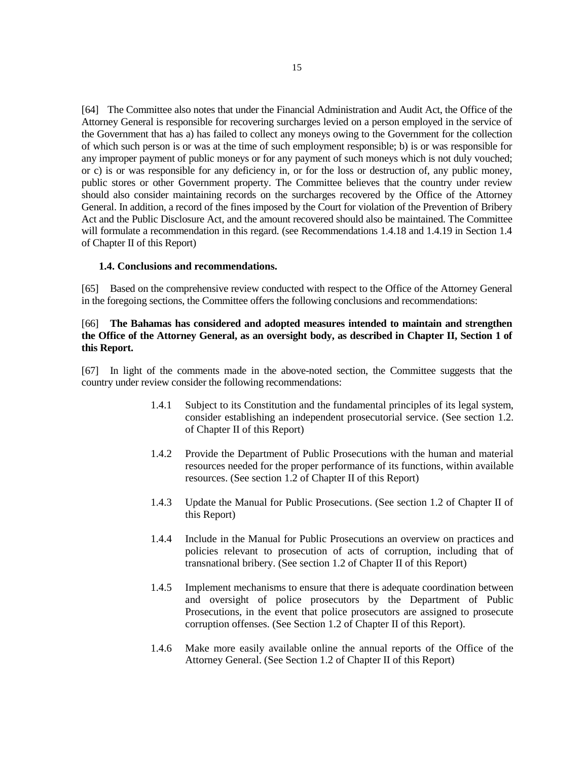[64] The Committee also notes that under the Financial Administration and Audit Act, the Office of the Attorney General is responsible for recovering surcharges levied on a person employed in the service of the Government that has a) has failed to collect any moneys owing to the Government for the collection of which such person is or was at the time of such employment responsible; b) is or was responsible for any improper payment of public moneys or for any payment of such moneys which is not duly vouched; or c) is or was responsible for any deficiency in, or for the loss or destruction of, any public money, public stores or other Government property. The Committee believes that the country under review should also consider maintaining records on the surcharges recovered by the Office of the Attorney General. In addition, a record of the fines imposed by the Court for violation of the Prevention of Bribery Act and the Public Disclosure Act, and the amount recovered should also be maintained. The Committee will formulate a recommendation in this regard. (see Recommendations 1.4.18 and 1.4.19 in Section 1.4 of Chapter II of this Report)

### 1.4. Conclusions and recommendations.

[65] Based on the comprehensive review conducted with respect to the Office of the Attorney General in the foregoing sections, the Committee offers the following conclusions and recommendations:

[66] **The Bahamas has considered and adopted measures intended to maintain and strengthen the Office of the Attorney General, as an oversight body, as described in Chapter II, Section 1 of this Report.**

[67] In light of the comments made in the above-noted section, the Committee suggests that the country under review consider the following recommendations:

1.4.1 Subject to its Constitution and the fundamental principles of its legal system, consider establishing an independent prosecutorial service. (See section 1.2. of Chapter II of this Report)

1.4.2 Provide the Department of Public Prosecutions with the human and material resources needed for the proper performance of its functions, within available resources. (See section 1.2 of Chapter II of this Report)

1.4.3 Update the Manual for Public Prosecutions. (See section 1.2 of Chapter II of this Report)

1.4.4 Include in the Manual for Public Prosecutions an overview on practices and policies relevant to prosecution of acts of corruption, including that of transnational bribery. (See section 1.2 of Chapter II of this Report)

1.4.5 Implement mechanisms to ensure that there is adequate coordination between and oversight of police prosecutors by the Department of Public Prosecutions, in the event that police prosecutors are assigned to prosecute corruption offenses. (See Section 1.2 of Chapter II of this Report).

1.4.6 Make more easily available online the annual reports of the Office of the Attorney General. (See Section 1.2 of Chapter II of this Report)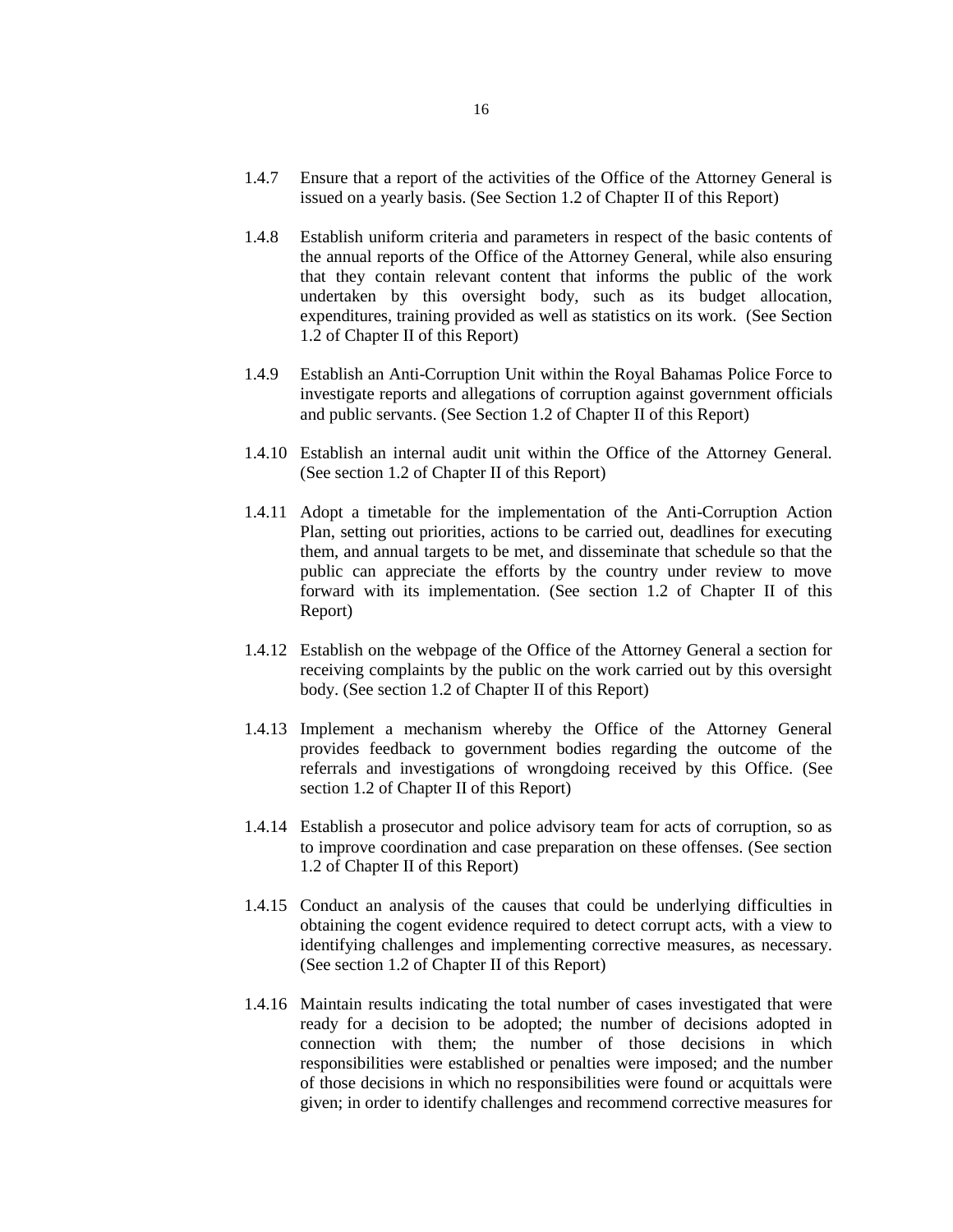1.4.7 Ensure that a report of the activities of the Office of the Attorney General is issued on a yearly basis. (See Section 1.2 of Chapter II of this Report)

1.4.8 Establish uniform criteria and parameters in respect of the basic contents of the annual reports of the Office of the Attorney General, while also ensuring that they contain relevant content that informs the public of the work undertaken by this oversight body, such as its budget allocation, expenditures, training provided as well as statistics on its work. (See Section 1.2 of Chapter II of this Report)

1.4.9 Establish an Anti-Corruption Unit within the Royal Bahamas Police Force to investigate reports and allegations of corruption against government officials and public servants. (See Section 1.2 of Chapter II of this Report)

1.4.10 Establish an internal audit unit within the Office of the Attorney General. (See section 1.2 of Chapter II of this Report)

1.4.11 Adopt a timetable for the implementation of the Anti-Corruption Action Plan, setting out priorities, actions to be carried out, deadlines for executing them, and annual targets to be met, and disseminate that schedule so that the public can appreciate the efforts by the country under review to move forward with its implementation. (See section 1.2 of Chapter II of this Report)

1.4.12 Establish on the webpage of the Office of the Attorney General a section for receiving complaints by the public on the work carried out by this oversight body. (See section 1.2 of Chapter II of this Report)

1.4.13 Implement a mechanism whereby the Office of the Attorney General provides feedback to government bodies regarding the outcome of the referrals and investigations of wrongdoing received by this Office. (See section 1.2 of Chapter II of this Report)

1.4.14 Establish a prosecutor and police advisory team for acts of corruption, so as to improve coordination and case preparation on these offenses. (See section 1.2 of Chapter II of this Report)

1.4.15 Conduct an analysis of the causes that could be underlying difficulties in obtaining the cogent evidence required to detect corrupt acts, with a view to identifying challenges and implementing corrective measures, as necessary. (See section 1.2 of Chapter II of this Report)

1.4.16 Maintain results indicating the total number of cases investigated that were ready for a decision to be adopted; the number of decisions adopted in connection with them; the number of those decisions in which responsibilities were established or penalties were imposed; and the number of those decisions in which no responsibilities were found or acquittals were given; in order to identify challenges and recommend corrective measures for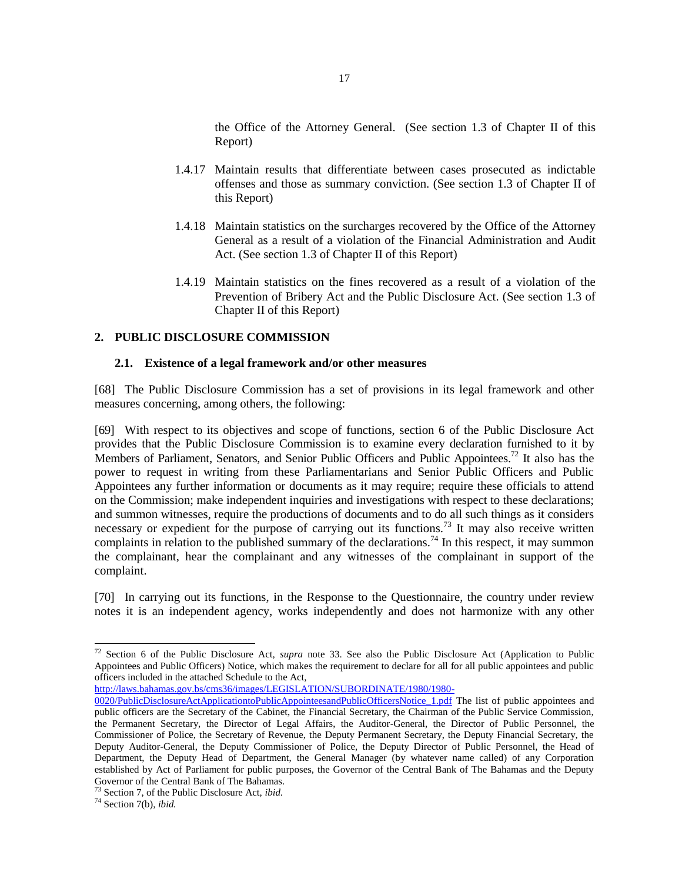the Office of the Attorney General. (See section 1.3 of Chapter II of this Report)

1.4.17 Maintain results that differentiate between cases prosecuted as indictable offenses and those as summary conviction. (See section 1.3 of Chapter II of this Report)

1.4.18 Maintain statistics on the surcharges recovered by the Office of the Attorney General as a result of a violation of the Financial Administration and Audit Act. (See section 1.3 of Chapter II of this Report)

1.4.19 Maintain statistics on the fines recovered as a result of a violation of the Prevention of Bribery Act and the Public Disclosure Act. (See section 1.3 of Chapter II of this Report)

## 2. PUBLIC DISCLOSURE COMMISSION

### 2.1. Existence of a legal framework and/or other measures

[68] The Public Disclosure Commission has a set of provisions in its legal framework and other measures concerning, among others, the following:

[69] With respect to its objectives and scope of functions, section 6 of the Public Disclosure Act provides that the Public Disclosure Commission is to examine every declaration furnished to it by Members of Parliament, Senators, and Senior Public Officers and Public Appointees.[72] It also has the power to request in writing from these Parliamentarians and Senior Public Officers and Public Appointees any further information or documents as it may require; require these officials to attend on the Commission; make independent inquiries and investigations with respect to these declarations; and summon witnesses, require the productions of documents and to do all such things as it considers necessary or expedient for the purpose of carrying out its functions.[73] It may also receive written complaints in relation to the published summary of the declarations.[74] In this respect, it may summon the complainant, hear the complainant and any witnesses of the complainant in support of the complaint.

[70] In carrying out its functions, in the Response to the Questionnaire, the country under review notes it is an independent agency, works independently and does not harmonize with any other

---

[72] Section 6 of the Public Disclosure Act, *supra* note 33. See also the Public Disclosure Act (Application to Public Appointees and Public Officers) Notice, which makes the requirement to declare for all for all public appointees and public officers included in the attached Schedule to the Act, http://laws.bahamas.gov.bs/cms36/images/LEGISLATION/SUBORDINATE/1980/1980-0020/PublicDisclosureActApplicationtoPublicAppointeesandPublicOfficersNotice_1.pdf The list of public appointees and public officers are the Secretary of the Cabinet, the Financial Secretary, the Chairman of the Public Service Commission, the Permanent Secretary, the Director of Legal Affairs, the Auditor-General, the Director of Public Personnel, the Commissioner of Police, the Secretary of Revenue, the Deputy Permanent Secretary, the Deputy Financial Secretary, the Deputy Auditor-General, the Deputy Commissioner of Police, the Deputy Director of Public Personnel, the Head of Department, the Deputy Head of Department, the General Manager (by whatever name called) of any Corporation established by Act of Parliament for public purposes, the Governor of the Central Bank of The Bahamas and the Deputy Governor of the Central Bank of The Bahamas.

[73] Section 7, of the Public Disclosure Act, *ibid.*

[74] Section 7(b), *ibid.*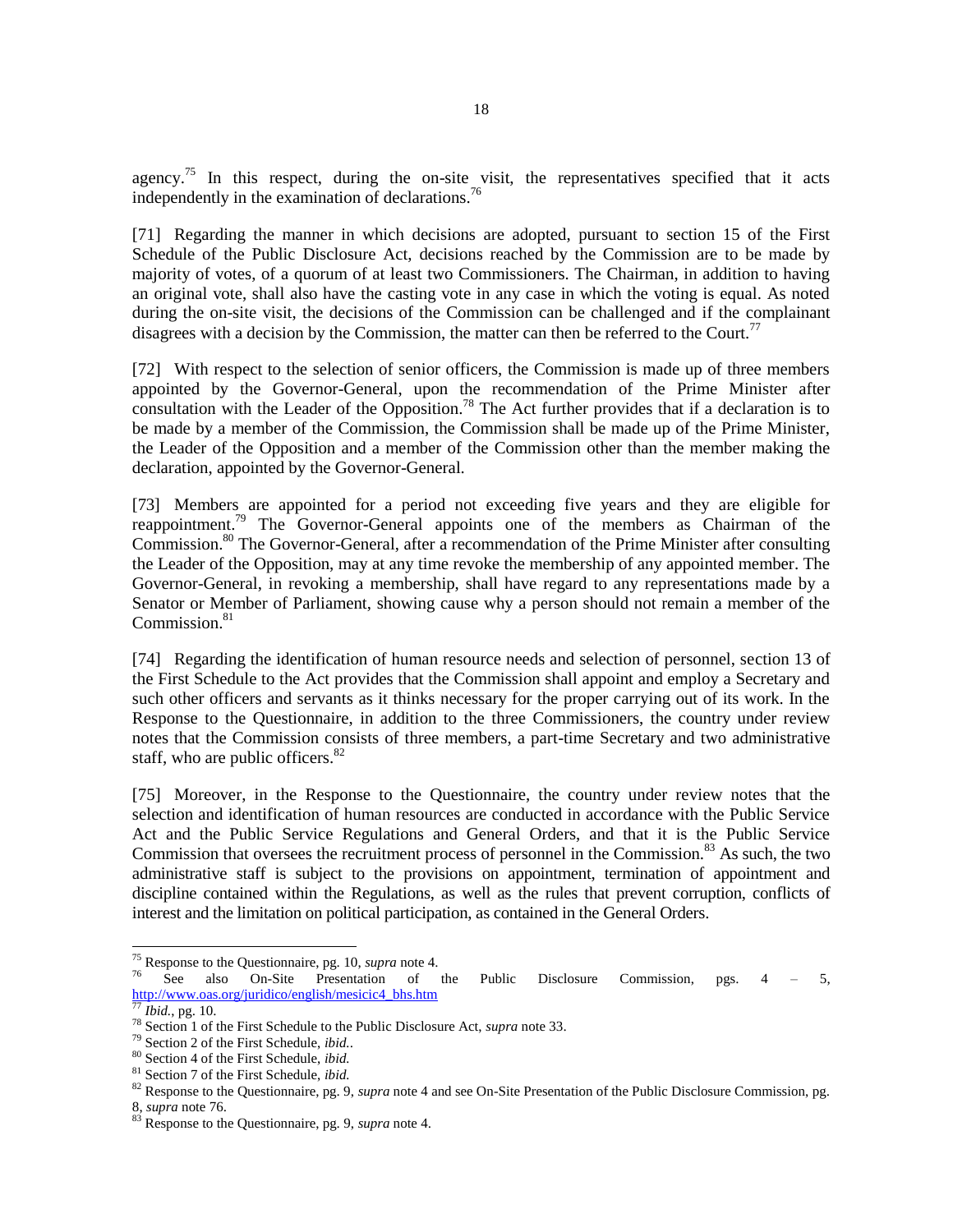agency.[75] In this respect, during the on-site visit, the representatives specified that it acts independently in the examination of declarations.[76]

[71] Regarding the manner in which decisions are adopted, pursuant to section 15 of the First Schedule of the Public Disclosure Act, decisions reached by the Commission are to be made by majority of votes, of a quorum of at least two Commissioners. The Chairman, in addition to having an original vote, shall also have the casting vote in any case in which the voting is equal. As noted during the on-site visit, the decisions of the Commission can be challenged and if the complainant disagrees with a decision by the Commission, the matter can then be referred to the Court.[77]

[72] With respect to the selection of senior officers, the Commission is made up of three members appointed by the Governor-General, upon the recommendation of the Prime Minister after consultation with the Leader of the Opposition.[78] The Act further provides that if a declaration is to be made by a member of the Commission, the Commission shall be made up of the Prime Minister, the Leader of the Opposition and a member of the Commission other than the member making the declaration, appointed by the Governor-General.

[73] Members are appointed for a period not exceeding five years and they are eligible for reappointment.[79] The Governor-General appoints one of the members as Chairman of the Commission.[80] The Governor-General, after a recommendation of the Prime Minister after consulting the Leader of the Opposition, may at any time revoke the membership of any appointed member. The Governor-General, in revoking a membership, shall have regard to any representations made by a Senator or Member of Parliament, showing cause why a person should not remain a member of the Commission.[81]

[74] Regarding the identification of human resource needs and selection of personnel, section 13 of the First Schedule to the Act provides that the Commission shall appoint and employ a Secretary and such other officers and servants as it thinks necessary for the proper carrying out of its work. In the Response to the Questionnaire, in addition to the three Commissioners, the country under review notes that the Commission consists of three members, a part-time Secretary and two administrative staff, who are public officers.[82]

[75] Moreover, in the Response to the Questionnaire, the country under review notes that the selection and identification of human resources are conducted in accordance with the Public Service Act and the Public Service Regulations and General Orders, and that it is the Public Service Commission that oversees the recruitment process of personnel in the Commission.[83] As such, the two administrative staff is subject to the provisions on appointment, termination of appointment and discipline contained within the Regulations, as well as the rules that prevent corruption, conflicts of interest and the limitation on political participation, as contained in the General Orders.

---

[75] Response to the Questionnaire, pg. 10, *supra* note 4.

[76] See also On-Site Presentation of the Public Disclosure Commission, pgs. 4 – 5, http://www.oas.org/juridico/english/mesicic4_bhs.htm

[77] *Ibid.*, pg. 10.

[78] Section 1 of the First Schedule to the Public Disclosure Act, *supra* note 33.

[79] Section 2 of the First Schedule, *ibid.*.

[80] Section 4 of the First Schedule, *ibid.*

[81] Section 7 of the First Schedule, *ibid.*

[82] Response to the Questionnaire, pg. 9, *supra* note 4 and see On-Site Presentation of the Public Disclosure Commission, pg. 8, *supra* note 76.

[83] Response to the Questionnaire, pg. 9, *supra* note 4.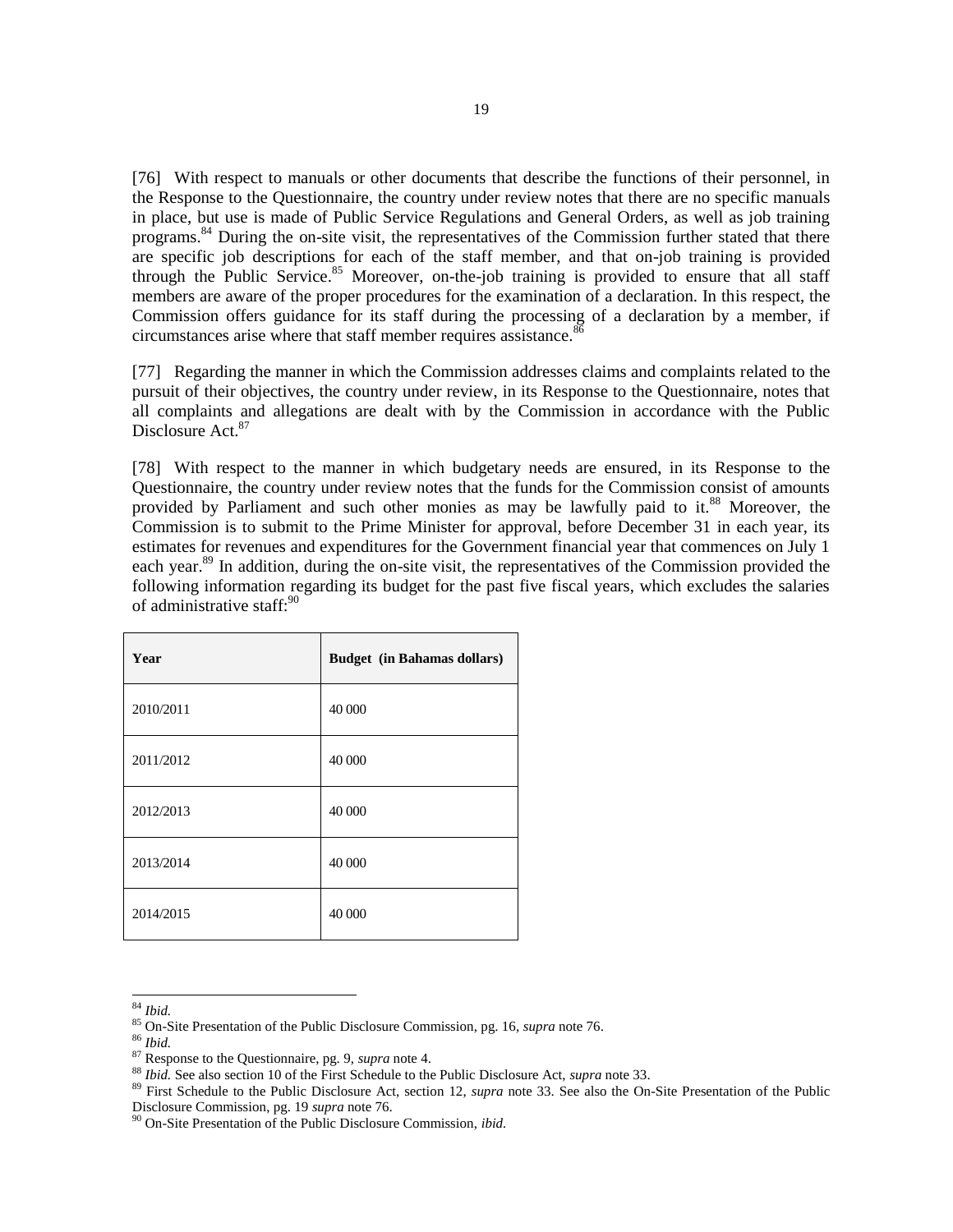[76] With respect to manuals or other documents that describe the functions of their personnel, in the Response to the Questionnaire, the country under review notes that there are no specific manuals in place, but use is made of Public Service Regulations and General Orders, as well as job training programs.[84] During the on-site visit, the representatives of the Commission further stated that there are specific job descriptions for each of the staff member, and that on-job training is provided through the Public Service.[85] Moreover, on-the-job training is provided to ensure that all staff members are aware of the proper procedures for the examination of a declaration. In this respect, the Commission offers guidance for its staff during the processing of a declaration by a member, if circumstances arise where that staff member requires assistance.[86]

[77] Regarding the manner in which the Commission addresses claims and complaints related to the pursuit of their objectives, the country under review, in its Response to the Questionnaire, notes that all complaints and allegations are dealt with by the Commission in accordance with the Public Disclosure Act.[87]

[78] With respect to the manner in which budgetary needs are ensured, in its Response to the Questionnaire, the country under review notes that the funds for the Commission consist of amounts provided by Parliament and such other monies as may be lawfully paid to it.[88] Moreover, the Commission is to submit to the Prime Minister for approval, before December 31 in each year, its estimates for revenues and expenditures for the Government financial year that commences on July 1 each year.[89] In addition, during the on-site visit, the representatives of the Commission provided the following information regarding its budget for the past five fiscal years, which excludes the salaries of administrative staff:[90]

| Year | Budget (in Bahamas dollars) |
|---|---|
| 2010/2011 | 40 000 |
| 2011/2012 | 40 000 |
| 2012/2013 | 40 000 |
| 2013/2014 | 40 000 |
| 2014/2015 | 40 000 |

---

[84] *Ibid.*
[85] On-Site Presentation of the Public Disclosure Commission, pg. 16, *supra* note 76.
[86] *Ibid.*
[87] Response to the Questionnaire, pg. 9, *supra* note 4.
[88] *Ibid.* See also section 10 of the First Schedule to the Public Disclosure Act, *supra* note 33.
[89] First Schedule to the Public Disclosure Act, section 12, *supra* note 33. See also the On-Site Presentation of the Public Disclosure Commission, pg. 19 *supra* note 76.
[90] On-Site Presentation of the Public Disclosure Commission, *ibid.*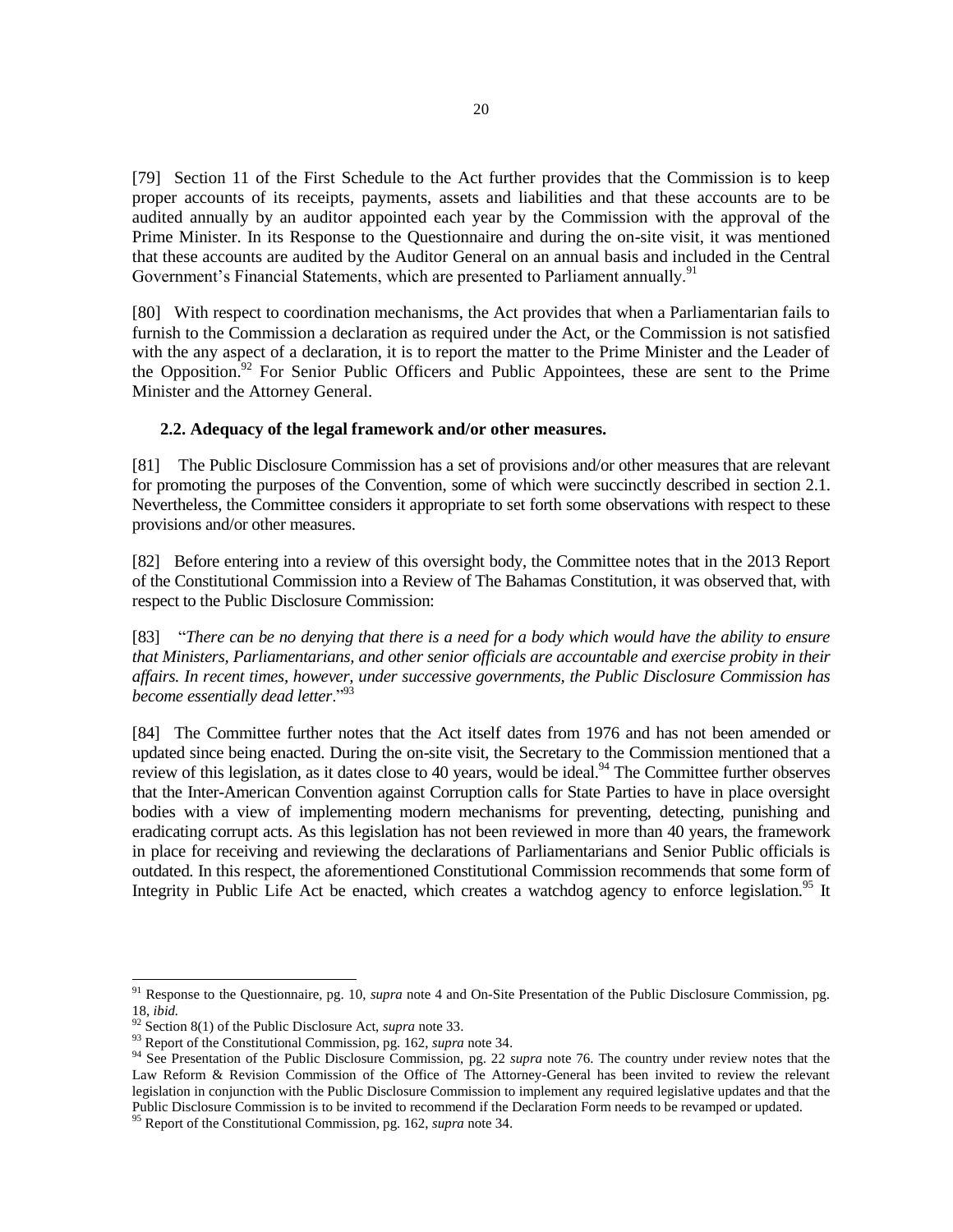[79] Section 11 of the First Schedule to the Act further provides that the Commission is to keep proper accounts of its receipts, payments, assets and liabilities and that these accounts are to be audited annually by an auditor appointed each year by the Commission with the approval of the Prime Minister. In its Response to the Questionnaire and during the on-site visit, it was mentioned that these accounts are audited by the Auditor General on an annual basis and included in the Central Government's Financial Statements, which are presented to Parliament annually.[91]

[80] With respect to coordination mechanisms, the Act provides that when a Parliamentarian fails to furnish to the Commission a declaration as required under the Act, or the Commission is not satisfied with the any aspect of a declaration, it is to report the matter to the Prime Minister and the Leader of the Opposition.[92] For Senior Public Officers and Public Appointees, these are sent to the Prime Minister and the Attorney General.

### 2.2. Adequacy of the legal framework and/or other measures.

[81] The Public Disclosure Commission has a set of provisions and/or other measures that are relevant for promoting the purposes of the Convention, some of which were succinctly described in section 2.1. Nevertheless, the Committee considers it appropriate to set forth some observations with respect to these provisions and/or other measures.

[82] Before entering into a review of this oversight body, the Committee notes that in the 2013 Report of the Constitutional Commission into a Review of The Bahamas Constitution, it was observed that, with respect to the Public Disclosure Commission:

[83] "*There can be no denying that there is a need for a body which would have the ability to ensure that Ministers, Parliamentarians, and other senior officials are accountable and exercise probity in their affairs. In recent times, however, under successive governments, the Public Disclosure Commission has become essentially dead letter*."[93]

[84] The Committee further notes that the Act itself dates from 1976 and has not been amended or updated since being enacted. During the on-site visit, the Secretary to the Commission mentioned that a review of this legislation, as it dates close to 40 years, would be ideal.[94] The Committee further observes that the Inter-American Convention against Corruption calls for State Parties to have in place oversight bodies with a view of implementing modern mechanisms for preventing, detecting, punishing and eradicating corrupt acts. As this legislation has not been reviewed in more than 40 years, the framework in place for receiving and reviewing the declarations of Parliamentarians and Senior Public officials is outdated. In this respect, the aforementioned Constitutional Commission recommends that some form of Integrity in Public Life Act be enacted, which creates a watchdog agency to enforce legislation.[95] It

---

[91] Response to the Questionnaire, pg. 10, *supra* note 4 and On-Site Presentation of the Public Disclosure Commission, pg. 18, *ibid.*

[92] Section 8(1) of the Public Disclosure Act, *supra* note 33.

[93] Report of the Constitutional Commission, pg. 162, *supra* note 34.

[94] See Presentation of the Public Disclosure Commission, pg. 22 *supra* note 76. The country under review notes that the Law Reform & Revision Commission of the Office of The Attorney-General has been invited to review the relevant legislation in conjunction with the Public Disclosure Commission to implement any required legislative updates and that the Public Disclosure Commission is to be invited to recommend if the Declaration Form needs to be revamped or updated.

[95] Report of the Constitutional Commission, pg. 162, *supra* note 34.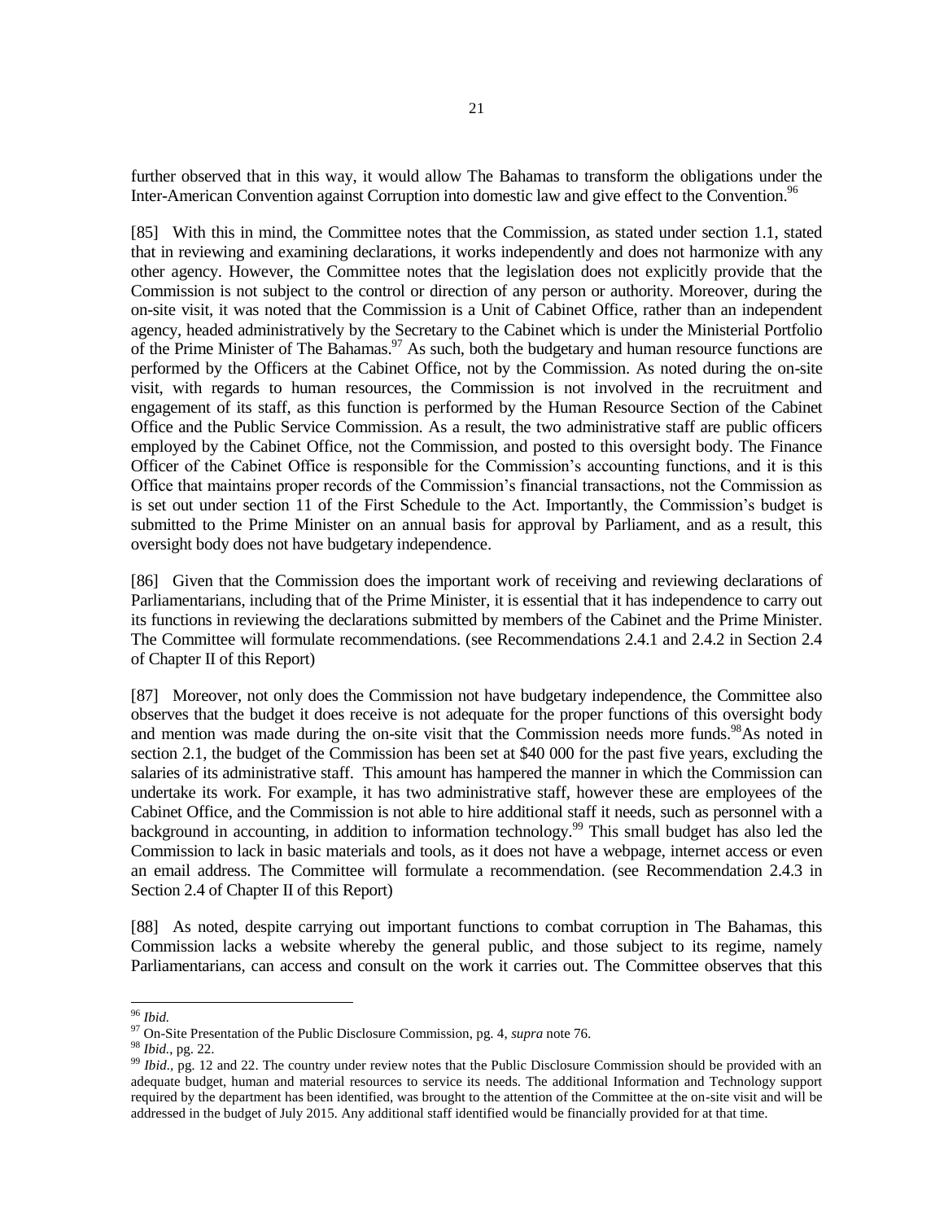further observed that in this way, it would allow The Bahamas to transform the obligations under the Inter-American Convention against Corruption into domestic law and give effect to the Convention.[96]

[85] With this in mind, the Committee notes that the Commission, as stated under section 1.1, stated that in reviewing and examining declarations, it works independently and does not harmonize with any other agency. However, the Committee notes that the legislation does not explicitly provide that the Commission is not subject to the control or direction of any person or authority. Moreover, during the on-site visit, it was noted that the Commission is a Unit of Cabinet Office, rather than an independent agency, headed administratively by the Secretary to the Cabinet which is under the Ministerial Portfolio of the Prime Minister of The Bahamas.[97] As such, both the budgetary and human resource functions are performed by the Officers at the Cabinet Office, not by the Commission. As noted during the on-site visit, with regards to human resources, the Commission is not involved in the recruitment and engagement of its staff, as this function is performed by the Human Resource Section of the Cabinet Office and the Public Service Commission. As a result, the two administrative staff are public officers employed by the Cabinet Office, not the Commission, and posted to this oversight body. The Finance Officer of the Cabinet Office is responsible for the Commission's accounting functions, and it is this Office that maintains proper records of the Commission's financial transactions, not the Commission as is set out under section 11 of the First Schedule to the Act. Importantly, the Commission's budget is submitted to the Prime Minister on an annual basis for approval by Parliament, and as a result, this oversight body does not have budgetary independence.

[86] Given that the Commission does the important work of receiving and reviewing declarations of Parliamentarians, including that of the Prime Minister, it is essential that it has independence to carry out its functions in reviewing the declarations submitted by members of the Cabinet and the Prime Minister. The Committee will formulate recommendations. (see Recommendations 2.4.1 and 2.4.2 in Section 2.4 of Chapter II of this Report)

[87] Moreover, not only does the Commission not have budgetary independence, the Committee also observes that the budget it does receive is not adequate for the proper functions of this oversight body and mention was made during the on-site visit that the Commission needs more funds.[98] As noted in section 2.1, the budget of the Commission has been set at $40 000 for the past five years, excluding the salaries of its administrative staff. This amount has hampered the manner in which the Commission can undertake its work. For example, it has two administrative staff, however these are employees of the Cabinet Office, and the Commission is not able to hire additional staff it needs, such as personnel with a background in accounting, in addition to information technology.[99] This small budget has also led the Commission to lack in basic materials and tools, as it does not have a webpage, internet access or even an email address. The Committee will formulate a recommendation. (see Recommendation 2.4.3 in Section 2.4 of Chapter II of this Report)

[88] As noted, despite carrying out important functions to combat corruption in The Bahamas, this Commission lacks a website whereby the general public, and those subject to its regime, namely Parliamentarians, can access and consult on the work it carries out. The Committee observes that this

---

[96] *Ibid.*

[97] On-Site Presentation of the Public Disclosure Commission, pg. 4, *supra* note 76.

[98] *Ibid.*, pg. 22.

[99] *Ibid.*, pg. 12 and 22. The country under review notes that the Public Disclosure Commission should be provided with an adequate budget, human and material resources to service its needs. The additional Information and Technology support required by the department has been identified, was brought to the attention of the Committee at the on-site visit and will be addressed in the budget of July 2015. Any additional staff identified would be financially provided for at that time.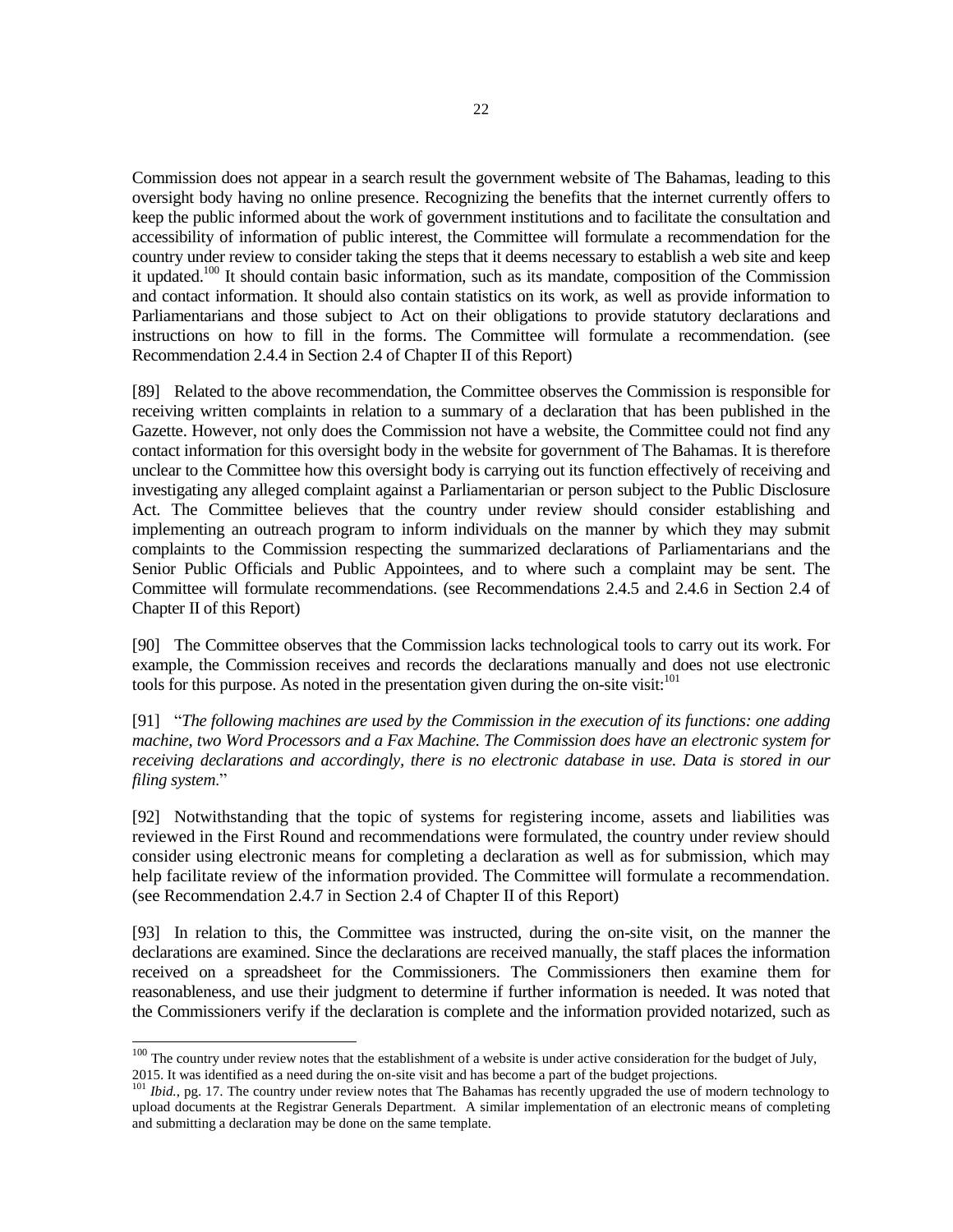Commission does not appear in a search result the government website of The Bahamas, leading to this oversight body having no online presence. Recognizing the benefits that the internet currently offers to keep the public informed about the work of government institutions and to facilitate the consultation and accessibility of information of public interest, the Committee will formulate a recommendation for the country under review to consider taking the steps that it deems necessary to establish a web site and keep it updated.[100] It should contain basic information, such as its mandate, composition of the Commission and contact information. It should also contain statistics on its work, as well as provide information to Parliamentarians and those subject to Act on their obligations to provide statutory declarations and instructions on how to fill in the forms. The Committee will formulate a recommendation. (see Recommendation 2.4.4 in Section 2.4 of Chapter II of this Report)

[89] Related to the above recommendation, the Committee observes the Commission is responsible for receiving written complaints in relation to a summary of a declaration that has been published in the Gazette. However, not only does the Commission not have a website, the Committee could not find any contact information for this oversight body in the website for government of The Bahamas. It is therefore unclear to the Committee how this oversight body is carrying out its function effectively of receiving and investigating any alleged complaint against a Parliamentarian or person subject to the Public Disclosure Act. The Committee believes that the country under review should consider establishing and implementing an outreach program to inform individuals on the manner by which they may submit complaints to the Commission respecting the summarized declarations of Parliamentarians and the Senior Public Officials and Public Appointees, and to where such a complaint may be sent. The Committee will formulate recommendations. (see Recommendations 2.4.5 and 2.4.6 in Section 2.4 of Chapter II of this Report)

[90] The Committee observes that the Commission lacks technological tools to carry out its work. For example, the Commission receives and records the declarations manually and does not use electronic tools for this purpose. As noted in the presentation given during the on-site visit:[101]

[91] "*The following machines are used by the Commission in the execution of its functions: one adding machine, two Word Processors and a Fax Machine. The Commission does have an electronic system for receiving declarations and accordingly, there is no electronic database in use. Data is stored in our filing system.*"

[92] Notwithstanding that the topic of systems for registering income, assets and liabilities was reviewed in the First Round and recommendations were formulated, the country under review should consider using electronic means for completing a declaration as well as for submission, which may help facilitate review of the information provided. The Committee will formulate a recommendation. (see Recommendation 2.4.7 in Section 2.4 of Chapter II of this Report)

[93] In relation to this, the Committee was instructed, during the on-site visit, on the manner the declarations are examined. Since the declarations are received manually, the staff places the information received on a spreadsheet for the Commissioners. The Commissioners then examine them for reasonableness, and use their judgment to determine if further information is needed. It was noted that the Commissioners verify if the declaration is complete and the information provided notarized, such as

---

[100] The country under review notes that the establishment of a website is under active consideration for the budget of July, 2015. It was identified as a need during the on-site visit and has become a part of the budget projections.

[101] *Ibid.*, pg. 17. The country under review notes that The Bahamas has recently upgraded the use of modern technology to upload documents at the Registrar Generals Department. A similar implementation of an electronic means of completing and submitting a declaration may be done on the same template.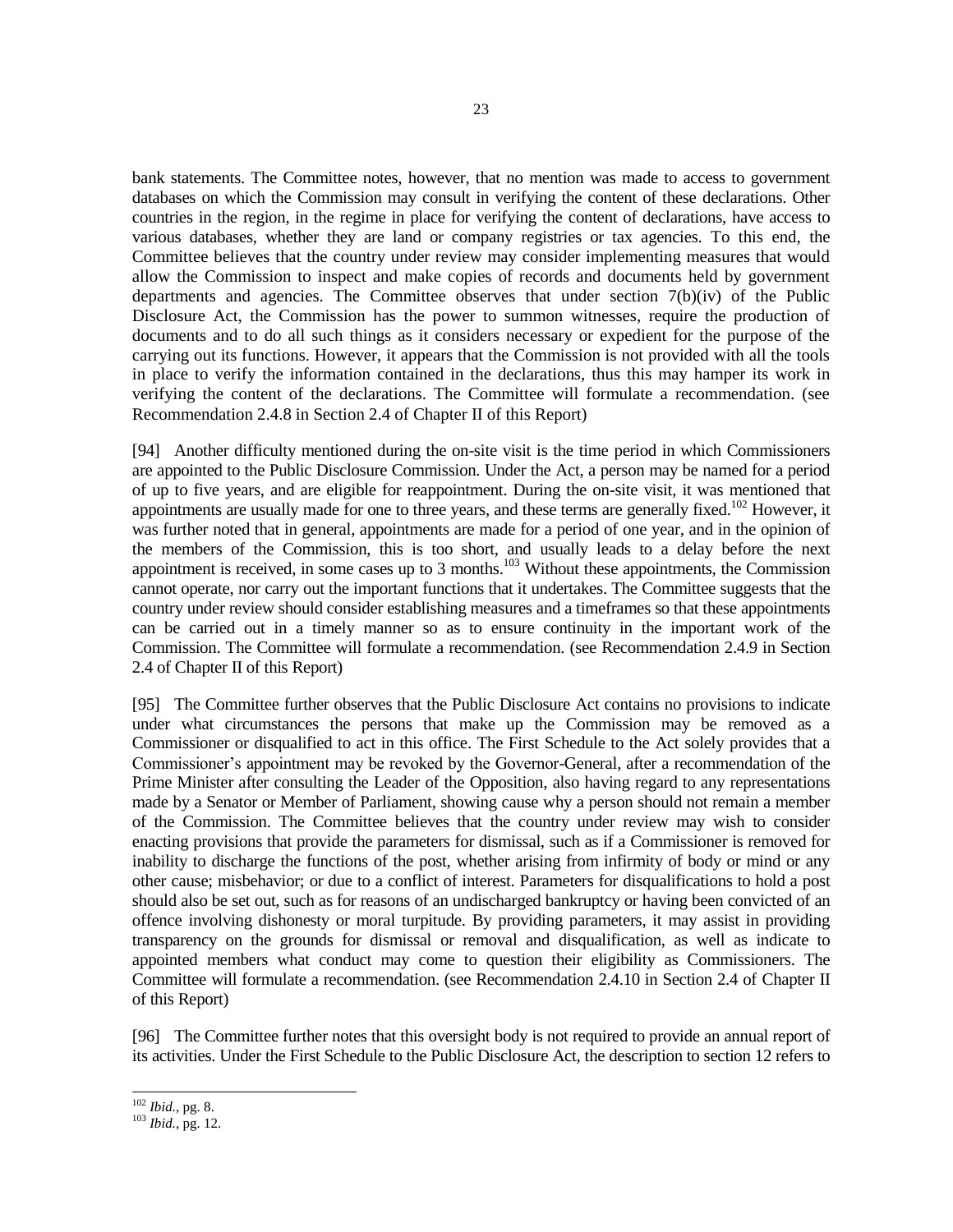bank statements. The Committee notes, however, that no mention was made to access to government databases on which the Commission may consult in verifying the content of these declarations. Other countries in the region, in the regime in place for verifying the content of declarations, have access to various databases, whether they are land or company registries or tax agencies. To this end, the Committee believes that the country under review may consider implementing measures that would allow the Commission to inspect and make copies of records and documents held by government departments and agencies. The Committee observes that under section 7(b)(iv) of the Public Disclosure Act, the Commission has the power to summon witnesses, require the production of documents and to do all such things as it considers necessary or expedient for the purpose of the carrying out its functions. However, it appears that the Commission is not provided with all the tools in place to verify the information contained in the declarations, thus this may hamper its work in verifying the content of the declarations. The Committee will formulate a recommendation. (see Recommendation 2.4.8 in Section 2.4 of Chapter II of this Report)

[94] Another difficulty mentioned during the on-site visit is the time period in which Commissioners are appointed to the Public Disclosure Commission. Under the Act, a person may be named for a period of up to five years, and are eligible for reappointment. During the on-site visit, it was mentioned that appointments are usually made for one to three years, and these terms are generally fixed.[102] However, it was further noted that in general, appointments are made for a period of one year, and in the opinion of the members of the Commission, this is too short, and usually leads to a delay before the next appointment is received, in some cases up to 3 months.[103] Without these appointments, the Commission cannot operate, nor carry out the important functions that it undertakes. The Committee suggests that the country under review should consider establishing measures and a timeframes so that these appointments can be carried out in a timely manner so as to ensure continuity in the important work of the Commission. The Committee will formulate a recommendation. (see Recommendation 2.4.9 in Section 2.4 of Chapter II of this Report)

[95] The Committee further observes that the Public Disclosure Act contains no provisions to indicate under what circumstances the persons that make up the Commission may be removed as a Commissioner or disqualified to act in this office. The First Schedule to the Act solely provides that a Commissioner's appointment may be revoked by the Governor-General, after a recommendation of the Prime Minister after consulting the Leader of the Opposition, also having regard to any representations made by a Senator or Member of Parliament, showing cause why a person should not remain a member of the Commission. The Committee believes that the country under review may wish to consider enacting provisions that provide the parameters for dismissal, such as if a Commissioner is removed for inability to discharge the functions of the post, whether arising from infirmity of body or mind or any other cause; misbehavior; or due to a conflict of interest. Parameters for disqualifications to hold a post should also be set out, such as for reasons of an undischarged bankruptcy or having been convicted of an offence involving dishonesty or moral turpitude. By providing parameters, it may assist in providing transparency on the grounds for dismissal or removal and disqualification, as well as indicate to appointed members what conduct may come to question their eligibility as Commissioners. The Committee will formulate a recommendation. (see Recommendation 2.4.10 in Section 2.4 of Chapter II of this Report)

[96] The Committee further notes that this oversight body is not required to provide an annual report of its activities. Under the First Schedule to the Public Disclosure Act, the description to section 12 refers to

[102] *Ibid.*, pg. 8.

[103] *Ibid.*, pg. 12.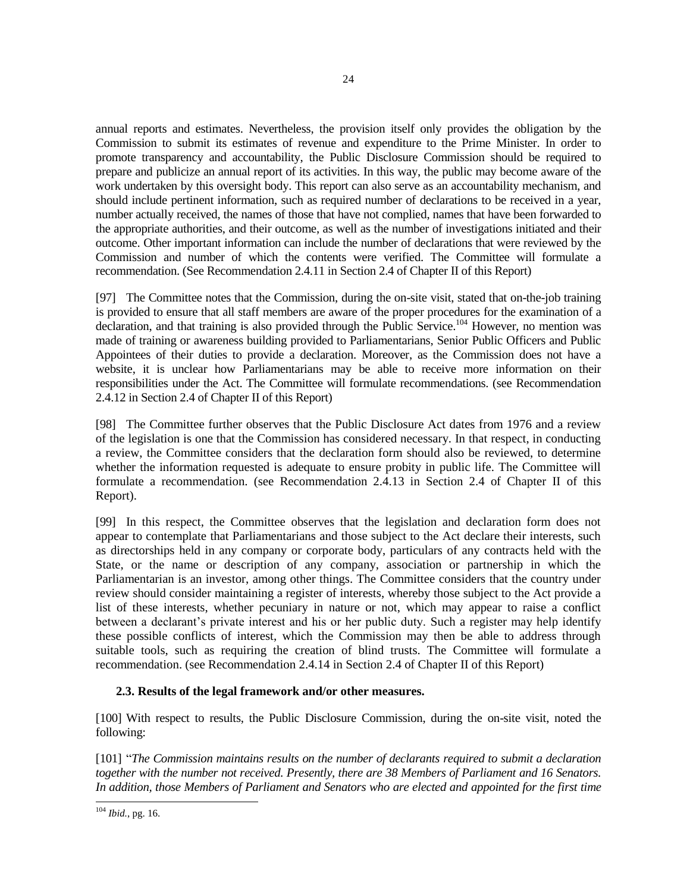annual reports and estimates. Nevertheless, the provision itself only provides the obligation by the Commission to submit its estimates of revenue and expenditure to the Prime Minister. In order to promote transparency and accountability, the Public Disclosure Commission should be required to prepare and publicize an annual report of its activities. In this way, the public may become aware of the work undertaken by this oversight body. This report can also serve as an accountability mechanism, and should include pertinent information, such as required number of declarations to be received in a year, number actually received, the names of those that have not complied, names that have been forwarded to the appropriate authorities, and their outcome, as well as the number of investigations initiated and their outcome. Other important information can include the number of declarations that were reviewed by the Commission and number of which the contents were verified. The Committee will formulate a recommendation. (See Recommendation 2.4.11 in Section 2.4 of Chapter II of this Report)

[97] The Committee notes that the Commission, during the on-site visit, stated that on-the-job training is provided to ensure that all staff members are aware of the proper procedures for the examination of a declaration, and that training is also provided through the Public Service.[104] However, no mention was made of training or awareness building provided to Parliamentarians, Senior Public Officers and Public Appointees of their duties to provide a declaration. Moreover, as the Commission does not have a website, it is unclear how Parliamentarians may be able to receive more information on their responsibilities under the Act. The Committee will formulate recommendations. (see Recommendation 2.4.12 in Section 2.4 of Chapter II of this Report)

[98] The Committee further observes that the Public Disclosure Act dates from 1976 and a review of the legislation is one that the Commission has considered necessary. In that respect, in conducting a review, the Committee considers that the declaration form should also be reviewed, to determine whether the information requested is adequate to ensure probity in public life. The Committee will formulate a recommendation. (see Recommendation 2.4.13 in Section 2.4 of Chapter II of this Report).

[99] In this respect, the Committee observes that the legislation and declaration form does not appear to contemplate that Parliamentarians and those subject to the Act declare their interests, such as directorships held in any company or corporate body, particulars of any contracts held with the State, or the name or description of any company, association or partnership in which the Parliamentarian is an investor, among other things. The Committee considers that the country under review should consider maintaining a register of interests, whereby those subject to the Act provide a list of these interests, whether pecuniary in nature or not, which may appear to raise a conflict between a declarant's private interest and his or her public duty. Such a register may help identify these possible conflicts of interest, which the Commission may then be able to address through suitable tools, such as requiring the creation of blind trusts. The Committee will formulate a recommendation. (see Recommendation 2.4.14 in Section 2.4 of Chapter II of this Report)

### 2.3. Results of the legal framework and/or other measures.

[100] With respect to results, the Public Disclosure Commission, during the on-site visit, noted the following:

[101] "*The Commission maintains results on the number of declarants required to submit a declaration together with the number not received. Presently, there are 38 Members of Parliament and 16 Senators. In addition, those Members of Parliament and Senators who are elected and appointed for the first time*

---

[104] *Ibid.*, pg. 16.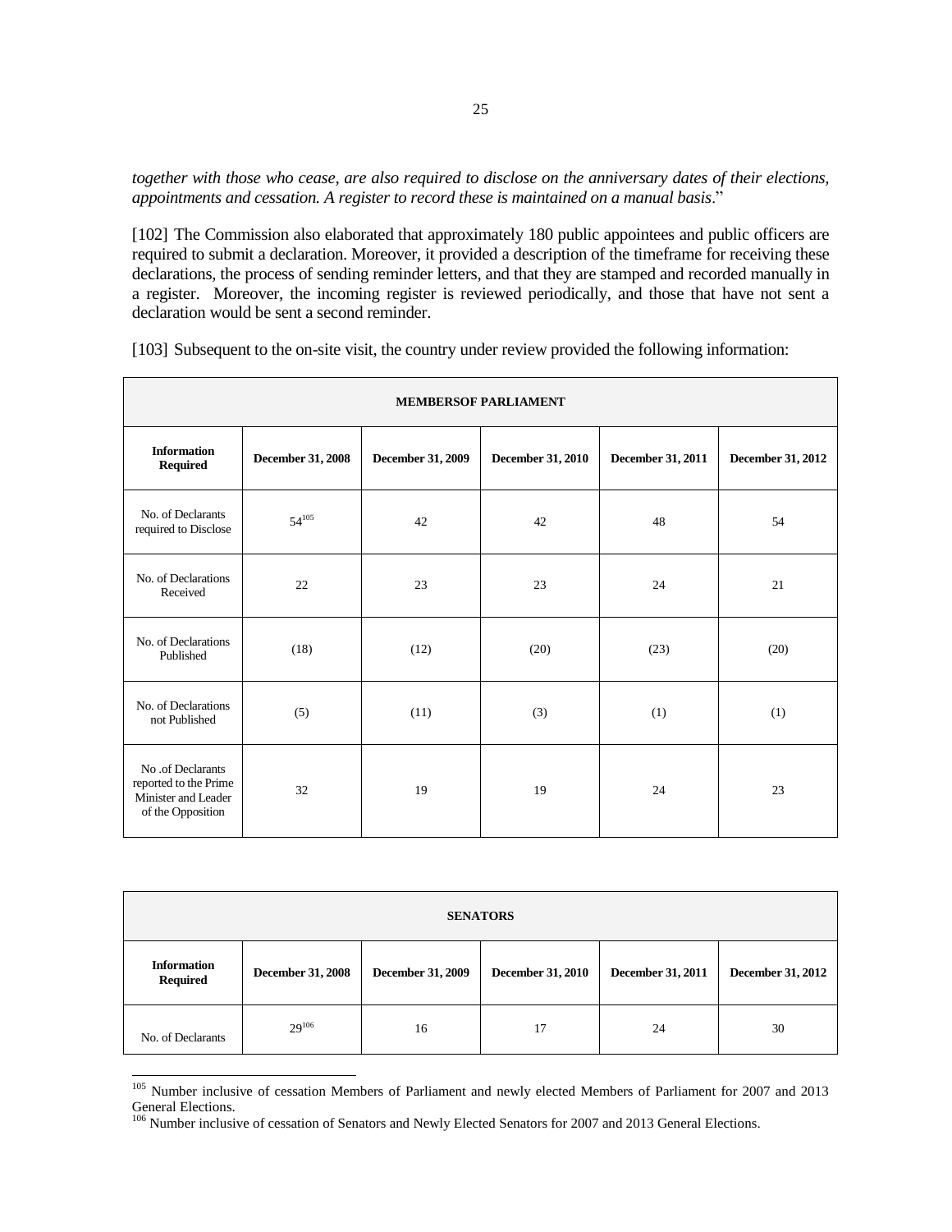*together with those who cease, are also required to disclose on the anniversary dates of their elections, appointments and cessation. A register to record these is maintained on a manual basis*."

[102] The Commission also elaborated that approximately 180 public appointees and public officers are required to submit a declaration. Moreover, it provided a description of the timeframe for receiving these declarations, the process of sending reminder letters, and that they are stamped and recorded manually in a register. Moreover, the incoming register is reviewed periodically, and those that have not sent a declaration would be sent a second reminder.

[103] Subsequent to the on-site visit, the country under review provided the following information:

| **MEMBERSOF PARLIAMENT** | | | | | |
|---|---|---|---|---|---|
| **Information Required** | **December 31, 2008** | **December 31, 2009** | **December 31, 2010** | **December 31, 2011** | **December 31, 2012** |
| No. of Declarants required to Disclose | 54[105] | 42 | 42 | 48 | 54 |
| No. of Declarations Received | 22 | 23 | 23 | 24 | 21 |
| No. of Declarations Published | (18) | (12) | (20) | (23) | (20) |
| No. of Declarations not Published | (5) | (11) | (3) | (1) | (1) |
| No .of Declarants reported to the Prime Minister and Leader of the Opposition | 32 | 19 | 19 | 24 | 23 |

| **SENATORS** | | | | | |
|---|---|---|---|---|---|
| **Information Required** | **December 31, 2008** | **December 31, 2009** | **December 31, 2010** | **December 31, 2011** | **December 31, 2012** |
| No. of Declarants | 29[106] | 16 | 17 | 24 | 30 |

[105] Number inclusive of cessation Members of Parliament and newly elected Members of Parliament for 2007 and 2013 General Elections.

[106] Number inclusive of cessation of Senators and Newly Elected Senators for 2007 and 2013 General Elections.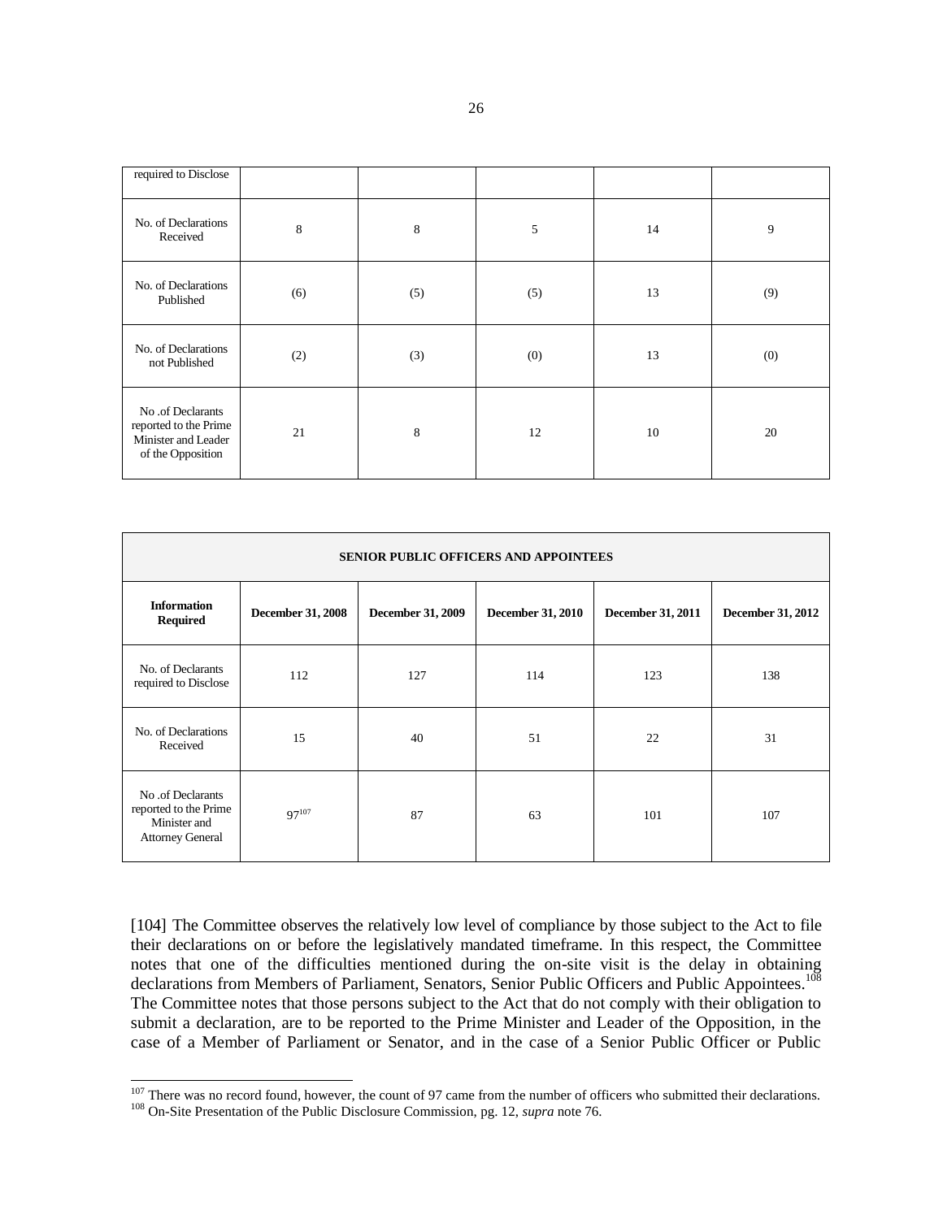| required to Disclose | | | | | |
|---|---|---|---|---|---|
| No. of Declarations Received | 8 | 8 | 5 | 14 | 9 |
| No. of Declarations Published | (6) | (5) | (5) | 13 | (9) |
| No. of Declarations not Published | (2) | (3) | (0) | 13 | (0) |
| No .of Declarants reported to the Prime Minister and Leader of the Opposition | 21 | 8 | 12 | 10 | 20 |

| **SENIOR PUBLIC OFFICERS AND APPOINTEES** | | | | | |
|---|---|---|---|---|---|
| **Information Required** | **December 31, 2008** | **December 31, 2009** | **December 31, 2010** | **December 31, 2011** | **December 31, 2012** |
| No. of Declarants required to Disclose | 112 | 127 | 114 | 123 | 138 |
| No. of Declarations Received | 15 | 40 | 51 | 22 | 31 |
| No .of Declarants reported to the Prime Minister and Attorney General | 97[107] | 87 | 63 | 101 | 107 |

[104] The Committee observes the relatively low level of compliance by those subject to the Act to file their declarations on or before the legislatively mandated timeframe. In this respect, the Committee notes that one of the difficulties mentioned during the on-site visit is the delay in obtaining declarations from Members of Parliament, Senators, Senior Public Officers and Public Appointees.[108] The Committee notes that those persons subject to the Act that do not comply with their obligation to submit a declaration, are to be reported to the Prime Minister and Leader of the Opposition, in the case of a Member of Parliament or Senator, and in the case of a Senior Public Officer or Public

[107] There was no record found, however, the count of 97 came from the number of officers who submitted their declarations.
[108] On-Site Presentation of the Public Disclosure Commission, pg. 12, *supra* note 76.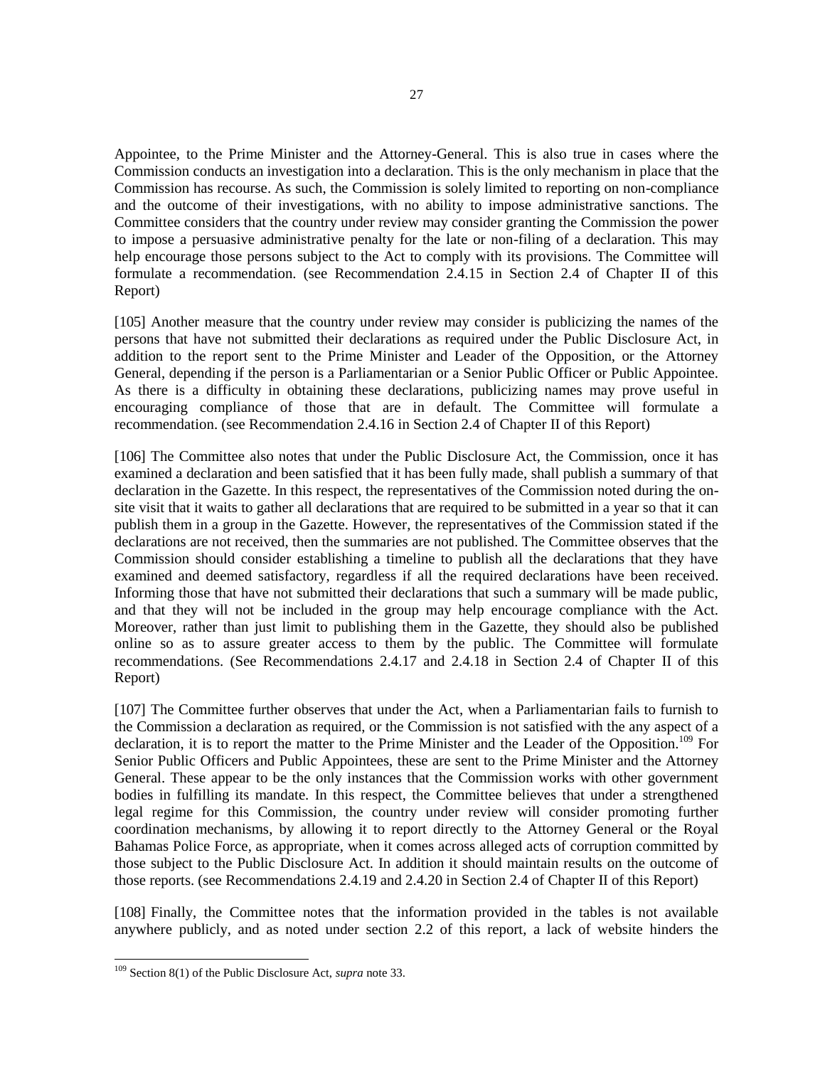Appointee, to the Prime Minister and the Attorney-General. This is also true in cases where the Commission conducts an investigation into a declaration. This is the only mechanism in place that the Commission has recourse. As such, the Commission is solely limited to reporting on non-compliance and the outcome of their investigations, with no ability to impose administrative sanctions. The Committee considers that the country under review may consider granting the Commission the power to impose a persuasive administrative penalty for the late or non-filing of a declaration. This may help encourage those persons subject to the Act to comply with its provisions. The Committee will formulate a recommendation. (see Recommendation 2.4.15 in Section 2.4 of Chapter II of this Report)

[105] Another measure that the country under review may consider is publicizing the names of the persons that have not submitted their declarations as required under the Public Disclosure Act, in addition to the report sent to the Prime Minister and Leader of the Opposition, or the Attorney General, depending if the person is a Parliamentarian or a Senior Public Officer or Public Appointee. As there is a difficulty in obtaining these declarations, publicizing names may prove useful in encouraging compliance of those that are in default. The Committee will formulate a recommendation. (see Recommendation 2.4.16 in Section 2.4 of Chapter II of this Report)

[106] The Committee also notes that under the Public Disclosure Act, the Commission, once it has examined a declaration and been satisfied that it has been fully made, shall publish a summary of that declaration in the Gazette. In this respect, the representatives of the Commission noted during the on-site visit that it waits to gather all declarations that are required to be submitted in a year so that it can publish them in a group in the Gazette. However, the representatives of the Commission stated if the declarations are not received, then the summaries are not published. The Committee observes that the Commission should consider establishing a timeline to publish all the declarations that they have examined and deemed satisfactory, regardless if all the required declarations have been received. Informing those that have not submitted their declarations that such a summary will be made public, and that they will not be included in the group may help encourage compliance with the Act. Moreover, rather than just limit to publishing them in the Gazette, they should also be published online so as to assure greater access to them by the public. The Committee will formulate recommendations. (See Recommendations 2.4.17 and 2.4.18 in Section 2.4 of Chapter II of this Report)

[107] The Committee further observes that under the Act, when a Parliamentarian fails to furnish to the Commission a declaration as required, or the Commission is not satisfied with the any aspect of a declaration, it is to report the matter to the Prime Minister and the Leader of the Opposition.[109] For Senior Public Officers and Public Appointees, these are sent to the Prime Minister and the Attorney General. These appear to be the only instances that the Commission works with other government bodies in fulfilling its mandate. In this respect, the Committee believes that under a strengthened legal regime for this Commission, the country under review will consider promoting further coordination mechanisms, by allowing it to report directly to the Attorney General or the Royal Bahamas Police Force, as appropriate, when it comes across alleged acts of corruption committed by those subject to the Public Disclosure Act. In addition it should maintain results on the outcome of those reports. (see Recommendations 2.4.19 and 2.4.20 in Section 2.4 of Chapter II of this Report)

[108] Finally, the Committee notes that the information provided in the tables is not available anywhere publicly, and as noted under section 2.2 of this report, a lack of website hinders the

[109] Section 8(1) of the Public Disclosure Act, *supra* note 33.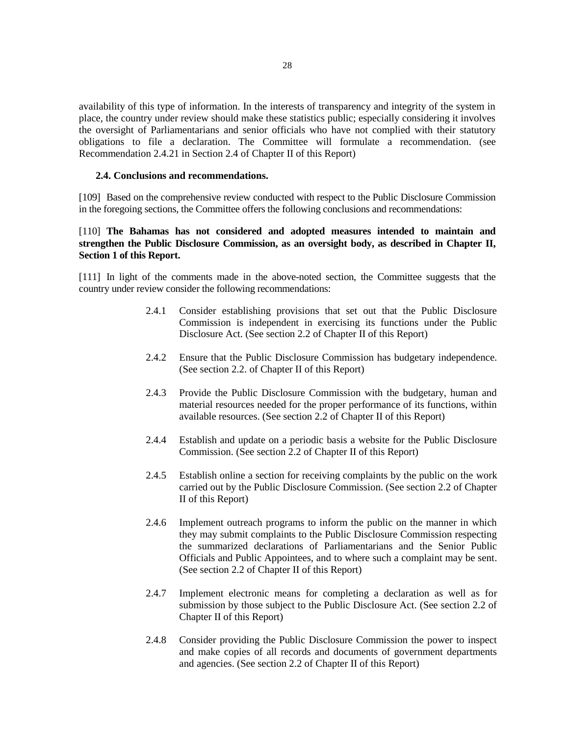availability of this type of information. In the interests of transparency and integrity of the system in place, the country under review should make these statistics public; especially considering it involves the oversight of Parliamentarians and senior officials who have not complied with their statutory obligations to file a declaration. The Committee will formulate a recommendation. (see Recommendation 2.4.21 in Section 2.4 of Chapter II of this Report)

### 2.4. Conclusions and recommendations.

[109] Based on the comprehensive review conducted with respect to the Public Disclosure Commission in the foregoing sections, the Committee offers the following conclusions and recommendations:

[110] **The Bahamas has not considered and adopted measures intended to maintain and strengthen the Public Disclosure Commission, as an oversight body, as described in Chapter II, Section 1 of this Report.**

[111] In light of the comments made in the above-noted section, the Committee suggests that the country under review consider the following recommendations:

2.4.1 Consider establishing provisions that set out that the Public Disclosure Commission is independent in exercising its functions under the Public Disclosure Act. (See section 2.2 of Chapter II of this Report)

2.4.2 Ensure that the Public Disclosure Commission has budgetary independence. (See section 2.2. of Chapter II of this Report)

2.4.3 Provide the Public Disclosure Commission with the budgetary, human and material resources needed for the proper performance of its functions, within available resources. (See section 2.2 of Chapter II of this Report)

2.4.4 Establish and update on a periodic basis a website for the Public Disclosure Commission. (See section 2.2 of Chapter II of this Report)

2.4.5 Establish online a section for receiving complaints by the public on the work carried out by the Public Disclosure Commission. (See section 2.2 of Chapter II of this Report)

2.4.6 Implement outreach programs to inform the public on the manner in which they may submit complaints to the Public Disclosure Commission respecting the summarized declarations of Parliamentarians and the Senior Public Officials and Public Appointees, and to where such a complaint may be sent. (See section 2.2 of Chapter II of this Report)

2.4.7 Implement electronic means for completing a declaration as well as for submission by those subject to the Public Disclosure Act. (See section 2.2 of Chapter II of this Report)

2.4.8 Consider providing the Public Disclosure Commission the power to inspect and make copies of all records and documents of government departments and agencies. (See section 2.2 of Chapter II of this Report)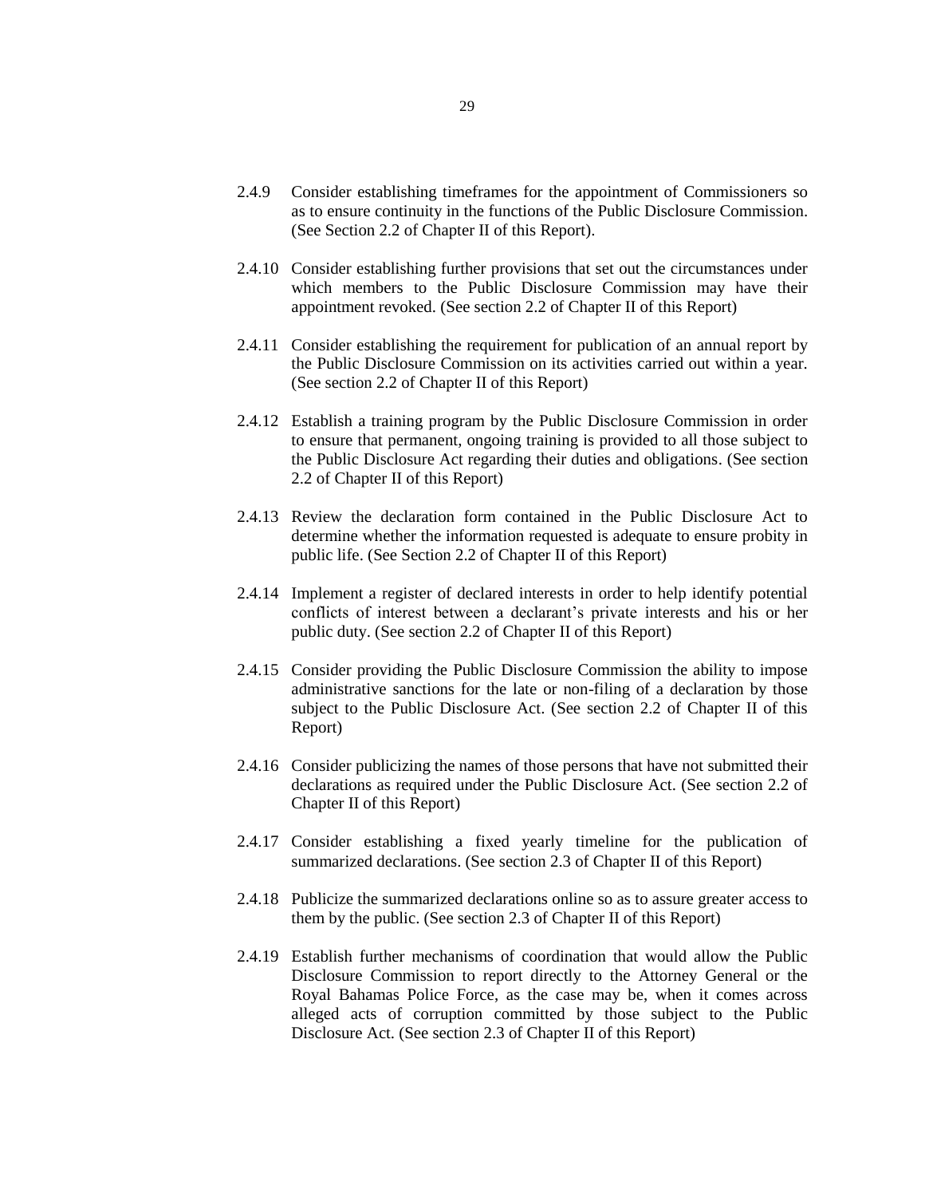2.4.9 Consider establishing timeframes for the appointment of Commissioners so as to ensure continuity in the functions of the Public Disclosure Commission. (See Section 2.2 of Chapter II of this Report).

2.4.10 Consider establishing further provisions that set out the circumstances under which members to the Public Disclosure Commission may have their appointment revoked. (See section 2.2 of Chapter II of this Report)

2.4.11 Consider establishing the requirement for publication of an annual report by the Public Disclosure Commission on its activities carried out within a year. (See section 2.2 of Chapter II of this Report)

2.4.12 Establish a training program by the Public Disclosure Commission in order to ensure that permanent, ongoing training is provided to all those subject to the Public Disclosure Act regarding their duties and obligations. (See section 2.2 of Chapter II of this Report)

2.4.13 Review the declaration form contained in the Public Disclosure Act to determine whether the information requested is adequate to ensure probity in public life. (See Section 2.2 of Chapter II of this Report)

2.4.14 Implement a register of declared interests in order to help identify potential conflicts of interest between a declarant's private interests and his or her public duty. (See section 2.2 of Chapter II of this Report)

2.4.15 Consider providing the Public Disclosure Commission the ability to impose administrative sanctions for the late or non-filing of a declaration by those subject to the Public Disclosure Act. (See section 2.2 of Chapter II of this Report)

2.4.16 Consider publicizing the names of those persons that have not submitted their declarations as required under the Public Disclosure Act. (See section 2.2 of Chapter II of this Report)

2.4.17 Consider establishing a fixed yearly timeline for the publication of summarized declarations. (See section 2.3 of Chapter II of this Report)

2.4.18 Publicize the summarized declarations online so as to assure greater access to them by the public. (See section 2.3 of Chapter II of this Report)

2.4.19 Establish further mechanisms of coordination that would allow the Public Disclosure Commission to report directly to the Attorney General or the Royal Bahamas Police Force, as the case may be, when it comes across alleged acts of corruption committed by those subject to the Public Disclosure Act. (See section 2.3 of Chapter II of this Report)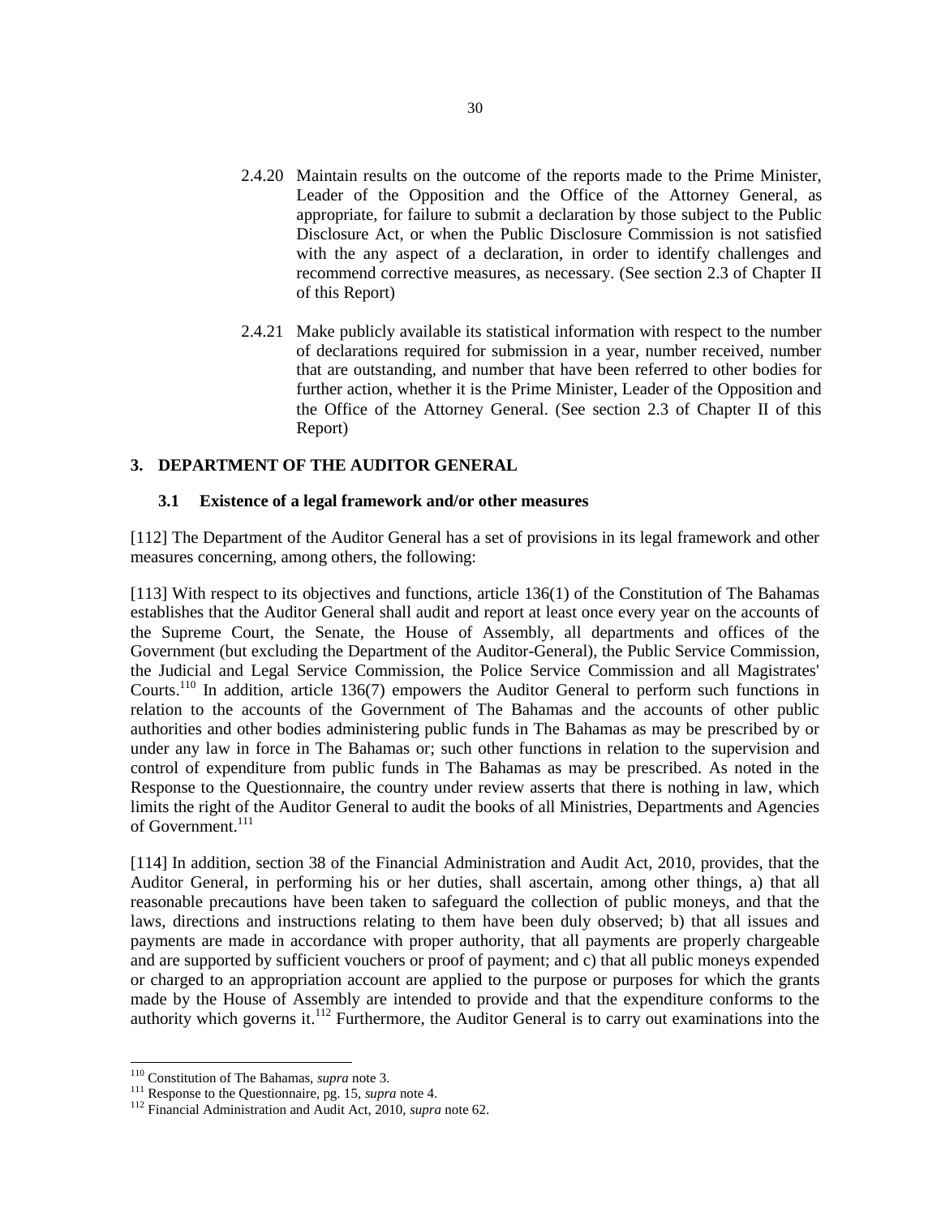2.4.20 Maintain results on the outcome of the reports made to the Prime Minister, Leader of the Opposition and the Office of the Attorney General, as appropriate, for failure to submit a declaration by those subject to the Public Disclosure Act, or when the Public Disclosure Commission is not satisfied with the any aspect of a declaration, in order to identify challenges and recommend corrective measures, as necessary. (See section 2.3 of Chapter II of this Report)

2.4.21 Make publicly available its statistical information with respect to the number of declarations required for submission in a year, number received, number that are outstanding, and number that have been referred to other bodies for further action, whether it is the Prime Minister, Leader of the Opposition and the Office of the Attorney General. (See section 2.3 of Chapter II of this Report)

## 3. DEPARTMENT OF THE AUDITOR GENERAL

### 3.1 Existence of a legal framework and/or other measures

[112] The Department of the Auditor General has a set of provisions in its legal framework and other measures concerning, among others, the following:

[113] With respect to its objectives and functions, article 136(1) of the Constitution of The Bahamas establishes that the Auditor General shall audit and report at least once every year on the accounts of the Supreme Court, the Senate, the House of Assembly, all departments and offices of the Government (but excluding the Department of the Auditor-General), the Public Service Commission, the Judicial and Legal Service Commission, the Police Service Commission and all Magistrates' Courts.[110] In addition, article 136(7) empowers the Auditor General to perform such functions in relation to the accounts of the Government of The Bahamas and the accounts of other public authorities and other bodies administering public funds in The Bahamas as may be prescribed by or under any law in force in The Bahamas or; such other functions in relation to the supervision and control of expenditure from public funds in The Bahamas as may be prescribed. As noted in the Response to the Questionnaire, the country under review asserts that there is nothing in law, which limits the right of the Auditor General to audit the books of all Ministries, Departments and Agencies of Government.[111]

[114] In addition, section 38 of the Financial Administration and Audit Act, 2010, provides, that the Auditor General, in performing his or her duties, shall ascertain, among other things, a) that all reasonable precautions have been taken to safeguard the collection of public moneys, and that the laws, directions and instructions relating to them have been duly observed; b) that all issues and payments are made in accordance with proper authority, that all payments are properly chargeable and are supported by sufficient vouchers or proof of payment; and c) that all public moneys expended or charged to an appropriation account are applied to the purpose or purposes for which the grants made by the House of Assembly are intended to provide and that the expenditure conforms to the authority which governs it.[112] Furthermore, the Auditor General is to carry out examinations into the

---

[110] Constitution of The Bahamas, *supra* note 3.

[111] Response to the Questionnaire, pg. 15, *supra* note 4.

[112] Financial Administration and Audit Act, 2010, *supra* note 62.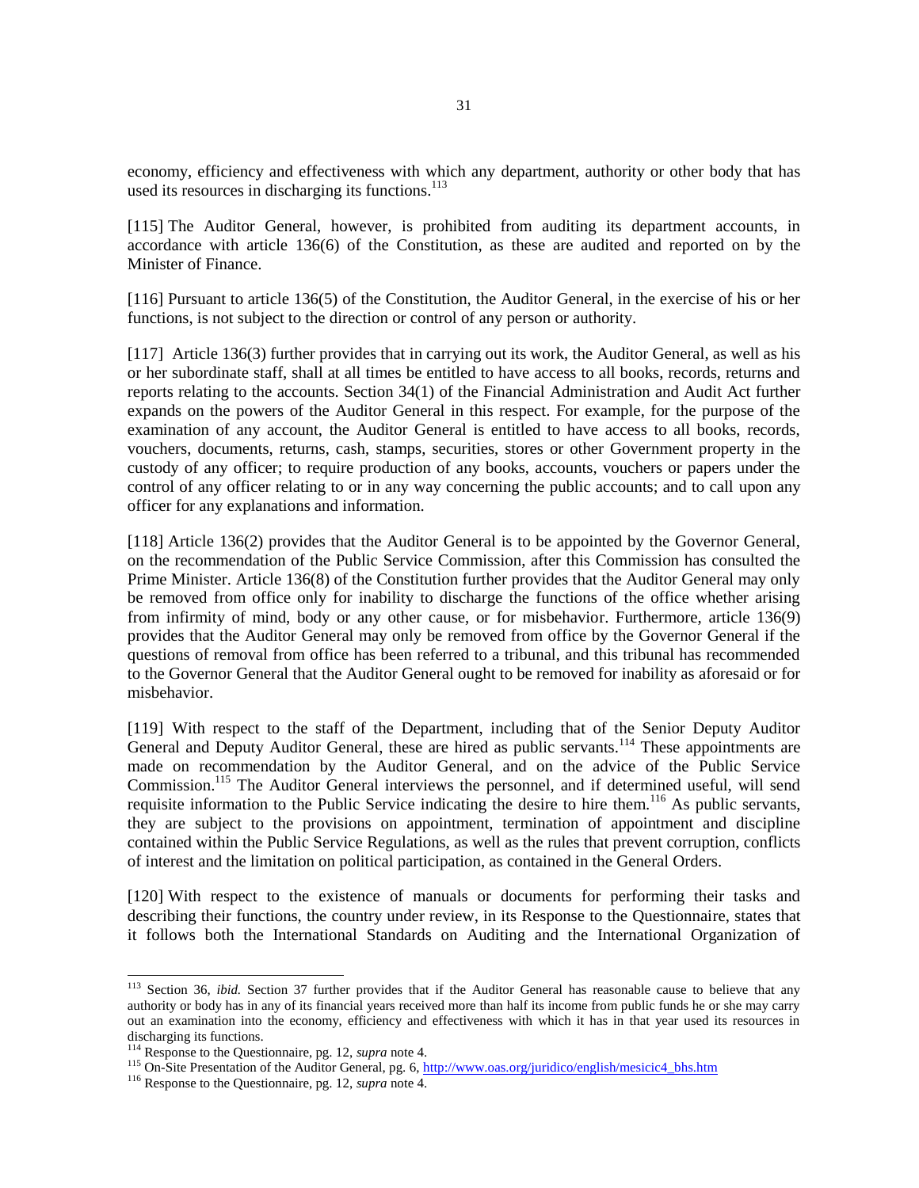economy, efficiency and effectiveness with which any department, authority or other body that has used its resources in discharging its functions.[113]

[115] The Auditor General, however, is prohibited from auditing its department accounts, in accordance with article 136(6) of the Constitution, as these are audited and reported on by the Minister of Finance.

[116] Pursuant to article 136(5) of the Constitution, the Auditor General, in the exercise of his or her functions, is not subject to the direction or control of any person or authority.

[117] Article 136(3) further provides that in carrying out its work, the Auditor General, as well as his or her subordinate staff, shall at all times be entitled to have access to all books, records, returns and reports relating to the accounts. Section 34(1) of the Financial Administration and Audit Act further expands on the powers of the Auditor General in this respect. For example, for the purpose of the examination of any account, the Auditor General is entitled to have access to all books, records, vouchers, documents, returns, cash, stamps, securities, stores or other Government property in the custody of any officer; to require production of any books, accounts, vouchers or papers under the control of any officer relating to or in any way concerning the public accounts; and to call upon any officer for any explanations and information.

[118] Article 136(2) provides that the Auditor General is to be appointed by the Governor General, on the recommendation of the Public Service Commission, after this Commission has consulted the Prime Minister. Article 136(8) of the Constitution further provides that the Auditor General may only be removed from office only for inability to discharge the functions of the office whether arising from infirmity of mind, body or any other cause, or for misbehavior. Furthermore, article 136(9) provides that the Auditor General may only be removed from office by the Governor General if the questions of removal from office has been referred to a tribunal, and this tribunal has recommended to the Governor General that the Auditor General ought to be removed for inability as aforesaid or for misbehavior.

[119] With respect to the staff of the Department, including that of the Senior Deputy Auditor General and Deputy Auditor General, these are hired as public servants.[114] These appointments are made on recommendation by the Auditor General, and on the advice of the Public Service Commission.[115] The Auditor General interviews the personnel, and if determined useful, will send requisite information to the Public Service indicating the desire to hire them.[116] As public servants, they are subject to the provisions on appointment, termination of appointment and discipline contained within the Public Service Regulations, as well as the rules that prevent corruption, conflicts of interest and the limitation on political participation, as contained in the General Orders.

[120] With respect to the existence of manuals or documents for performing their tasks and describing their functions, the country under review, in its Response to the Questionnaire, states that it follows both the International Standards on Auditing and the International Organization of

---

[113] Section 36, *ibid.* Section 37 further provides that if the Auditor General has reasonable cause to believe that any authority or body has in any of its financial years received more than half its income from public funds he or she may carry out an examination into the economy, efficiency and effectiveness with which it has in that year used its resources in discharging its functions.

[114] Response to the Questionnaire, pg. 12, *supra* note 4.

[115] On-Site Presentation of the Auditor General, pg. 6, http://www.oas.org/juridico/english/mesicic4_bhs.htm

[116] Response to the Questionnaire, pg. 12, *supra* note 4.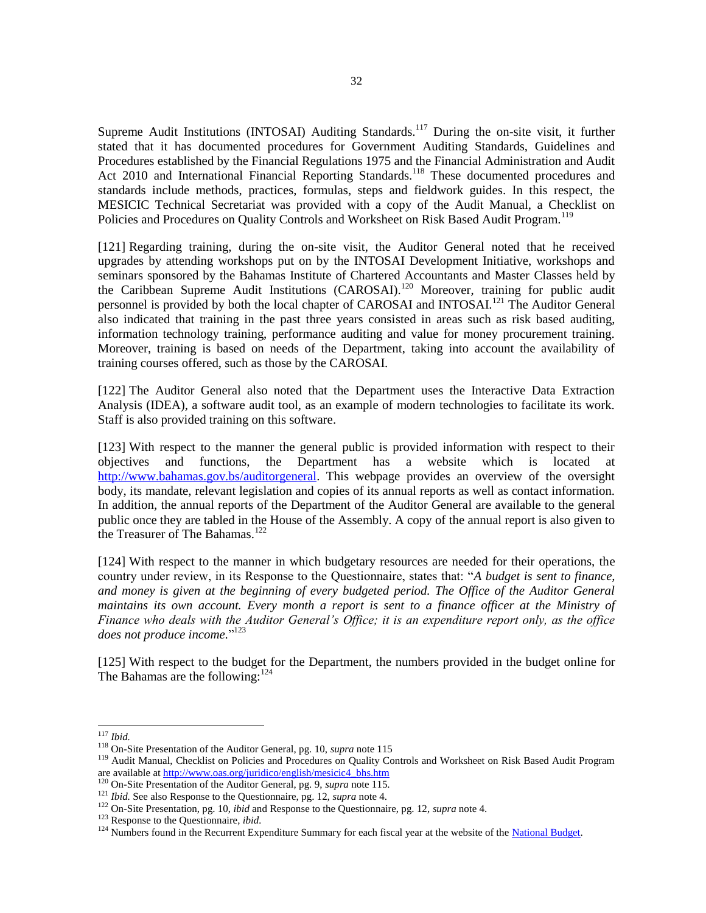Supreme Audit Institutions (INTOSAI) Auditing Standards.[117] During the on-site visit, it further stated that it has documented procedures for Government Auditing Standards, Guidelines and Procedures established by the Financial Regulations 1975 and the Financial Administration and Audit Act 2010 and International Financial Reporting Standards.[118] These documented procedures and standards include methods, practices, formulas, steps and fieldwork guides. In this respect, the MESICIC Technical Secretariat was provided with a copy of the Audit Manual, a Checklist on Policies and Procedures on Quality Controls and Worksheet on Risk Based Audit Program.[119]

[121] Regarding training, during the on-site visit, the Auditor General noted that he received upgrades by attending workshops put on by the INTOSAI Development Initiative, workshops and seminars sponsored by the Bahamas Institute of Chartered Accountants and Master Classes held by the Caribbean Supreme Audit Institutions (CAROSAI).[120] Moreover, training for public audit personnel is provided by both the local chapter of CAROSAI and INTOSAI.[121] The Auditor General also indicated that training in the past three years consisted in areas such as risk based auditing, information technology training, performance auditing and value for money procurement training. Moreover, training is based on needs of the Department, taking into account the availability of training courses offered, such as those by the CAROSAI.

[122] The Auditor General also noted that the Department uses the Interactive Data Extraction Analysis (IDEA), a software audit tool, as an example of modern technologies to facilitate its work. Staff is also provided training on this software.

[123] With respect to the manner the general public is provided information with respect to their objectives and functions, the Department has a website which is located at http://www.bahamas.gov.bs/auditorgeneral. This webpage provides an overview of the oversight body, its mandate, relevant legislation and copies of its annual reports as well as contact information. In addition, the annual reports of the Department of the Auditor General are available to the general public once they are tabled in the House of the Assembly. A copy of the annual report is also given to the Treasurer of The Bahamas.[122]

[124] With respect to the manner in which budgetary resources are needed for their operations, the country under review, in its Response to the Questionnaire, states that: "*A budget is sent to finance, and money is given at the beginning of every budgeted period. The Office of the Auditor General maintains its own account. Every month a report is sent to a finance officer at the Ministry of Finance who deals with the Auditor General's Office; it is an expenditure report only, as the office does not produce income.*"[123]

[125] With respect to the budget for the Department, the numbers provided in the budget online for The Bahamas are the following:[124]

---

[117] *Ibid.*

[118] On-Site Presentation of the Auditor General, pg. 10, *supra* note 115

[119] Audit Manual, Checklist on Policies and Procedures on Quality Controls and Worksheet on Risk Based Audit Program are available at http://www.oas.org/juridico/english/mesicic4_bhs.htm

[120] On-Site Presentation of the Auditor General, pg. 9, *supra* note 115.

[121] *Ibid.* See also Response to the Questionnaire, pg. 12, *supra* note 4.

[122] On-Site Presentation, pg. 10, *ibid* and Response to the Questionnaire, pg. 12, *supra* note 4.

[123] Response to the Questionnaire, *ibid.*

[124] Numbers found in the Recurrent Expenditure Summary for each fiscal year at the website of the National Budget.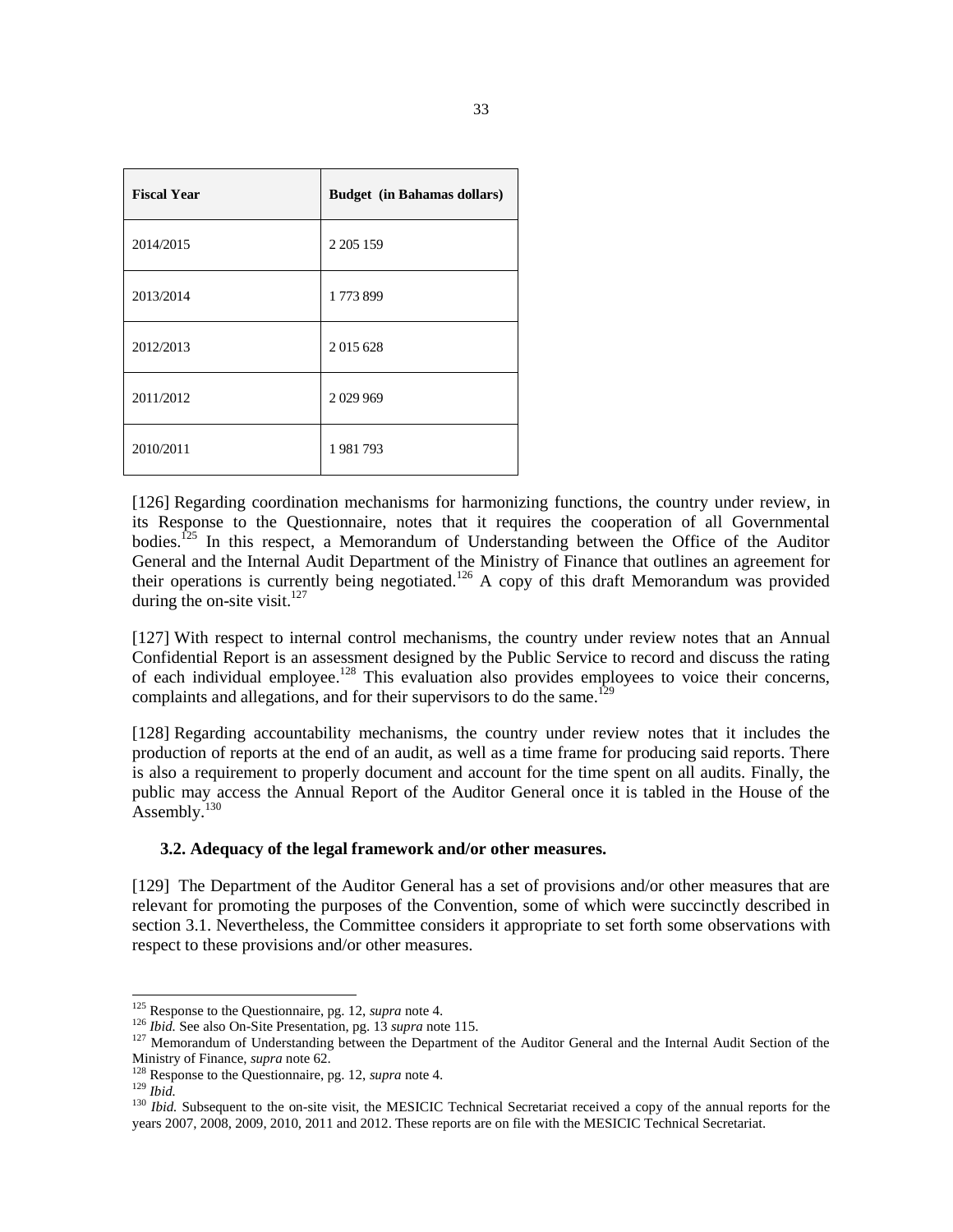| Fiscal Year | Budget (in Bahamas dollars) |
|---|---|
| 2014/2015 | 2 205 159 |
| 2013/2014 | 1 773 899 |
| 2012/2013 | 2 015 628 |
| 2011/2012 | 2 029 969 |
| 2010/2011 | 1 981 793 |

[126] Regarding coordination mechanisms for harmonizing functions, the country under review, in its Response to the Questionnaire, notes that it requires the cooperation of all Governmental bodies.[125] In this respect, a Memorandum of Understanding between the Office of the Auditor General and the Internal Audit Department of the Ministry of Finance that outlines an agreement for their operations is currently being negotiated.[126] A copy of this draft Memorandum was provided during the on-site visit.[127]

[127] With respect to internal control mechanisms, the country under review notes that an Annual Confidential Report is an assessment designed by the Public Service to record and discuss the rating of each individual employee.[128] This evaluation also provides employees to voice their concerns, complaints and allegations, and for their supervisors to do the same.[129]

[128] Regarding accountability mechanisms, the country under review notes that it includes the production of reports at the end of an audit, as well as a time frame for producing said reports. There is also a requirement to properly document and account for the time spent on all audits. Finally, the public may access the Annual Report of the Auditor General once it is tabled in the House of the Assembly.[130]

### 3.2. Adequacy of the legal framework and/or other measures.

[129] The Department of the Auditor General has a set of provisions and/or other measures that are relevant for promoting the purposes of the Convention, some of which were succinctly described in section 3.1. Nevertheless, the Committee considers it appropriate to set forth some observations with respect to these provisions and/or other measures.

---

[125] Response to the Questionnaire, pg. 12, *supra* note 4.

[126] *Ibid.* See also On-Site Presentation, pg. 13 *supra* note 115.

[127] Memorandum of Understanding between the Department of the Auditor General and the Internal Audit Section of the Ministry of Finance, *supra* note 62.

[128] Response to the Questionnaire, pg. 12, *supra* note 4.

[129] *Ibid.*

[130] *Ibid.* Subsequent to the on-site visit, the MESICIC Technical Secretariat received a copy of the annual reports for the years 2007, 2008, 2009, 2010, 2011 and 2012. These reports are on file with the MESICIC Technical Secretariat.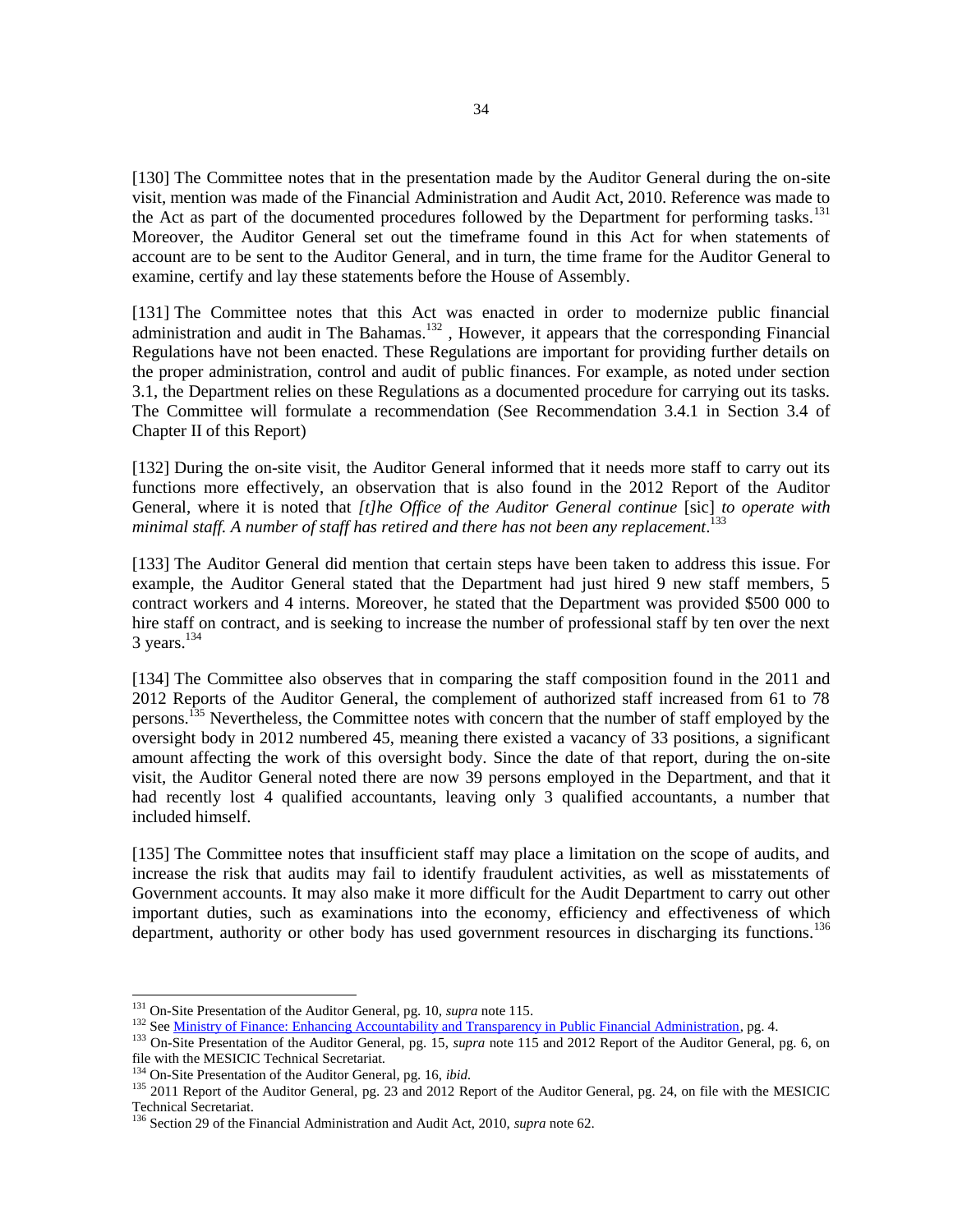[130] The Committee notes that in the presentation made by the Auditor General during the on-site visit, mention was made of the Financial Administration and Audit Act, 2010. Reference was made to the Act as part of the documented procedures followed by the Department for performing tasks.[131] Moreover, the Auditor General set out the timeframe found in this Act for when statements of account are to be sent to the Auditor General, and in turn, the time frame for the Auditor General to examine, certify and lay these statements before the House of Assembly.

[131] The Committee notes that this Act was enacted in order to modernize public financial administration and audit in The Bahamas.[132] , However, it appears that the corresponding Financial Regulations have not been enacted. These Regulations are important for providing further details on the proper administration, control and audit of public finances. For example, as noted under section 3.1, the Department relies on these Regulations as a documented procedure for carrying out its tasks. The Committee will formulate a recommendation (See Recommendation 3.4.1 in Section 3.4 of Chapter II of this Report)

[132] During the on-site visit, the Auditor General informed that it needs more staff to carry out its functions more effectively, an observation that is also found in the 2012 Report of the Auditor General, where it is noted that *[t]he Office of the Auditor General continue* [sic] *to operate with minimal staff. A number of staff has retired and there has not been any replacement*.[133]

[133] The Auditor General did mention that certain steps have been taken to address this issue. For example, the Auditor General stated that the Department had just hired 9 new staff members, 5 contract workers and 4 interns. Moreover, he stated that the Department was provided $500 000 to hire staff on contract, and is seeking to increase the number of professional staff by ten over the next 3 years.[134]

[134] The Committee also observes that in comparing the staff composition found in the 2011 and 2012 Reports of the Auditor General, the complement of authorized staff increased from 61 to 78 persons.[135] Nevertheless, the Committee notes with concern that the number of staff employed by the oversight body in 2012 numbered 45, meaning there existed a vacancy of 33 positions, a significant amount affecting the work of this oversight body. Since the date of that report, during the on-site visit, the Auditor General noted there are now 39 persons employed in the Department, and that it had recently lost 4 qualified accountants, leaving only 3 qualified accountants, a number that included himself.

[135] The Committee notes that insufficient staff may place a limitation on the scope of audits, and increase the risk that audits may fail to identify fraudulent activities, as well as misstatements of Government accounts. It may also make it more difficult for the Audit Department to carry out other important duties, such as examinations into the economy, efficiency and effectiveness of which department, authority or other body has used government resources in discharging its functions.[136]

---

[131] On-Site Presentation of the Auditor General, pg. 10, *supra* note 115.

[132] See Ministry of Finance: Enhancing Accountability and Transparency in Public Financial Administration, pg. 4.

[133] On-Site Presentation of the Auditor General, pg. 15, *supra* note 115 and 2012 Report of the Auditor General, pg. 6, on file with the MESICIC Technical Secretariat.

[134] On-Site Presentation of the Auditor General, pg. 16, *ibid*.

[135] 2011 Report of the Auditor General, pg. 23 and 2012 Report of the Auditor General, pg. 24, on file with the MESICIC Technical Secretariat.

[136] Section 29 of the Financial Administration and Audit Act, 2010, *supra* note 62.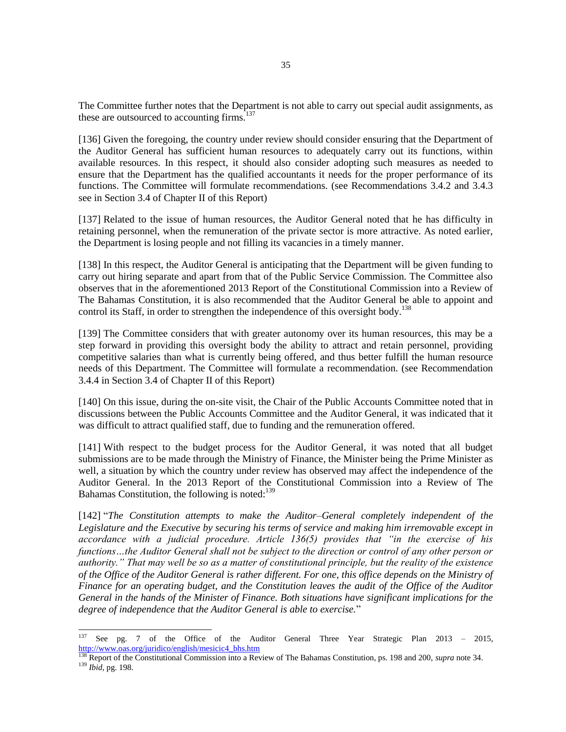The Committee further notes that the Department is not able to carry out special audit assignments, as these are outsourced to accounting firms.[137]

[136] Given the foregoing, the country under review should consider ensuring that the Department of the Auditor General has sufficient human resources to adequately carry out its functions, within available resources. In this respect, it should also consider adopting such measures as needed to ensure that the Department has the qualified accountants it needs for the proper performance of its functions. The Committee will formulate recommendations. (see Recommendations 3.4.2 and 3.4.3 see in Section 3.4 of Chapter II of this Report)

[137] Related to the issue of human resources, the Auditor General noted that he has difficulty in retaining personnel, when the remuneration of the private sector is more attractive. As noted earlier, the Department is losing people and not filling its vacancies in a timely manner.

[138] In this respect, the Auditor General is anticipating that the Department will be given funding to carry out hiring separate and apart from that of the Public Service Commission. The Committee also observes that in the aforementioned 2013 Report of the Constitutional Commission into a Review of The Bahamas Constitution, it is also recommended that the Auditor General be able to appoint and control its Staff, in order to strengthen the independence of this oversight body.[138]

[139] The Committee considers that with greater autonomy over its human resources, this may be a step forward in providing this oversight body the ability to attract and retain personnel, providing competitive salaries than what is currently being offered, and thus better fulfill the human resource needs of this Department. The Committee will formulate a recommendation. (see Recommendation 3.4.4 in Section 3.4 of Chapter II of this Report)

[140] On this issue, during the on-site visit, the Chair of the Public Accounts Committee noted that in discussions between the Public Accounts Committee and the Auditor General, it was indicated that it was difficult to attract qualified staff, due to funding and the remuneration offered.

[141] With respect to the budget process for the Auditor General, it was noted that all budget submissions are to be made through the Ministry of Finance, the Minister being the Prime Minister as well, a situation by which the country under review has observed may affect the independence of the Auditor General. In the 2013 Report of the Constitutional Commission into a Review of The Bahamas Constitution, the following is noted:[139]

[142] "*The Constitution attempts to make the Auditor–General completely independent of the Legislature and the Executive by securing his terms of service and making him irremovable except in accordance with a judicial procedure. Article 136(5) provides that "in the exercise of his functions…the Auditor General shall not be subject to the direction or control of any other person or authority." That may well be so as a matter of constitutional principle, but the reality of the existence of the Office of the Auditor General is rather different. For one, this office depends on the Ministry of Finance for an operating budget, and the Constitution leaves the audit of the Office of the Auditor General in the hands of the Minister of Finance. Both situations have significant implications for the degree of independence that the Auditor General is able to exercise.*"

---

[137] See pg. 7 of the Office of the Auditor General Three Year Strategic Plan 2013 – 2015, http://www.oas.org/juridico/english/mesicic4_bhs.htm

[138] Report of the Constitutional Commission into a Review of The Bahamas Constitution, ps. 198 and 200, *supra* note 34.

[139] *Ibid*, pg. 198.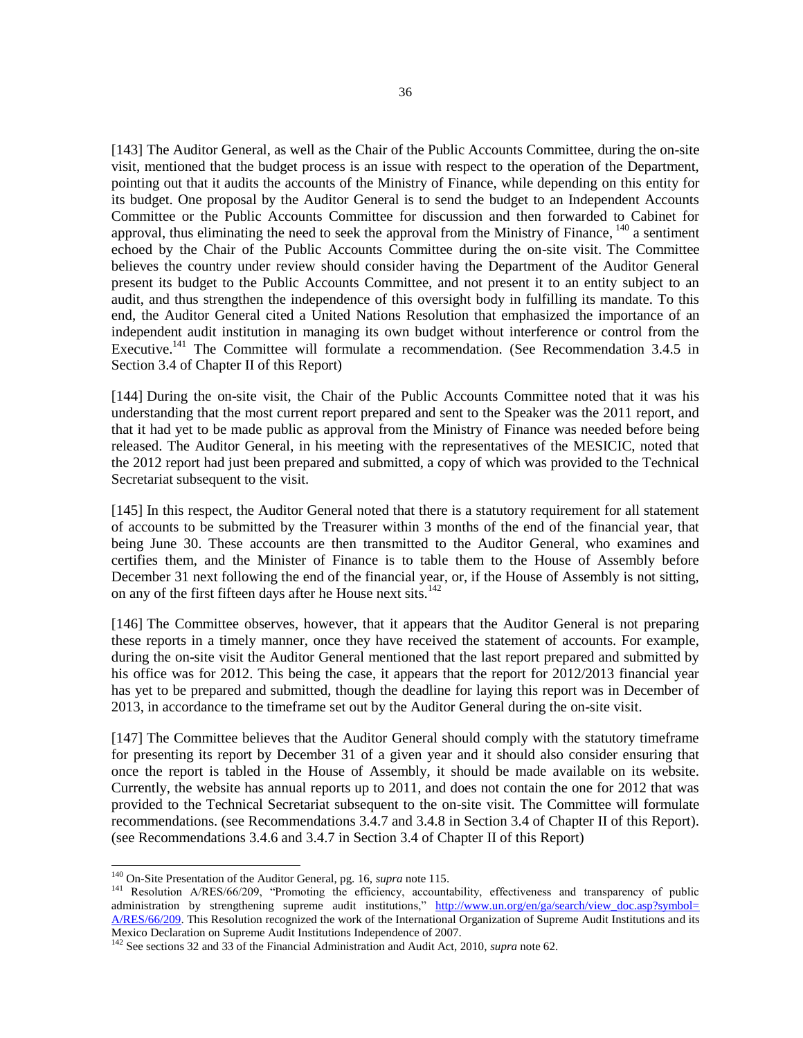[143] The Auditor General, as well as the Chair of the Public Accounts Committee, during the on-site visit, mentioned that the budget process is an issue with respect to the operation of the Department, pointing out that it audits the accounts of the Ministry of Finance, while depending on this entity for its budget. One proposal by the Auditor General is to send the budget to an Independent Accounts Committee or the Public Accounts Committee for discussion and then forwarded to Cabinet for approval, thus eliminating the need to seek the approval from the Ministry of Finance, [140] a sentiment echoed by the Chair of the Public Accounts Committee during the on-site visit. The Committee believes the country under review should consider having the Department of the Auditor General present its budget to the Public Accounts Committee, and not present it to an entity subject to an audit, and thus strengthen the independence of this oversight body in fulfilling its mandate. To this end, the Auditor General cited a United Nations Resolution that emphasized the importance of an independent audit institution in managing its own budget without interference or control from the Executive.[141] The Committee will formulate a recommendation. (See Recommendation 3.4.5 in Section 3.4 of Chapter II of this Report)

[144] During the on-site visit, the Chair of the Public Accounts Committee noted that it was his understanding that the most current report prepared and sent to the Speaker was the 2011 report, and that it had yet to be made public as approval from the Ministry of Finance was needed before being released. The Auditor General, in his meeting with the representatives of the MESICIC, noted that the 2012 report had just been prepared and submitted, a copy of which was provided to the Technical Secretariat subsequent to the visit.

[145] In this respect, the Auditor General noted that there is a statutory requirement for all statement of accounts to be submitted by the Treasurer within 3 months of the end of the financial year, that being June 30. These accounts are then transmitted to the Auditor General, who examines and certifies them, and the Minister of Finance is to table them to the House of Assembly before December 31 next following the end of the financial year, or, if the House of Assembly is not sitting, on any of the first fifteen days after he House next sits.[142]

[146] The Committee observes, however, that it appears that the Auditor General is not preparing these reports in a timely manner, once they have received the statement of accounts. For example, during the on-site visit the Auditor General mentioned that the last report prepared and submitted by his office was for 2012. This being the case, it appears that the report for 2012/2013 financial year has yet to be prepared and submitted, though the deadline for laying this report was in December of 2013, in accordance to the timeframe set out by the Auditor General during the on-site visit.

[147] The Committee believes that the Auditor General should comply with the statutory timeframe for presenting its report by December 31 of a given year and it should also consider ensuring that once the report is tabled in the House of Assembly, it should be made available on its website. Currently, the website has annual reports up to 2011, and does not contain the one for 2012 that was provided to the Technical Secretariat subsequent to the on-site visit. The Committee will formulate recommendations. (see Recommendations 3.4.7 and 3.4.8 in Section 3.4 of Chapter II of this Report). (see Recommendations 3.4.6 and 3.4.7 in Section 3.4 of Chapter II of this Report)

---

[140] On-Site Presentation of the Auditor General, pg. 16, *supra* note 115.

[141] Resolution A/RES/66/209, "Promoting the efficiency, accountability, effectiveness and transparency of public administration by strengthening supreme audit institutions," http://www.un.org/en/ga/search/view_doc.asp?symbol=A/RES/66/209. This Resolution recognized the work of the International Organization of Supreme Audit Institutions and its Mexico Declaration on Supreme Audit Institutions Independence of 2007.

[142] See sections 32 and 33 of the Financial Administration and Audit Act, 2010, *supra* note 62.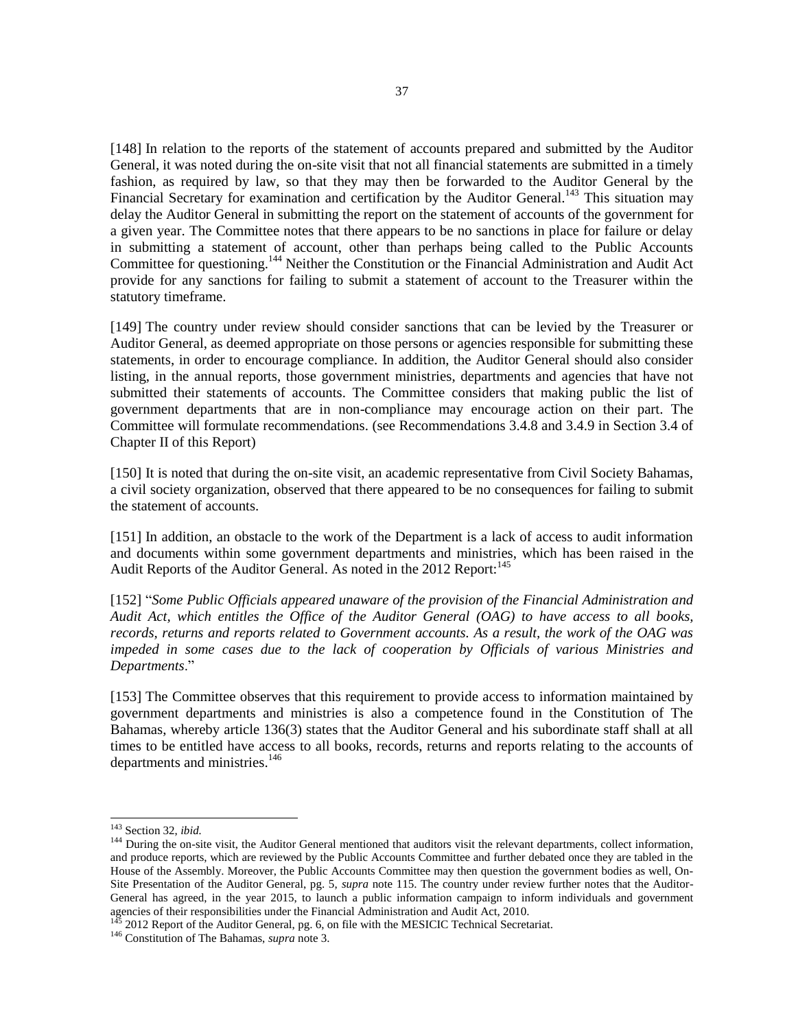[148] In relation to the reports of the statement of accounts prepared and submitted by the Auditor General, it was noted during the on-site visit that not all financial statements are submitted in a timely fashion, as required by law, so that they may then be forwarded to the Auditor General by the Financial Secretary for examination and certification by the Auditor General.[143] This situation may delay the Auditor General in submitting the report on the statement of accounts of the government for a given year. The Committee notes that there appears to be no sanctions in place for failure or delay in submitting a statement of account, other than perhaps being called to the Public Accounts Committee for questioning.[144] Neither the Constitution or the Financial Administration and Audit Act provide for any sanctions for failing to submit a statement of account to the Treasurer within the statutory timeframe.

[149] The country under review should consider sanctions that can be levied by the Treasurer or Auditor General, as deemed appropriate on those persons or agencies responsible for submitting these statements, in order to encourage compliance. In addition, the Auditor General should also consider listing, in the annual reports, those government ministries, departments and agencies that have not submitted their statements of accounts. The Committee considers that making public the list of government departments that are in non-compliance may encourage action on their part. The Committee will formulate recommendations. (see Recommendations 3.4.8 and 3.4.9 in Section 3.4 of Chapter II of this Report)

[150] It is noted that during the on-site visit, an academic representative from Civil Society Bahamas, a civil society organization, observed that there appeared to be no consequences for failing to submit the statement of accounts.

[151] In addition, an obstacle to the work of the Department is a lack of access to audit information and documents within some government departments and ministries, which has been raised in the Audit Reports of the Auditor General. As noted in the 2012 Report:[145]

[152] "*Some Public Officials appeared unaware of the provision of the Financial Administration and Audit Act, which entitles the Office of the Auditor General (OAG) to have access to all books, records, returns and reports related to Government accounts. As a result, the work of the OAG was impeded in some cases due to the lack of cooperation by Officials of various Ministries and Departments*."

[153] The Committee observes that this requirement to provide access to information maintained by government departments and ministries is also a competence found in the Constitution of The Bahamas, whereby article 136(3) states that the Auditor General and his subordinate staff shall at all times to be entitled have access to all books, records, returns and reports relating to the accounts of departments and ministries.[146]

---

[143] Section 32, *ibid.*

[144] During the on-site visit, the Auditor General mentioned that auditors visit the relevant departments, collect information, and produce reports, which are reviewed by the Public Accounts Committee and further debated once they are tabled in the House of the Assembly. Moreover, the Public Accounts Committee may then question the government bodies as well, On-Site Presentation of the Auditor General, pg. 5, *supra* note 115. The country under review further notes that the Auditor-General has agreed, in the year 2015, to launch a public information campaign to inform individuals and government agencies of their responsibilities under the Financial Administration and Audit Act, 2010.

[145] 2012 Report of the Auditor General, pg. 6, on file with the MESICIC Technical Secretariat.

[146] Constitution of The Bahamas, *supra* note 3.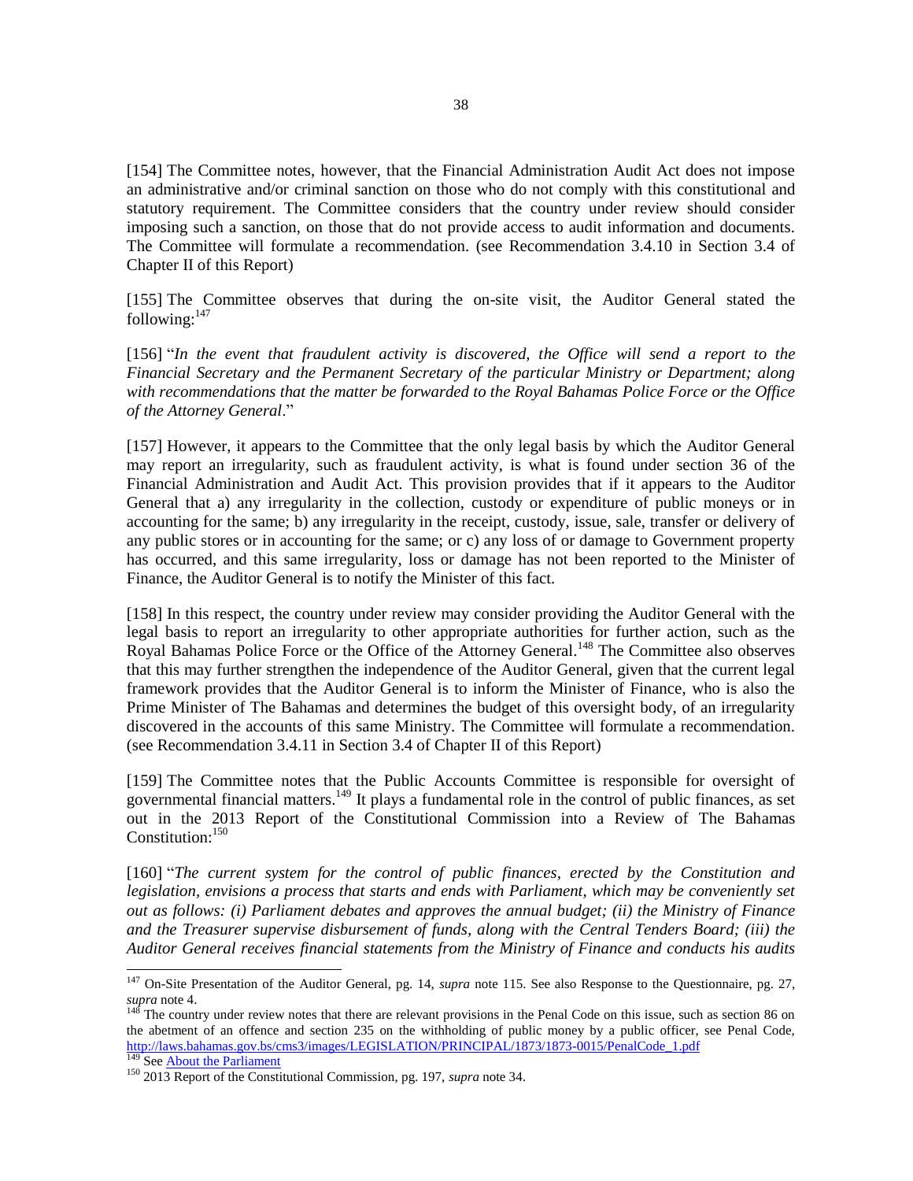[154] The Committee notes, however, that the Financial Administration Audit Act does not impose an administrative and/or criminal sanction on those who do not comply with this constitutional and statutory requirement. The Committee considers that the country under review should consider imposing such a sanction, on those that do not provide access to audit information and documents. The Committee will formulate a recommendation. (see Recommendation 3.4.10 in Section 3.4 of Chapter II of this Report)

[155] The Committee observes that during the on-site visit, the Auditor General stated the following:[147]

[156] "*In the event that fraudulent activity is discovered, the Office will send a report to the Financial Secretary and the Permanent Secretary of the particular Ministry or Department; along with recommendations that the matter be forwarded to the Royal Bahamas Police Force or the Office of the Attorney General*."

[157] However, it appears to the Committee that the only legal basis by which the Auditor General may report an irregularity, such as fraudulent activity, is what is found under section 36 of the Financial Administration and Audit Act. This provision provides that if it appears to the Auditor General that a) any irregularity in the collection, custody or expenditure of public moneys or in accounting for the same; b) any irregularity in the receipt, custody, issue, sale, transfer or delivery of any public stores or in accounting for the same; or c) any loss of or damage to Government property has occurred, and this same irregularity, loss or damage has not been reported to the Minister of Finance, the Auditor General is to notify the Minister of this fact.

[158] In this respect, the country under review may consider providing the Auditor General with the legal basis to report an irregularity to other appropriate authorities for further action, such as the Royal Bahamas Police Force or the Office of the Attorney General.[148] The Committee also observes that this may further strengthen the independence of the Auditor General, given that the current legal framework provides that the Auditor General is to inform the Minister of Finance, who is also the Prime Minister of The Bahamas and determines the budget of this oversight body, of an irregularity discovered in the accounts of this same Ministry. The Committee will formulate a recommendation. (see Recommendation 3.4.11 in Section 3.4 of Chapter II of this Report)

[159] The Committee notes that the Public Accounts Committee is responsible for oversight of governmental financial matters.[149] It plays a fundamental role in the control of public finances, as set out in the 2013 Report of the Constitutional Commission into a Review of The Bahamas Constitution:[150]

[160] "*The current system for the control of public finances, erected by the Constitution and legislation, envisions a process that starts and ends with Parliament, which may be conveniently set out as follows: (i) Parliament debates and approves the annual budget; (ii) the Ministry of Finance and the Treasurer supervise disbursement of funds, along with the Central Tenders Board; (iii) the Auditor General receives financial statements from the Ministry of Finance and conducts his audits*

---

[147] On-Site Presentation of the Auditor General, pg. 14, *supra* note 115. See also Response to the Questionnaire, pg. 27, *supra* note 4.

[148] The country under review notes that there are relevant provisions in the Penal Code on this issue, such as section 86 on the abetment of an offence and section 235 on the withholding of public money by a public officer, see Penal Code, http://laws.bahamas.gov.bs/cms3/images/LEGISLATION/PRINCIPAL/1873/1873-0015/PenalCode_1.pdf

[149] See About the Parliament

[150] 2013 Report of the Constitutional Commission, pg. 197, *supra* note 34.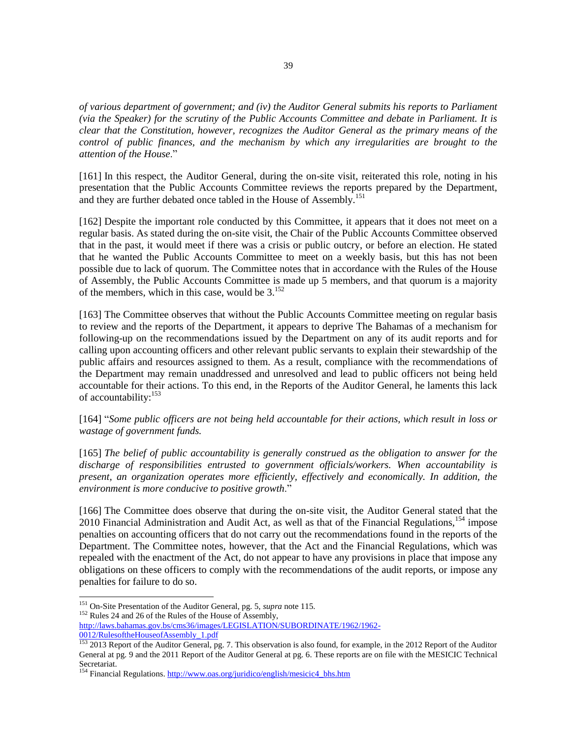*of various department of government; and (iv) the Auditor General submits his reports to Parliament (via the Speaker) for the scrutiny of the Public Accounts Committee and debate in Parliament. It is clear that the Constitution, however, recognizes the Auditor General as the primary means of the control of public finances, and the mechanism by which any irregularities are brought to the attention of the House*."

[161] In this respect, the Auditor General, during the on-site visit, reiterated this role, noting in his presentation that the Public Accounts Committee reviews the reports prepared by the Department, and they are further debated once tabled in the House of Assembly.[151]

[162] Despite the important role conducted by this Committee, it appears that it does not meet on a regular basis. As stated during the on-site visit, the Chair of the Public Accounts Committee observed that in the past, it would meet if there was a crisis or public outcry, or before an election. He stated that he wanted the Public Accounts Committee to meet on a weekly basis, but this has not been possible due to lack of quorum. The Committee notes that in accordance with the Rules of the House of Assembly, the Public Accounts Committee is made up 5 members, and that quorum is a majority of the members, which in this case, would be 3.[152]

[163] The Committee observes that without the Public Accounts Committee meeting on regular basis to review and the reports of the Department, it appears to deprive The Bahamas of a mechanism for following-up on the recommendations issued by the Department on any of its audit reports and for calling upon accounting officers and other relevant public servants to explain their stewardship of the public affairs and resources assigned to them. As a result, compliance with the recommendations of the Department may remain unaddressed and unresolved and lead to public officers not being held accountable for their actions. To this end, in the Reports of the Auditor General, he laments this lack of accountability:[153]

[164] "*Some public officers are not being held accountable for their actions, which result in loss or wastage of government funds.*

[165] *The belief of public accountability is generally construed as the obligation to answer for the discharge of responsibilities entrusted to government officials/workers. When accountability is present, an organization operates more efficiently, effectively and economically. In addition, the environment is more conducive to positive growth*."

[166] The Committee does observe that during the on-site visit, the Auditor General stated that the 2010 Financial Administration and Audit Act, as well as that of the Financial Regulations,[154] impose penalties on accounting officers that do not carry out the recommendations found in the reports of the Department. The Committee notes, however, that the Act and the Financial Regulations, which was repealed with the enactment of the Act, do not appear to have any provisions in place that impose any obligations on these officers to comply with the recommendations of the audit reports, or impose any penalties for failure to do so.

---

[151] On-Site Presentation of the Auditor General, pg. 5, *supra* note 115.

[152] Rules 24 and 26 of the Rules of the House of Assembly, http://laws.bahamas.gov.bs/cms36/images/LEGISLATION/SUBORDINATE/1962/1962-0012/RulesoftheHouseofAssembly_1.pdf

[153] 2013 Report of the Auditor General, pg. 7. This observation is also found, for example, in the 2012 Report of the Auditor General at pg. 9 and the 2011 Report of the Auditor General at pg. 6. These reports are on file with the MESICIC Technical Secretariat.

[154] Financial Regulations. http://www.oas.org/juridico/english/mesicic4_bhs.htm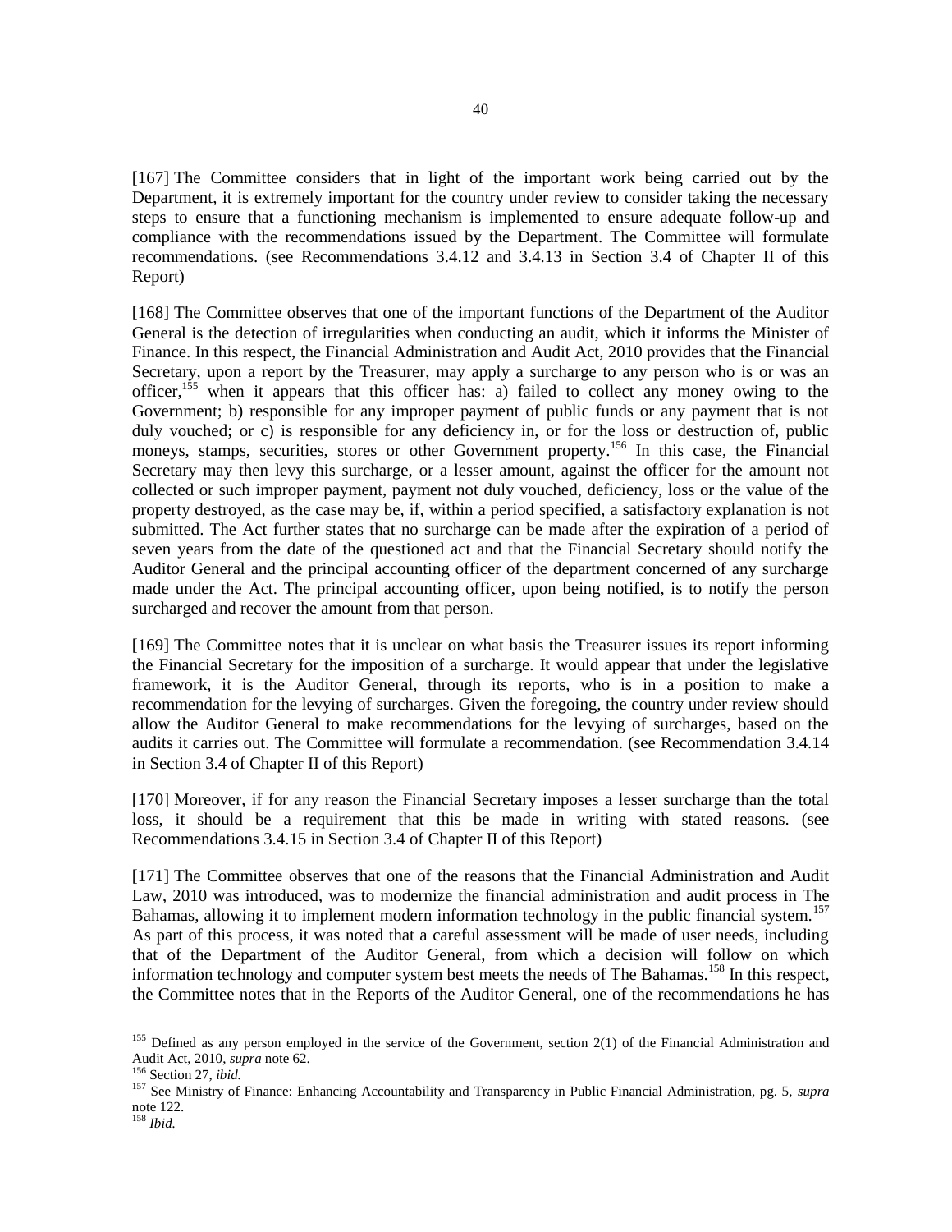[167] The Committee considers that in light of the important work being carried out by the Department, it is extremely important for the country under review to consider taking the necessary steps to ensure that a functioning mechanism is implemented to ensure adequate follow-up and compliance with the recommendations issued by the Department. The Committee will formulate recommendations. (see Recommendations 3.4.12 and 3.4.13 in Section 3.4 of Chapter II of this Report)

[168] The Committee observes that one of the important functions of the Department of the Auditor General is the detection of irregularities when conducting an audit, which it informs the Minister of Finance. In this respect, the Financial Administration and Audit Act, 2010 provides that the Financial Secretary, upon a report by the Treasurer, may apply a surcharge to any person who is or was an officer,[155] when it appears that this officer has: a) failed to collect any money owing to the Government; b) responsible for any improper payment of public funds or any payment that is not duly vouched; or c) is responsible for any deficiency in, or for the loss or destruction of, public moneys, stamps, securities, stores or other Government property.[156] In this case, the Financial Secretary may then levy this surcharge, or a lesser amount, against the officer for the amount not collected or such improper payment, payment not duly vouched, deficiency, loss or the value of the property destroyed, as the case may be, if, within a period specified, a satisfactory explanation is not submitted. The Act further states that no surcharge can be made after the expiration of a period of seven years from the date of the questioned act and that the Financial Secretary should notify the Auditor General and the principal accounting officer of the department concerned of any surcharge made under the Act. The principal accounting officer, upon being notified, is to notify the person surcharged and recover the amount from that person.

[169] The Committee notes that it is unclear on what basis the Treasurer issues its report informing the Financial Secretary for the imposition of a surcharge. It would appear that under the legislative framework, it is the Auditor General, through its reports, who is in a position to make a recommendation for the levying of surcharges. Given the foregoing, the country under review should allow the Auditor General to make recommendations for the levying of surcharges, based on the audits it carries out. The Committee will formulate a recommendation. (see Recommendation 3.4.14 in Section 3.4 of Chapter II of this Report)

[170] Moreover, if for any reason the Financial Secretary imposes a lesser surcharge than the total loss, it should be a requirement that this be made in writing with stated reasons. (see Recommendations 3.4.15 in Section 3.4 of Chapter II of this Report)

[171] The Committee observes that one of the reasons that the Financial Administration and Audit Law, 2010 was introduced, was to modernize the financial administration and audit process in The Bahamas, allowing it to implement modern information technology in the public financial system.[157] As part of this process, it was noted that a careful assessment will be made of user needs, including that of the Department of the Auditor General, from which a decision will follow on which information technology and computer system best meets the needs of The Bahamas.[158] In this respect, the Committee notes that in the Reports of the Auditor General, one of the recommendations he has

---

[155] Defined as any person employed in the service of the Government, section 2(1) of the Financial Administration and Audit Act, 2010, *supra* note 62.

[156] Section 27, *ibid.*

[157] See Ministry of Finance: Enhancing Accountability and Transparency in Public Financial Administration, pg. 5, *supra* note 122.

[158] *Ibid.*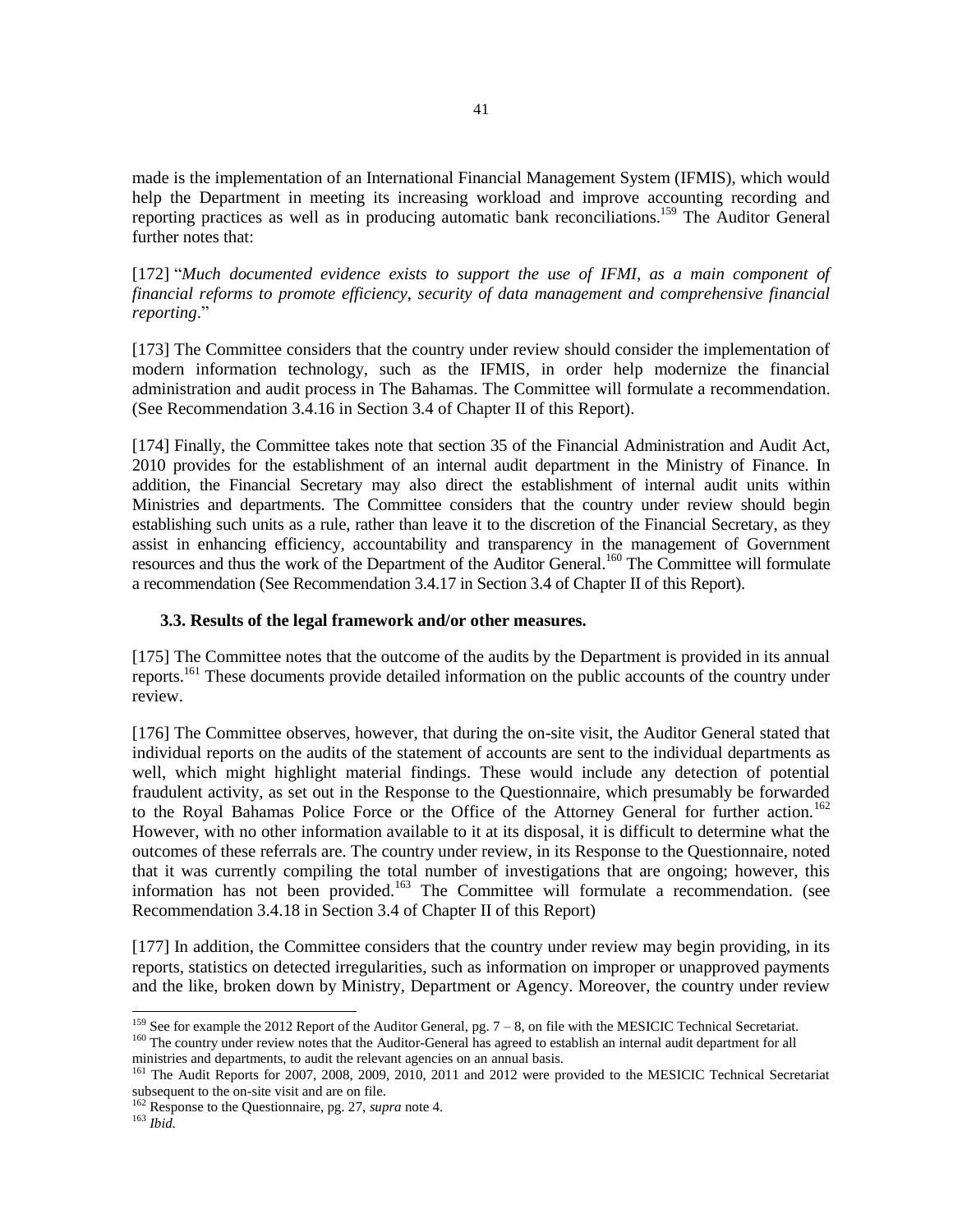made is the implementation of an International Financial Management System (IFMIS), which would help the Department in meeting its increasing workload and improve accounting recording and reporting practices as well as in producing automatic bank reconciliations.[159] The Auditor General further notes that:

[172] "*Much documented evidence exists to support the use of IFMI, as a main component of financial reforms to promote efficiency, security of data management and comprehensive financial reporting*."

[173] The Committee considers that the country under review should consider the implementation of modern information technology, such as the IFMIS, in order help modernize the financial administration and audit process in The Bahamas. The Committee will formulate a recommendation. (See Recommendation 3.4.16 in Section 3.4 of Chapter II of this Report).

[174] Finally, the Committee takes note that section 35 of the Financial Administration and Audit Act, 2010 provides for the establishment of an internal audit department in the Ministry of Finance. In addition, the Financial Secretary may also direct the establishment of internal audit units within Ministries and departments. The Committee considers that the country under review should begin establishing such units as a rule, rather than leave it to the discretion of the Financial Secretary, as they assist in enhancing efficiency, accountability and transparency in the management of Government resources and thus the work of the Department of the Auditor General.[160] The Committee will formulate a recommendation (See Recommendation 3.4.17 in Section 3.4 of Chapter II of this Report).

### 3.3. Results of the legal framework and/or other measures.

[175] The Committee notes that the outcome of the audits by the Department is provided in its annual reports.[161] These documents provide detailed information on the public accounts of the country under review.

[176] The Committee observes, however, that during the on-site visit, the Auditor General stated that individual reports on the audits of the statement of accounts are sent to the individual departments as well, which might highlight material findings. These would include any detection of potential fraudulent activity, as set out in the Response to the Questionnaire, which presumably be forwarded to the Royal Bahamas Police Force or the Office of the Attorney General for further action.[162] However, with no other information available to it at its disposal, it is difficult to determine what the outcomes of these referrals are. The country under review, in its Response to the Questionnaire, noted that it was currently compiling the total number of investigations that are ongoing; however, this information has not been provided.[163] The Committee will formulate a recommendation. (see Recommendation 3.4.18 in Section 3.4 of Chapter II of this Report)

[177] In addition, the Committee considers that the country under review may begin providing, in its reports, statistics on detected irregularities, such as information on improper or unapproved payments and the like, broken down by Ministry, Department or Agency. Moreover, the country under review

---

[159] See for example the 2012 Report of the Auditor General, pg. 7 – 8, on file with the MESICIC Technical Secretariat.

[160] The country under review notes that the Auditor-General has agreed to establish an internal audit department for all ministries and departments, to audit the relevant agencies on an annual basis.

[161] The Audit Reports for 2007, 2008, 2009, 2010, 2011 and 2012 were provided to the MESICIC Technical Secretariat subsequent to the on-site visit and are on file.

[162] Response to the Questionnaire, pg. 27, *supra* note 4.

[163] *Ibid.*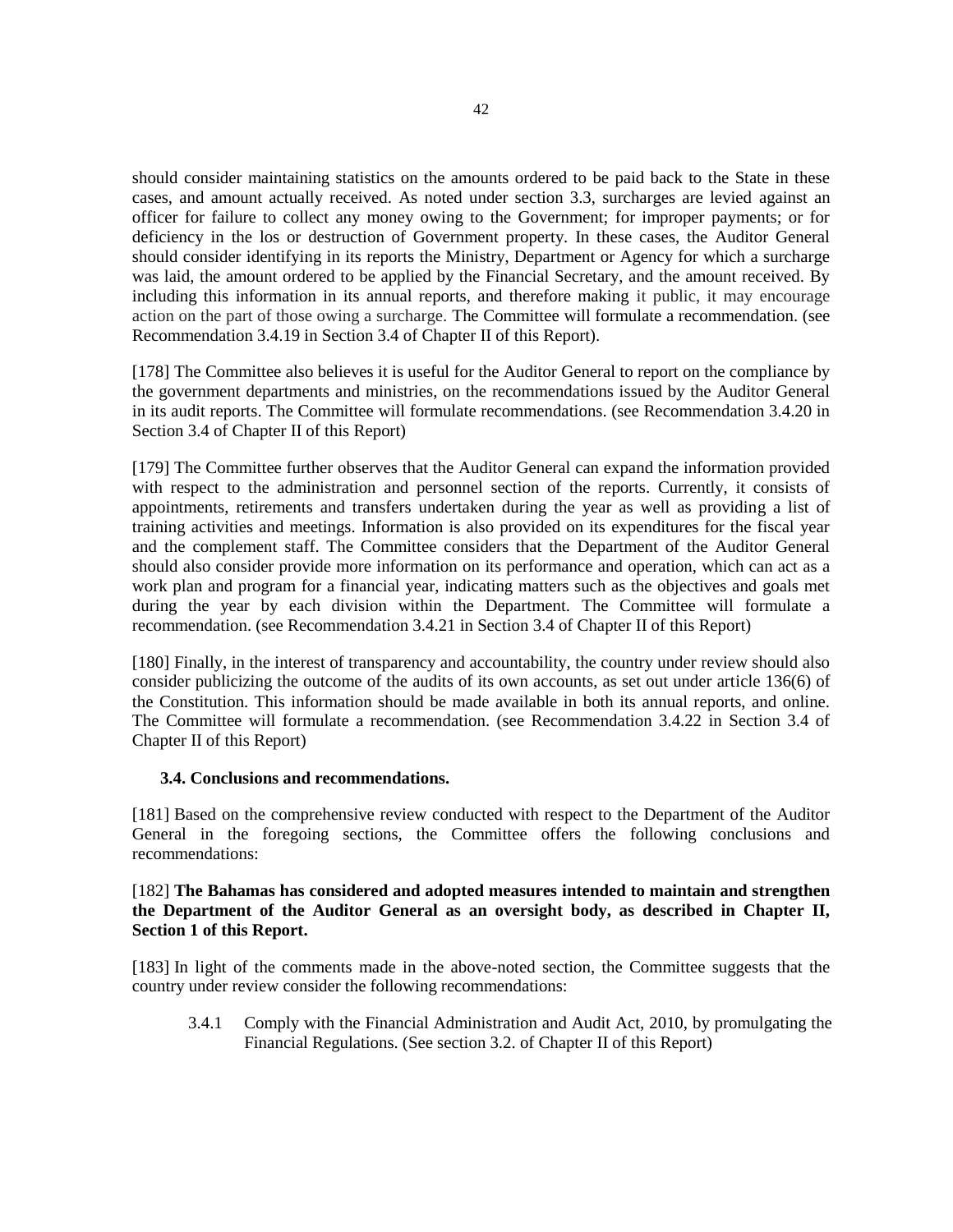should consider maintaining statistics on the amounts ordered to be paid back to the State in these cases, and amount actually received. As noted under section 3.3, surcharges are levied against an officer for failure to collect any money owing to the Government; for improper payments; or for deficiency in the los or destruction of Government property. In these cases, the Auditor General should consider identifying in its reports the Ministry, Department or Agency for which a surcharge was laid, the amount ordered to be applied by the Financial Secretary, and the amount received. By including this information in its annual reports, and therefore making it public, it may encourage action on the part of those owing a surcharge. The Committee will formulate a recommendation. (see Recommendation 3.4.19 in Section 3.4 of Chapter II of this Report).

[178] The Committee also believes it is useful for the Auditor General to report on the compliance by the government departments and ministries, on the recommendations issued by the Auditor General in its audit reports. The Committee will formulate recommendations. (see Recommendation 3.4.20 in Section 3.4 of Chapter II of this Report)

[179] The Committee further observes that the Auditor General can expand the information provided with respect to the administration and personnel section of the reports. Currently, it consists of appointments, retirements and transfers undertaken during the year as well as providing a list of training activities and meetings. Information is also provided on its expenditures for the fiscal year and the complement staff. The Committee considers that the Department of the Auditor General should also consider provide more information on its performance and operation, which can act as a work plan and program for a financial year, indicating matters such as the objectives and goals met during the year by each division within the Department. The Committee will formulate a recommendation. (see Recommendation 3.4.21 in Section 3.4 of Chapter II of this Report)

[180] Finally, in the interest of transparency and accountability, the country under review should also consider publicizing the outcome of the audits of its own accounts, as set out under article 136(6) of the Constitution. This information should be made available in both its annual reports, and online. The Committee will formulate a recommendation. (see Recommendation 3.4.22 in Section 3.4 of Chapter II of this Report)

### 3.4. Conclusions and recommendations.

[181] Based on the comprehensive review conducted with respect to the Department of the Auditor General in the foregoing sections, the Committee offers the following conclusions and recommendations:

[182] **The Bahamas has considered and adopted measures intended to maintain and strengthen the Department of the Auditor General as an oversight body, as described in Chapter II, Section 1 of this Report.**

[183] In light of the comments made in the above-noted section, the Committee suggests that the country under review consider the following recommendations:

3.4.1 Comply with the Financial Administration and Audit Act, 2010, by promulgating the Financial Regulations. (See section 3.2. of Chapter II of this Report)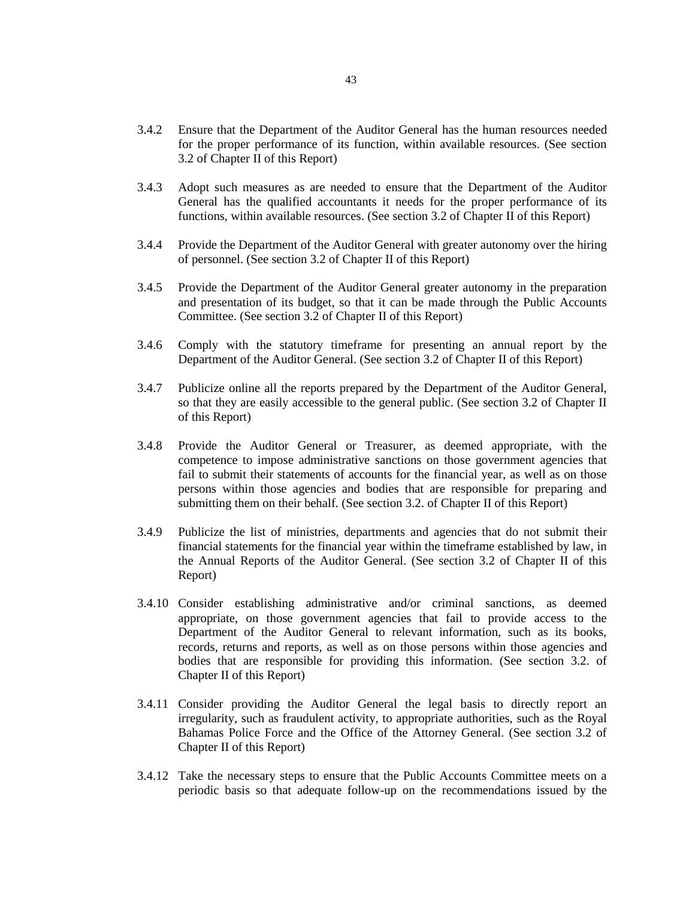3.4.2 Ensure that the Department of the Auditor General has the human resources needed for the proper performance of its function, within available resources. (See section 3.2 of Chapter II of this Report)

3.4.3 Adopt such measures as are needed to ensure that the Department of the Auditor General has the qualified accountants it needs for the proper performance of its functions, within available resources. (See section 3.2 of Chapter II of this Report)

3.4.4 Provide the Department of the Auditor General with greater autonomy over the hiring of personnel. (See section 3.2 of Chapter II of this Report)

3.4.5 Provide the Department of the Auditor General greater autonomy in the preparation and presentation of its budget, so that it can be made through the Public Accounts Committee. (See section 3.2 of Chapter II of this Report)

3.4.6 Comply with the statutory timeframe for presenting an annual report by the Department of the Auditor General. (See section 3.2 of Chapter II of this Report)

3.4.7 Publicize online all the reports prepared by the Department of the Auditor General, so that they are easily accessible to the general public. (See section 3.2 of Chapter II of this Report)

3.4.8 Provide the Auditor General or Treasurer, as deemed appropriate, with the competence to impose administrative sanctions on those government agencies that fail to submit their statements of accounts for the financial year, as well as on those persons within those agencies and bodies that are responsible for preparing and submitting them on their behalf. (See section 3.2. of Chapter II of this Report)

3.4.9 Publicize the list of ministries, departments and agencies that do not submit their financial statements for the financial year within the timeframe established by law, in the Annual Reports of the Auditor General. (See section 3.2 of Chapter II of this Report)

3.4.10 Consider establishing administrative and/or criminal sanctions, as deemed appropriate, on those government agencies that fail to provide access to the Department of the Auditor General to relevant information, such as its books, records, returns and reports, as well as on those persons within those agencies and bodies that are responsible for providing this information. (See section 3.2. of Chapter II of this Report)

3.4.11 Consider providing the Auditor General the legal basis to directly report an irregularity, such as fraudulent activity, to appropriate authorities, such as the Royal Bahamas Police Force and the Office of the Attorney General. (See section 3.2 of Chapter II of this Report)

3.4.12 Take the necessary steps to ensure that the Public Accounts Committee meets on a periodic basis so that adequate follow-up on the recommendations issued by the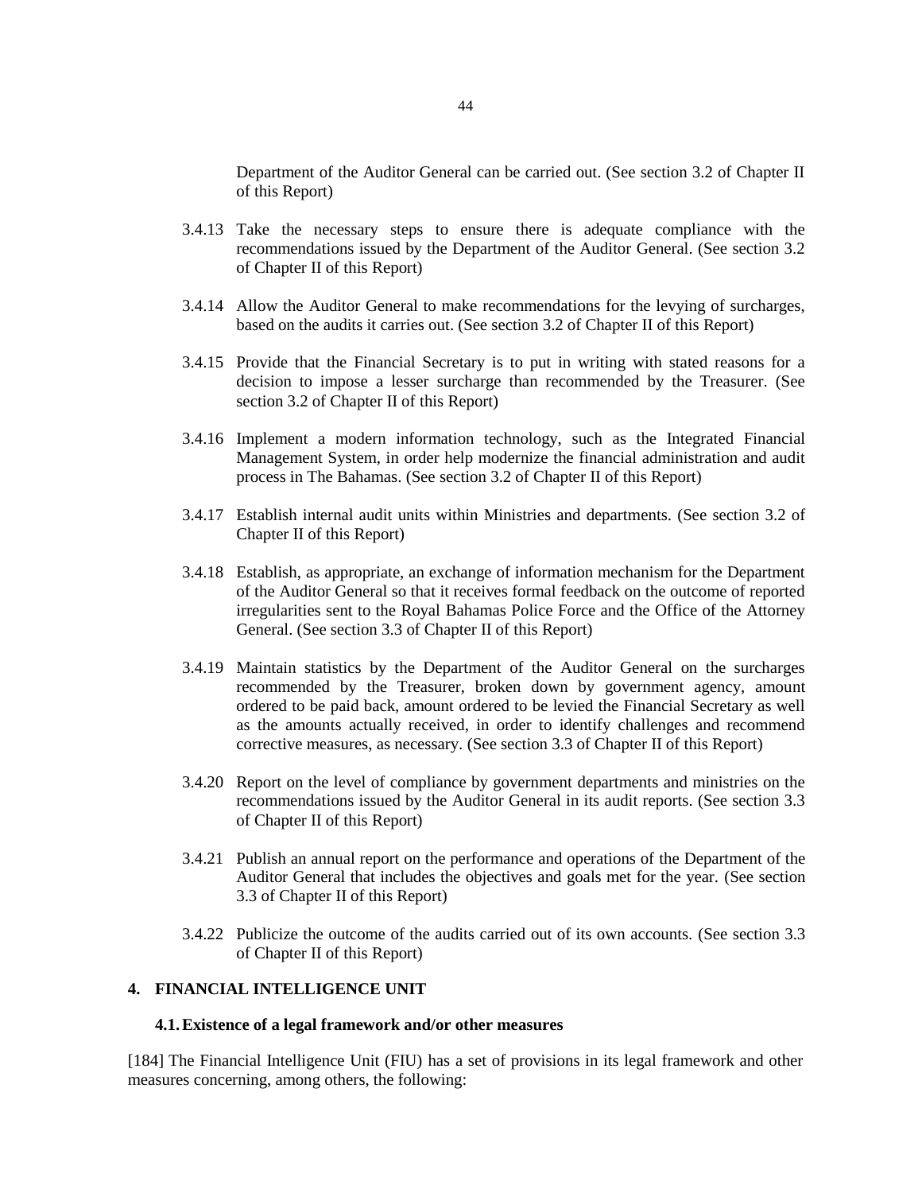Department of the Auditor General can be carried out. (See section 3.2 of Chapter II of this Report)

3.4.13 Take the necessary steps to ensure there is adequate compliance with the recommendations issued by the Department of the Auditor General. (See section 3.2 of Chapter II of this Report)

3.4.14 Allow the Auditor General to make recommendations for the levying of surcharges, based on the audits it carries out. (See section 3.2 of Chapter II of this Report)

3.4.15 Provide that the Financial Secretary is to put in writing with stated reasons for a decision to impose a lesser surcharge than recommended by the Treasurer. (See section 3.2 of Chapter II of this Report)

3.4.16 Implement a modern information technology, such as the Integrated Financial Management System, in order help modernize the financial administration and audit process in The Bahamas. (See section 3.2 of Chapter II of this Report)

3.4.17 Establish internal audit units within Ministries and departments. (See section 3.2 of Chapter II of this Report)

3.4.18 Establish, as appropriate, an exchange of information mechanism for the Department of the Auditor General so that it receives formal feedback on the outcome of reported irregularities sent to the Royal Bahamas Police Force and the Office of the Attorney General. (See section 3.3 of Chapter II of this Report)

3.4.19 Maintain statistics by the Department of the Auditor General on the surcharges recommended by the Treasurer, broken down by government agency, amount ordered to be paid back, amount ordered to be levied the Financial Secretary as well as the amounts actually received, in order to identify challenges and recommend corrective measures, as necessary. (See section 3.3 of Chapter II of this Report)

3.4.20 Report on the level of compliance by government departments and ministries on the recommendations issued by the Auditor General in its audit reports. (See section 3.3 of Chapter II of this Report)

3.4.21 Publish an annual report on the performance and operations of the Department of the Auditor General that includes the objectives and goals met for the year. (See section 3.3 of Chapter II of this Report)

3.4.22 Publicize the outcome of the audits carried out of its own accounts. (See section 3.3 of Chapter II of this Report)

## 4. FINANCIAL INTELLIGENCE UNIT

### 4.1. Existence of a legal framework and/or other measures

[184] The Financial Intelligence Unit (FIU) has a set of provisions in its legal framework and other measures concerning, among others, the following: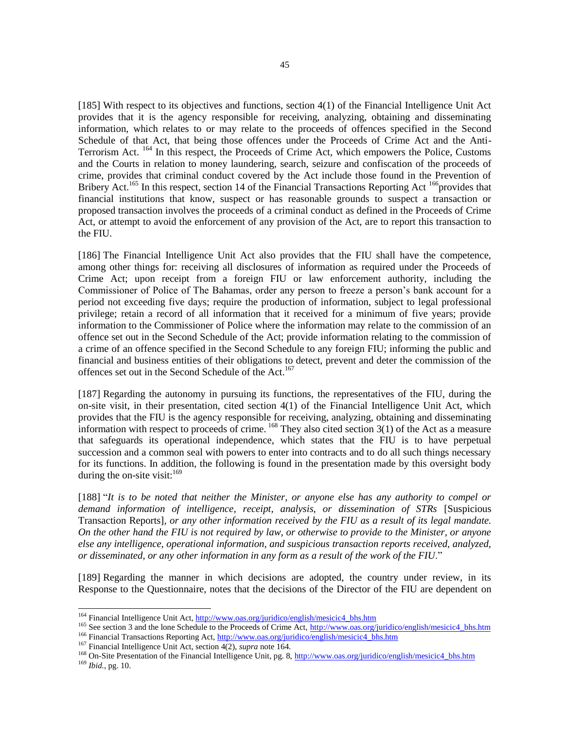[185] With respect to its objectives and functions, section 4(1) of the Financial Intelligence Unit Act provides that it is the agency responsible for receiving, analyzing, obtaining and disseminating information, which relates to or may relate to the proceeds of offences specified in the Second Schedule of that Act, that being those offences under the Proceeds of Crime Act and the Anti-Terrorism Act. [164] In this respect, the Proceeds of Crime Act, which empowers the Police, Customs and the Courts in relation to money laundering, search, seizure and confiscation of the proceeds of crime, provides that criminal conduct covered by the Act include those found in the Prevention of Bribery Act.[165] In this respect, section 14 of the Financial Transactions Reporting Act [166]provides that financial institutions that know, suspect or has reasonable grounds to suspect a transaction or proposed transaction involves the proceeds of a criminal conduct as defined in the Proceeds of Crime Act, or attempt to avoid the enforcement of any provision of the Act, are to report this transaction to the FIU.

[186] The Financial Intelligence Unit Act also provides that the FIU shall have the competence, among other things for: receiving all disclosures of information as required under the Proceeds of Crime Act; upon receipt from a foreign FIU or law enforcement authority, including the Commissioner of Police of The Bahamas, order any person to freeze a person's bank account for a period not exceeding five days; require the production of information, subject to legal professional privilege; retain a record of all information that it received for a minimum of five years; provide information to the Commissioner of Police where the information may relate to the commission of an offence set out in the Second Schedule of the Act; provide information relating to the commission of a crime of an offence specified in the Second Schedule to any foreign FIU; informing the public and financial and business entities of their obligations to detect, prevent and deter the commission of the offences set out in the Second Schedule of the Act.[167]

[187] Regarding the autonomy in pursuing its functions, the representatives of the FIU, during the on-site visit, in their presentation, cited section 4(1) of the Financial Intelligence Unit Act, which provides that the FIU is the agency responsible for receiving, analyzing, obtaining and disseminating information with respect to proceeds of crime. [168] They also cited section 3(1) of the Act as a measure that safeguards its operational independence, which states that the FIU is to have perpetual succession and a common seal with powers to enter into contracts and to do all such things necessary for its functions. In addition, the following is found in the presentation made by this oversight body during the on-site visit:[169]

[188] "*It is to be noted that neither the Minister, or anyone else has any authority to compel or demand information of intelligence, receipt, analysis, or dissemination of STRs* [Suspicious Transaction Reports], *or any other information received by the FIU as a result of its legal mandate. On the other hand the FIU is not required by law, or otherwise to provide to the Minister, or anyone else any intelligence, operational information, and suspicious transaction reports received, analyzed, or disseminated, or any other information in any form as a result of the work of the FIU.*"

[189] Regarding the manner in which decisions are adopted, the country under review, in its Response to the Questionnaire, notes that the decisions of the Director of the FIU are dependent on

---

[164] Financial Intelligence Unit Act, http://www.oas.org/juridico/english/mesicic4_bhs.htm

[165] See section 3 and the lone Schedule to the Proceeds of Crime Act, http://www.oas.org/juridico/english/mesicic4_bhs.htm

[166] Financial Transactions Reporting Act, http://www.oas.org/juridico/english/mesicic4_bhs.htm

[167] Financial Intelligence Unit Act, section 4(2), *supra* note 164.

[168] On-Site Presentation of the Financial Intelligence Unit, pg. 8, http://www.oas.org/juridico/english/mesicic4_bhs.htm

[169] *Ibid.*, pg. 10.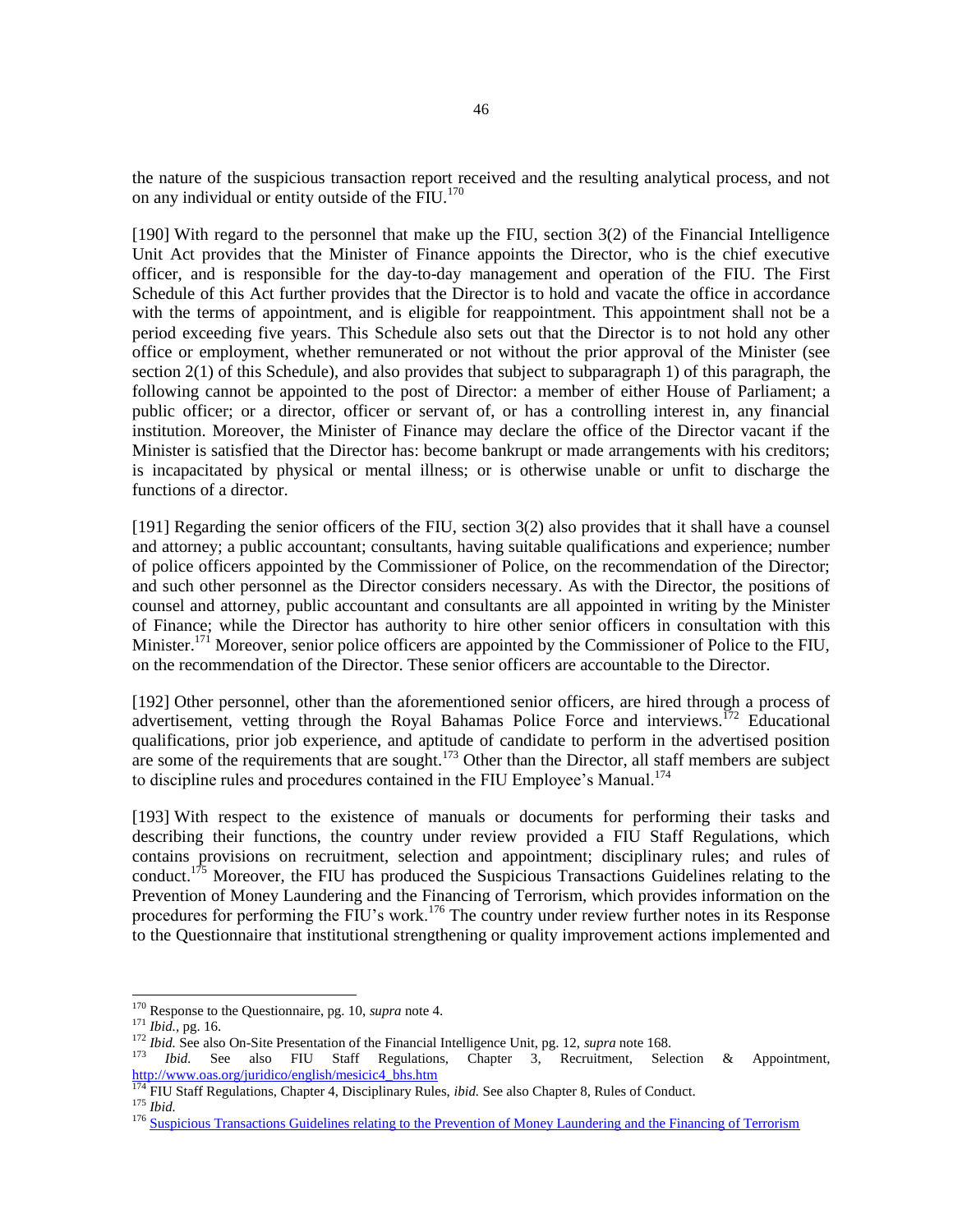the nature of the suspicious transaction report received and the resulting analytical process, and not on any individual or entity outside of the FIU.[170]

[190] With regard to the personnel that make up the FIU, section 3(2) of the Financial Intelligence Unit Act provides that the Minister of Finance appoints the Director, who is the chief executive officer, and is responsible for the day-to-day management and operation of the FIU. The First Schedule of this Act further provides that the Director is to hold and vacate the office in accordance with the terms of appointment, and is eligible for reappointment. This appointment shall not be a period exceeding five years. This Schedule also sets out that the Director is to not hold any other office or employment, whether remunerated or not without the prior approval of the Minister (see section 2(1) of this Schedule), and also provides that subject to subparagraph 1) of this paragraph, the following cannot be appointed to the post of Director: a member of either House of Parliament; a public officer; or a director, officer or servant of, or has a controlling interest in, any financial institution. Moreover, the Minister of Finance may declare the office of the Director vacant if the Minister is satisfied that the Director has: become bankrupt or made arrangements with his creditors; is incapacitated by physical or mental illness; or is otherwise unable or unfit to discharge the functions of a director.

[191] Regarding the senior officers of the FIU, section 3(2) also provides that it shall have a counsel and attorney; a public accountant; consultants, having suitable qualifications and experience; number of police officers appointed by the Commissioner of Police, on the recommendation of the Director; and such other personnel as the Director considers necessary. As with the Director, the positions of counsel and attorney, public accountant and consultants are all appointed in writing by the Minister of Finance; while the Director has authority to hire other senior officers in consultation with this Minister.[171] Moreover, senior police officers are appointed by the Commissioner of Police to the FIU, on the recommendation of the Director. These senior officers are accountable to the Director.

[192] Other personnel, other than the aforementioned senior officers, are hired through a process of advertisement, vetting through the Royal Bahamas Police Force and interviews.[172] Educational qualifications, prior job experience, and aptitude of candidate to perform in the advertised position are some of the requirements that are sought.[173] Other than the Director, all staff members are subject to discipline rules and procedures contained in the FIU Employee's Manual.[174]

[193] With respect to the existence of manuals or documents for performing their tasks and describing their functions, the country under review provided a FIU Staff Regulations, which contains provisions on recruitment, selection and appointment; disciplinary rules; and rules of conduct.[175] Moreover, the FIU has produced the Suspicious Transactions Guidelines relating to the Prevention of Money Laundering and the Financing of Terrorism, which provides information on the procedures for performing the FIU's work.[176] The country under review further notes in its Response to the Questionnaire that institutional strengthening or quality improvement actions implemented and

---

[170] Response to the Questionnaire, pg. 10, *supra* note 4.

[171] *Ibid.*, pg. 16.

[172] *Ibid.* See also On-Site Presentation of the Financial Intelligence Unit, pg. 12, *supra* note 168.

[173] *Ibid.* See also FIU Staff Regulations, Chapter 3, Recruitment, Selection & Appointment, http://www.oas.org/juridico/english/mesicic4_bhs.htm

[174] FIU Staff Regulations, Chapter 4, Disciplinary Rules, *ibid.* See also Chapter 8, Rules of Conduct.

[175] *Ibid.*

[176] Suspicious Transactions Guidelines relating to the Prevention of Money Laundering and the Financing of Terrorism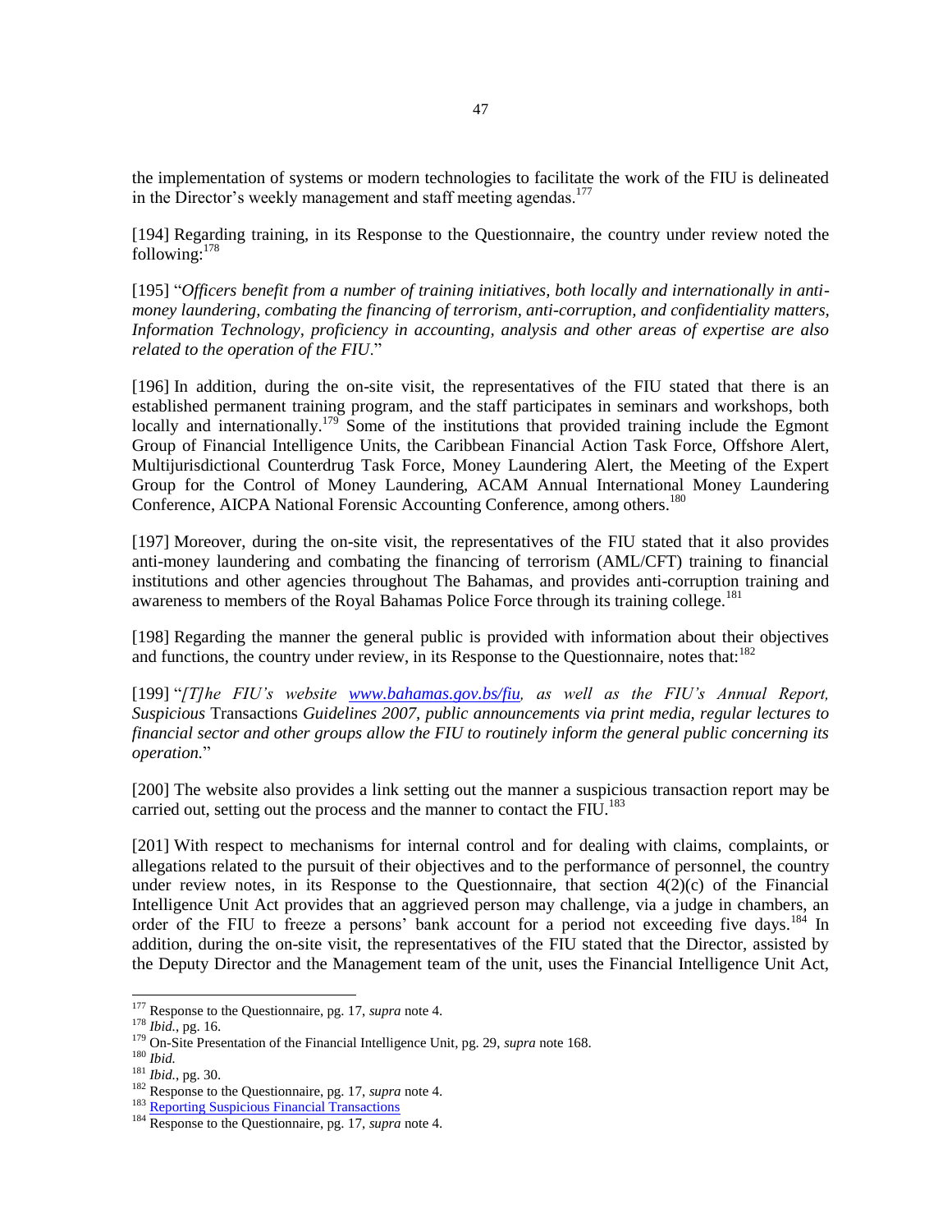the implementation of systems or modern technologies to facilitate the work of the FIU is delineated in the Director's weekly management and staff meeting agendas.[177]

[194] Regarding training, in its Response to the Questionnaire, the country under review noted the following:[178]

[195] "*Officers benefit from a number of training initiatives, both locally and internationally in anti-money laundering, combating the financing of terrorism, anti-corruption, and confidentiality matters, Information Technology, proficiency in accounting, analysis and other areas of expertise are also related to the operation of the FIU*."

[196] In addition, during the on-site visit, the representatives of the FIU stated that there is an established permanent training program, and the staff participates in seminars and workshops, both locally and internationally.[179] Some of the institutions that provided training include the Egmont Group of Financial Intelligence Units, the Caribbean Financial Action Task Force, Offshore Alert, Multijurisdictional Counterdrug Task Force, Money Laundering Alert, the Meeting of the Expert Group for the Control of Money Laundering, ACAM Annual International Money Laundering Conference, AICPA National Forensic Accounting Conference, among others.[180]

[197] Moreover, during the on-site visit, the representatives of the FIU stated that it also provides anti-money laundering and combating the financing of terrorism (AML/CFT) training to financial institutions and other agencies throughout The Bahamas, and provides anti-corruption training and awareness to members of the Royal Bahamas Police Force through its training college.[181]

[198] Regarding the manner the general public is provided with information about their objectives and functions, the country under review, in its Response to the Questionnaire, notes that:[182]

[199] "*[T]he FIU's website www.bahamas.gov.bs/fiu, as well as the FIU's Annual Report, Suspicious* Transactions *Guidelines 2007, public announcements via print media, regular lectures to financial sector and other groups allow the FIU to routinely inform the general public concerning its operation.*"

[200] The website also provides a link setting out the manner a suspicious transaction report may be carried out, setting out the process and the manner to contact the FIU.[183]

[201] With respect to mechanisms for internal control and for dealing with claims, complaints, or allegations related to the pursuit of their objectives and to the performance of personnel, the country under review notes, in its Response to the Questionnaire, that section 4(2)(c) of the Financial Intelligence Unit Act provides that an aggrieved person may challenge, via a judge in chambers, an order of the FIU to freeze a persons' bank account for a period not exceeding five days.[184] In addition, during the on-site visit, the representatives of the FIU stated that the Director, assisted by the Deputy Director and the Management team of the unit, uses the Financial Intelligence Unit Act,

---

[177] Response to the Questionnaire, pg. 17, *supra* note 4.
[178] *Ibid.*, pg. 16.
[179] On-Site Presentation of the Financial Intelligence Unit, pg. 29, *supra* note 168.
[180] *Ibid.*
[181] *Ibid.*, pg. 30.
[182] Response to the Questionnaire, pg. 17, *supra* note 4.
[183] Reporting Suspicious Financial Transactions
[184] Response to the Questionnaire, pg. 17, *supra* note 4.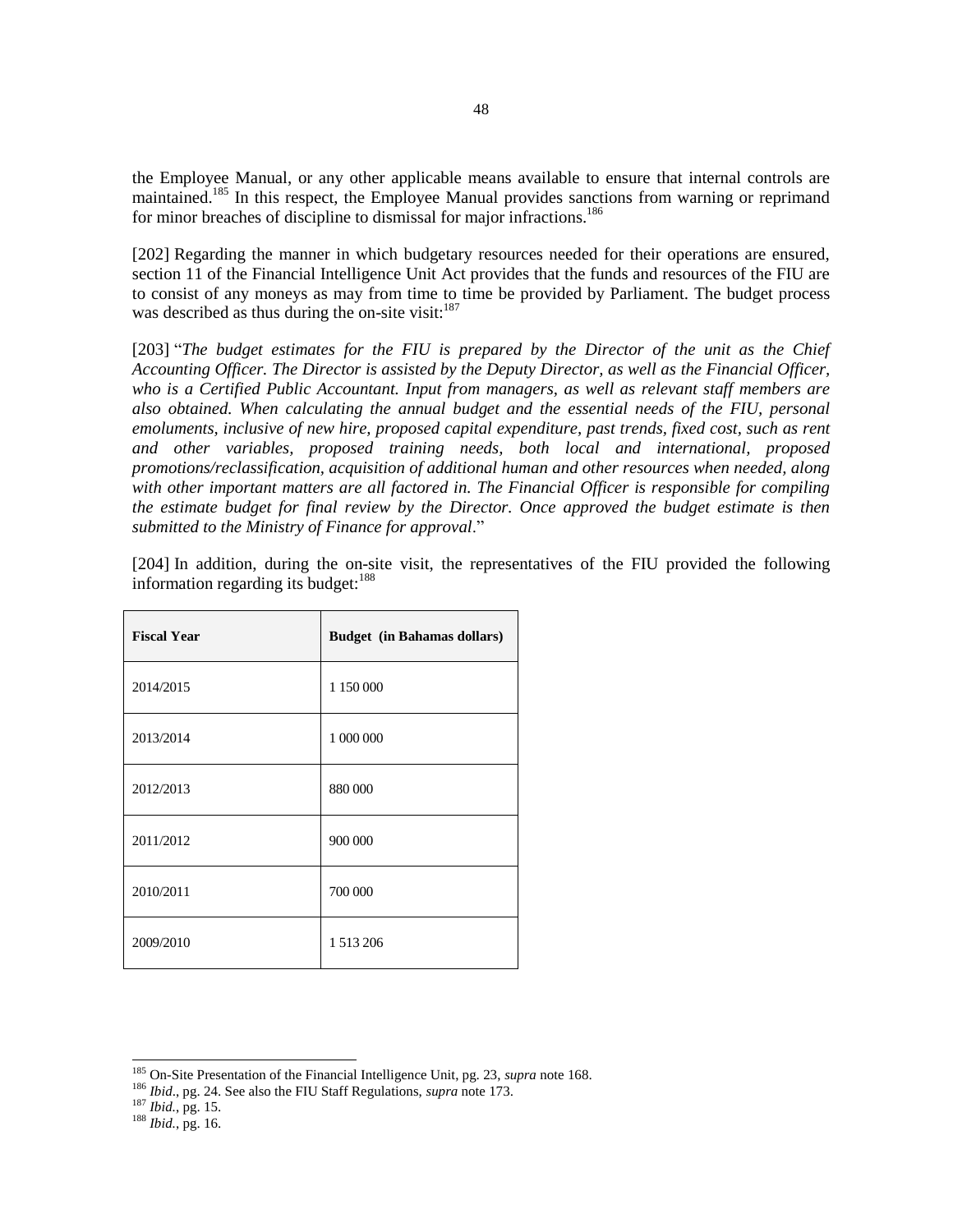the Employee Manual, or any other applicable means available to ensure that internal controls are maintained.[185] In this respect, the Employee Manual provides sanctions from warning or reprimand for minor breaches of discipline to dismissal for major infractions.[186]

[202] Regarding the manner in which budgetary resources needed for their operations are ensured, section 11 of the Financial Intelligence Unit Act provides that the funds and resources of the FIU are to consist of any moneys as may from time to time be provided by Parliament. The budget process was described as thus during the on-site visit:[187]

[203] "*The budget estimates for the FIU is prepared by the Director of the unit as the Chief Accounting Officer. The Director is assisted by the Deputy Director, as well as the Financial Officer, who is a Certified Public Accountant. Input from managers, as well as relevant staff members are also obtained. When calculating the annual budget and the essential needs of the FIU, personal emoluments, inclusive of new hire, proposed capital expenditure, past trends, fixed cost, such as rent and other variables, proposed training needs, both local and international, proposed promotions/reclassification, acquisition of additional human and other resources when needed, along with other important matters are all factored in. The Financial Officer is responsible for compiling the estimate budget for final review by the Director. Once approved the budget estimate is then submitted to the Ministry of Finance for approval*."

[204] In addition, during the on-site visit, the representatives of the FIU provided the following information regarding its budget:[188]

| **Fiscal Year** | **Budget (in Bahamas dollars)** |
|---|---|
| 2014/2015 | 1 150 000 |
| 2013/2014 | 1 000 000 |
| 2012/2013 | 880 000 |
| 2011/2012 | 900 000 |
| 2010/2011 | 700 000 |
| 2009/2010 | 1 513 206 |

[185] On-Site Presentation of the Financial Intelligence Unit, pg. 23, *supra* note 168.

[186] *Ibid*., pg. 24. See also the FIU Staff Regulations, *supra* note 173.

[187] *Ibid.*, pg. 15.

[188] *Ibid.*, pg. 16.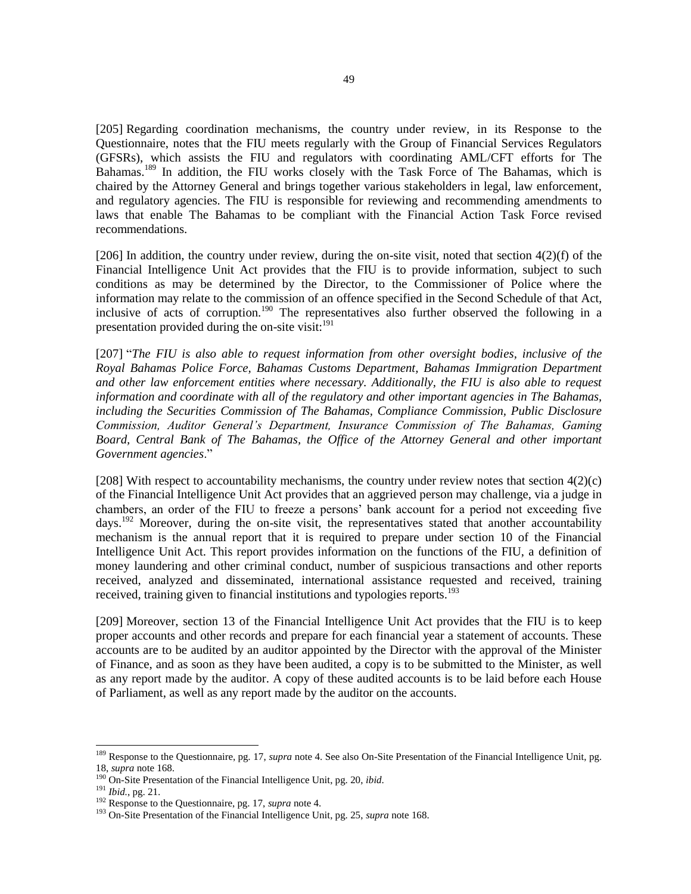[205] Regarding coordination mechanisms, the country under review, in its Response to the Questionnaire, notes that the FIU meets regularly with the Group of Financial Services Regulators (GFSRs), which assists the FIU and regulators with coordinating AML/CFT efforts for The Bahamas.[189] In addition, the FIU works closely with the Task Force of The Bahamas, which is chaired by the Attorney General and brings together various stakeholders in legal, law enforcement, and regulatory agencies. The FIU is responsible for reviewing and recommending amendments to laws that enable The Bahamas to be compliant with the Financial Action Task Force revised recommendations.

[206] In addition, the country under review, during the on-site visit, noted that section 4(2)(f) of the Financial Intelligence Unit Act provides that the FIU is to provide information, subject to such conditions as may be determined by the Director, to the Commissioner of Police where the information may relate to the commission of an offence specified in the Second Schedule of that Act, inclusive of acts of corruption.[190] The representatives also further observed the following in a presentation provided during the on-site visit:[191]

[207] "*The FIU is also able to request information from other oversight bodies, inclusive of the Royal Bahamas Police Force, Bahamas Customs Department, Bahamas Immigration Department and other law enforcement entities where necessary. Additionally, the FIU is also able to request information and coordinate with all of the regulatory and other important agencies in The Bahamas, including the Securities Commission of The Bahamas, Compliance Commission, Public Disclosure Commission, Auditor General's Department, Insurance Commission of The Bahamas, Gaming Board, Central Bank of The Bahamas, the Office of the Attorney General and other important Government agencies*."

[208] With respect to accountability mechanisms, the country under review notes that section 4(2)(c) of the Financial Intelligence Unit Act provides that an aggrieved person may challenge, via a judge in chambers, an order of the FIU to freeze a persons' bank account for a period not exceeding five days.[192] Moreover, during the on-site visit, the representatives stated that another accountability mechanism is the annual report that it is required to prepare under section 10 of the Financial Intelligence Unit Act. This report provides information on the functions of the FIU, a definition of money laundering and other criminal conduct, number of suspicious transactions and other reports received, analyzed and disseminated, international assistance requested and received, training received, training given to financial institutions and typologies reports.[193]

[209] Moreover, section 13 of the Financial Intelligence Unit Act provides that the FIU is to keep proper accounts and other records and prepare for each financial year a statement of accounts. These accounts are to be audited by an auditor appointed by the Director with the approval of the Minister of Finance, and as soon as they have been audited, a copy is to be submitted to the Minister, as well as any report made by the auditor. A copy of these audited accounts is to be laid before each House of Parliament, as well as any report made by the auditor on the accounts.

---

[189] Response to the Questionnaire, pg. 17, *supra* note 4. See also On-Site Presentation of the Financial Intelligence Unit, pg. 18, *supra* note 168.

[190] On-Site Presentation of the Financial Intelligence Unit, pg. 20, *ibid*.

[191] *Ibid.*, pg. 21.

[192] Response to the Questionnaire, pg. 17, *supra* note 4.

[193] On-Site Presentation of the Financial Intelligence Unit, pg. 25, *supra* note 168.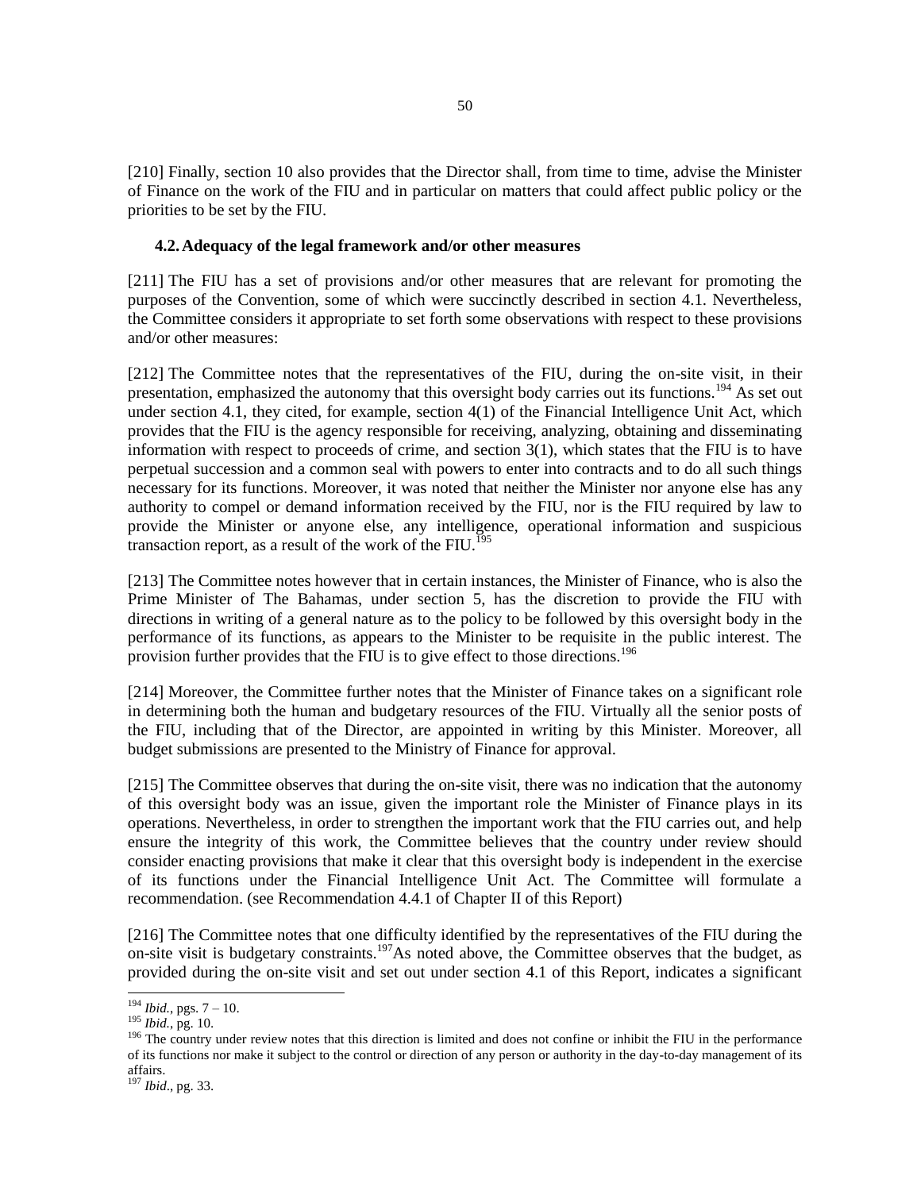[210] Finally, section 10 also provides that the Director shall, from time to time, advise the Minister of Finance on the work of the FIU and in particular on matters that could affect public policy or the priorities to be set by the FIU.

### 4.2. Adequacy of the legal framework and/or other measures

[211] The FIU has a set of provisions and/or other measures that are relevant for promoting the purposes of the Convention, some of which were succinctly described in section 4.1. Nevertheless, the Committee considers it appropriate to set forth some observations with respect to these provisions and/or other measures:

[212] The Committee notes that the representatives of the FIU, during the on-site visit, in their presentation, emphasized the autonomy that this oversight body carries out its functions.[194] As set out under section 4.1, they cited, for example, section 4(1) of the Financial Intelligence Unit Act, which provides that the FIU is the agency responsible for receiving, analyzing, obtaining and disseminating information with respect to proceeds of crime, and section 3(1), which states that the FIU is to have perpetual succession and a common seal with powers to enter into contracts and to do all such things necessary for its functions. Moreover, it was noted that neither the Minister nor anyone else has any authority to compel or demand information received by the FIU, nor is the FIU required by law to provide the Minister or anyone else, any intelligence, operational information and suspicious transaction report, as a result of the work of the FIU.[195]

[213] The Committee notes however that in certain instances, the Minister of Finance, who is also the Prime Minister of The Bahamas, under section 5, has the discretion to provide the FIU with directions in writing of a general nature as to the policy to be followed by this oversight body in the performance of its functions, as appears to the Minister to be requisite in the public interest. The provision further provides that the FIU is to give effect to those directions.[196]

[214] Moreover, the Committee further notes that the Minister of Finance takes on a significant role in determining both the human and budgetary resources of the FIU. Virtually all the senior posts of the FIU, including that of the Director, are appointed in writing by this Minister. Moreover, all budget submissions are presented to the Ministry of Finance for approval.

[215] The Committee observes that during the on-site visit, there was no indication that the autonomy of this oversight body was an issue, given the important role the Minister of Finance plays in its operations. Nevertheless, in order to strengthen the important work that the FIU carries out, and help ensure the integrity of this work, the Committee believes that the country under review should consider enacting provisions that make it clear that this oversight body is independent in the exercise of its functions under the Financial Intelligence Unit Act. The Committee will formulate a recommendation. (see Recommendation 4.4.1 of Chapter II of this Report)

[216] The Committee notes that one difficulty identified by the representatives of the FIU during the on-site visit is budgetary constraints.[197] As noted above, the Committee observes that the budget, as provided during the on-site visit and set out under section 4.1 of this Report, indicates a significant

---

[194] *Ibid.*, pgs. 7 – 10.

[195] *Ibid.*, pg. 10.

[196] The country under review notes that this direction is limited and does not confine or inhibit the FIU in the performance of its functions nor make it subject to the control or direction of any person or authority in the day-to-day management of its affairs.

[197] *Ibid*., pg. 33.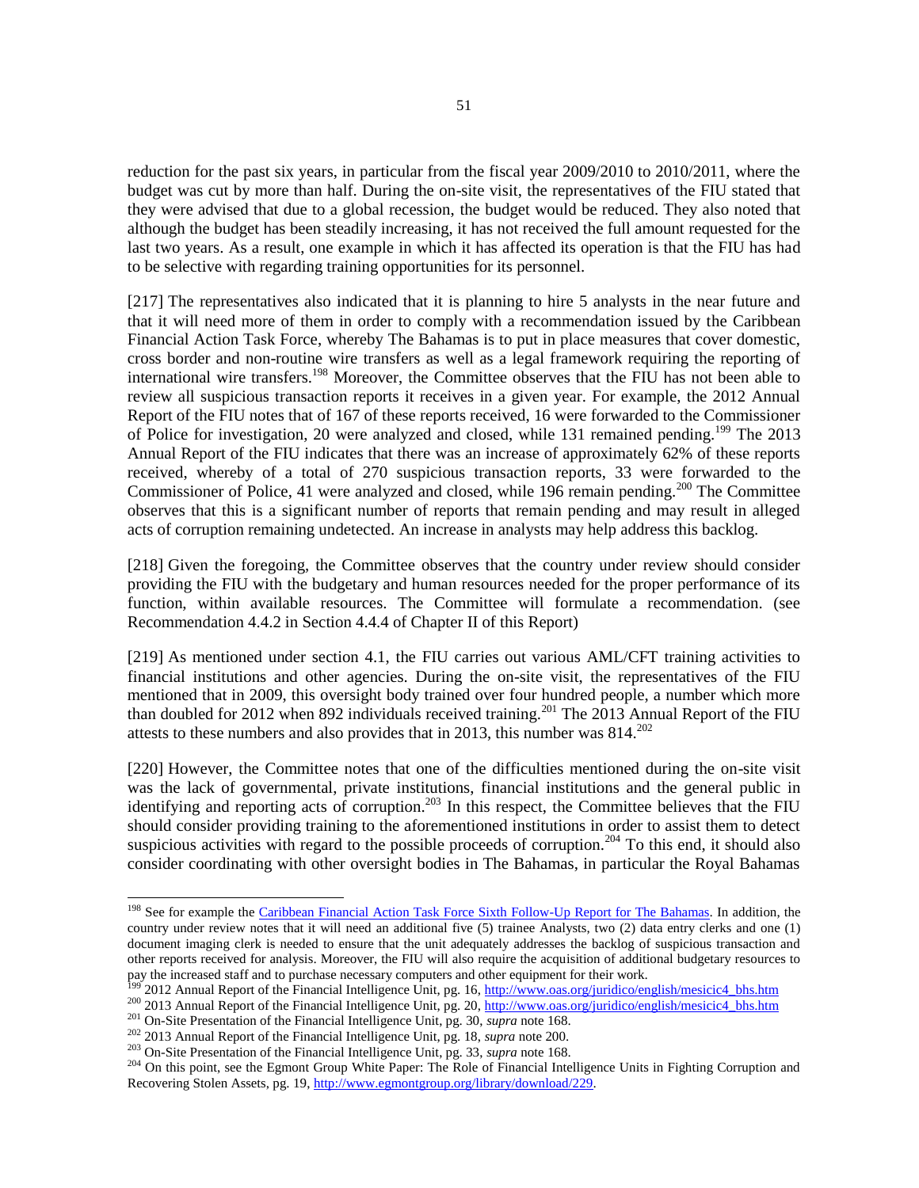reduction for the past six years, in particular from the fiscal year 2009/2010 to 2010/2011, where the budget was cut by more than half. During the on-site visit, the representatives of the FIU stated that they were advised that due to a global recession, the budget would be reduced. They also noted that although the budget has been steadily increasing, it has not received the full amount requested for the last two years. As a result, one example in which it has affected its operation is that the FIU has had to be selective with regarding training opportunities for its personnel.

[217] The representatives also indicated that it is planning to hire 5 analysts in the near future and that it will need more of them in order to comply with a recommendation issued by the Caribbean Financial Action Task Force, whereby The Bahamas is to put in place measures that cover domestic, cross border and non-routine wire transfers as well as a legal framework requiring the reporting of international wire transfers.[198] Moreover, the Committee observes that the FIU has not been able to review all suspicious transaction reports it receives in a given year. For example, the 2012 Annual Report of the FIU notes that of 167 of these reports received, 16 were forwarded to the Commissioner of Police for investigation, 20 were analyzed and closed, while 131 remained pending.[199] The 2013 Annual Report of the FIU indicates that there was an increase of approximately 62% of these reports received, whereby of a total of 270 suspicious transaction reports, 33 were forwarded to the Commissioner of Police, 41 were analyzed and closed, while 196 remain pending.[200] The Committee observes that this is a significant number of reports that remain pending and may result in alleged acts of corruption remaining undetected. An increase in analysts may help address this backlog.

[218] Given the foregoing, the Committee observes that the country under review should consider providing the FIU with the budgetary and human resources needed for the proper performance of its function, within available resources. The Committee will formulate a recommendation. (see Recommendation 4.4.2 in Section 4.4.4 of Chapter II of this Report)

[219] As mentioned under section 4.1, the FIU carries out various AML/CFT training activities to financial institutions and other agencies. During the on-site visit, the representatives of the FIU mentioned that in 2009, this oversight body trained over four hundred people, a number which more than doubled for 2012 when 892 individuals received training.[201] The 2013 Annual Report of the FIU attests to these numbers and also provides that in 2013, this number was 814.[202]

[220] However, the Committee notes that one of the difficulties mentioned during the on-site visit was the lack of governmental, private institutions, financial institutions and the general public in identifying and reporting acts of corruption.[203] In this respect, the Committee believes that the FIU should consider providing training to the aforementioned institutions in order to assist them to detect suspicious activities with regard to the possible proceeds of corruption.[204] To this end, it should also consider coordinating with other oversight bodies in The Bahamas, in particular the Royal Bahamas

---

[198] See for example the Caribbean Financial Action Task Force Sixth Follow-Up Report for The Bahamas. In addition, the country under review notes that it will need an additional five (5) trainee Analysts, two (2) data entry clerks and one (1) document imaging clerk is needed to ensure that the unit adequately addresses the backlog of suspicious transaction and other reports received for analysis. Moreover, the FIU will also require the acquisition of additional budgetary resources to pay the increased staff and to purchase necessary computers and other equipment for their work.

[199] 2012 Annual Report of the Financial Intelligence Unit, pg. 16, http://www.oas.org/juridico/english/mesicic4_bhs.htm

[200] 2013 Annual Report of the Financial Intelligence Unit, pg. 20, http://www.oas.org/juridico/english/mesicic4_bhs.htm

[201] On-Site Presentation of the Financial Intelligence Unit, pg. 30, *supra* note 168.

[202] 2013 Annual Report of the Financial Intelligence Unit, pg. 18, *supra* note 200.

[203] On-Site Presentation of the Financial Intelligence Unit, pg. 33, *supra* note 168.

[204] On this point, see the Egmont Group White Paper: The Role of Financial Intelligence Units in Fighting Corruption and Recovering Stolen Assets, pg. 19, http://www.egmontgroup.org/library/download/229.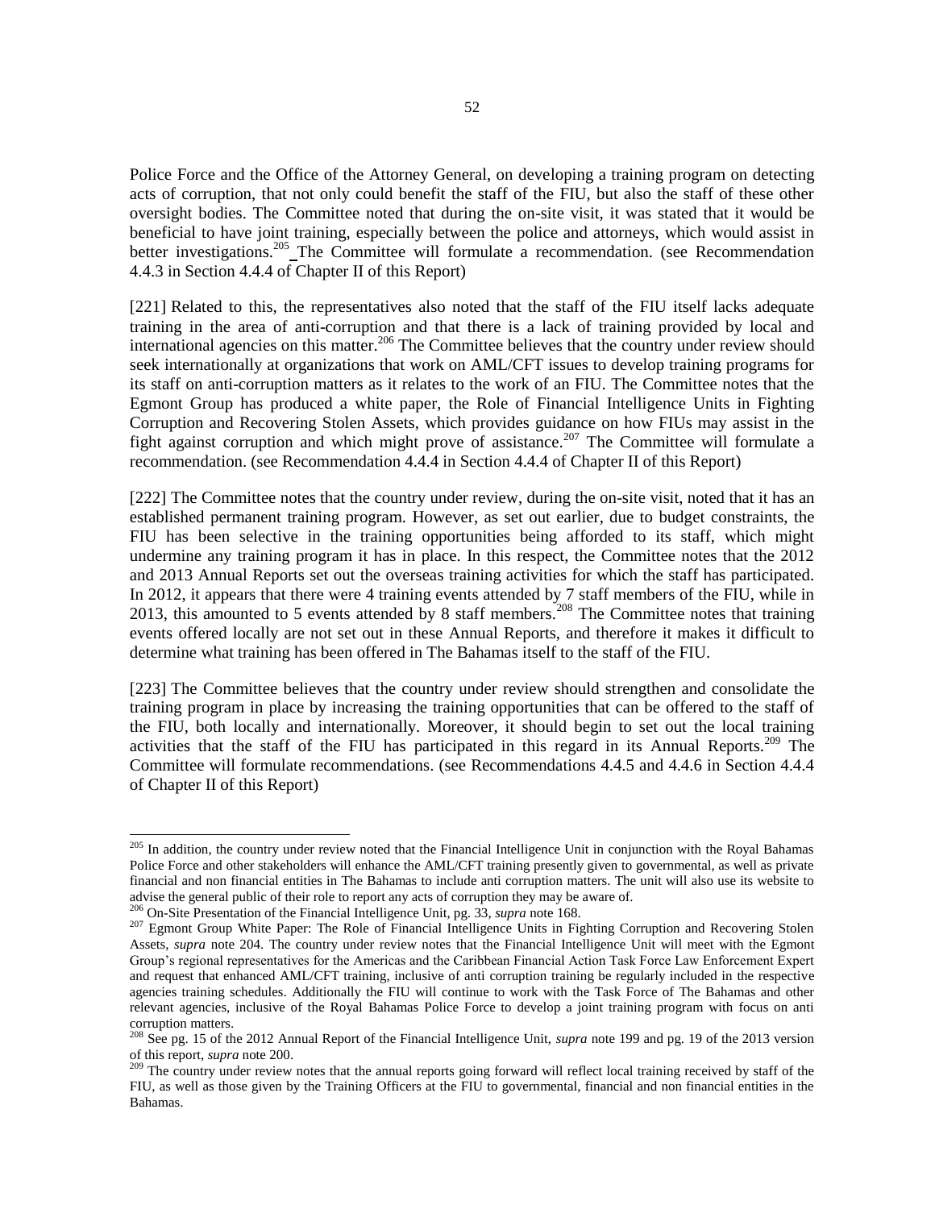Police Force and the Office of the Attorney General, on developing a training program on detecting acts of corruption, that not only could benefit the staff of the FIU, but also the staff of these other oversight bodies. The Committee noted that during the on-site visit, it was stated that it would be beneficial to have joint training, especially between the police and attorneys, which would assist in better investigations.[205] The Committee will formulate a recommendation. (see Recommendation 4.4.3 in Section 4.4.4 of Chapter II of this Report)

[221] Related to this, the representatives also noted that the staff of the FIU itself lacks adequate training in the area of anti-corruption and that there is a lack of training provided by local and international agencies on this matter.[206] The Committee believes that the country under review should seek internationally at organizations that work on AML/CFT issues to develop training programs for its staff on anti-corruption matters as it relates to the work of an FIU. The Committee notes that the Egmont Group has produced a white paper, the Role of Financial Intelligence Units in Fighting Corruption and Recovering Stolen Assets, which provides guidance on how FIUs may assist in the fight against corruption and which might prove of assistance.[207] The Committee will formulate a recommendation. (see Recommendation 4.4.4 in Section 4.4.4 of Chapter II of this Report)

[222] The Committee notes that the country under review, during the on-site visit, noted that it has an established permanent training program. However, as set out earlier, due to budget constraints, the FIU has been selective in the training opportunities being afforded to its staff, which might undermine any training program it has in place. In this respect, the Committee notes that the 2012 and 2013 Annual Reports set out the overseas training activities for which the staff has participated. In 2012, it appears that there were 4 training events attended by 7 staff members of the FIU, while in 2013, this amounted to 5 events attended by 8 staff members.[208] The Committee notes that training events offered locally are not set out in these Annual Reports, and therefore it makes it difficult to determine what training has been offered in The Bahamas itself to the staff of the FIU.

[223] The Committee believes that the country under review should strengthen and consolidate the training program in place by increasing the training opportunities that can be offered to the staff of the FIU, both locally and internationally. Moreover, it should begin to set out the local training activities that the staff of the FIU has participated in this regard in its Annual Reports.[209] The Committee will formulate recommendations. (see Recommendations 4.4.5 and 4.4.6 in Section 4.4.4 of Chapter II of this Report)

---

[205] In addition, the country under review noted that the Financial Intelligence Unit in conjunction with the Royal Bahamas Police Force and other stakeholders will enhance the AML/CFT training presently given to governmental, as well as private financial and non financial entities in The Bahamas to include anti corruption matters. The unit will also use its website to advise the general public of their role to report any acts of corruption they may be aware of.

[206] On-Site Presentation of the Financial Intelligence Unit, pg. 33, *supra* note 168.

[207] Egmont Group White Paper: The Role of Financial Intelligence Units in Fighting Corruption and Recovering Stolen Assets, *supra* note 204. The country under review notes that the Financial Intelligence Unit will meet with the Egmont Group's regional representatives for the Americas and the Caribbean Financial Action Task Force Law Enforcement Expert and request that enhanced AML/CFT training, inclusive of anti corruption training be regularly included in the respective agencies training schedules. Additionally the FIU will continue to work with the Task Force of The Bahamas and other relevant agencies, inclusive of the Royal Bahamas Police Force to develop a joint training program with focus on anti corruption matters.

[208] See pg. 15 of the 2012 Annual Report of the Financial Intelligence Unit, *supra* note 199 and pg. 19 of the 2013 version of this report, *supra* note 200.

[209] The country under review notes that the annual reports going forward will reflect local training received by staff of the FIU, as well as those given by the Training Officers at the FIU to governmental, financial and non financial entities in the Bahamas.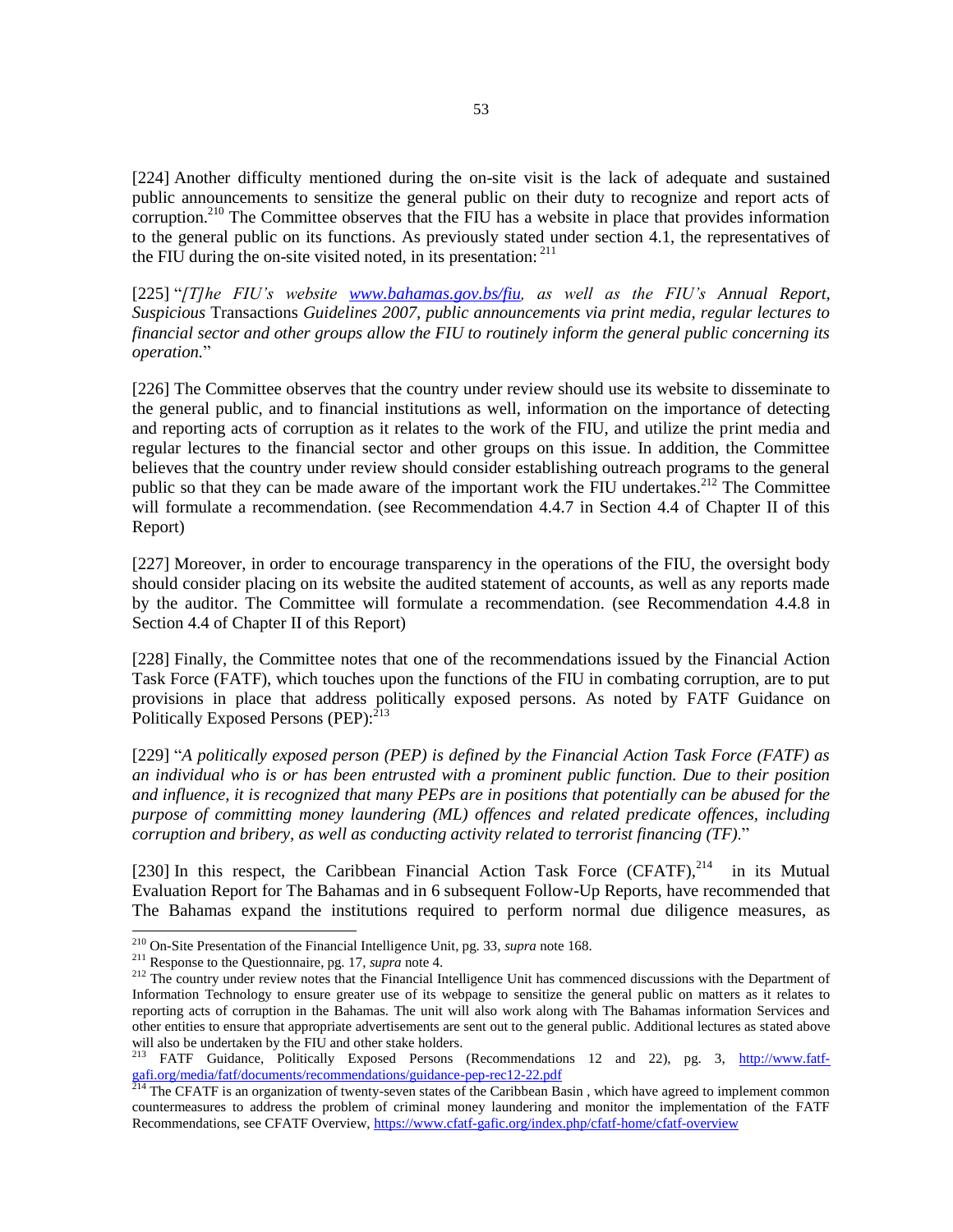[224] Another difficulty mentioned during the on-site visit is the lack of adequate and sustained public announcements to sensitize the general public on their duty to recognize and report acts of corruption.[210] The Committee observes that the FIU has a website in place that provides information to the general public on its functions. As previously stated under section 4.1, the representatives of the FIU during the on-site visited noted, in its presentation: [211]

[225] "*[T]he FIU's website [www.bahamas.gov.bs/fiu](www.bahamas.gov.bs/fiu), as well as the FIU's Annual Report, Suspicious* Transactions *Guidelines 2007, public announcements via print media, regular lectures to financial sector and other groups allow the FIU to routinely inform the general public concerning its operation.*"

[226] The Committee observes that the country under review should use its website to disseminate to the general public, and to financial institutions as well, information on the importance of detecting and reporting acts of corruption as it relates to the work of the FIU, and utilize the print media and regular lectures to the financial sector and other groups on this issue. In addition, the Committee believes that the country under review should consider establishing outreach programs to the general public so that they can be made aware of the important work the FIU undertakes.[212] The Committee will formulate a recommendation. (see Recommendation 4.4.7 in Section 4.4 of Chapter II of this Report)

[227] Moreover, in order to encourage transparency in the operations of the FIU, the oversight body should consider placing on its website the audited statement of accounts, as well as any reports made by the auditor. The Committee will formulate a recommendation. (see Recommendation 4.4.8 in Section 4.4 of Chapter II of this Report)

[228] Finally, the Committee notes that one of the recommendations issued by the Financial Action Task Force (FATF), which touches upon the functions of the FIU in combating corruption, are to put provisions in place that address politically exposed persons. As noted by FATF Guidance on Politically Exposed Persons (PEP):[213]

[229] "*A politically exposed person (PEP) is defined by the Financial Action Task Force (FATF) as an individual who is or has been entrusted with a prominent public function. Due to their position and influence, it is recognized that many PEPs are in positions that potentially can be abused for the purpose of committing money laundering (ML) offences and related predicate offences, including corruption and bribery, as well as conducting activity related to terrorist financing (TF).*"

[230] In this respect, the Caribbean Financial Action Task Force (CFATF),[214] in its Mutual Evaluation Report for The Bahamas and in 6 subsequent Follow-Up Reports, have recommended that The Bahamas expand the institutions required to perform normal due diligence measures, as

---

[210] On-Site Presentation of the Financial Intelligence Unit, pg. 33, *supra* note 168.

[211] Response to the Questionnaire, pg. 17, *supra* note 4.

[212] The country under review notes that the Financial Intelligence Unit has commenced discussions with the Department of Information Technology to ensure greater use of its webpage to sensitize the general public on matters as it relates to reporting acts of corruption in the Bahamas. The unit will also work along with The Bahamas information Services and other entities to ensure that appropriate advertisements are sent out to the general public. Additional lectures as stated above will also be undertaken by the FIU and other stake holders.

[213] FATF Guidance, Politically Exposed Persons (Recommendations 12 and 22), pg. 3, [http://www.fatf-gafi.org/media/fatf/documents/recommendations/guidance-pep-rec12-22.pdf](http://www.fatf-gafi.org/media/fatf/documents/recommendations/guidance-pep-rec12-22.pdf)

[214] The CFATF is an organization of twenty-seven states of the Caribbean Basin , which have agreed to implement common countermeasures to address the problem of criminal money laundering and monitor the implementation of the FATF Recommendations, see CFATF Overview, [https://www.cfatf-gafic.org/index.php/cfatf-home/cfatf-overview](https://www.cfatf-gafic.org/index.php/cfatf-home/cfatf-overview)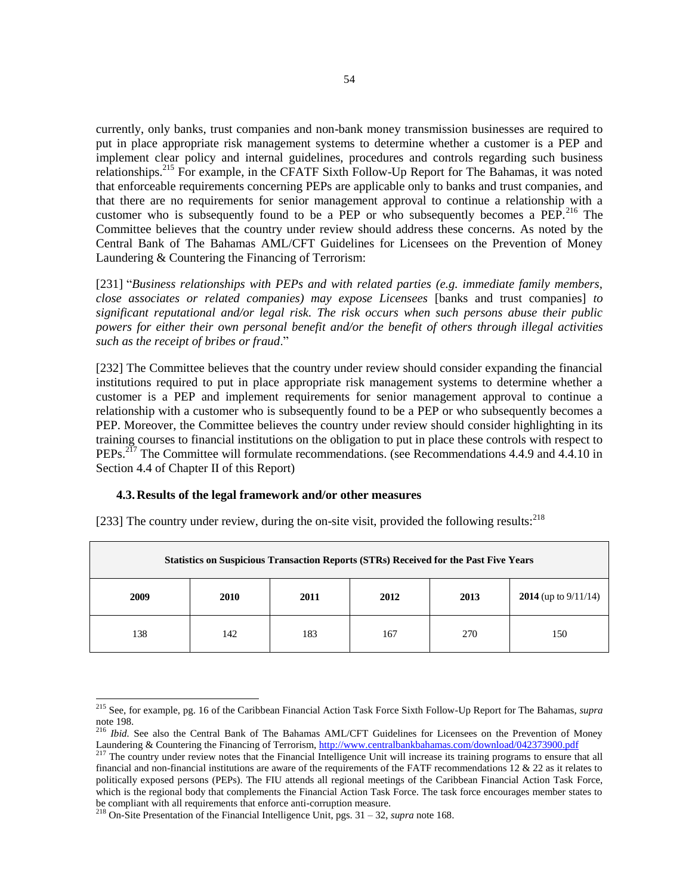currently, only banks, trust companies and non-bank money transmission businesses are required to put in place appropriate risk management systems to determine whether a customer is a PEP and implement clear policy and internal guidelines, procedures and controls regarding such business relationships.[215] For example, in the CFATF Sixth Follow-Up Report for The Bahamas, it was noted that enforceable requirements concerning PEPs are applicable only to banks and trust companies, and that there are no requirements for senior management approval to continue a relationship with a customer who is subsequently found to be a PEP or who subsequently becomes a PEP.[216] The Committee believes that the country under review should address these concerns. As noted by the Central Bank of The Bahamas AML/CFT Guidelines for Licensees on the Prevention of Money Laundering & Countering the Financing of Terrorism:

[231] "*Business relationships with PEPs and with related parties (e.g. immediate family members, close associates or related companies) may expose Licensees* [banks and trust companies] *to significant reputational and/or legal risk. The risk occurs when such persons abuse their public powers for either their own personal benefit and/or the benefit of others through illegal activities such as the receipt of bribes or fraud*."

[232] The Committee believes that the country under review should consider expanding the financial institutions required to put in place appropriate risk management systems to determine whether a customer is a PEP and implement requirements for senior management approval to continue a relationship with a customer who is subsequently found to be a PEP or who subsequently becomes a PEP. Moreover, the Committee believes the country under review should consider highlighting in its training courses to financial institutions on the obligation to put in place these controls with respect to PEPs.[217] The Committee will formulate recommendations. (see Recommendations 4.4.9 and 4.4.10 in Section 4.4 of Chapter II of this Report)

### 4.3. Results of the legal framework and/or other measures

[233] The country under review, during the on-site visit, provided the following results:[218]

| Statistics on Suspicious Transaction Reports (STRs) Received for the Past Five Years | | | | | |
|---|---|---|---|---|---|
| **2009** | **2010** | **2011** | **2012** | **2013** | **2014** (up to 9/11/14) |
| 138 | 142 | 183 | 167 | 270 | 150 |

---

[215] See, for example, pg. 16 of the Caribbean Financial Action Task Force Sixth Follow-Up Report for The Bahamas, *supra* note 198.

[216] *Ibid.* See also the Central Bank of The Bahamas AML/CFT Guidelines for Licensees on the Prevention of Money Laundering & Countering the Financing of Terrorism, http://www.centralbankbahamas.com/download/042373900.pdf

[217] The country under review notes that the Financial Intelligence Unit will increase its training programs to ensure that all financial and non-financial institutions are aware of the requirements of the FATF recommendations 12 & 22 as it relates to politically exposed persons (PEPs). The FIU attends all regional meetings of the Caribbean Financial Action Task Force, which is the regional body that complements the Financial Action Task Force. The task force encourages member states to be compliant with all requirements that enforce anti-corruption measure.

[218] On-Site Presentation of the Financial Intelligence Unit, pgs. 31 – 32, *supra* note 168.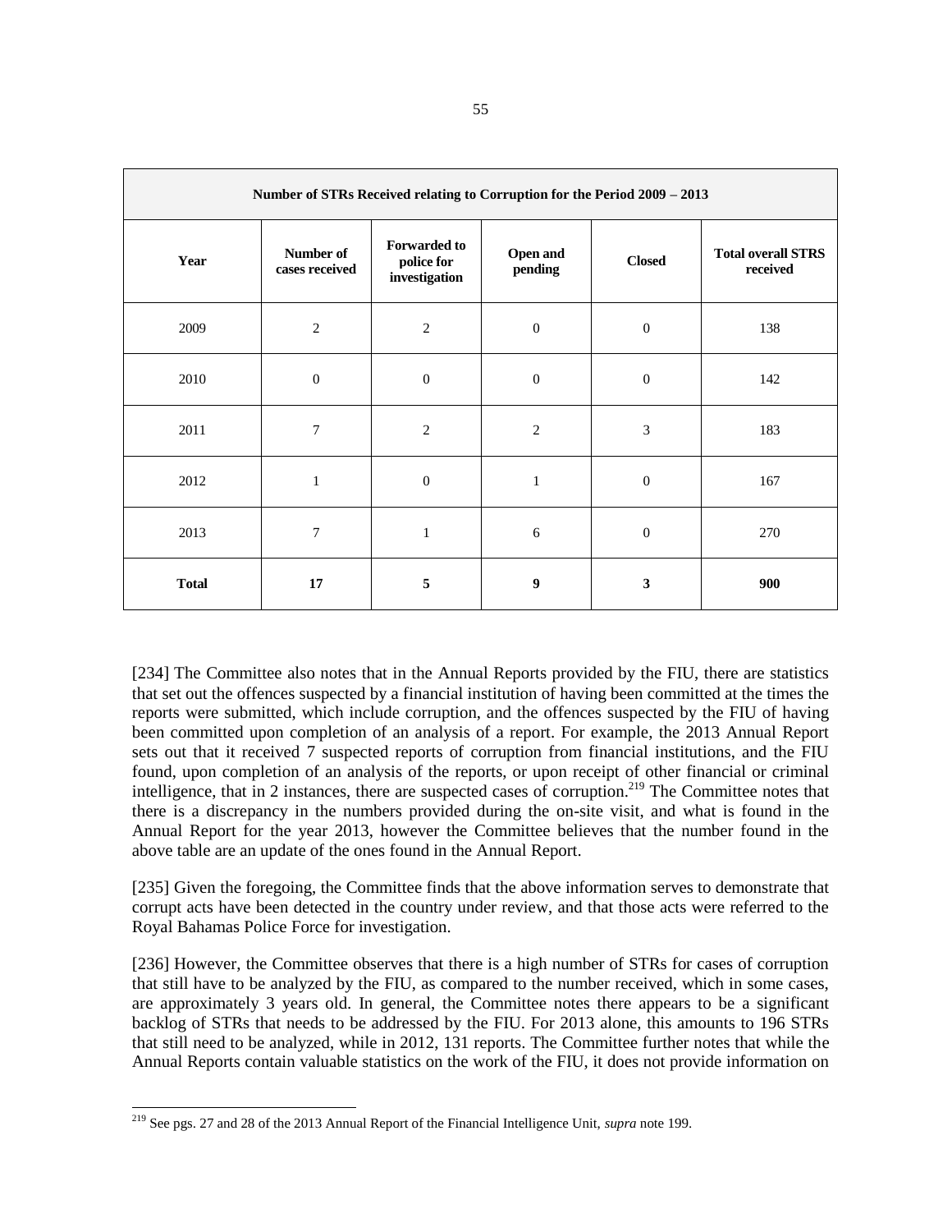| Number of STRs Received relating to Corruption for the Period 2009 – 2013 | | | | | |
|---|---|---|---|---|---|
| **Year** | **Number of cases received** | **Forwarded to police for investigation** | **Open and pending** | **Closed** | **Total overall STRS received** |
| 2009 | 2 | 2 | 0 | 0 | 138 |
| 2010 | 0 | 0 | 0 | 0 | 142 |
| 2011 | 7 | 2 | 2 | 3 | 183 |
| 2012 | 1 | 0 | 1 | 0 | 167 |
| 2013 | 7 | 1 | 6 | 0 | 270 |
| **Total** | **17** | **5** | **9** | **3** | **900** |

[234] The Committee also notes that in the Annual Reports provided by the FIU, there are statistics that set out the offences suspected by a financial institution of having been committed at the times the reports were submitted, which include corruption, and the offences suspected by the FIU of having been committed upon completion of an analysis of a report. For example, the 2013 Annual Report sets out that it received 7 suspected reports of corruption from financial institutions, and the FIU found, upon completion of an analysis of the reports, or upon receipt of other financial or criminal intelligence, that in 2 instances, there are suspected cases of corruption.[219] The Committee notes that there is a discrepancy in the numbers provided during the on-site visit, and what is found in the Annual Report for the year 2013, however the Committee believes that the number found in the above table are an update of the ones found in the Annual Report.

[235] Given the foregoing, the Committee finds that the above information serves to demonstrate that corrupt acts have been detected in the country under review, and that those acts were referred to the Royal Bahamas Police Force for investigation.

[236] However, the Committee observes that there is a high number of STRs for cases of corruption that still have to be analyzed by the FIU, as compared to the number received, which in some cases, are approximately 3 years old. In general, the Committee notes there appears to be a significant backlog of STRs that needs to be addressed by the FIU. For 2013 alone, this amounts to 196 STRs that still need to be analyzed, while in 2012, 131 reports. The Committee further notes that while the Annual Reports contain valuable statistics on the work of the FIU, it does not provide information on

[219] See pgs. 27 and 28 of the 2013 Annual Report of the Financial Intelligence Unit, *supra* note 199.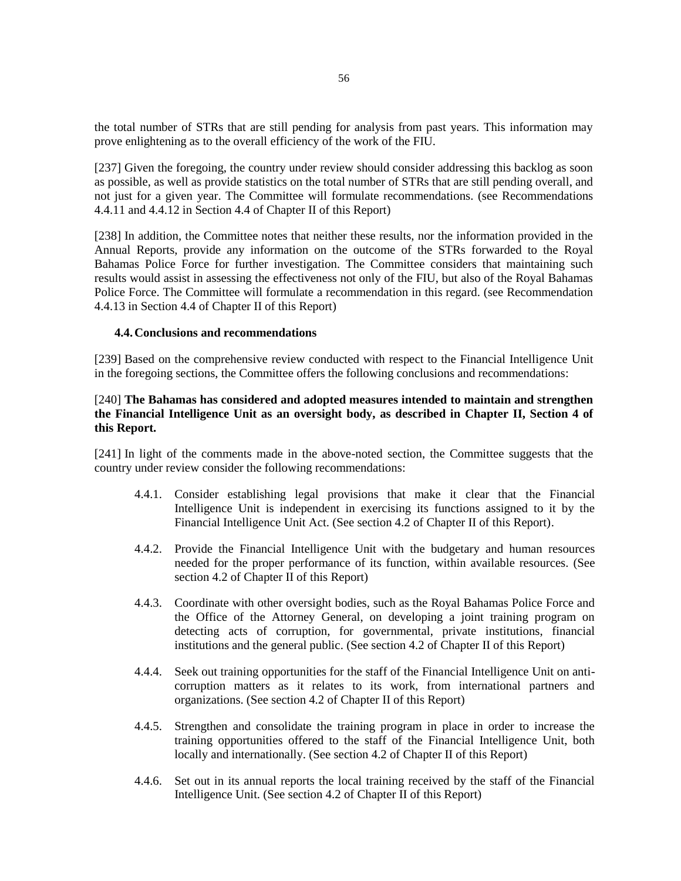the total number of STRs that are still pending for analysis from past years. This information may prove enlightening as to the overall efficiency of the work of the FIU.

[237] Given the foregoing, the country under review should consider addressing this backlog as soon as possible, as well as provide statistics on the total number of STRs that are still pending overall, and not just for a given year. The Committee will formulate recommendations. (see Recommendations 4.4.11 and 4.4.12 in Section 4.4 of Chapter II of this Report)

[238] In addition, the Committee notes that neither these results, nor the information provided in the Annual Reports, provide any information on the outcome of the STRs forwarded to the Royal Bahamas Police Force for further investigation. The Committee considers that maintaining such results would assist in assessing the effectiveness not only of the FIU, but also of the Royal Bahamas Police Force. The Committee will formulate a recommendation in this regard. (see Recommendation 4.4.13 in Section 4.4 of Chapter II of this Report)

### 4.4. Conclusions and recommendations

[239] Based on the comprehensive review conducted with respect to the Financial Intelligence Unit in the foregoing sections, the Committee offers the following conclusions and recommendations:

[240] **The Bahamas has considered and adopted measures intended to maintain and strengthen the Financial Intelligence Unit as an oversight body, as described in Chapter II, Section 4 of this Report.**

[241] In light of the comments made in the above-noted section, the Committee suggests that the country under review consider the following recommendations:

4.4.1. Consider establishing legal provisions that make it clear that the Financial Intelligence Unit is independent in exercising its functions assigned to it by the Financial Intelligence Unit Act. (See section 4.2 of Chapter II of this Report).

4.4.2. Provide the Financial Intelligence Unit with the budgetary and human resources needed for the proper performance of its function, within available resources. (See section 4.2 of Chapter II of this Report)

4.4.3. Coordinate with other oversight bodies, such as the Royal Bahamas Police Force and the Office of the Attorney General, on developing a joint training program on detecting acts of corruption, for governmental, private institutions, financial institutions and the general public. (See section 4.2 of Chapter II of this Report)

4.4.4. Seek out training opportunities for the staff of the Financial Intelligence Unit on anti-corruption matters as it relates to its work, from international partners and organizations. (See section 4.2 of Chapter II of this Report)

4.4.5. Strengthen and consolidate the training program in place in order to increase the training opportunities offered to the staff of the Financial Intelligence Unit, both locally and internationally. (See section 4.2 of Chapter II of this Report)

4.4.6. Set out in its annual reports the local training received by the staff of the Financial Intelligence Unit. (See section 4.2 of Chapter II of this Report)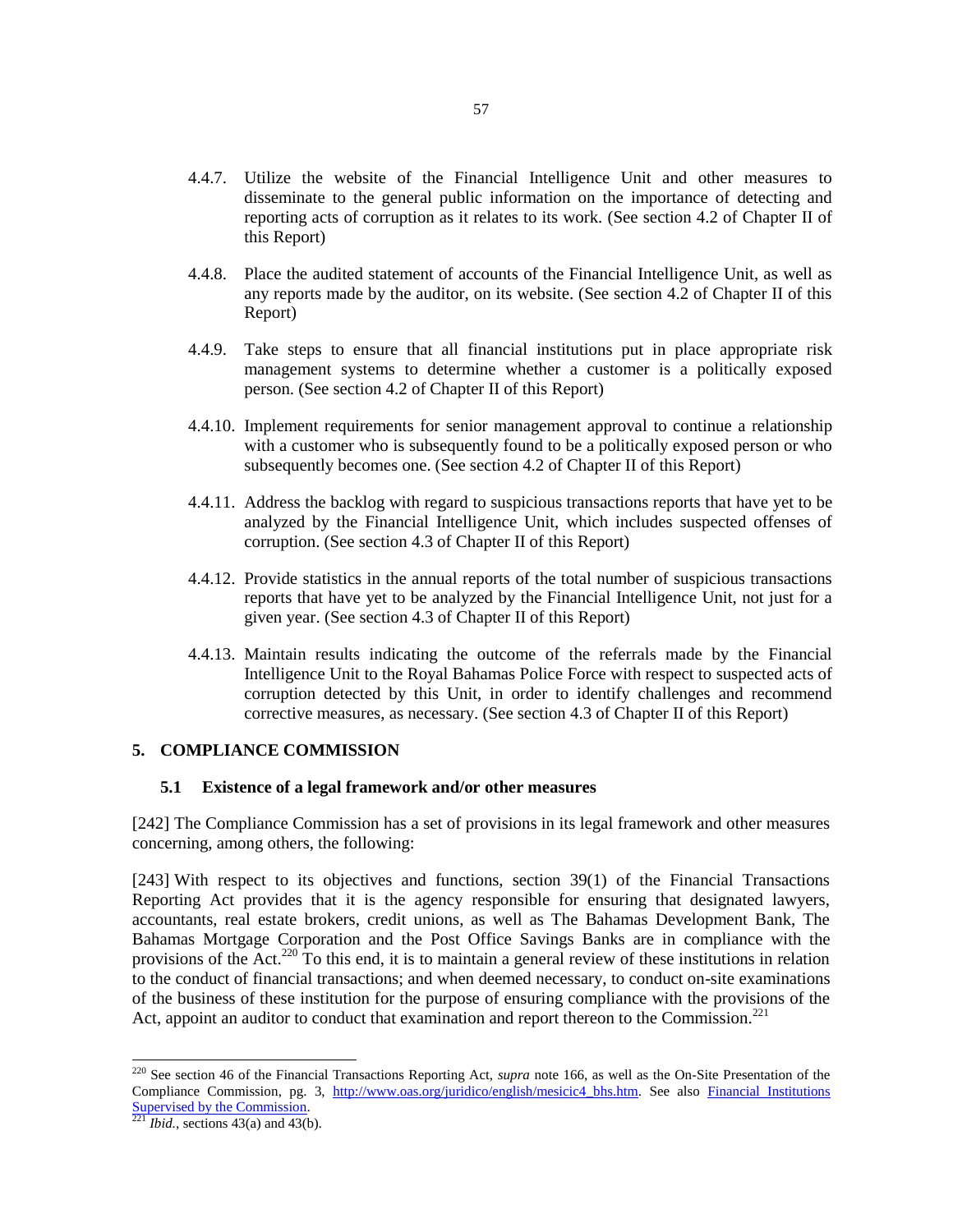4.4.7. Utilize the website of the Financial Intelligence Unit and other measures to disseminate to the general public information on the importance of detecting and reporting acts of corruption as it relates to its work. (See section 4.2 of Chapter II of this Report)

4.4.8. Place the audited statement of accounts of the Financial Intelligence Unit, as well as any reports made by the auditor, on its website. (See section 4.2 of Chapter II of this Report)

4.4.9. Take steps to ensure that all financial institutions put in place appropriate risk management systems to determine whether a customer is a politically exposed person. (See section 4.2 of Chapter II of this Report)

4.4.10. Implement requirements for senior management approval to continue a relationship with a customer who is subsequently found to be a politically exposed person or who subsequently becomes one. (See section 4.2 of Chapter II of this Report)

4.4.11. Address the backlog with regard to suspicious transactions reports that have yet to be analyzed by the Financial Intelligence Unit, which includes suspected offenses of corruption. (See section 4.3 of Chapter II of this Report)

4.4.12. Provide statistics in the annual reports of the total number of suspicious transactions reports that have yet to be analyzed by the Financial Intelligence Unit, not just for a given year. (See section 4.3 of Chapter II of this Report)

4.4.13. Maintain results indicating the outcome of the referrals made by the Financial Intelligence Unit to the Royal Bahamas Police Force with respect to suspected acts of corruption detected by this Unit, in order to identify challenges and recommend corrective measures, as necessary. (See section 4.3 of Chapter II of this Report)

## 5. COMPLIANCE COMMISSION

### 5.1 Existence of a legal framework and/or other measures

[242] The Compliance Commission has a set of provisions in its legal framework and other measures concerning, among others, the following:

[243] With respect to its objectives and functions, section 39(1) of the Financial Transactions Reporting Act provides that it is the agency responsible for ensuring that designated lawyers, accountants, real estate brokers, credit unions, as well as The Bahamas Development Bank, The Bahamas Mortgage Corporation and the Post Office Savings Banks are in compliance with the provisions of the Act.[220] To this end, it is to maintain a general review of these institutions in relation to the conduct of financial transactions; and when deemed necessary, to conduct on-site examinations of the business of these institution for the purpose of ensuring compliance with the provisions of the Act, appoint an auditor to conduct that examination and report thereon to the Commission.[221]

---

[220] See section 46 of the Financial Transactions Reporting Act, *supra* note 166, as well as the On-Site Presentation of the Compliance Commission, pg. 3, http://www.oas.org/juridico/english/mesicic4_bhs.htm. See also Financial Institutions Supervised by the Commission.

[221] *Ibid.*, sections 43(a) and 43(b).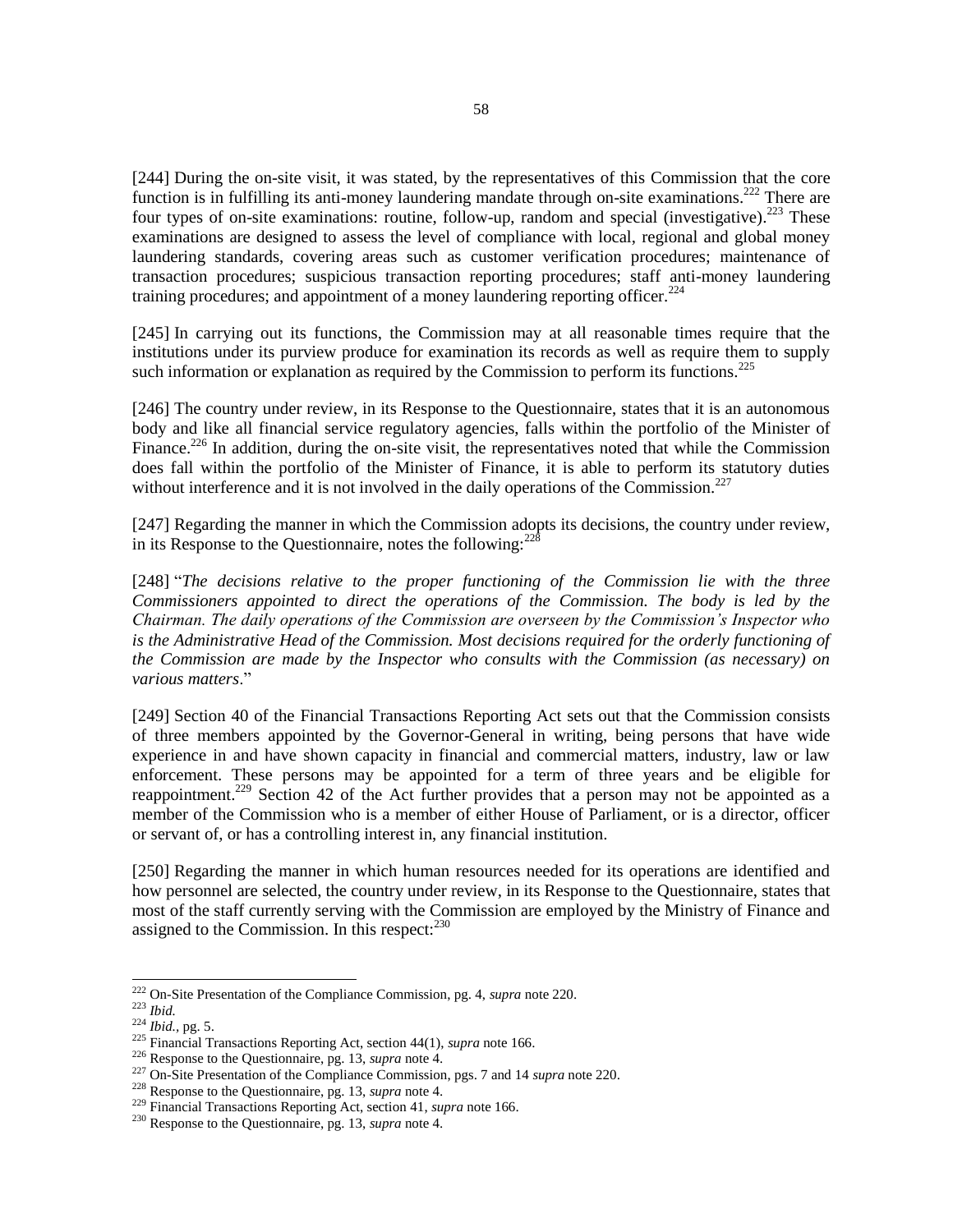[244] During the on-site visit, it was stated, by the representatives of this Commission that the core function is in fulfilling its anti-money laundering mandate through on-site examinations.[222] There are four types of on-site examinations: routine, follow-up, random and special (investigative).[223] These examinations are designed to assess the level of compliance with local, regional and global money laundering standards, covering areas such as customer verification procedures; maintenance of transaction procedures; suspicious transaction reporting procedures; staff anti-money laundering training procedures; and appointment of a money laundering reporting officer.[224]

[245] In carrying out its functions, the Commission may at all reasonable times require that the institutions under its purview produce for examination its records as well as require them to supply such information or explanation as required by the Commission to perform its functions.[225]

[246] The country under review, in its Response to the Questionnaire, states that it is an autonomous body and like all financial service regulatory agencies, falls within the portfolio of the Minister of Finance.[226] In addition, during the on-site visit, the representatives noted that while the Commission does fall within the portfolio of the Minister of Finance, it is able to perform its statutory duties without interference and it is not involved in the daily operations of the Commission.[227]

[247] Regarding the manner in which the Commission adopts its decisions, the country under review, in its Response to the Questionnaire, notes the following:[228]

[248] "*The decisions relative to the proper functioning of the Commission lie with the three Commissioners appointed to direct the operations of the Commission. The body is led by the Chairman. The daily operations of the Commission are overseen by the Commission's Inspector who is the Administrative Head of the Commission. Most decisions required for the orderly functioning of the Commission are made by the Inspector who consults with the Commission (as necessary) on various matters*."

[249] Section 40 of the Financial Transactions Reporting Act sets out that the Commission consists of three members appointed by the Governor-General in writing, being persons that have wide experience in and have shown capacity in financial and commercial matters, industry, law or law enforcement. These persons may be appointed for a term of three years and be eligible for reappointment.[229] Section 42 of the Act further provides that a person may not be appointed as a member of the Commission who is a member of either House of Parliament, or is a director, officer or servant of, or has a controlling interest in, any financial institution.

[250] Regarding the manner in which human resources needed for its operations are identified and how personnel are selected, the country under review, in its Response to the Questionnaire, states that most of the staff currently serving with the Commission are employed by the Ministry of Finance and assigned to the Commission. In this respect:[230]

---

[222] On-Site Presentation of the Compliance Commission, pg. 4, *supra* note 220.

[223] *Ibid.*

[224] *Ibid.*, pg. 5.

[225] Financial Transactions Reporting Act, section 44(1), *supra* note 166.

[226] Response to the Questionnaire, pg. 13, *supra* note 4.

[227] On-Site Presentation of the Compliance Commission, pgs. 7 and 14 *supra* note 220.

[228] Response to the Questionnaire, pg. 13, *supra* note 4.

[229] Financial Transactions Reporting Act, section 41, *supra* note 166.

[230] Response to the Questionnaire, pg. 13, *supra* note 4.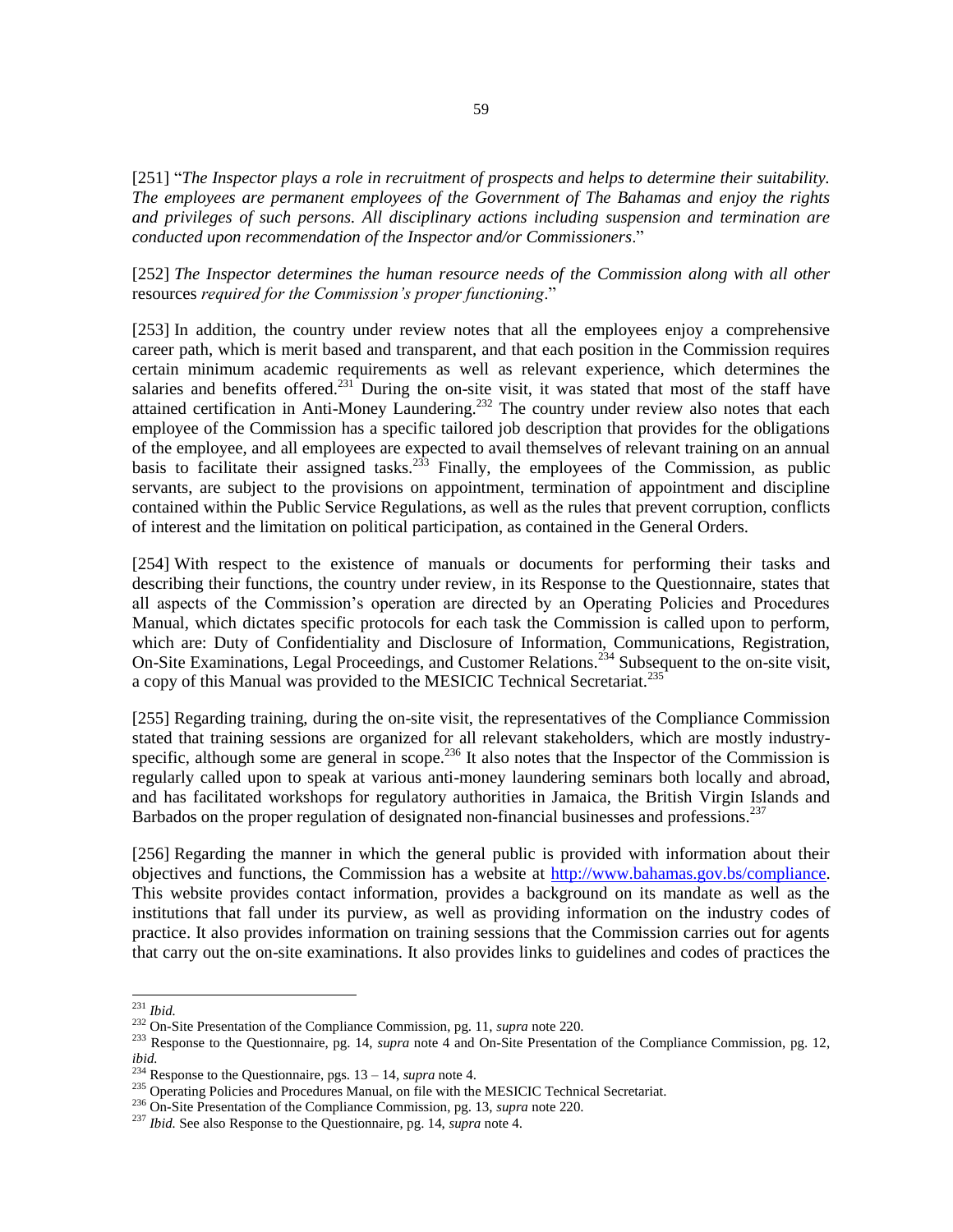[251] "*The Inspector plays a role in recruitment of prospects and helps to determine their suitability. The employees are permanent employees of the Government of The Bahamas and enjoy the rights and privileges of such persons. All disciplinary actions including suspension and termination are conducted upon recommendation of the Inspector and/or Commissioners*."

[252] *The Inspector determines the human resource needs of the Commission along with all other* resources *required for the Commission's proper functioning*."

[253] In addition, the country under review notes that all the employees enjoy a comprehensive career path, which is merit based and transparent, and that each position in the Commission requires certain minimum academic requirements as well as relevant experience, which determines the salaries and benefits offered.[231] During the on-site visit, it was stated that most of the staff have attained certification in Anti-Money Laundering.[232] The country under review also notes that each employee of the Commission has a specific tailored job description that provides for the obligations of the employee, and all employees are expected to avail themselves of relevant training on an annual basis to facilitate their assigned tasks.[233] Finally, the employees of the Commission, as public servants, are subject to the provisions on appointment, termination of appointment and discipline contained within the Public Service Regulations, as well as the rules that prevent corruption, conflicts of interest and the limitation on political participation, as contained in the General Orders.

[254] With respect to the existence of manuals or documents for performing their tasks and describing their functions, the country under review, in its Response to the Questionnaire, states that all aspects of the Commission's operation are directed by an Operating Policies and Procedures Manual, which dictates specific protocols for each task the Commission is called upon to perform, which are: Duty of Confidentiality and Disclosure of Information, Communications, Registration, On-Site Examinations, Legal Proceedings, and Customer Relations.[234] Subsequent to the on-site visit, a copy of this Manual was provided to the MESICIC Technical Secretariat.[235]

[255] Regarding training, during the on-site visit, the representatives of the Compliance Commission stated that training sessions are organized for all relevant stakeholders, which are mostly industry-specific, although some are general in scope.[236] It also notes that the Inspector of the Commission is regularly called upon to speak at various anti-money laundering seminars both locally and abroad, and has facilitated workshops for regulatory authorities in Jamaica, the British Virgin Islands and Barbados on the proper regulation of designated non-financial businesses and professions.[237]

[256] Regarding the manner in which the general public is provided with information about their objectives and functions, the Commission has a website at http://www.bahamas.gov.bs/compliance. This website provides contact information, provides a background on its mandate as well as the institutions that fall under its purview, as well as providing information on the industry codes of practice. It also provides information on training sessions that the Commission carries out for agents that carry out the on-site examinations. It also provides links to guidelines and codes of practices the

---

[231] *Ibid.*

[232] On-Site Presentation of the Compliance Commission, pg. 11, *supra* note 220.

[233] Response to the Questionnaire, pg. 14, *supra* note 4 and On-Site Presentation of the Compliance Commission, pg. 12, *ibid.*

[234] Response to the Questionnaire, pgs. 13 – 14, *supra* note 4.

[235] Operating Policies and Procedures Manual, on file with the MESICIC Technical Secretariat.

[236] On-Site Presentation of the Compliance Commission, pg. 13, *supra* note 220.

[237] *Ibid.* See also Response to the Questionnaire, pg. 14, *supra* note 4.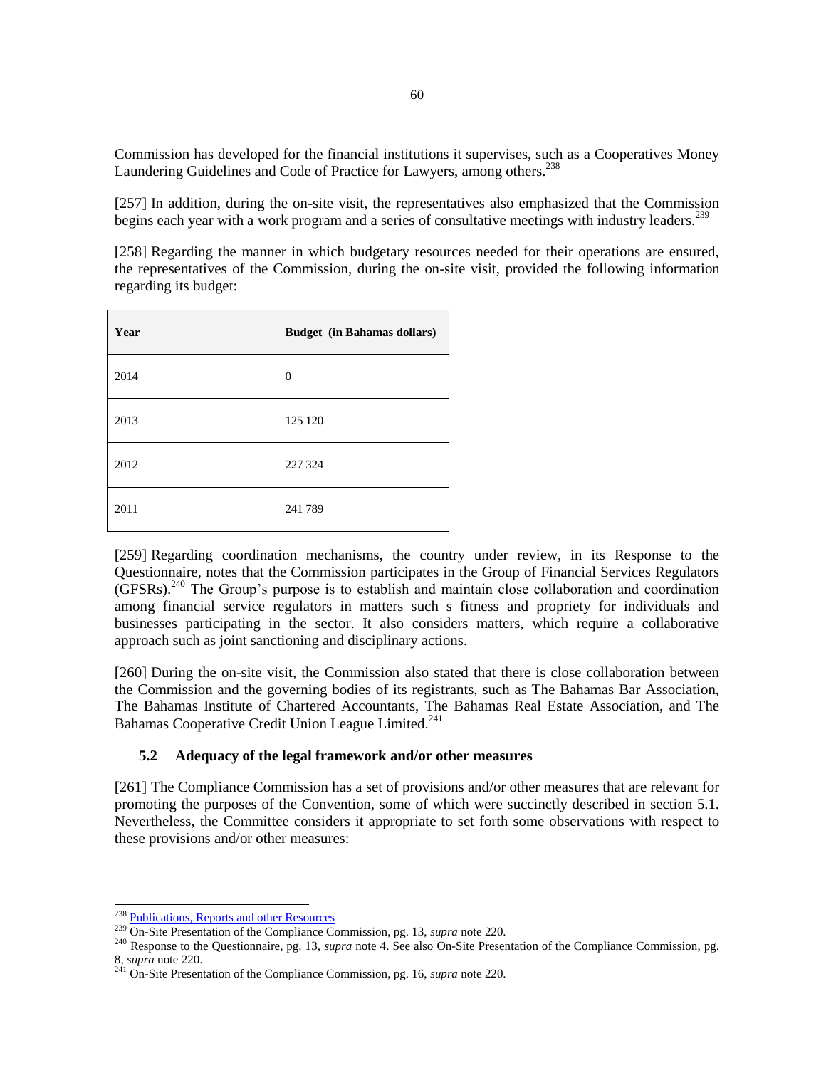Commission has developed for the financial institutions it supervises, such as a Cooperatives Money Laundering Guidelines and Code of Practice for Lawyers, among others.[238]

[257] In addition, during the on-site visit, the representatives also emphasized that the Commission begins each year with a work program and a series of consultative meetings with industry leaders.[239]

[258] Regarding the manner in which budgetary resources needed for their operations are ensured, the representatives of the Commission, during the on-site visit, provided the following information regarding its budget:

| Year | Budget (in Bahamas dollars) |
|---|---|
| 2014 | 0 |
| 2013 | 125 120 |
| 2012 | 227 324 |
| 2011 | 241 789 |

[259] Regarding coordination mechanisms, the country under review, in its Response to the Questionnaire, notes that the Commission participates in the Group of Financial Services Regulators (GFSRs).[240] The Group's purpose is to establish and maintain close collaboration and coordination among financial service regulators in matters such s fitness and propriety for individuals and businesses participating in the sector. It also considers matters, which require a collaborative approach such as joint sanctioning and disciplinary actions.

[260] During the on-site visit, the Commission also stated that there is close collaboration between the Commission and the governing bodies of its registrants, such as The Bahamas Bar Association, The Bahamas Institute of Chartered Accountants, The Bahamas Real Estate Association, and The Bahamas Cooperative Credit Union League Limited.[241]

## 5.2 Adequacy of the legal framework and/or other measures

[261] The Compliance Commission has a set of provisions and/or other measures that are relevant for promoting the purposes of the Convention, some of which were succinctly described in section 5.1. Nevertheless, the Committee considers it appropriate to set forth some observations with respect to these provisions and/or other measures:

---

[238] Publications, Reports and other Resources

[239] On-Site Presentation of the Compliance Commission, pg. 13, *supra* note 220.

[240] Response to the Questionnaire, pg. 13, *supra* note 4. See also On-Site Presentation of the Compliance Commission, pg. 8, *supra* note 220.

[241] On-Site Presentation of the Compliance Commission, pg. 16, *supra* note 220.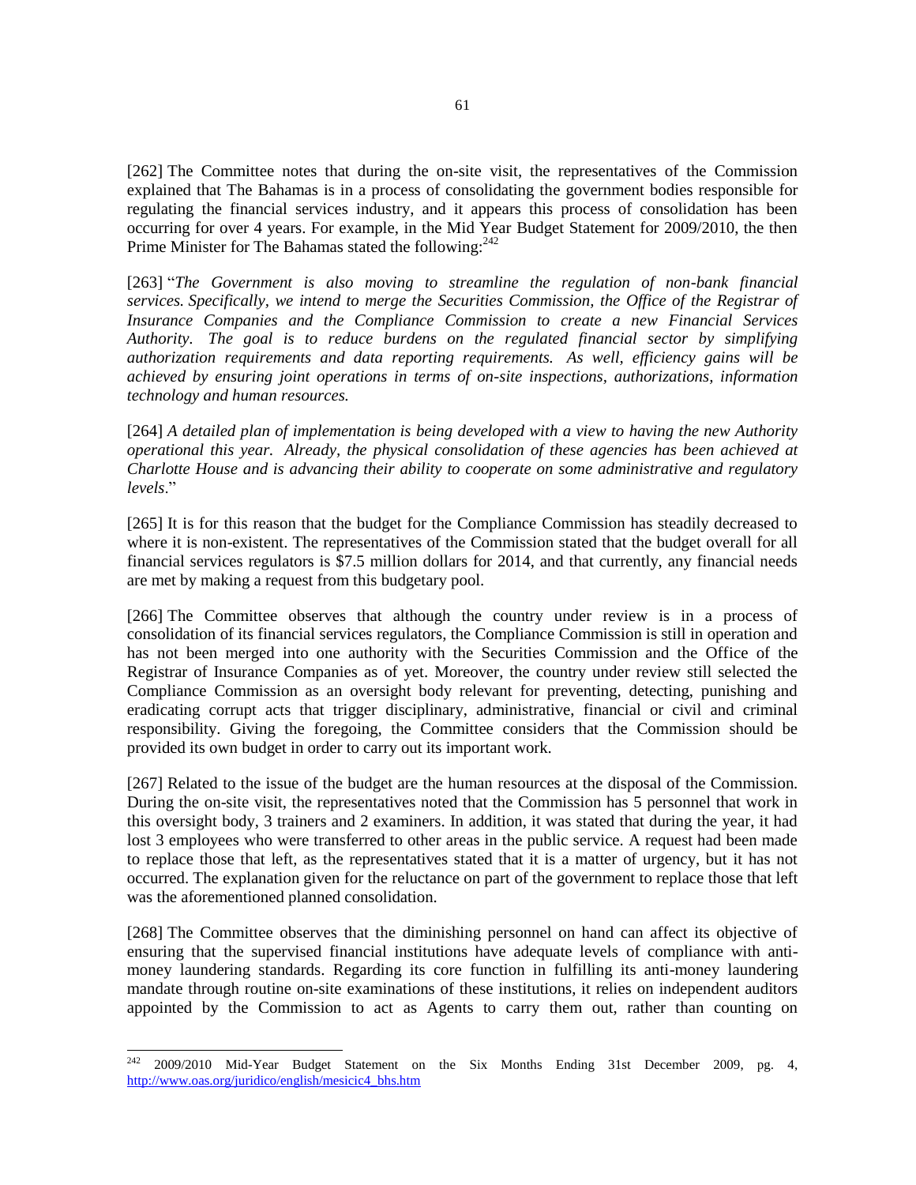[262] The Committee notes that during the on-site visit, the representatives of the Commission explained that The Bahamas is in a process of consolidating the government bodies responsible for regulating the financial services industry, and it appears this process of consolidation has been occurring for over 4 years. For example, in the Mid Year Budget Statement for 2009/2010, the then Prime Minister for The Bahamas stated the following:[242]

[263] "*The Government is also moving to streamline the regulation of non-bank financial services. Specifically, we intend to merge the Securities Commission, the Office of the Registrar of Insurance Companies and the Compliance Commission to create a new Financial Services Authority. The goal is to reduce burdens on the regulated financial sector by simplifying authorization requirements and data reporting requirements. As well, efficiency gains will be achieved by ensuring joint operations in terms of on-site inspections, authorizations, information technology and human resources.*

[264] *A detailed plan of implementation is being developed with a view to having the new Authority operational this year. Already, the physical consolidation of these agencies has been achieved at Charlotte House and is advancing their ability to cooperate on some administrative and regulatory levels*."

[265] It is for this reason that the budget for the Compliance Commission has steadily decreased to where it is non-existent. The representatives of the Commission stated that the budget overall for all financial services regulators is $7.5 million dollars for 2014, and that currently, any financial needs are met by making a request from this budgetary pool.

[266] The Committee observes that although the country under review is in a process of consolidation of its financial services regulators, the Compliance Commission is still in operation and has not been merged into one authority with the Securities Commission and the Office of the Registrar of Insurance Companies as of yet. Moreover, the country under review still selected the Compliance Commission as an oversight body relevant for preventing, detecting, punishing and eradicating corrupt acts that trigger disciplinary, administrative, financial or civil and criminal responsibility. Giving the foregoing, the Committee considers that the Commission should be provided its own budget in order to carry out its important work.

[267] Related to the issue of the budget are the human resources at the disposal of the Commission. During the on-site visit, the representatives noted that the Commission has 5 personnel that work in this oversight body, 3 trainers and 2 examiners. In addition, it was stated that during the year, it had lost 3 employees who were transferred to other areas in the public service. A request had been made to replace those that left, as the representatives stated that it is a matter of urgency, but it has not occurred. The explanation given for the reluctance on part of the government to replace those that left was the aforementioned planned consolidation.

[268] The Committee observes that the diminishing personnel on hand can affect its objective of ensuring that the supervised financial institutions have adequate levels of compliance with anti-money laundering standards. Regarding its core function in fulfilling its anti-money laundering mandate through routine on-site examinations of these institutions, it relies on independent auditors appointed by the Commission to act as Agents to carry them out, rather than counting on

---

[242] 2009/2010 Mid-Year Budget Statement on the Six Months Ending 31st December 2009, pg. 4, http://www.oas.org/juridico/english/mesicic4_bhs.htm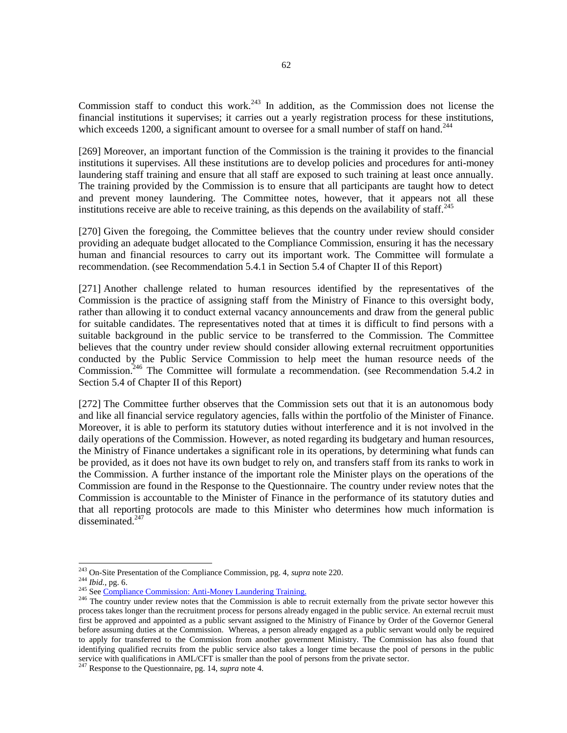Commission staff to conduct this work.[243] In addition, as the Commission does not license the financial institutions it supervises; it carries out a yearly registration process for these institutions, which exceeds 1200, a significant amount to oversee for a small number of staff on hand.[244]

[269] Moreover, an important function of the Commission is the training it provides to the financial institutions it supervises. All these institutions are to develop policies and procedures for anti-money laundering staff training and ensure that all staff are exposed to such training at least once annually. The training provided by the Commission is to ensure that all participants are taught how to detect and prevent money laundering. The Committee notes, however, that it appears not all these institutions receive are able to receive training, as this depends on the availability of staff.[245]

[270] Given the foregoing, the Committee believes that the country under review should consider providing an adequate budget allocated to the Compliance Commission, ensuring it has the necessary human and financial resources to carry out its important work. The Committee will formulate a recommendation. (see Recommendation 5.4.1 in Section 5.4 of Chapter II of this Report)

[271] Another challenge related to human resources identified by the representatives of the Commission is the practice of assigning staff from the Ministry of Finance to this oversight body, rather than allowing it to conduct external vacancy announcements and draw from the general public for suitable candidates. The representatives noted that at times it is difficult to find persons with a suitable background in the public service to be transferred to the Commission. The Committee believes that the country under review should consider allowing external recruitment opportunities conducted by the Public Service Commission to help meet the human resource needs of the Commission.[246] The Committee will formulate a recommendation. (see Recommendation 5.4.2 in Section 5.4 of Chapter II of this Report)

[272] The Committee further observes that the Commission sets out that it is an autonomous body and like all financial service regulatory agencies, falls within the portfolio of the Minister of Finance. Moreover, it is able to perform its statutory duties without interference and it is not involved in the daily operations of the Commission. However, as noted regarding its budgetary and human resources, the Ministry of Finance undertakes a significant role in its operations, by determining what funds can be provided, as it does not have its own budget to rely on, and transfers staff from its ranks to work in the Commission. A further instance of the important role the Minister plays on the operations of the Commission are found in the Response to the Questionnaire. The country under review notes that the Commission is accountable to the Minister of Finance in the performance of its statutory duties and that all reporting protocols are made to this Minister who determines how much information is disseminated.[247]

---

[243] On-Site Presentation of the Compliance Commission, pg. 4, *supra* note 220.

[244] *Ibid.*, pg. 6.

[245] See [Compliance Commission: Anti-Money Laundering Training.]

[246] The country under review notes that the Commission is able to recruit externally from the private sector however this process takes longer than the recruitment process for persons already engaged in the public service. An external recruit must first be approved and appointed as a public servant assigned to the Ministry of Finance by Order of the Governor General before assuming duties at the Commission. Whereas, a person already engaged as a public servant would only be required to apply for transferred to the Commission from another government Ministry. The Commission has also found that identifying qualified recruits from the public service also takes a longer time because the pool of persons in the public service with qualifications in AML/CFT is smaller than the pool of persons from the private sector.

[247] Response to the Questionnaire, pg. 14, *supra* note 4.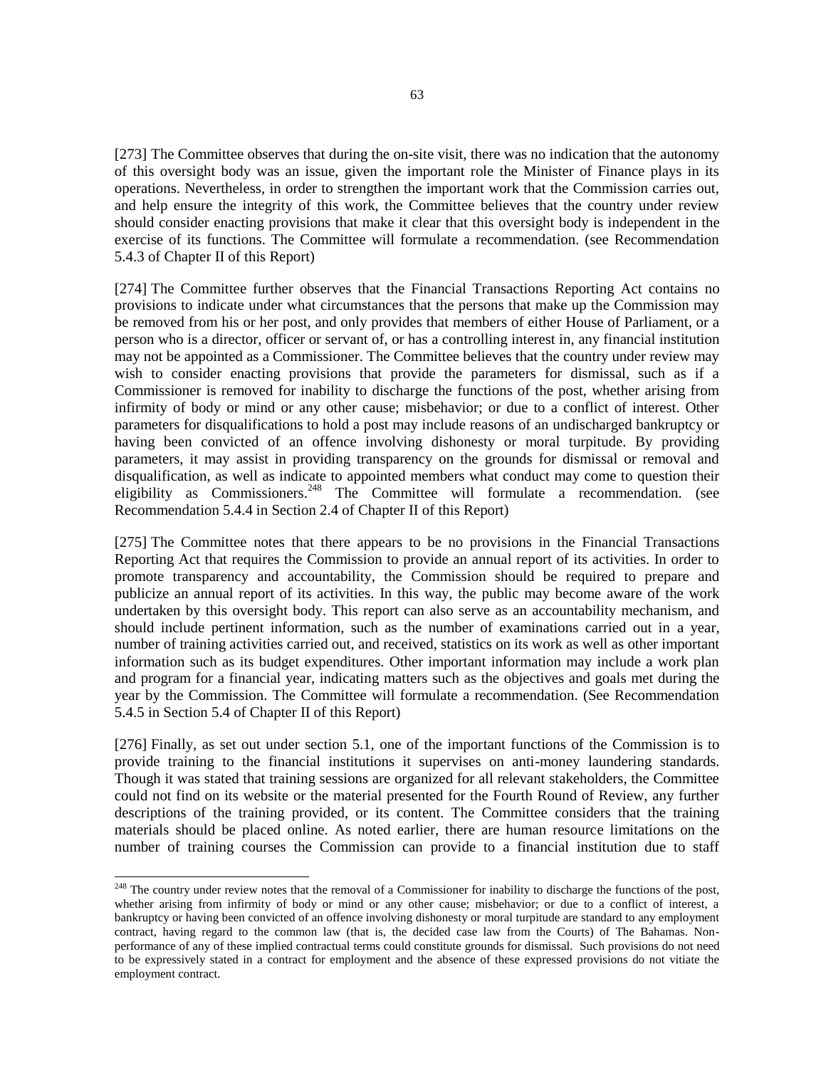[273] The Committee observes that during the on-site visit, there was no indication that the autonomy of this oversight body was an issue, given the important role the Minister of Finance plays in its operations. Nevertheless, in order to strengthen the important work that the Commission carries out, and help ensure the integrity of this work, the Committee believes that the country under review should consider enacting provisions that make it clear that this oversight body is independent in the exercise of its functions. The Committee will formulate a recommendation. (see Recommendation 5.4.3 of Chapter II of this Report)

[274] The Committee further observes that the Financial Transactions Reporting Act contains no provisions to indicate under what circumstances that the persons that make up the Commission may be removed from his or her post, and only provides that members of either House of Parliament, or a person who is a director, officer or servant of, or has a controlling interest in, any financial institution may not be appointed as a Commissioner. The Committee believes that the country under review may wish to consider enacting provisions that provide the parameters for dismissal, such as if a Commissioner is removed for inability to discharge the functions of the post, whether arising from infirmity of body or mind or any other cause; misbehavior; or due to a conflict of interest. Other parameters for disqualifications to hold a post may include reasons of an undischarged bankruptcy or having been convicted of an offence involving dishonesty or moral turpitude. By providing parameters, it may assist in providing transparency on the grounds for dismissal or removal and disqualification, as well as indicate to appointed members what conduct may come to question their eligibility as Commissioners.[248] The Committee will formulate a recommendation. (see Recommendation 5.4.4 in Section 2.4 of Chapter II of this Report)

[275] The Committee notes that there appears to be no provisions in the Financial Transactions Reporting Act that requires the Commission to provide an annual report of its activities. In order to promote transparency and accountability, the Commission should be required to prepare and publicize an annual report of its activities. In this way, the public may become aware of the work undertaken by this oversight body. This report can also serve as an accountability mechanism, and should include pertinent information, such as the number of examinations carried out in a year, number of training activities carried out, and received, statistics on its work as well as other important information such as its budget expenditures. Other important information may include a work plan and program for a financial year, indicating matters such as the objectives and goals met during the year by the Commission. The Committee will formulate a recommendation. (See Recommendation 5.4.5 in Section 5.4 of Chapter II of this Report)

[276] Finally, as set out under section 5.1, one of the important functions of the Commission is to provide training to the financial institutions it supervises on anti-money laundering standards. Though it was stated that training sessions are organized for all relevant stakeholders, the Committee could not find on its website or the material presented for the Fourth Round of Review, any further descriptions of the training provided, or its content. The Committee considers that the training materials should be placed online. As noted earlier, there are human resource limitations on the number of training courses the Commission can provide to a financial institution due to staff

---

[248] The country under review notes that the removal of a Commissioner for inability to discharge the functions of the post, whether arising from infirmity of body or mind or any other cause; misbehavior; or due to a conflict of interest, a bankruptcy or having been convicted of an offence involving dishonesty or moral turpitude are standard to any employment contract, having regard to the common law (that is, the decided case law from the Courts) of The Bahamas. Non-performance of any of these implied contractual terms could constitute grounds for dismissal. Such provisions do not need to be expressively stated in a contract for employment and the absence of these expressed provisions do not vitiate the employment contract.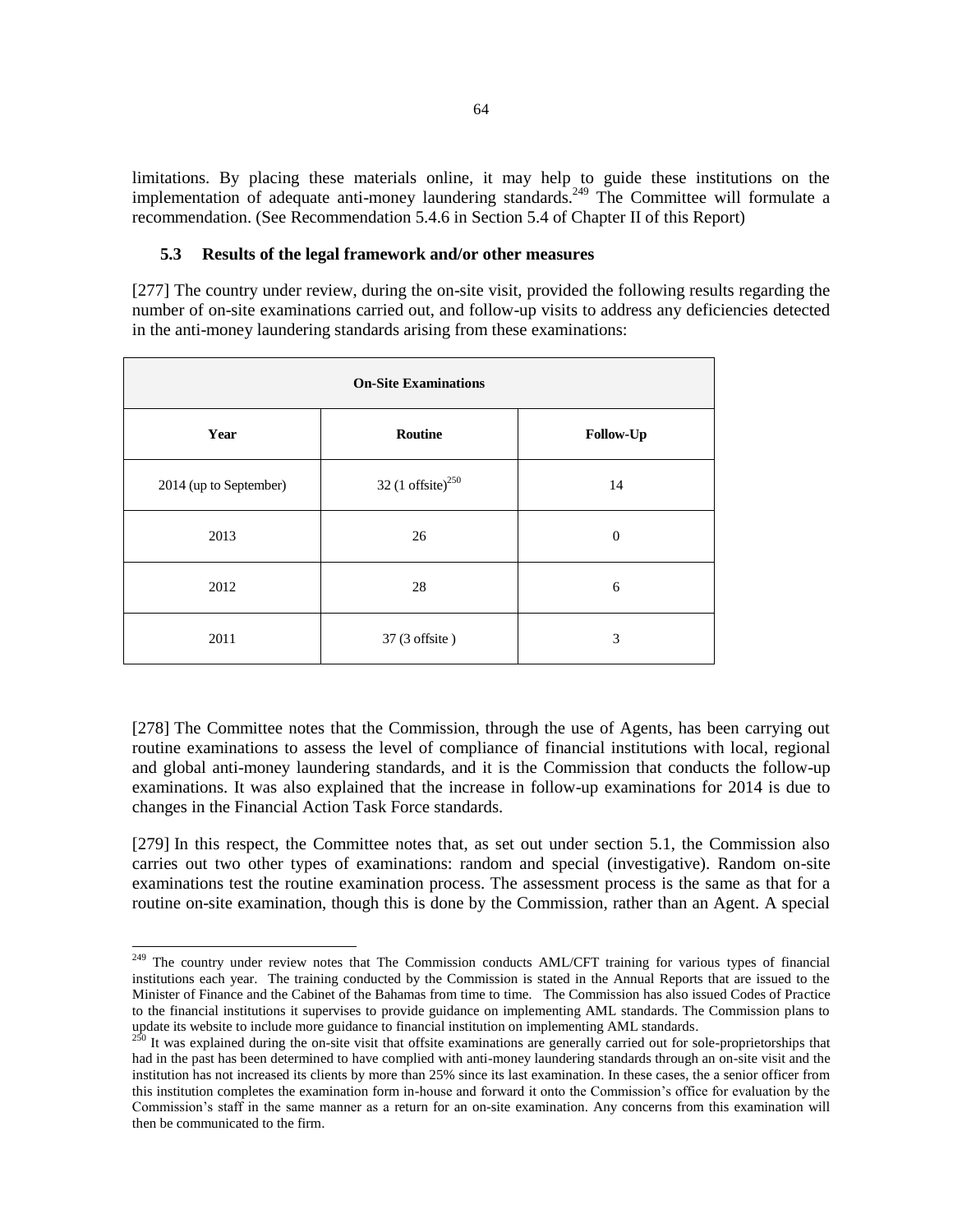limitations. By placing these materials online, it may help to guide these institutions on the implementation of adequate anti-money laundering standards.[249] The Committee will formulate a recommendation. (See Recommendation 5.4.6 in Section 5.4 of Chapter II of this Report)

### 5.3 Results of the legal framework and/or other measures

[277] The country under review, during the on-site visit, provided the following results regarding the number of on-site examinations carried out, and follow-up visits to address any deficiencies detected in the anti-money laundering standards arising from these examinations:

| On-Site Examinations | | |
|---|---|---|
| **Year** | **Routine** | **Follow-Up** |
| 2014 (up to September) | 32 (1 offsite)[250] | 14 |
| 2013 | 26 | 0 |
| 2012 | 28 | 6 |
| 2011 | 37 (3 offsite ) | 3 |

[278] The Committee notes that the Commission, through the use of Agents, has been carrying out routine examinations to assess the level of compliance of financial institutions with local, regional and global anti-money laundering standards, and it is the Commission that conducts the follow-up examinations. It was also explained that the increase in follow-up examinations for 2014 is due to changes in the Financial Action Task Force standards.

[279] In this respect, the Committee notes that, as set out under section 5.1, the Commission also carries out two other types of examinations: random and special (investigative). Random on-site examinations test the routine examination process. The assessment process is the same as that for a routine on-site examination, though this is done by the Commission, rather than an Agent. A special

---

[249] The country under review notes that The Commission conducts AML/CFT training for various types of financial institutions each year. The training conducted by the Commission is stated in the Annual Reports that are issued to the Minister of Finance and the Cabinet of the Bahamas from time to time. The Commission has also issued Codes of Practice to the financial institutions it supervises to provide guidance on implementing AML standards. The Commission plans to update its website to include more guidance to financial institution on implementing AML standards.

[250] It was explained during the on-site visit that offsite examinations are generally carried out for sole-proprietorships that had in the past has been determined to have complied with anti-money laundering standards through an on-site visit and the institution has not increased its clients by more than 25% since its last examination. In these cases, the a senior officer from this institution completes the examination form in-house and forward it onto the Commission's office for evaluation by the Commission's staff in the same manner as a return for an on-site examination. Any concerns from this examination will then be communicated to the firm.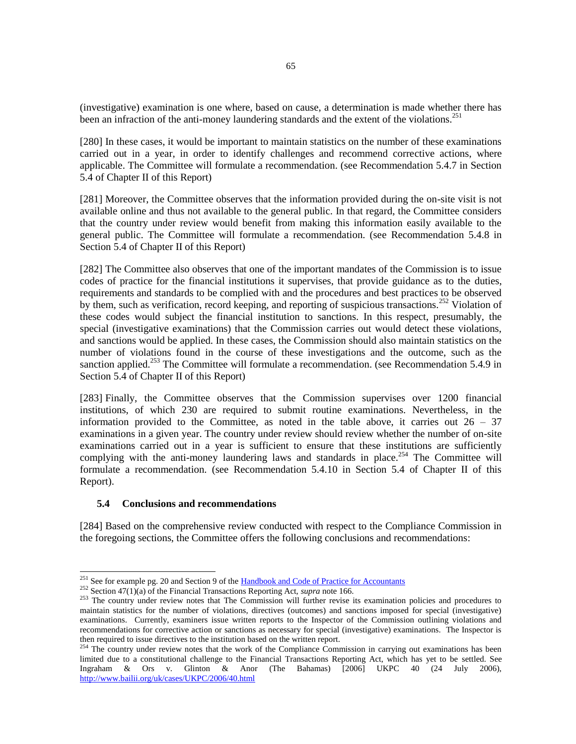(investigative) examination is one where, based on cause, a determination is made whether there has been an infraction of the anti-money laundering standards and the extent of the violations.[251]

[280] In these cases, it would be important to maintain statistics on the number of these examinations carried out in a year, in order to identify challenges and recommend corrective actions, where applicable. The Committee will formulate a recommendation. (see Recommendation 5.4.7 in Section 5.4 of Chapter II of this Report)

[281] Moreover, the Committee observes that the information provided during the on-site visit is not available online and thus not available to the general public. In that regard, the Committee considers that the country under review would benefit from making this information easily available to the general public. The Committee will formulate a recommendation. (see Recommendation 5.4.8 in Section 5.4 of Chapter II of this Report)

[282] The Committee also observes that one of the important mandates of the Commission is to issue codes of practice for the financial institutions it supervises, that provide guidance as to the duties, requirements and standards to be complied with and the procedures and best practices to be observed by them, such as verification, record keeping, and reporting of suspicious transactions.[252] Violation of these codes would subject the financial institution to sanctions. In this respect, presumably, the special (investigative examinations) that the Commission carries out would detect these violations, and sanctions would be applied. In these cases, the Commission should also maintain statistics on the number of violations found in the course of these investigations and the outcome, such as the sanction applied.[253] The Committee will formulate a recommendation. (see Recommendation 5.4.9 in Section 5.4 of Chapter II of this Report)

[283] Finally, the Committee observes that the Commission supervises over 1200 financial institutions, of which 230 are required to submit routine examinations. Nevertheless, in the information provided to the Committee, as noted in the table above, it carries out 26 – 37 examinations in a given year. The country under review should review whether the number of on-site examinations carried out in a year is sufficient to ensure that these institutions are sufficiently complying with the anti-money laundering laws and standards in place.[254] The Committee will formulate a recommendation. (see Recommendation 5.4.10 in Section 5.4 of Chapter II of this Report).

### 5.4 Conclusions and recommendations

[284] Based on the comprehensive review conducted with respect to the Compliance Commission in the foregoing sections, the Committee offers the following conclusions and recommendations:

---

[251] See for example pg. 20 and Section 9 of the [Handbook and Code of Practice for Accountants]()

[252] Section 47(1)(a) of the Financial Transactions Reporting Act, *supra* note 166.

[253] The country under review notes that The Commission will further revise its examination policies and procedures to maintain statistics for the number of violations, directives (outcomes) and sanctions imposed for special (investigative) examinations. Currently, examiners issue written reports to the Inspector of the Commission outlining violations and recommendations for corrective action or sanctions as necessary for special (investigative) examinations. The Inspector is then required to issue directives to the institution based on the written report.

[254] The country under review notes that the work of the Compliance Commission in carrying out examinations has been limited due to a constitutional challenge to the Financial Transactions Reporting Act, which has yet to be settled. See Ingraham & Ors v. Glinton & Anor (The Bahamas) [2006] UKPC 40 (24 July 2006), http://www.bailii.org/uk/cases/UKPC/2006/40.html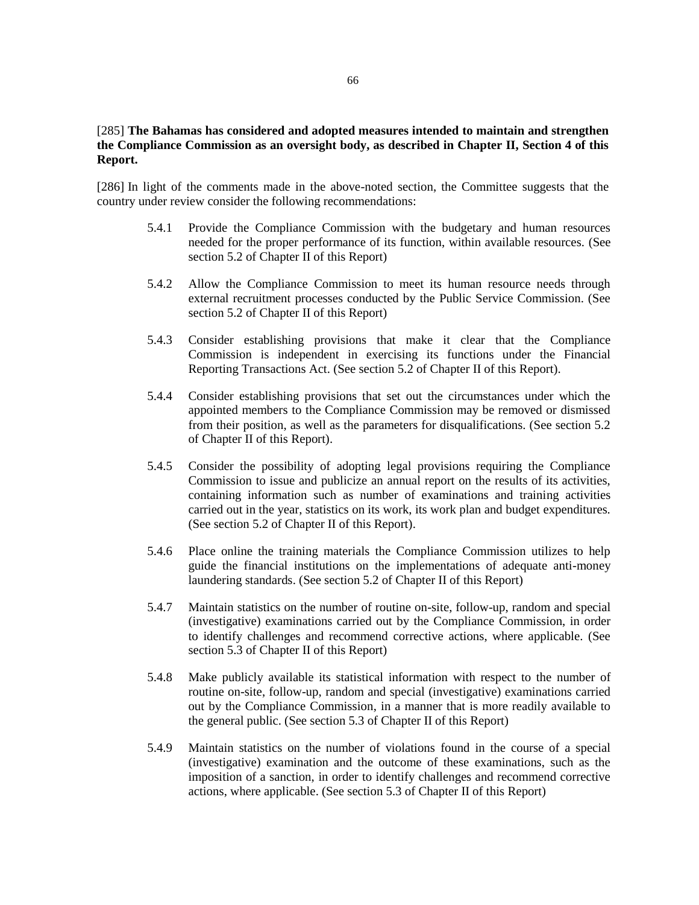[285] **The Bahamas has considered and adopted measures intended to maintain and strengthen the Compliance Commission as an oversight body, as described in Chapter II, Section 4 of this Report.**

[286] In light of the comments made in the above-noted section, the Committee suggests that the country under review consider the following recommendations:

5.4.1 Provide the Compliance Commission with the budgetary and human resources needed for the proper performance of its function, within available resources. (See section 5.2 of Chapter II of this Report)

5.4.2 Allow the Compliance Commission to meet its human resource needs through external recruitment processes conducted by the Public Service Commission. (See section 5.2 of Chapter II of this Report)

5.4.3 Consider establishing provisions that make it clear that the Compliance Commission is independent in exercising its functions under the Financial Reporting Transactions Act. (See section 5.2 of Chapter II of this Report).

5.4.4 Consider establishing provisions that set out the circumstances under which the appointed members to the Compliance Commission may be removed or dismissed from their position, as well as the parameters for disqualifications. (See section 5.2 of Chapter II of this Report).

5.4.5 Consider the possibility of adopting legal provisions requiring the Compliance Commission to issue and publicize an annual report on the results of its activities, containing information such as number of examinations and training activities carried out in the year, statistics on its work, its work plan and budget expenditures. (See section 5.2 of Chapter II of this Report).

5.4.6 Place online the training materials the Compliance Commission utilizes to help guide the financial institutions on the implementations of adequate anti-money laundering standards. (See section 5.2 of Chapter II of this Report)

5.4.7 Maintain statistics on the number of routine on-site, follow-up, random and special (investigative) examinations carried out by the Compliance Commission, in order to identify challenges and recommend corrective actions, where applicable. (See section 5.3 of Chapter II of this Report)

5.4.8 Make publicly available its statistical information with respect to the number of routine on-site, follow-up, random and special (investigative) examinations carried out by the Compliance Commission, in a manner that is more readily available to the general public. (See section 5.3 of Chapter II of this Report)

5.4.9 Maintain statistics on the number of violations found in the course of a special (investigative) examination and the outcome of these examinations, such as the imposition of a sanction, in order to identify challenges and recommend corrective actions, where applicable. (See section 5.3 of Chapter II of this Report)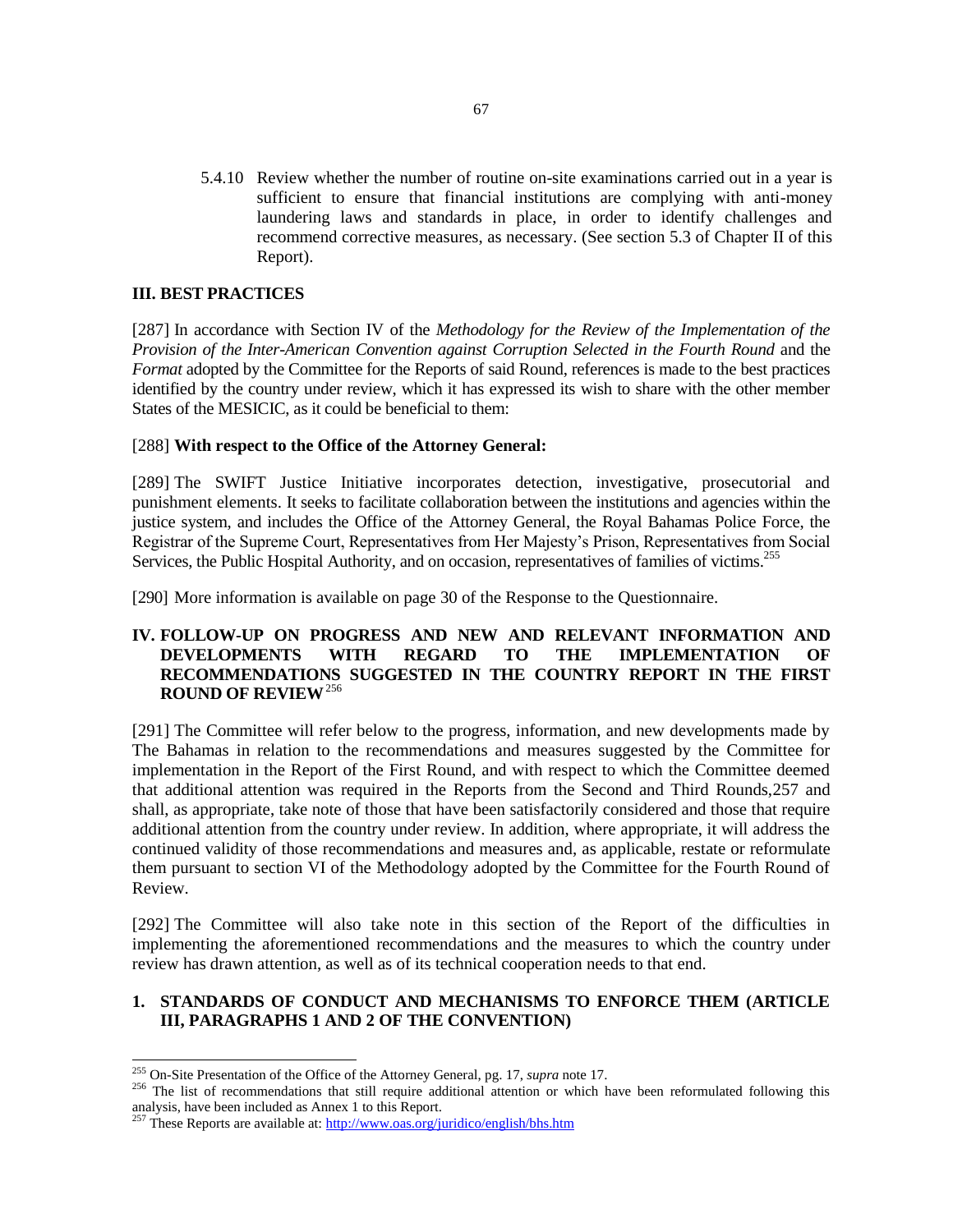5.4.10 Review whether the number of routine on-site examinations carried out in a year is sufficient to ensure that financial institutions are complying with anti-money laundering laws and standards in place, in order to identify challenges and recommend corrective measures, as necessary. (See section 5.3 of Chapter II of this Report).

## III. BEST PRACTICES

[287] In accordance with Section IV of the *Methodology for the Review of the Implementation of the Provision of the Inter-American Convention against Corruption Selected in the Fourth Round* and the *Format* adopted by the Committee for the Reports of said Round, references is made to the best practices identified by the country under review, which it has expressed its wish to share with the other member States of the MESICIC, as it could be beneficial to them:

[288] **With respect to the Office of the Attorney General:**

[289] The SWIFT Justice Initiative incorporates detection, investigative, prosecutorial and punishment elements. It seeks to facilitate collaboration between the institutions and agencies within the justice system, and includes the Office of the Attorney General, the Royal Bahamas Police Force, the Registrar of the Supreme Court, Representatives from Her Majesty's Prison, Representatives from Social Services, the Public Hospital Authority, and on occasion, representatives of families of victims.[255]

[290] More information is available on page 30 of the Response to the Questionnaire.

## IV. FOLLOW-UP ON PROGRESS AND NEW AND RELEVANT INFORMATION AND DEVELOPMENTS WITH REGARD TO THE IMPLEMENTATION OF RECOMMENDATIONS SUGGESTED IN THE COUNTRY REPORT IN THE FIRST ROUND OF REVIEW[256]

[291] The Committee will refer below to the progress, information, and new developments made by The Bahamas in relation to the recommendations and measures suggested by the Committee for implementation in the Report of the First Round, and with respect to which the Committee deemed that additional attention was required in the Reports from the Second and Third Rounds,257 and shall, as appropriate, take note of those that have been satisfactorily considered and those that require additional attention from the country under review. In addition, where appropriate, it will address the continued validity of those recommendations and measures and, as applicable, restate or reformulate them pursuant to section VI of the Methodology adopted by the Committee for the Fourth Round of Review.

[292] The Committee will also take note in this section of the Report of the difficulties in implementing the aforementioned recommendations and the measures to which the country under review has drawn attention, as well as of its technical cooperation needs to that end.

### 1. STANDARDS OF CONDUCT AND MECHANISMS TO ENFORCE THEM (ARTICLE III, PARAGRAPHS 1 AND 2 OF THE CONVENTION)

---

[255] On-Site Presentation of the Office of the Attorney General, pg. 17, *supra* note 17.

[256] The list of recommendations that still require additional attention or which have been reformulated following this analysis, have been included as Annex 1 to this Report.

[257] These Reports are available at: http://www.oas.org/juridico/english/bhs.htm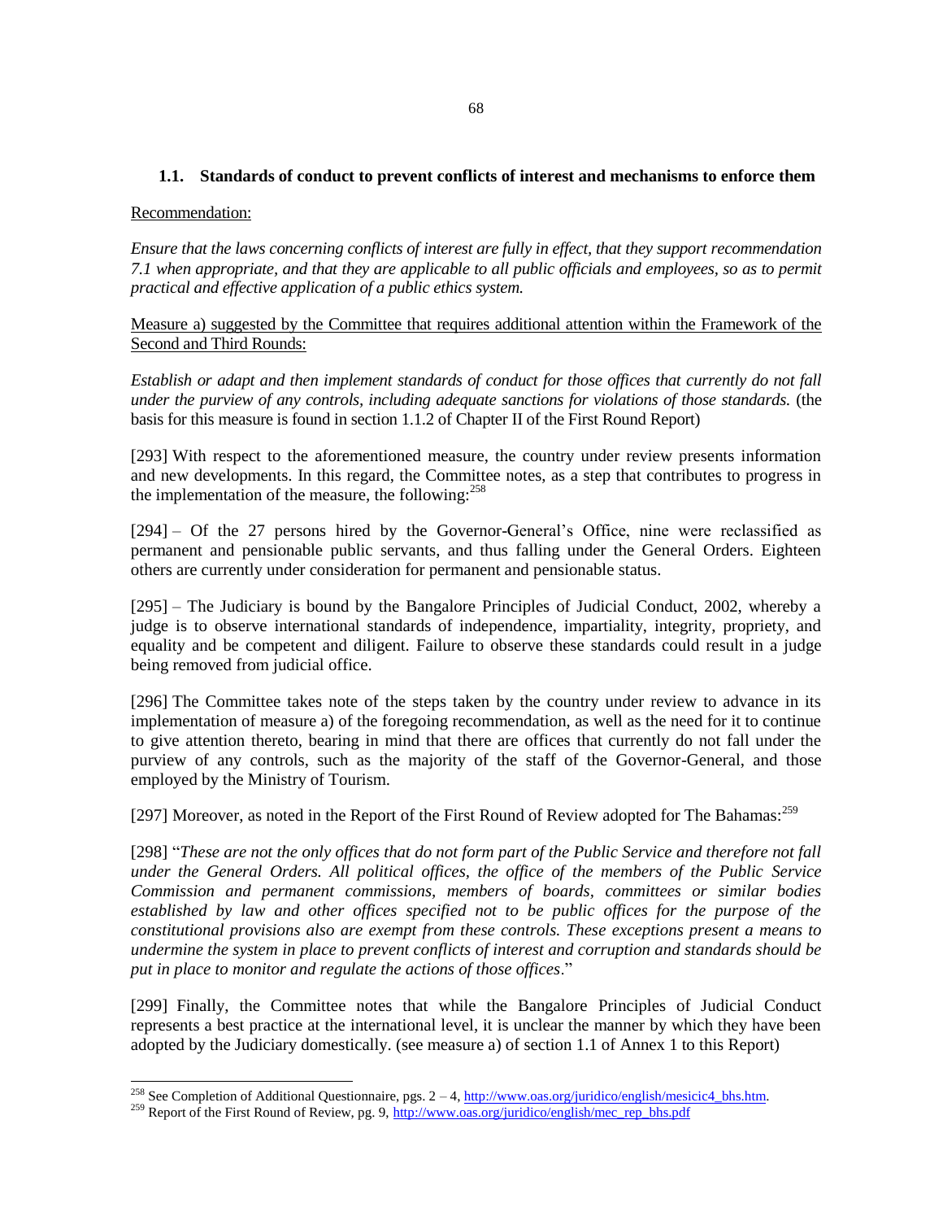### 1.1. Standards of conduct to prevent conflicts of interest and mechanisms to enforce them

Recommendation:

*Ensure that the laws concerning conflicts of interest are fully in effect, that they support recommendation 7.1 when appropriate, and that they are applicable to all public officials and employees, so as to permit practical and effective application of a public ethics system.*

Measure a) suggested by the Committee that requires additional attention within the Framework of the Second and Third Rounds:

*Establish or adapt and then implement standards of conduct for those offices that currently do not fall under the purview of any controls, including adequate sanctions for violations of those standards.* (the basis for this measure is found in section 1.1.2 of Chapter II of the First Round Report)

[293] With respect to the aforementioned measure, the country under review presents information and new developments. In this regard, the Committee notes, as a step that contributes to progress in the implementation of the measure, the following:[258]

[294] – Of the 27 persons hired by the Governor-General's Office, nine were reclassified as permanent and pensionable public servants, and thus falling under the General Orders. Eighteen others are currently under consideration for permanent and pensionable status.

[295] – The Judiciary is bound by the Bangalore Principles of Judicial Conduct, 2002, whereby a judge is to observe international standards of independence, impartiality, integrity, propriety, and equality and be competent and diligent. Failure to observe these standards could result in a judge being removed from judicial office.

[296] The Committee takes note of the steps taken by the country under review to advance in its implementation of measure a) of the foregoing recommendation, as well as the need for it to continue to give attention thereto, bearing in mind that there are offices that currently do not fall under the purview of any controls, such as the majority of the staff of the Governor-General, and those employed by the Ministry of Tourism.

[297] Moreover, as noted in the Report of the First Round of Review adopted for The Bahamas:[259]

[298] "*These are not the only offices that do not form part of the Public Service and therefore not fall under the General Orders. All political offices, the office of the members of the Public Service Commission and permanent commissions, members of boards, committees or similar bodies established by law and other offices specified not to be public offices for the purpose of the constitutional provisions also are exempt from these controls. These exceptions present a means to undermine the system in place to prevent conflicts of interest and corruption and standards should be put in place to monitor and regulate the actions of those offices*."

[299] Finally, the Committee notes that while the Bangalore Principles of Judicial Conduct represents a best practice at the international level, it is unclear the manner by which they have been adopted by the Judiciary domestically. (see measure a) of section 1.1 of Annex 1 to this Report)

---

[258] See Completion of Additional Questionnaire, pgs. 2 – 4, http://www.oas.org/juridico/english/mesicic4_bhs.htm.

[259] Report of the First Round of Review, pg. 9, http://www.oas.org/juridico/english/mec_rep_bhs.pdf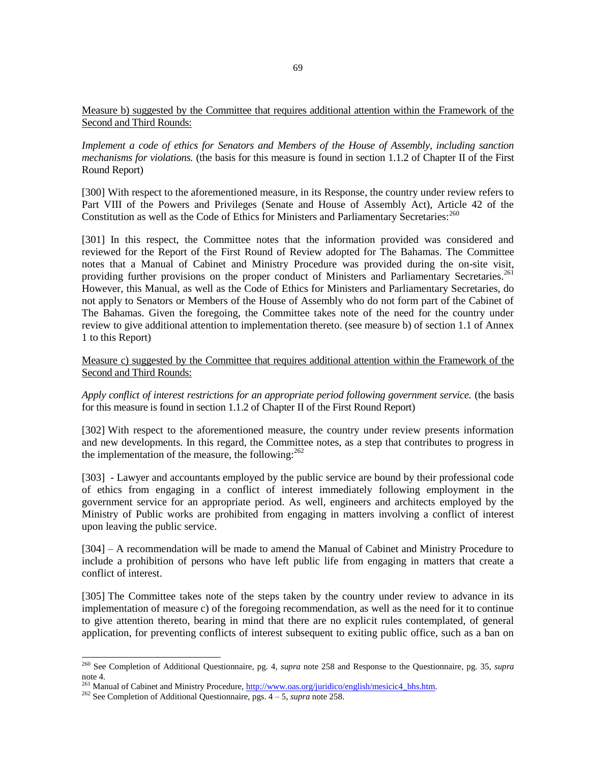Measure b) suggested by the Committee that requires additional attention within the Framework of the Second and Third Rounds:

*Implement a code of ethics for Senators and Members of the House of Assembly, including sanction mechanisms for violations.* (the basis for this measure is found in section 1.1.2 of Chapter II of the First Round Report)

[300] With respect to the aforementioned measure, in its Response, the country under review refers to Part VIII of the Powers and Privileges (Senate and House of Assembly Act), Article 42 of the Constitution as well as the Code of Ethics for Ministers and Parliamentary Secretaries:[260]

[301] In this respect, the Committee notes that the information provided was considered and reviewed for the Report of the First Round of Review adopted for The Bahamas. The Committee notes that a Manual of Cabinet and Ministry Procedure was provided during the on-site visit, providing further provisions on the proper conduct of Ministers and Parliamentary Secretaries.[261] However, this Manual, as well as the Code of Ethics for Ministers and Parliamentary Secretaries, do not apply to Senators or Members of the House of Assembly who do not form part of the Cabinet of The Bahamas. Given the foregoing, the Committee takes note of the need for the country under review to give additional attention to implementation thereto. (see measure b) of section 1.1 of Annex 1 to this Report)

Measure c) suggested by the Committee that requires additional attention within the Framework of the Second and Third Rounds:

*Apply conflict of interest restrictions for an appropriate period following government service.* (the basis for this measure is found in section 1.1.2 of Chapter II of the First Round Report)

[302] With respect to the aforementioned measure, the country under review presents information and new developments. In this regard, the Committee notes, as a step that contributes to progress in the implementation of the measure, the following:[262]

[303] - Lawyer and accountants employed by the public service are bound by their professional code of ethics from engaging in a conflict of interest immediately following employment in the government service for an appropriate period. As well, engineers and architects employed by the Ministry of Public works are prohibited from engaging in matters involving a conflict of interest upon leaving the public service.

[304] – A recommendation will be made to amend the Manual of Cabinet and Ministry Procedure to include a prohibition of persons who have left public life from engaging in matters that create a conflict of interest.

[305] The Committee takes note of the steps taken by the country under review to advance in its implementation of measure c) of the foregoing recommendation, as well as the need for it to continue to give attention thereto, bearing in mind that there are no explicit rules contemplated, of general application, for preventing conflicts of interest subsequent to exiting public office, such as a ban on

---

[260] See Completion of Additional Questionnaire, pg. 4, *supra* note 258 and Response to the Questionnaire, pg. 35, *supra* note 4.

[261] Manual of Cabinet and Ministry Procedure, http://www.oas.org/juridico/english/mesicic4_bhs.htm.

[262] See Completion of Additional Questionnaire, pgs. 4 – 5, *supra* note 258.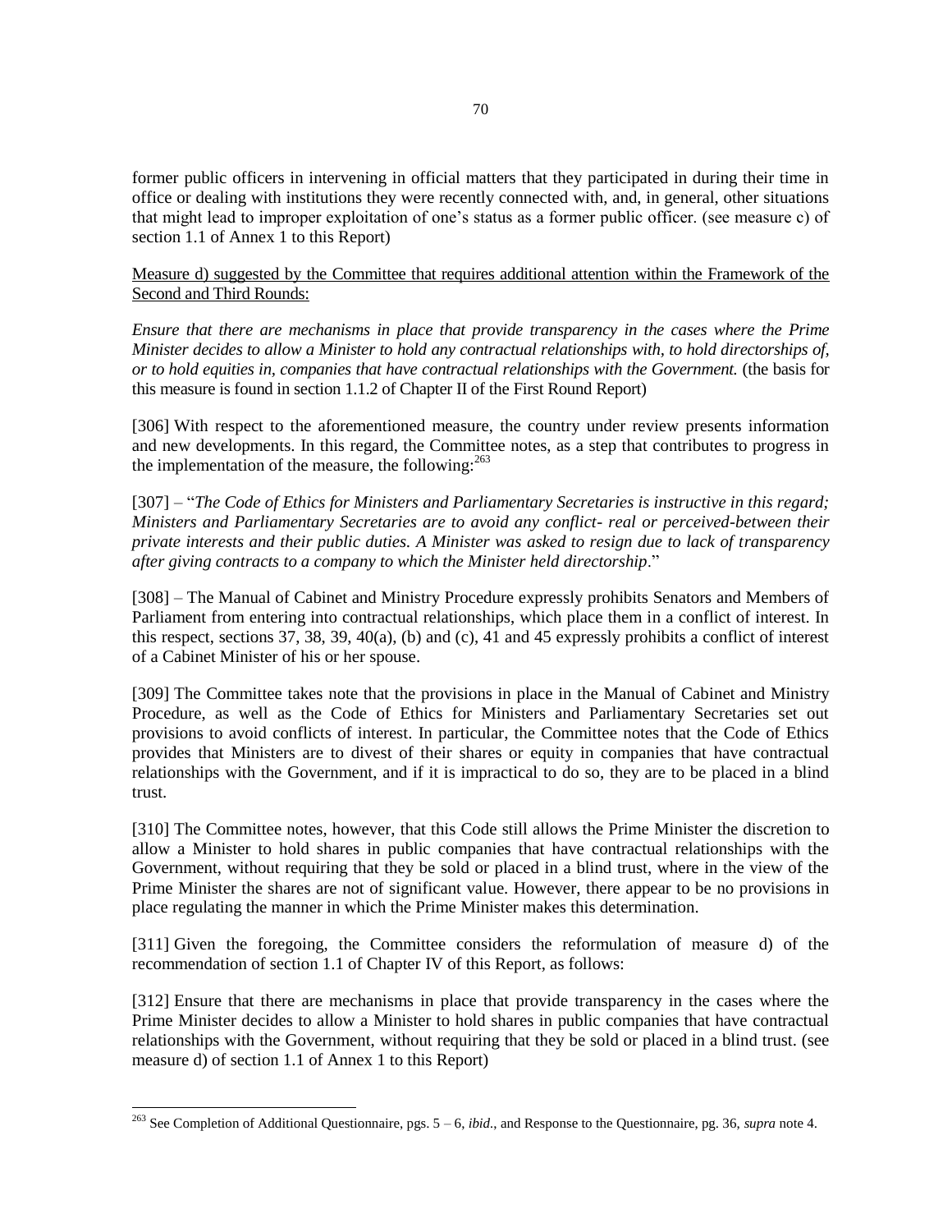former public officers in intervening in official matters that they participated in during their time in office or dealing with institutions they were recently connected with, and, in general, other situations that might lead to improper exploitation of one's status as a former public officer. (see measure c) of section 1.1 of Annex 1 to this Report)

<u>Measure d) suggested by the Committee that requires additional attention within the Framework of the Second and Third Rounds:</u>

*Ensure that there are mechanisms in place that provide transparency in the cases where the Prime Minister decides to allow a Minister to hold any contractual relationships with, to hold directorships of, or to hold equities in, companies that have contractual relationships with the Government.* (the basis for this measure is found in section 1.1.2 of Chapter II of the First Round Report)

[306] With respect to the aforementioned measure, the country under review presents information and new developments. In this regard, the Committee notes, as a step that contributes to progress in the implementation of the measure, the following:[263]

[307] – "*The Code of Ethics for Ministers and Parliamentary Secretaries is instructive in this regard; Ministers and Parliamentary Secretaries are to avoid any conflict- real or perceived-between their private interests and their public duties. A Minister was asked to resign due to lack of transparency after giving contracts to a company to which the Minister held directorship*."

[308] – The Manual of Cabinet and Ministry Procedure expressly prohibits Senators and Members of Parliament from entering into contractual relationships, which place them in a conflict of interest. In this respect, sections 37, 38, 39, 40(a), (b) and (c), 41 and 45 expressly prohibits a conflict of interest of a Cabinet Minister of his or her spouse.

[309] The Committee takes note that the provisions in place in the Manual of Cabinet and Ministry Procedure, as well as the Code of Ethics for Ministers and Parliamentary Secretaries set out provisions to avoid conflicts of interest. In particular, the Committee notes that the Code of Ethics provides that Ministers are to divest of their shares or equity in companies that have contractual relationships with the Government, and if it is impractical to do so, they are to be placed in a blind trust.

[310] The Committee notes, however, that this Code still allows the Prime Minister the discretion to allow a Minister to hold shares in public companies that have contractual relationships with the Government, without requiring that they be sold or placed in a blind trust, where in the view of the Prime Minister the shares are not of significant value. However, there appear to be no provisions in place regulating the manner in which the Prime Minister makes this determination.

[311] Given the foregoing, the Committee considers the reformulation of measure d) of the recommendation of section 1.1 of Chapter IV of this Report, as follows:

[312] Ensure that there are mechanisms in place that provide transparency in the cases where the Prime Minister decides to allow a Minister to hold shares in public companies that have contractual relationships with the Government, without requiring that they be sold or placed in a blind trust. (see measure d) of section 1.1 of Annex 1 to this Report)

---

[263] See Completion of Additional Questionnaire, pgs. 5 – 6, *ibid.*, and Response to the Questionnaire, pg. 36, *supra* note 4.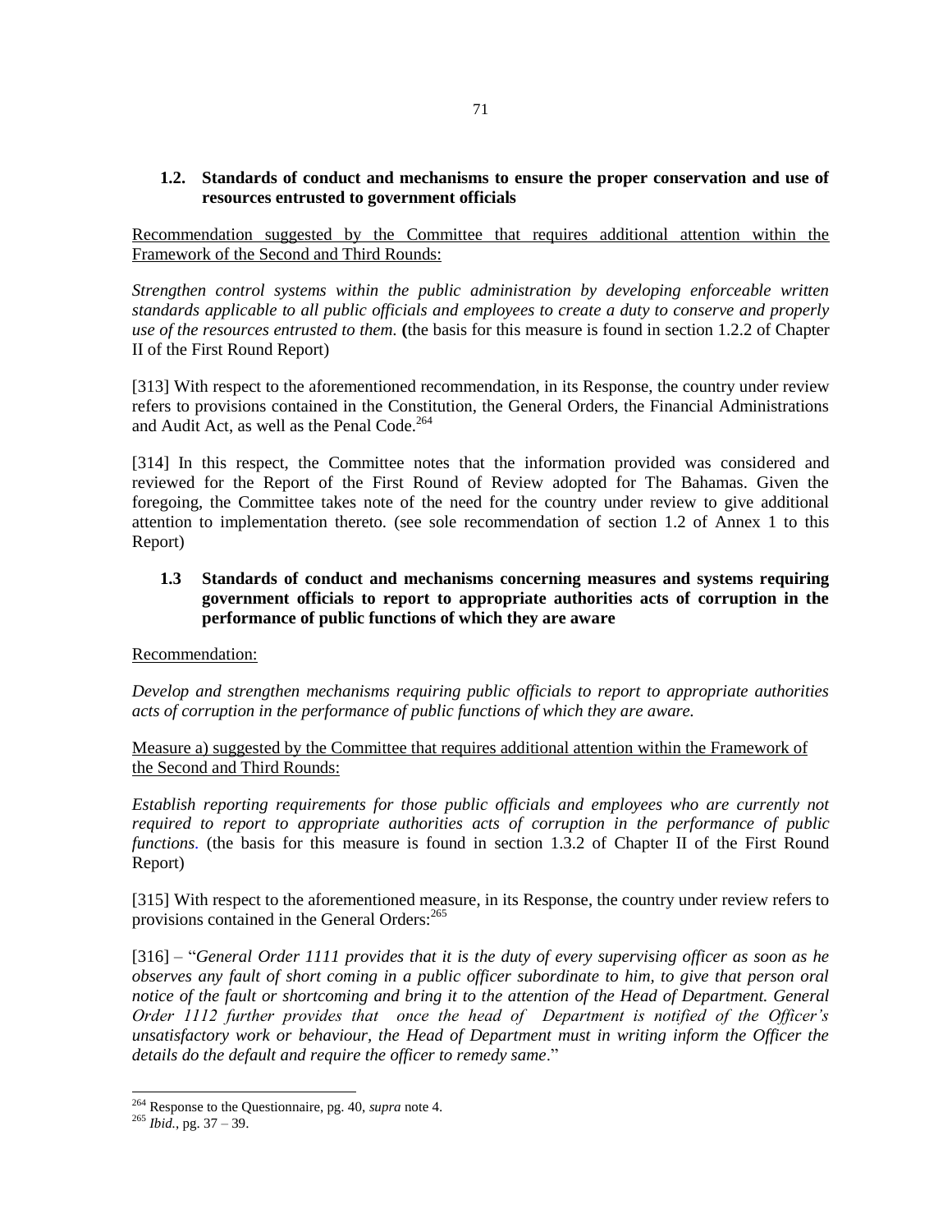### 1.2. Standards of conduct and mechanisms to ensure the proper conservation and use of resources entrusted to government officials

Recommendation suggested by the Committee that requires additional attention within the Framework of the Second and Third Rounds:

*Strengthen control systems within the public administration by developing enforceable written standards applicable to all public officials and employees to create a duty to conserve and properly use of the resources entrusted to them.* **(**the basis for this measure is found in section 1.2.2 of Chapter II of the First Round Report)

[313] With respect to the aforementioned recommendation, in its Response, the country under review refers to provisions contained in the Constitution, the General Orders, the Financial Administrations and Audit Act, as well as the Penal Code.[264]

[314] In this respect, the Committee notes that the information provided was considered and reviewed for the Report of the First Round of Review adopted for The Bahamas. Given the foregoing, the Committee takes note of the need for the country under review to give additional attention to implementation thereto. (see sole recommendation of section 1.2 of Annex 1 to this Report)

### 1.3 Standards of conduct and mechanisms concerning measures and systems requiring government officials to report to appropriate authorities acts of corruption in the performance of public functions of which they are aware

Recommendation:

*Develop and strengthen mechanisms requiring public officials to report to appropriate authorities acts of corruption in the performance of public functions of which they are aware.*

Measure a) suggested by the Committee that requires additional attention within the Framework of the Second and Third Rounds:

*Establish reporting requirements for those public officials and employees who are currently not required to report to appropriate authorities acts of corruption in the performance of public functions.* (the basis for this measure is found in section 1.3.2 of Chapter II of the First Round Report)

[315] With respect to the aforementioned measure, in its Response, the country under review refers to provisions contained in the General Orders:[265]

[316] – "*General Order 1111 provides that it is the duty of every supervising officer as soon as he observes any fault of short coming in a public officer subordinate to him, to give that person oral notice of the fault or shortcoming and bring it to the attention of the Head of Department. General Order 1112 further provides that once the head of Department is notified of the Officer's unsatisfactory work or behaviour, the Head of Department must in writing inform the Officer the details do the default and require the officer to remedy same*."

---

[264] Response to the Questionnaire, pg. 40, *supra* note 4.

[265] *Ibid.*, pg. 37 – 39.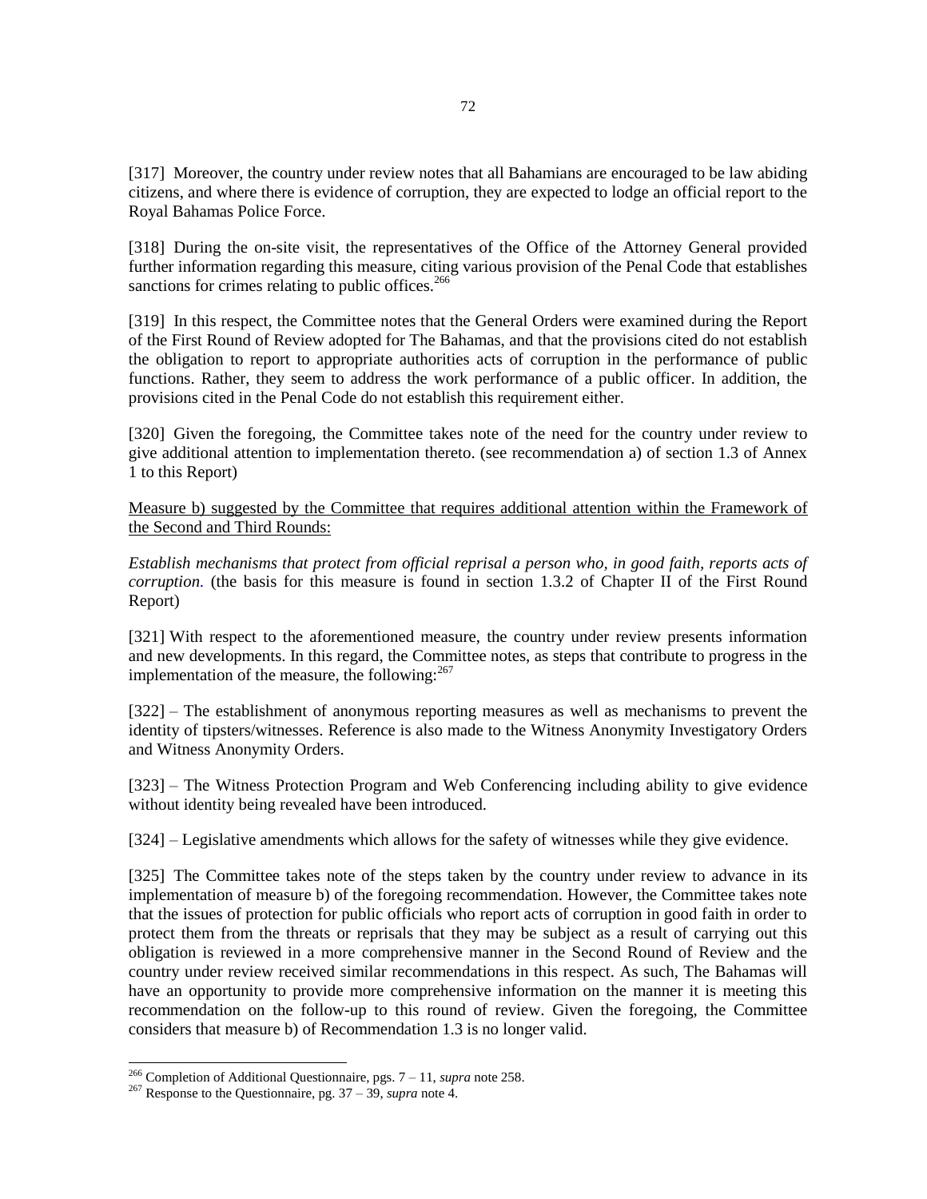[317] Moreover, the country under review notes that all Bahamians are encouraged to be law abiding citizens, and where there is evidence of corruption, they are expected to lodge an official report to the Royal Bahamas Police Force.

[318] During the on-site visit, the representatives of the Office of the Attorney General provided further information regarding this measure, citing various provision of the Penal Code that establishes sanctions for crimes relating to public offices.[266]

[319] In this respect, the Committee notes that the General Orders were examined during the Report of the First Round of Review adopted for The Bahamas, and that the provisions cited do not establish the obligation to report to appropriate authorities acts of corruption in the performance of public functions. Rather, they seem to address the work performance of a public officer. In addition, the provisions cited in the Penal Code do not establish this requirement either.

[320] Given the foregoing, the Committee takes note of the need for the country under review to give additional attention to implementation thereto. (see recommendation a) of section 1.3 of Annex 1 to this Report)

<u>Measure b) suggested by the Committee that requires additional attention within the Framework of the Second and Third Rounds:</u>

*Establish mechanisms that protect from official reprisal a person who, in good faith, reports acts of corruption.* (the basis for this measure is found in section 1.3.2 of Chapter II of the First Round Report)

[321] With respect to the aforementioned measure, the country under review presents information and new developments. In this regard, the Committee notes, as steps that contribute to progress in the implementation of the measure, the following:[267]

[322] – The establishment of anonymous reporting measures as well as mechanisms to prevent the identity of tipsters/witnesses. Reference is also made to the Witness Anonymity Investigatory Orders and Witness Anonymity Orders.

[323] – The Witness Protection Program and Web Conferencing including ability to give evidence without identity being revealed have been introduced.

[324] – Legislative amendments which allows for the safety of witnesses while they give evidence.

[325] The Committee takes note of the steps taken by the country under review to advance in its implementation of measure b) of the foregoing recommendation. However, the Committee takes note that the issues of protection for public officials who report acts of corruption in good faith in order to protect them from the threats or reprisals that they may be subject as a result of carrying out this obligation is reviewed in a more comprehensive manner in the Second Round of Review and the country under review received similar recommendations in this respect. As such, The Bahamas will have an opportunity to provide more comprehensive information on the manner it is meeting this recommendation on the follow-up to this round of review. Given the foregoing, the Committee considers that measure b) of Recommendation 1.3 is no longer valid.

---

[266] Completion of Additional Questionnaire, pgs. 7 – 11, *supra* note 258.

[267] Response to the Questionnaire, pg. 37 – 39, *supra* note 4.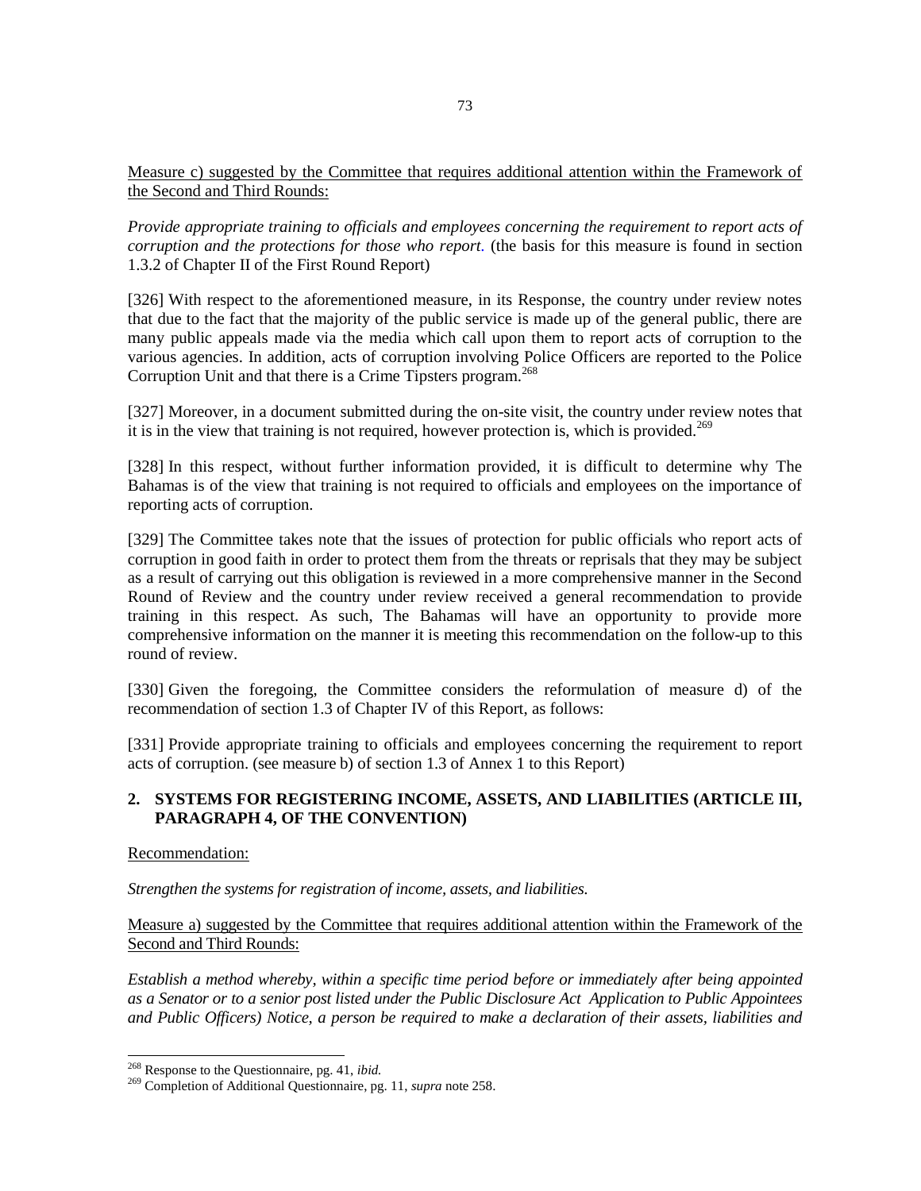Measure c) suggested by the Committee that requires additional attention within the Framework of the Second and Third Rounds:

*Provide appropriate training to officials and employees concerning the requirement to report acts of corruption and the protections for those who report.* (the basis for this measure is found in section 1.3.2 of Chapter II of the First Round Report)

[326] With respect to the aforementioned measure, in its Response, the country under review notes that due to the fact that the majority of the public service is made up of the general public, there are many public appeals made via the media which call upon them to report acts of corruption to the various agencies. In addition, acts of corruption involving Police Officers are reported to the Police Corruption Unit and that there is a Crime Tipsters program.[268]

[327] Moreover, in a document submitted during the on-site visit, the country under review notes that it is in the view that training is not required, however protection is, which is provided.[269]

[328] In this respect, without further information provided, it is difficult to determine why The Bahamas is of the view that training is not required to officials and employees on the importance of reporting acts of corruption.

[329] The Committee takes note that the issues of protection for public officials who report acts of corruption in good faith in order to protect them from the threats or reprisals that they may be subject as a result of carrying out this obligation is reviewed in a more comprehensive manner in the Second Round of Review and the country under review received a general recommendation to provide training in this respect. As such, The Bahamas will have an opportunity to provide more comprehensive information on the manner it is meeting this recommendation on the follow-up to this round of review.

[330] Given the foregoing, the Committee considers the reformulation of measure d) of the recommendation of section 1.3 of Chapter IV of this Report, as follows:

[331] Provide appropriate training to officials and employees concerning the requirement to report acts of corruption. (see measure b) of section 1.3 of Annex 1 to this Report)

## 2. SYSTEMS FOR REGISTERING INCOME, ASSETS, AND LIABILITIES (ARTICLE III, PARAGRAPH 4, OF THE CONVENTION)

Recommendation:

*Strengthen the systems for registration of income, assets, and liabilities.*

Measure a) suggested by the Committee that requires additional attention within the Framework of the Second and Third Rounds:

*Establish a method whereby, within a specific time period before or immediately after being appointed as a Senator or to a senior post listed under the Public Disclosure Act Application to Public Appointees and Public Officers) Notice, a person be required to make a declaration of their assets, liabilities and*

---

[268] Response to the Questionnaire, pg. 41, *ibid.*

[269] Completion of Additional Questionnaire, pg. 11, *supra* note 258.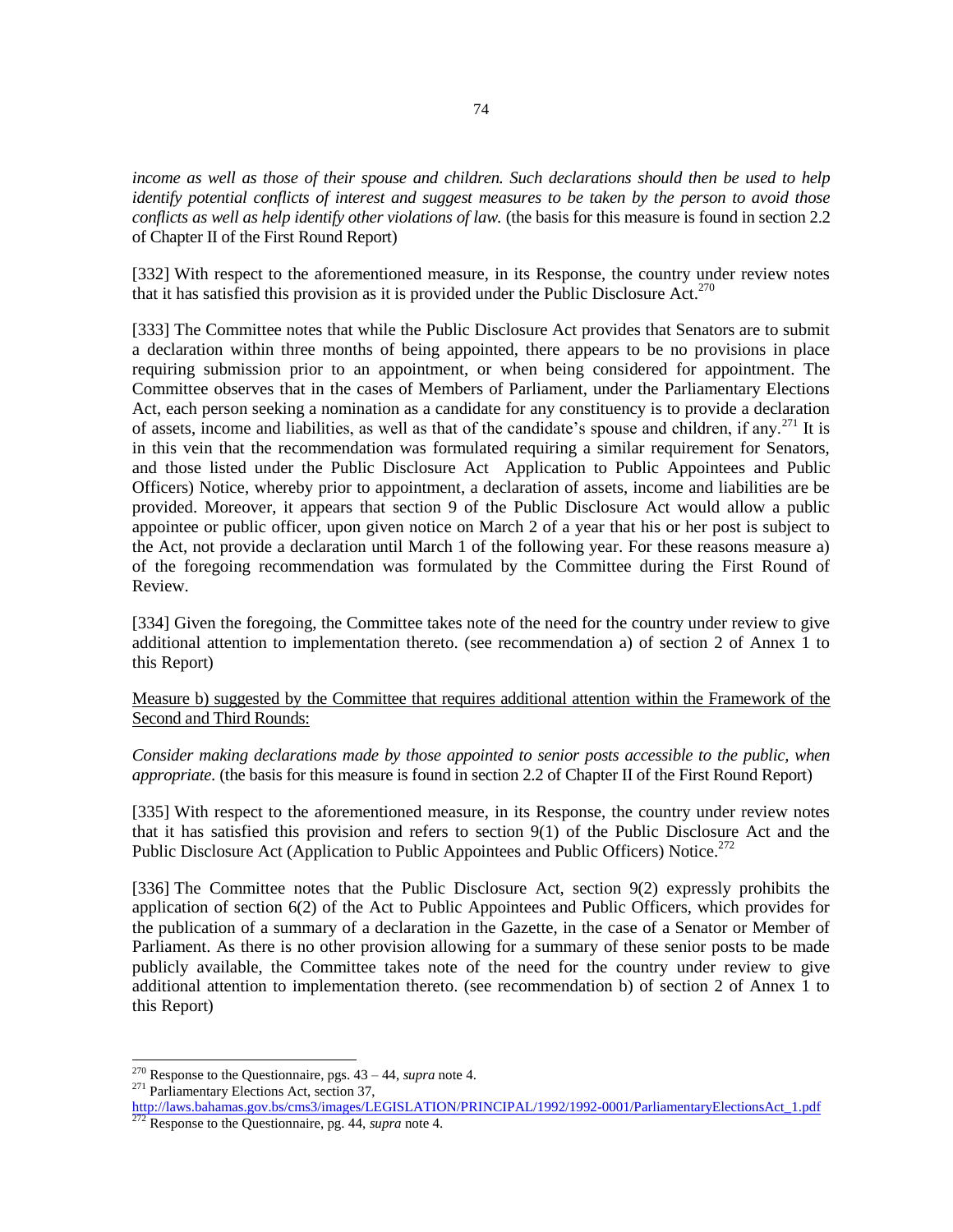*income as well as those of their spouse and children. Such declarations should then be used to help identify potential conflicts of interest and suggest measures to be taken by the person to avoid those conflicts as well as help identify other violations of law.* (the basis for this measure is found in section 2.2 of Chapter II of the First Round Report)

[332] With respect to the aforementioned measure, in its Response, the country under review notes that it has satisfied this provision as it is provided under the Public Disclosure Act.[270]

[333] The Committee notes that while the Public Disclosure Act provides that Senators are to submit a declaration within three months of being appointed, there appears to be no provisions in place requiring submission prior to an appointment, or when being considered for appointment. The Committee observes that in the cases of Members of Parliament, under the Parliamentary Elections Act, each person seeking a nomination as a candidate for any constituency is to provide a declaration of assets, income and liabilities, as well as that of the candidate's spouse and children, if any.[271] It is in this vein that the recommendation was formulated requiring a similar requirement for Senators, and those listed under the Public Disclosure Act Application to Public Appointees and Public Officers) Notice, whereby prior to appointment, a declaration of assets, income and liabilities are be provided. Moreover, it appears that section 9 of the Public Disclosure Act would allow a public appointee or public officer, upon given notice on March 2 of a year that his or her post is subject to the Act, not provide a declaration until March 1 of the following year. For these reasons measure a) of the foregoing recommendation was formulated by the Committee during the First Round of Review.

[334] Given the foregoing, the Committee takes note of the need for the country under review to give additional attention to implementation thereto. (see recommendation a) of section 2 of Annex 1 to this Report)

<u>Measure b) suggested by the Committee that requires additional attention within the Framework of the Second and Third Rounds:</u>

*Consider making declarations made by those appointed to senior posts accessible to the public, when appropriate.* (the basis for this measure is found in section 2.2 of Chapter II of the First Round Report)

[335] With respect to the aforementioned measure, in its Response, the country under review notes that it has satisfied this provision and refers to section 9(1) of the Public Disclosure Act and the Public Disclosure Act (Application to Public Appointees and Public Officers) Notice.[272]

[336] The Committee notes that the Public Disclosure Act, section 9(2) expressly prohibits the application of section 6(2) of the Act to Public Appointees and Public Officers, which provides for the publication of a summary of a declaration in the Gazette, in the case of a Senator or Member of Parliament. As there is no other provision allowing for a summary of these senior posts to be made publicly available, the Committee takes note of the need for the country under review to give additional attention to implementation thereto. (see recommendation b) of section 2 of Annex 1 to this Report)

---

[270] Response to the Questionnaire, pgs. 43 – 44, *supra* note 4.

[271] Parliamentary Elections Act, section 37, http://laws.bahamas.gov.bs/cms3/images/LEGISLATION/PRINCIPAL/1992/1992-0001/ParliamentaryElectionsAct_1.pdf

[272] Response to the Questionnaire, pg. 44, *supra* note 4.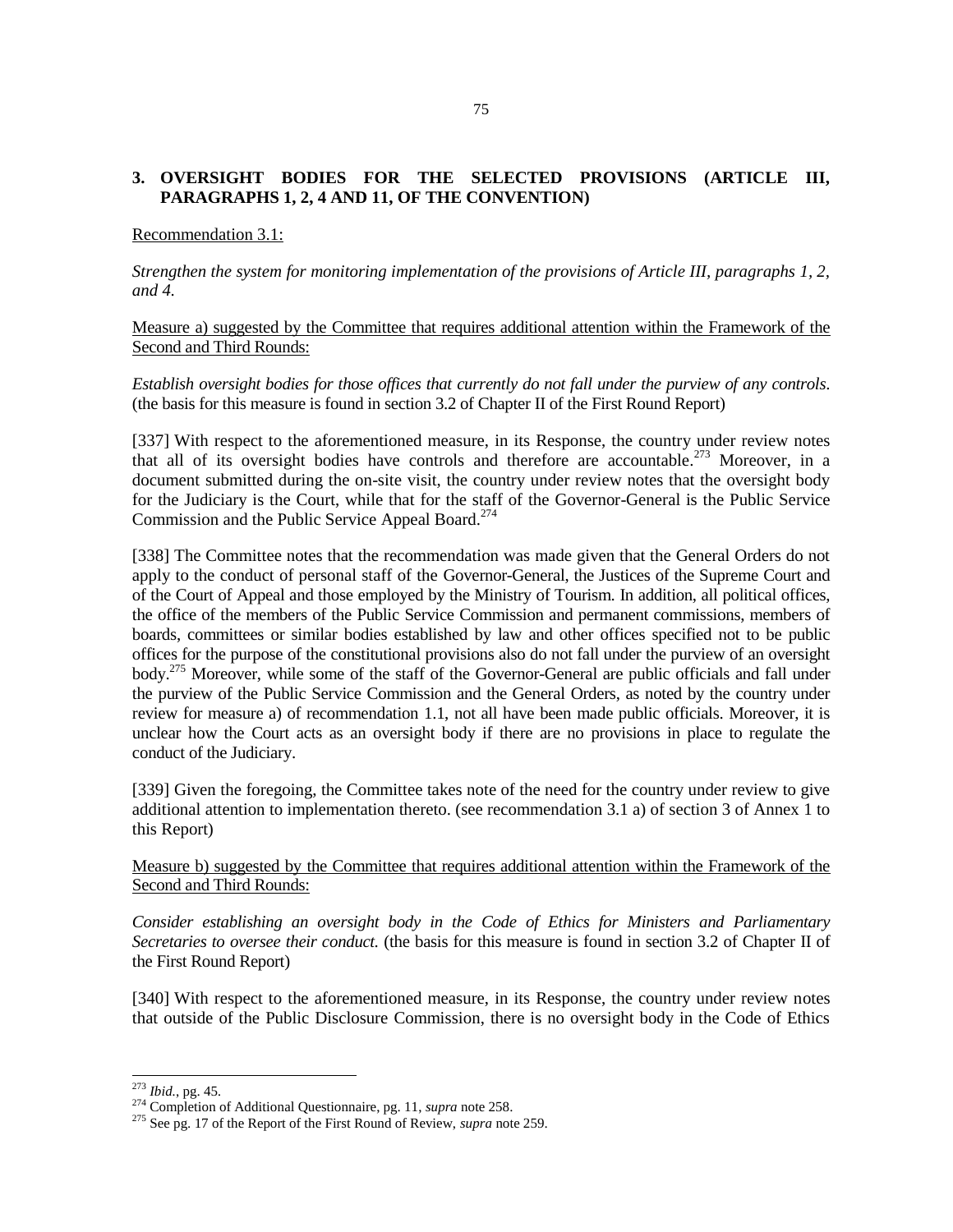## 3. OVERSIGHT BODIES FOR THE SELECTED PROVISIONS (ARTICLE III, PARAGRAPHS 1, 2, 4 AND 11, OF THE CONVENTION)

Recommendation 3.1:

*Strengthen the system for monitoring implementation of the provisions of Article III, paragraphs 1, 2, and 4.*

Measure a) suggested by the Committee that requires additional attention within the Framework of the Second and Third Rounds:

*Establish oversight bodies for those offices that currently do not fall under the purview of any controls.* (the basis for this measure is found in section 3.2 of Chapter II of the First Round Report)

[337] With respect to the aforementioned measure, in its Response, the country under review notes that all of its oversight bodies have controls and therefore are accountable.[273] Moreover, in a document submitted during the on-site visit, the country under review notes that the oversight body for the Judiciary is the Court, while that for the staff of the Governor-General is the Public Service Commission and the Public Service Appeal Board.[274]

[338] The Committee notes that the recommendation was made given that the General Orders do not apply to the conduct of personal staff of the Governor-General, the Justices of the Supreme Court and of the Court of Appeal and those employed by the Ministry of Tourism. In addition, all political offices, the office of the members of the Public Service Commission and permanent commissions, members of boards, committees or similar bodies established by law and other offices specified not to be public offices for the purpose of the constitutional provisions also do not fall under the purview of an oversight body.[275] Moreover, while some of the staff of the Governor-General are public officials and fall under the purview of the Public Service Commission and the General Orders, as noted by the country under review for measure a) of recommendation 1.1, not all have been made public officials. Moreover, it is unclear how the Court acts as an oversight body if there are no provisions in place to regulate the conduct of the Judiciary.

[339] Given the foregoing, the Committee takes note of the need for the country under review to give additional attention to implementation thereto. (see recommendation 3.1 a) of section 3 of Annex 1 to this Report)

Measure b) suggested by the Committee that requires additional attention within the Framework of the Second and Third Rounds:

*Consider establishing an oversight body in the Code of Ethics for Ministers and Parliamentary Secretaries to oversee their conduct.* (the basis for this measure is found in section 3.2 of Chapter II of the First Round Report)

[340] With respect to the aforementioned measure, in its Response, the country under review notes that outside of the Public Disclosure Commission, there is no oversight body in the Code of Ethics

[273] *Ibid.*, pg. 45.

[274] Completion of Additional Questionnaire, pg. 11, *supra* note 258.

[275] See pg. 17 of the Report of the First Round of Review, *supra* note 259.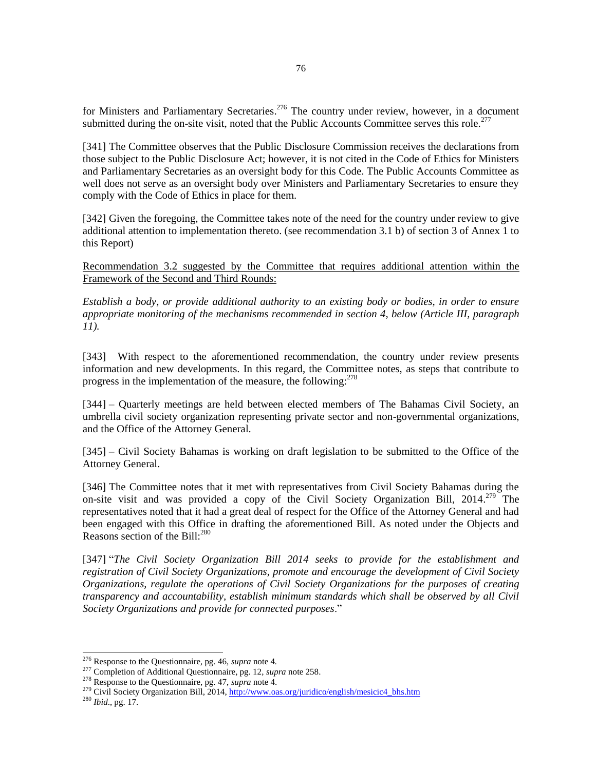for Ministers and Parliamentary Secretaries.[276] The country under review, however, in a document submitted during the on-site visit, noted that the Public Accounts Committee serves this role.[277]

[341] The Committee observes that the Public Disclosure Commission receives the declarations from those subject to the Public Disclosure Act; however, it is not cited in the Code of Ethics for Ministers and Parliamentary Secretaries as an oversight body for this Code. The Public Accounts Committee as well does not serve as an oversight body over Ministers and Parliamentary Secretaries to ensure they comply with the Code of Ethics in place for them.

[342] Given the foregoing, the Committee takes note of the need for the country under review to give additional attention to implementation thereto. (see recommendation 3.1 b) of section 3 of Annex 1 to this Report)

<u>Recommendation 3.2 suggested by the Committee that requires additional attention within the Framework of the Second and Third Rounds:</u>

*Establish a body, or provide additional authority to an existing body or bodies, in order to ensure appropriate monitoring of the mechanisms recommended in section 4, below (Article III, paragraph 11).*

[343] With respect to the aforementioned recommendation, the country under review presents information and new developments. In this regard, the Committee notes, as steps that contribute to progress in the implementation of the measure, the following:[278]

[344] – Quarterly meetings are held between elected members of The Bahamas Civil Society, an umbrella civil society organization representing private sector and non-governmental organizations, and the Office of the Attorney General.

[345] – Civil Society Bahamas is working on draft legislation to be submitted to the Office of the Attorney General.

[346] The Committee notes that it met with representatives from Civil Society Bahamas during the on-site visit and was provided a copy of the Civil Society Organization Bill, 2014.[279] The representatives noted that it had a great deal of respect for the Office of the Attorney General and had been engaged with this Office in drafting the aforementioned Bill. As noted under the Objects and Reasons section of the Bill:[280]

[347] "*The Civil Society Organization Bill 2014 seeks to provide for the establishment and registration of Civil Society Organizations, promote and encourage the development of Civil Society Organizations, regulate the operations of Civil Society Organizations for the purposes of creating transparency and accountability, establish minimum standards which shall be observed by all Civil Society Organizations and provide for connected purposes*."

---

[276] Response to the Questionnaire, pg. 46, *supra* note 4.

[277] Completion of Additional Questionnaire, pg. 12, *supra* note 258.

[278] Response to the Questionnaire, pg. 47, *supra* note 4.

[279] Civil Society Organization Bill, 2014, http://www.oas.org/juridico/english/mesicic4_bhs.htm

[280] *Ibid*., pg. 17.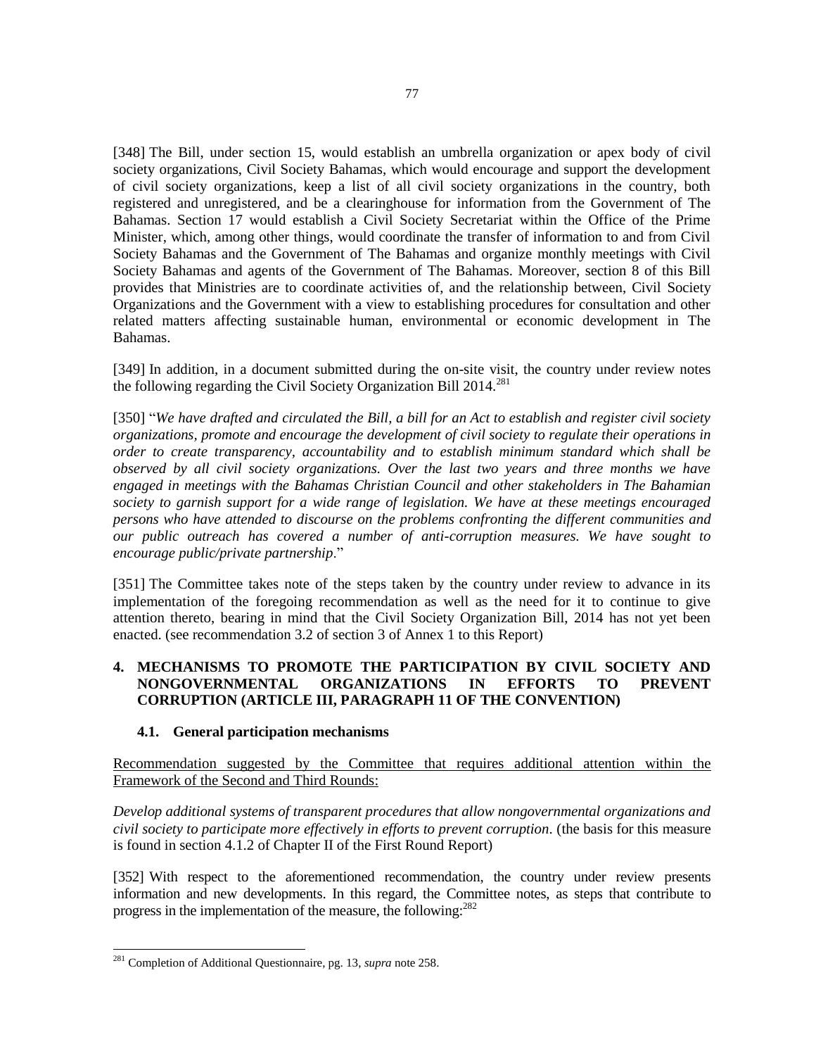[348] The Bill, under section 15, would establish an umbrella organization or apex body of civil society organizations, Civil Society Bahamas, which would encourage and support the development of civil society organizations, keep a list of all civil society organizations in the country, both registered and unregistered, and be a clearinghouse for information from the Government of The Bahamas. Section 17 would establish a Civil Society Secretariat within the Office of the Prime Minister, which, among other things, would coordinate the transfer of information to and from Civil Society Bahamas and the Government of The Bahamas and organize monthly meetings with Civil Society Bahamas and agents of the Government of The Bahamas. Moreover, section 8 of this Bill provides that Ministries are to coordinate activities of, and the relationship between, Civil Society Organizations and the Government with a view to establishing procedures for consultation and other related matters affecting sustainable human, environmental or economic development in The Bahamas.

[349] In addition, in a document submitted during the on-site visit, the country under review notes the following regarding the Civil Society Organization Bill 2014.[281]

[350] "*We have drafted and circulated the Bill, a bill for an Act to establish and register civil society organizations, promote and encourage the development of civil society to regulate their operations in order to create transparency, accountability and to establish minimum standard which shall be observed by all civil society organizations. Over the last two years and three months we have engaged in meetings with the Bahamas Christian Council and other stakeholders in The Bahamian society to garnish support for a wide range of legislation. We have at these meetings encouraged persons who have attended to discourse on the problems confronting the different communities and our public outreach has covered a number of anti-corruption measures. We have sought to encourage public/private partnership*."

[351] The Committee takes note of the steps taken by the country under review to advance in its implementation of the foregoing recommendation as well as the need for it to continue to give attention thereto, bearing in mind that the Civil Society Organization Bill, 2014 has not yet been enacted. (see recommendation 3.2 of section 3 of Annex 1 to this Report)

## 4. MECHANISMS TO PROMOTE THE PARTICIPATION BY CIVIL SOCIETY AND NONGOVERNMENTAL ORGANIZATIONS IN EFFORTS TO PREVENT CORRUPTION (ARTICLE III, PARAGRAPH 11 OF THE CONVENTION)

### 4.1. General participation mechanisms

Recommendation suggested by the Committee that requires additional attention within the Framework of the Second and Third Rounds:

*Develop additional systems of transparent procedures that allow nongovernmental organizations and civil society to participate more effectively in efforts to prevent corruption*. (the basis for this measure is found in section 4.1.2 of Chapter II of the First Round Report)

[352] With respect to the aforementioned recommendation, the country under review presents information and new developments. In this regard, the Committee notes, as steps that contribute to progress in the implementation of the measure, the following:[282]

[281] Completion of Additional Questionnaire, pg. 13, *supra* note 258.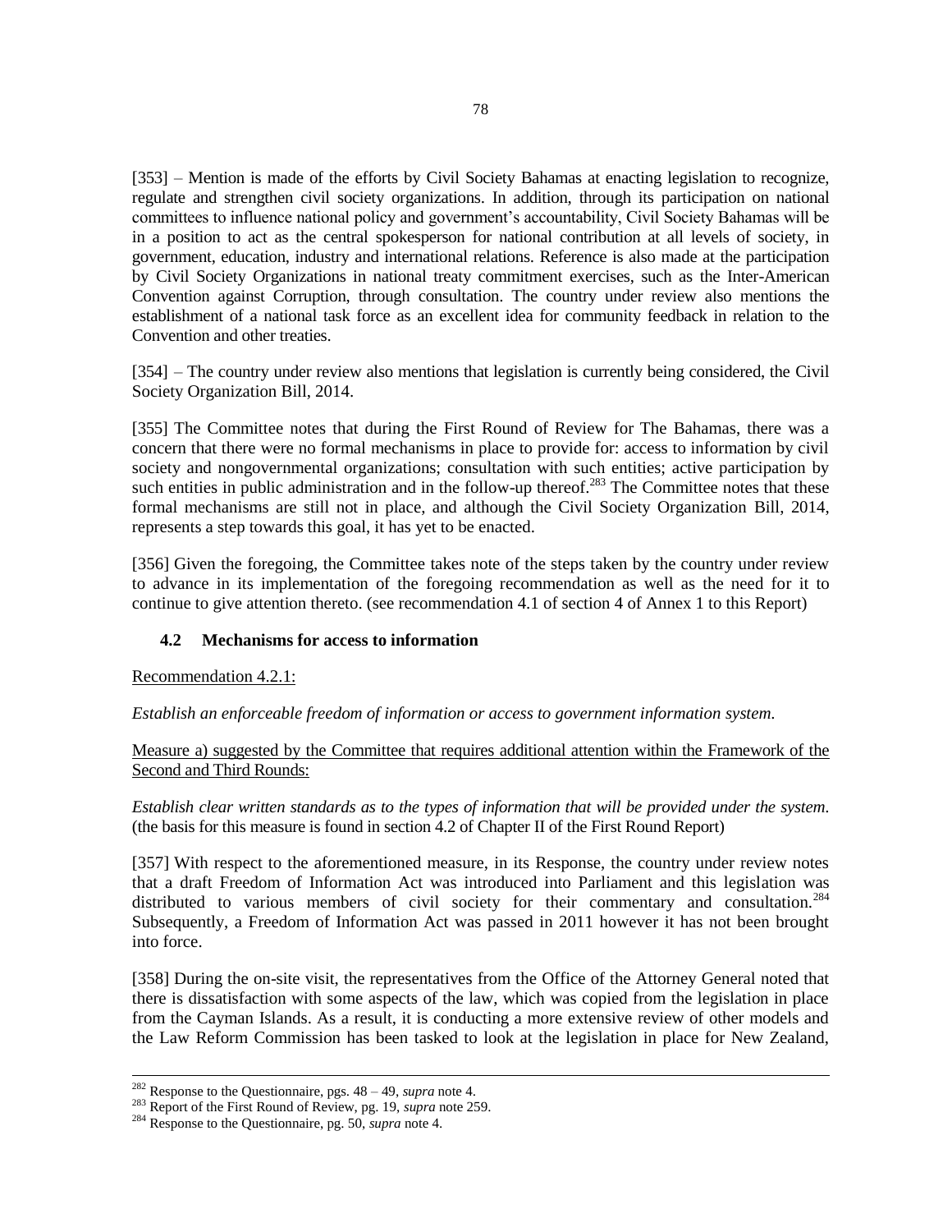[353] – Mention is made of the efforts by Civil Society Bahamas at enacting legislation to recognize, regulate and strengthen civil society organizations. In addition, through its participation on national committees to influence national policy and government's accountability, Civil Society Bahamas will be in a position to act as the central spokesperson for national contribution at all levels of society, in government, education, industry and international relations. Reference is also made at the participation by Civil Society Organizations in national treaty commitment exercises, such as the Inter-American Convention against Corruption, through consultation. The country under review also mentions the establishment of a national task force as an excellent idea for community feedback in relation to the Convention and other treaties.

[354] – The country under review also mentions that legislation is currently being considered, the Civil Society Organization Bill, 2014.

[355] The Committee notes that during the First Round of Review for The Bahamas, there was a concern that there were no formal mechanisms in place to provide for: access to information by civil society and nongovernmental organizations; consultation with such entities; active participation by such entities in public administration and in the follow-up thereof.[283] The Committee notes that these formal mechanisms are still not in place, and although the Civil Society Organization Bill, 2014, represents a step towards this goal, it has yet to be enacted.

[356] Given the foregoing, the Committee takes note of the steps taken by the country under review to advance in its implementation of the foregoing recommendation as well as the need for it to continue to give attention thereto. (see recommendation 4.1 of section 4 of Annex 1 to this Report)

### 4.2 Mechanisms for access to information

Recommendation 4.2.1:

*Establish an enforceable freedom of information or access to government information system.*

Measure a) suggested by the Committee that requires additional attention within the Framework of the Second and Third Rounds:

*Establish clear written standards as to the types of information that will be provided under the system.* (the basis for this measure is found in section 4.2 of Chapter II of the First Round Report)

[357] With respect to the aforementioned measure, in its Response, the country under review notes that a draft Freedom of Information Act was introduced into Parliament and this legislation was distributed to various members of civil society for their commentary and consultation.[284] Subsequently, a Freedom of Information Act was passed in 2011 however it has not been brought into force.

[358] During the on-site visit, the representatives from the Office of the Attorney General noted that there is dissatisfaction with some aspects of the law, which was copied from the legislation in place from the Cayman Islands. As a result, it is conducting a more extensive review of other models and the Law Reform Commission has been tasked to look at the legislation in place for New Zealand,

---

[282] Response to the Questionnaire, pgs. 48 – 49, *supra* note 4.

[283] Report of the First Round of Review, pg. 19, *supra* note 259.

[284] Response to the Questionnaire, pg. 50, *supra* note 4.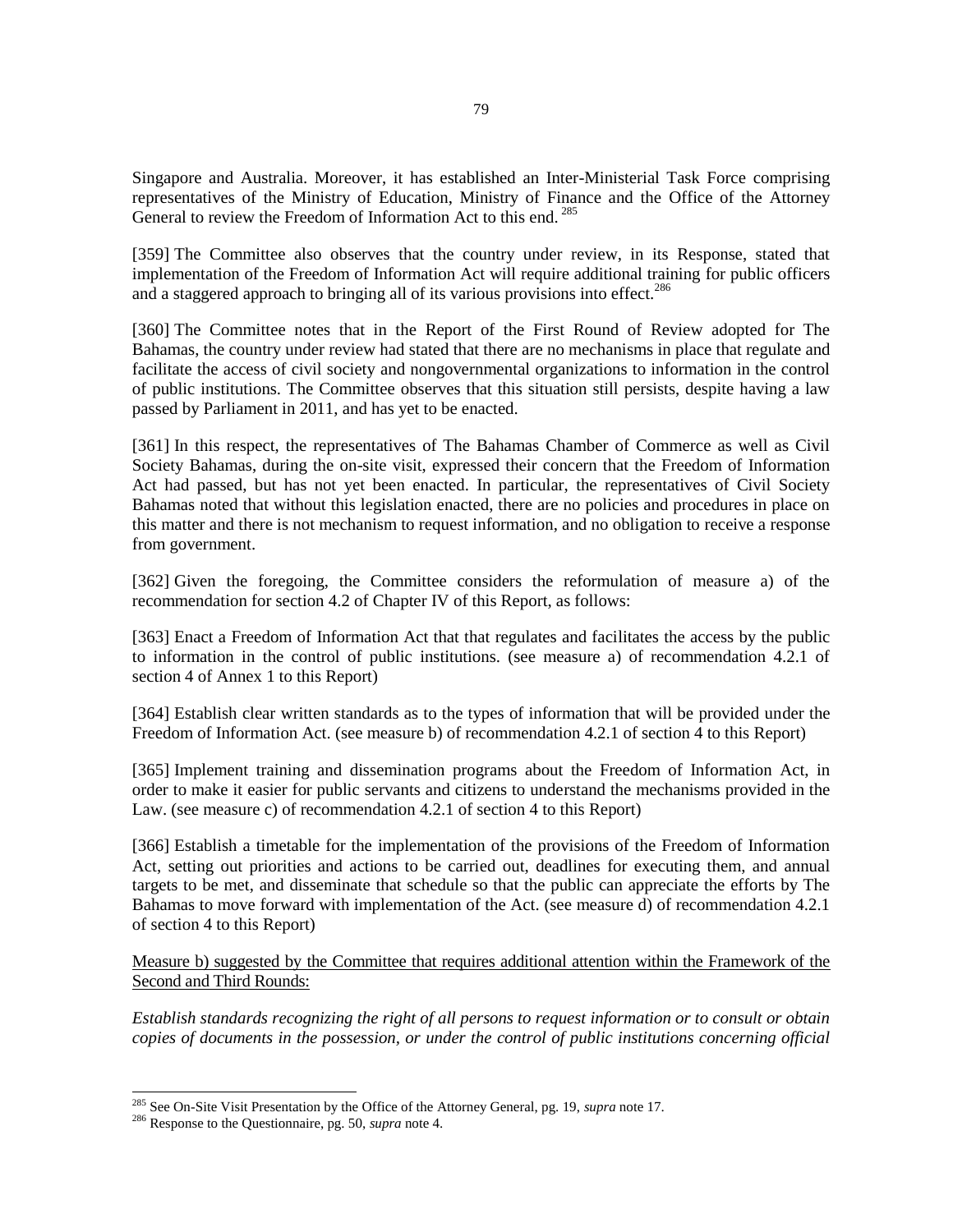Singapore and Australia. Moreover, it has established an Inter-Ministerial Task Force comprising representatives of the Ministry of Education, Ministry of Finance and the Office of the Attorney General to review the Freedom of Information Act to this end. [285]

[359] The Committee also observes that the country under review, in its Response, stated that implementation of the Freedom of Information Act will require additional training for public officers and a staggered approach to bringing all of its various provisions into effect.[286]

[360] The Committee notes that in the Report of the First Round of Review adopted for The Bahamas, the country under review had stated that there are no mechanisms in place that regulate and facilitate the access of civil society and nongovernmental organizations to information in the control of public institutions. The Committee observes that this situation still persists, despite having a law passed by Parliament in 2011, and has yet to be enacted.

[361] In this respect, the representatives of The Bahamas Chamber of Commerce as well as Civil Society Bahamas, during the on-site visit, expressed their concern that the Freedom of Information Act had passed, but has not yet been enacted. In particular, the representatives of Civil Society Bahamas noted that without this legislation enacted, there are no policies and procedures in place on this matter and there is not mechanism to request information, and no obligation to receive a response from government.

[362] Given the foregoing, the Committee considers the reformulation of measure a) of the recommendation for section 4.2 of Chapter IV of this Report, as follows:

[363] Enact a Freedom of Information Act that that regulates and facilitates the access by the public to information in the control of public institutions. (see measure a) of recommendation 4.2.1 of section 4 of Annex 1 to this Report)

[364] Establish clear written standards as to the types of information that will be provided under the Freedom of Information Act. (see measure b) of recommendation 4.2.1 of section 4 to this Report)

[365] Implement training and dissemination programs about the Freedom of Information Act, in order to make it easier for public servants and citizens to understand the mechanisms provided in the Law. (see measure c) of recommendation 4.2.1 of section 4 to this Report)

[366] Establish a timetable for the implementation of the provisions of the Freedom of Information Act, setting out priorities and actions to be carried out, deadlines for executing them, and annual targets to be met, and disseminate that schedule so that the public can appreciate the efforts by The Bahamas to move forward with implementation of the Act. (see measure d) of recommendation 4.2.1 of section 4 to this Report)

<u>Measure b) suggested by the Committee that requires additional attention within the Framework of the Second and Third Rounds:</u>

*Establish standards recognizing the right of all persons to request information or to consult or obtain copies of documents in the possession, or under the control of public institutions concerning official*

---

[285] See On-Site Visit Presentation by the Office of the Attorney General, pg. 19, *supra* note 17.

[286] Response to the Questionnaire, pg. 50, *supra* note 4.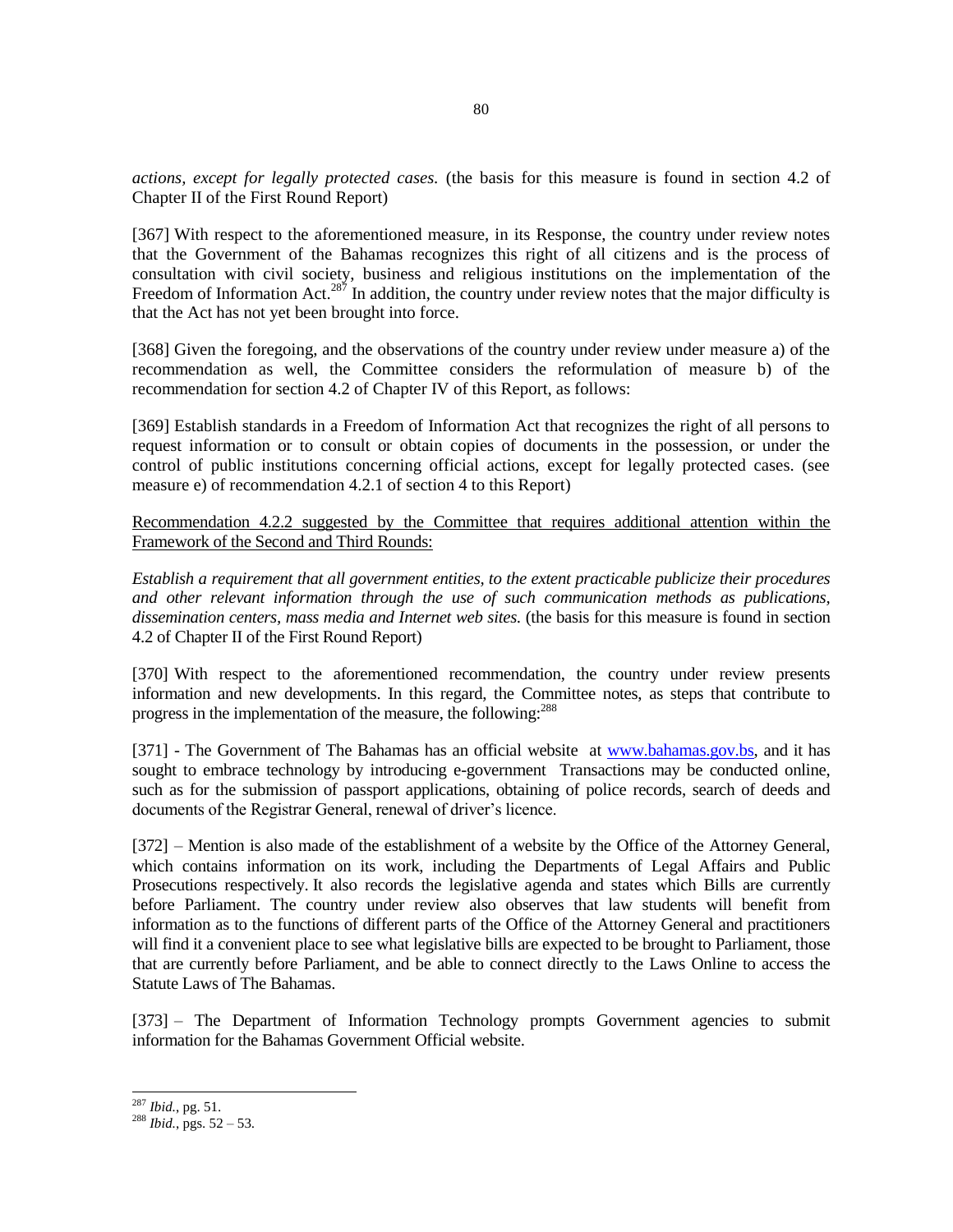*actions, except for legally protected cases.* (the basis for this measure is found in section 4.2 of Chapter II of the First Round Report)

[367] With respect to the aforementioned measure, in its Response, the country under review notes that the Government of the Bahamas recognizes this right of all citizens and is the process of consultation with civil society, business and religious institutions on the implementation of the Freedom of Information Act.[287] In addition, the country under review notes that the major difficulty is that the Act has not yet been brought into force.

[368] Given the foregoing, and the observations of the country under review under measure a) of the recommendation as well, the Committee considers the reformulation of measure b) of the recommendation for section 4.2 of Chapter IV of this Report, as follows:

[369] Establish standards in a Freedom of Information Act that recognizes the right of all persons to request information or to consult or obtain copies of documents in the possession, or under the control of public institutions concerning official actions, except for legally protected cases. (see measure e) of recommendation 4.2.1 of section 4 to this Report)

<u>Recommendation 4.2.2 suggested by the Committee that requires additional attention within the Framework of the Second and Third Rounds:</u>

*Establish a requirement that all government entities, to the extent practicable publicize their procedures and other relevant information through the use of such communication methods as publications, dissemination centers, mass media and Internet web sites.* (the basis for this measure is found in section 4.2 of Chapter II of the First Round Report)

[370] With respect to the aforementioned recommendation, the country under review presents information and new developments. In this regard, the Committee notes, as steps that contribute to progress in the implementation of the measure, the following:[288]

[371] - The Government of The Bahamas has an official website at www.bahamas.gov.bs, and it has sought to embrace technology by introducing e-government Transactions may be conducted online, such as for the submission of passport applications, obtaining of police records, search of deeds and documents of the Registrar General, renewal of driver's licence.

[372] – Mention is also made of the establishment of a website by the Office of the Attorney General, which contains information on its work, including the Departments of Legal Affairs and Public Prosecutions respectively. It also records the legislative agenda and states which Bills are currently before Parliament. The country under review also observes that law students will benefit from information as to the functions of different parts of the Office of the Attorney General and practitioners will find it a convenient place to see what legislative bills are expected to be brought to Parliament, those that are currently before Parliament, and be able to connect directly to the Laws Online to access the Statute Laws of The Bahamas.

[373] – The Department of Information Technology prompts Government agencies to submit information for the Bahamas Government Official website.

---

[287] *Ibid.*, pg. 51.

[288] *Ibid.*, pgs. 52 – 53.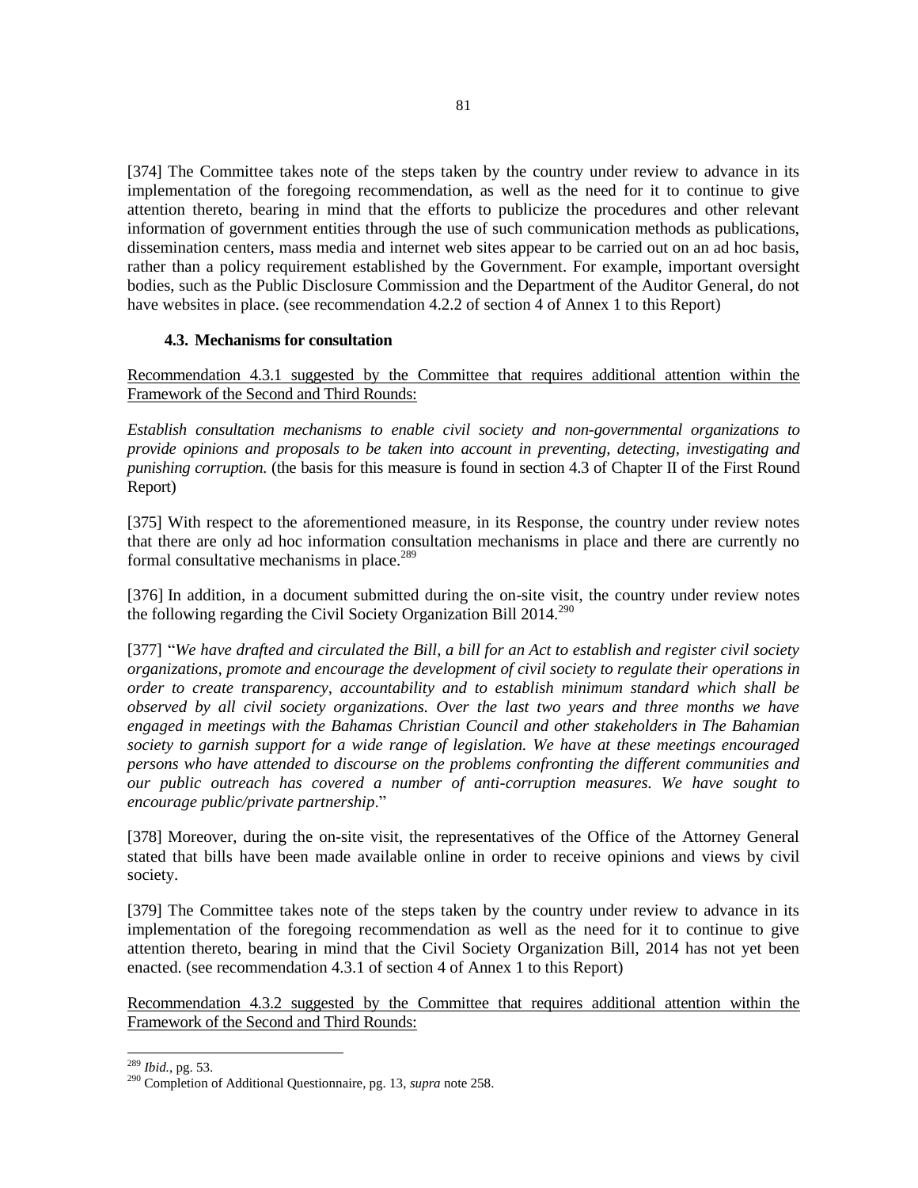[374] The Committee takes note of the steps taken by the country under review to advance in its implementation of the foregoing recommendation, as well as the need for it to continue to give attention thereto, bearing in mind that the efforts to publicize the procedures and other relevant information of government entities through the use of such communication methods as publications, dissemination centers, mass media and internet web sites appear to be carried out on an ad hoc basis, rather than a policy requirement established by the Government. For example, important oversight bodies, such as the Public Disclosure Commission and the Department of the Auditor General, do not have websites in place. (see recommendation 4.2.2 of section 4 of Annex 1 to this Report)

### 4.3. Mechanisms for consultation

Recommendation 4.3.1 suggested by the Committee that requires additional attention within the Framework of the Second and Third Rounds:

*Establish consultation mechanisms to enable civil society and non-governmental organizations to provide opinions and proposals to be taken into account in preventing, detecting, investigating and punishing corruption.* (the basis for this measure is found in section 4.3 of Chapter II of the First Round Report)

[375] With respect to the aforementioned measure, in its Response, the country under review notes that there are only ad hoc information consultation mechanisms in place and there are currently no formal consultative mechanisms in place.[289]

[376] In addition, in a document submitted during the on-site visit, the country under review notes the following regarding the Civil Society Organization Bill 2014.[290]

[377] "*We have drafted and circulated the Bill, a bill for an Act to establish and register civil society organizations, promote and encourage the development of civil society to regulate their operations in order to create transparency, accountability and to establish minimum standard which shall be observed by all civil society organizations. Over the last two years and three months we have engaged in meetings with the Bahamas Christian Council and other stakeholders in The Bahamian society to garnish support for a wide range of legislation. We have at these meetings encouraged persons who have attended to discourse on the problems confronting the different communities and our public outreach has covered a number of anti-corruption measures. We have sought to encourage public/private partnership*."

[378] Moreover, during the on-site visit, the representatives of the Office of the Attorney General stated that bills have been made available online in order to receive opinions and views by civil society.

[379] The Committee takes note of the steps taken by the country under review to advance in its implementation of the foregoing recommendation as well as the need for it to continue to give attention thereto, bearing in mind that the Civil Society Organization Bill, 2014 has not yet been enacted. (see recommendation 4.3.1 of section 4 of Annex 1 to this Report)

Recommendation 4.3.2 suggested by the Committee that requires additional attention within the Framework of the Second and Third Rounds:

---

[289] *Ibid.*, pg. 53.

[290] Completion of Additional Questionnaire, pg. 13, *supra* note 258.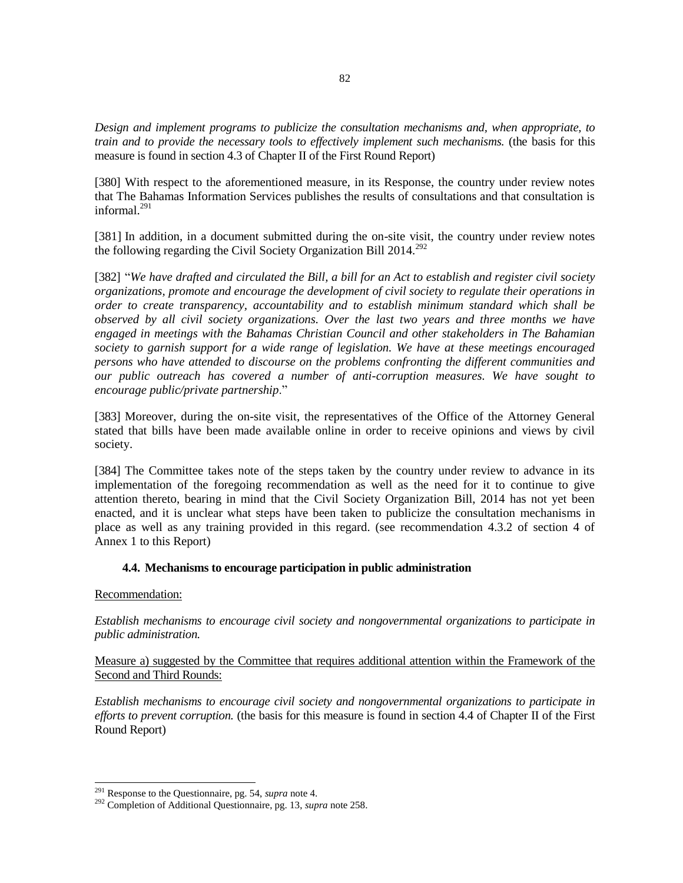*Design and implement programs to publicize the consultation mechanisms and, when appropriate, to train and to provide the necessary tools to effectively implement such mechanisms.* (the basis for this measure is found in section 4.3 of Chapter II of the First Round Report)

[380] With respect to the aforementioned measure, in its Response, the country under review notes that The Bahamas Information Services publishes the results of consultations and that consultation is informal.[291]

[381] In addition, in a document submitted during the on-site visit, the country under review notes the following regarding the Civil Society Organization Bill 2014.[292]

[382] "*We have drafted and circulated the Bill, a bill for an Act to establish and register civil society organizations, promote and encourage the development of civil society to regulate their operations in order to create transparency, accountability and to establish minimum standard which shall be observed by all civil society organizations. Over the last two years and three months we have engaged in meetings with the Bahamas Christian Council and other stakeholders in The Bahamian society to garnish support for a wide range of legislation. We have at these meetings encouraged persons who have attended to discourse on the problems confronting the different communities and our public outreach has covered a number of anti-corruption measures. We have sought to encourage public/private partnership*."

[383] Moreover, during the on-site visit, the representatives of the Office of the Attorney General stated that bills have been made available online in order to receive opinions and views by civil society.

[384] The Committee takes note of the steps taken by the country under review to advance in its implementation of the foregoing recommendation as well as the need for it to continue to give attention thereto, bearing in mind that the Civil Society Organization Bill, 2014 has not yet been enacted, and it is unclear what steps have been taken to publicize the consultation mechanisms in place as well as any training provided in this regard. (see recommendation 4.3.2 of section 4 of Annex 1 to this Report)

### 4.4. Mechanisms to encourage participation in public administration

Recommendation:

*Establish mechanisms to encourage civil society and nongovernmental organizations to participate in public administration.*

Measure a) suggested by the Committee that requires additional attention within the Framework of the Second and Third Rounds:

*Establish mechanisms to encourage civil society and nongovernmental organizations to participate in efforts to prevent corruption.* (the basis for this measure is found in section 4.4 of Chapter II of the First Round Report)

---

[291] Response to the Questionnaire, pg. 54, *supra* note 4.

[292] Completion of Additional Questionnaire, pg. 13, *supra* note 258.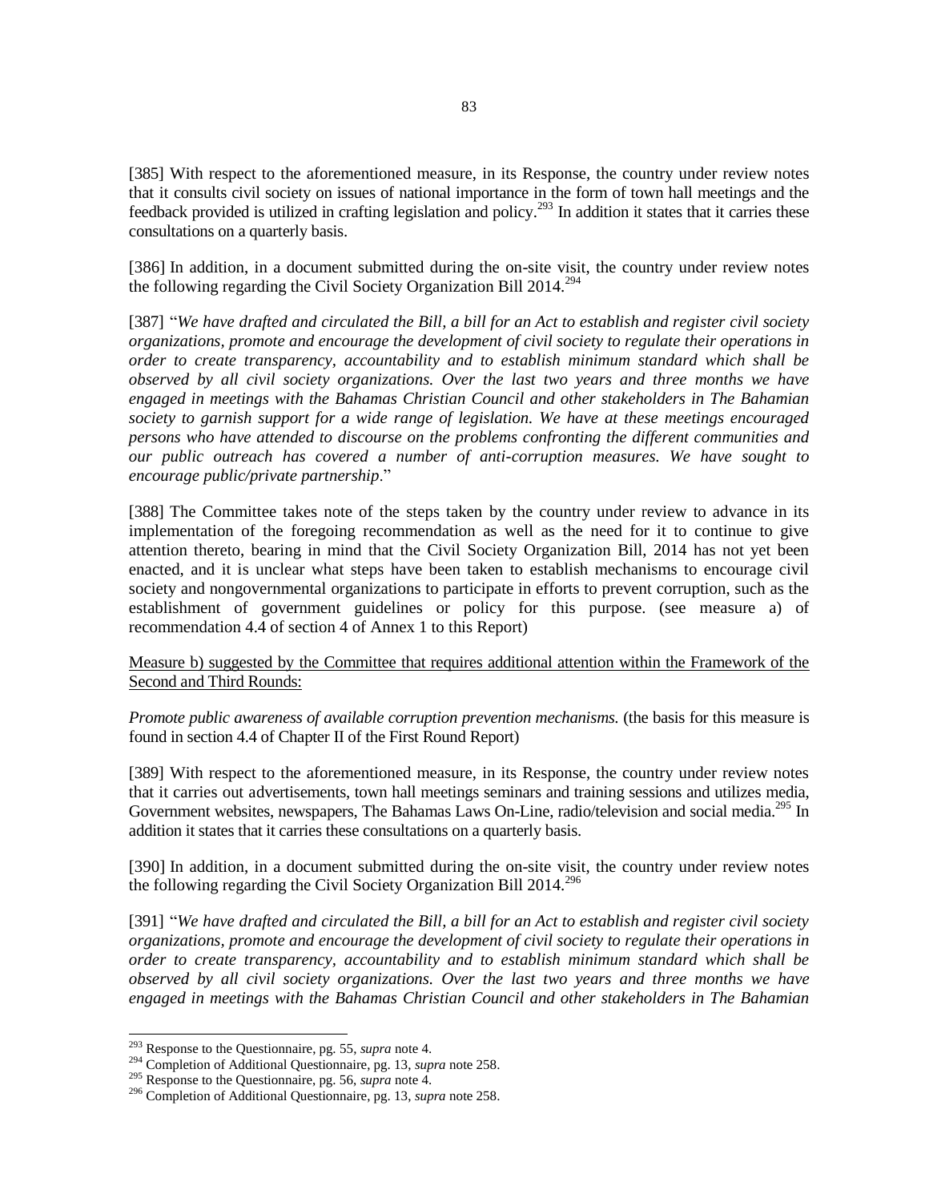[385] With respect to the aforementioned measure, in its Response, the country under review notes that it consults civil society on issues of national importance in the form of town hall meetings and the feedback provided is utilized in crafting legislation and policy.[293] In addition it states that it carries these consultations on a quarterly basis.

[386] In addition, in a document submitted during the on-site visit, the country under review notes the following regarding the Civil Society Organization Bill 2014.[294]

[387] "*We have drafted and circulated the Bill, a bill for an Act to establish and register civil society organizations, promote and encourage the development of civil society to regulate their operations in order to create transparency, accountability and to establish minimum standard which shall be observed by all civil society organizations. Over the last two years and three months we have engaged in meetings with the Bahamas Christian Council and other stakeholders in The Bahamian society to garnish support for a wide range of legislation. We have at these meetings encouraged persons who have attended to discourse on the problems confronting the different communities and our public outreach has covered a number of anti-corruption measures. We have sought to encourage public/private partnership*."

[388] The Committee takes note of the steps taken by the country under review to advance in its implementation of the foregoing recommendation as well as the need for it to continue to give attention thereto, bearing in mind that the Civil Society Organization Bill, 2014 has not yet been enacted, and it is unclear what steps have been taken to establish mechanisms to encourage civil society and nongovernmental organizations to participate in efforts to prevent corruption, such as the establishment of government guidelines or policy for this purpose. (see measure a) of recommendation 4.4 of section 4 of Annex 1 to this Report)

<u>Measure b) suggested by the Committee that requires additional attention within the Framework of the Second and Third Rounds:</u>

*Promote public awareness of available corruption prevention mechanisms.* (the basis for this measure is found in section 4.4 of Chapter II of the First Round Report)

[389] With respect to the aforementioned measure, in its Response, the country under review notes that it carries out advertisements, town hall meetings seminars and training sessions and utilizes media, Government websites, newspapers, The Bahamas Laws On-Line, radio/television and social media.[295] In addition it states that it carries these consultations on a quarterly basis.

[390] In addition, in a document submitted during the on-site visit, the country under review notes the following regarding the Civil Society Organization Bill 2014.[296]

[391] "*We have drafted and circulated the Bill, a bill for an Act to establish and register civil society organizations, promote and encourage the development of civil society to regulate their operations in order to create transparency, accountability and to establish minimum standard which shall be observed by all civil society organizations. Over the last two years and three months we have engaged in meetings with the Bahamas Christian Council and other stakeholders in The Bahamian*

---

[293] Response to the Questionnaire, pg. 55, *supra* note 4.

[294] Completion of Additional Questionnaire, pg. 13, *supra* note 258.

[295] Response to the Questionnaire, pg. 56, *supra* note 4.

[296] Completion of Additional Questionnaire, pg. 13, *supra* note 258.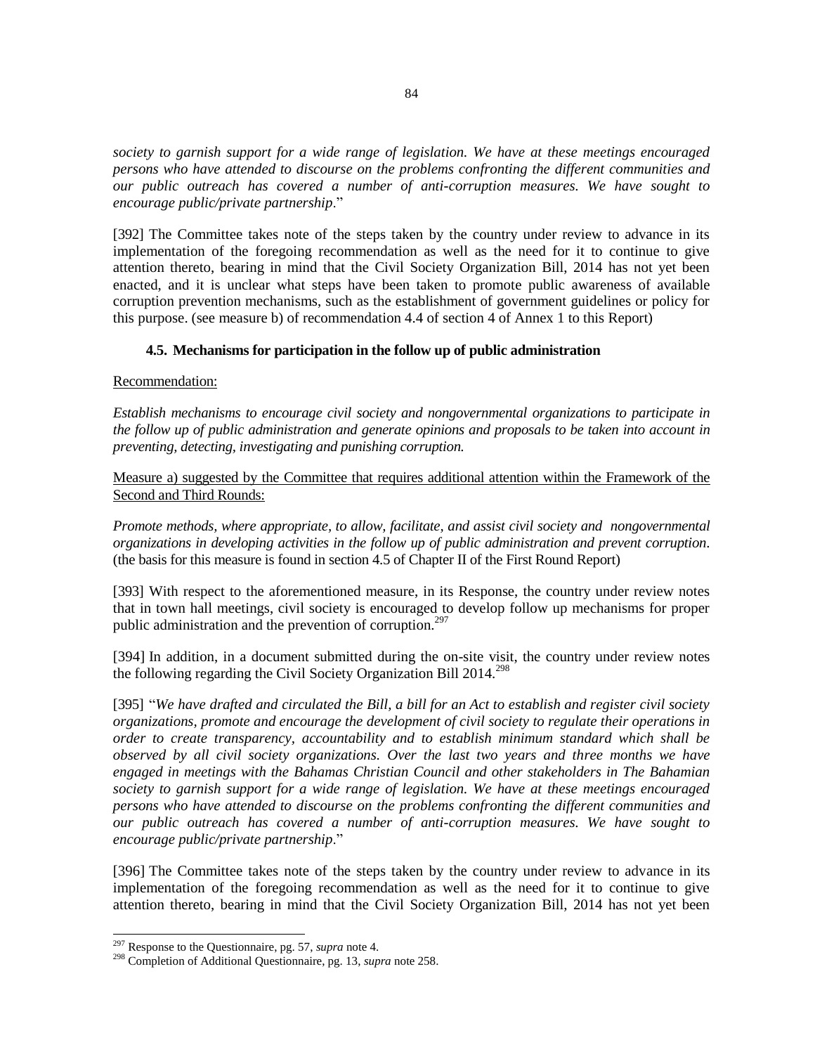*society to garnish support for a wide range of legislation. We have at these meetings encouraged persons who have attended to discourse on the problems confronting the different communities and our public outreach has covered a number of anti-corruption measures. We have sought to encourage public/private partnership*."

[392] The Committee takes note of the steps taken by the country under review to advance in its implementation of the foregoing recommendation as well as the need for it to continue to give attention thereto, bearing in mind that the Civil Society Organization Bill, 2014 has not yet been enacted, and it is unclear what steps have been taken to promote public awareness of available corruption prevention mechanisms, such as the establishment of government guidelines or policy for this purpose. (see measure b) of recommendation 4.4 of section 4 of Annex 1 to this Report)

### 4.5. Mechanisms for participation in the follow up of public administration

Recommendation:

*Establish mechanisms to encourage civil society and nongovernmental organizations to participate in the follow up of public administration and generate opinions and proposals to be taken into account in preventing, detecting, investigating and punishing corruption.*

Measure a) suggested by the Committee that requires additional attention within the Framework of the Second and Third Rounds:

*Promote methods, where appropriate, to allow, facilitate, and assist civil society and nongovernmental organizations in developing activities in the follow up of public administration and prevent corruption*. (the basis for this measure is found in section 4.5 of Chapter II of the First Round Report)

[393] With respect to the aforementioned measure, in its Response, the country under review notes that in town hall meetings, civil society is encouraged to develop follow up mechanisms for proper public administration and the prevention of corruption.[297]

[394] In addition, in a document submitted during the on-site visit, the country under review notes the following regarding the Civil Society Organization Bill 2014.[298]

[395] "*We have drafted and circulated the Bill, a bill for an Act to establish and register civil society organizations, promote and encourage the development of civil society to regulate their operations in order to create transparency, accountability and to establish minimum standard which shall be observed by all civil society organizations. Over the last two years and three months we have engaged in meetings with the Bahamas Christian Council and other stakeholders in The Bahamian society to garnish support for a wide range of legislation. We have at these meetings encouraged persons who have attended to discourse on the problems confronting the different communities and our public outreach has covered a number of anti-corruption measures. We have sought to encourage public/private partnership*."

[396] The Committee takes note of the steps taken by the country under review to advance in its implementation of the foregoing recommendation as well as the need for it to continue to give attention thereto, bearing in mind that the Civil Society Organization Bill, 2014 has not yet been

---

[297] Response to the Questionnaire, pg. 57, *supra* note 4.

[298] Completion of Additional Questionnaire, pg. 13, *supra* note 258.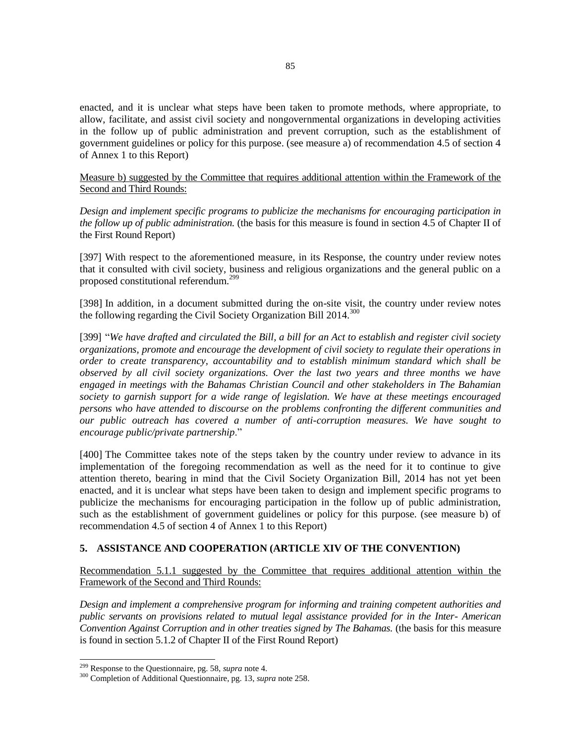enacted, and it is unclear what steps have been taken to promote methods, where appropriate, to allow, facilitate, and assist civil society and nongovernmental organizations in developing activities in the follow up of public administration and prevent corruption, such as the establishment of government guidelines or policy for this purpose. (see measure a) of recommendation 4.5 of section 4 of Annex 1 to this Report)

<u>Measure b) suggested by the Committee that requires additional attention within the Framework of the Second and Third Rounds:</u>

*Design and implement specific programs to publicize the mechanisms for encouraging participation in the follow up of public administration.* (the basis for this measure is found in section 4.5 of Chapter II of the First Round Report)

[397] With respect to the aforementioned measure, in its Response, the country under review notes that it consulted with civil society, business and religious organizations and the general public on a proposed constitutional referendum.[299]

[398] In addition, in a document submitted during the on-site visit, the country under review notes the following regarding the Civil Society Organization Bill 2014.[300]

[399] "*We have drafted and circulated the Bill, a bill for an Act to establish and register civil society organizations, promote and encourage the development of civil society to regulate their operations in order to create transparency, accountability and to establish minimum standard which shall be observed by all civil society organizations. Over the last two years and three months we have engaged in meetings with the Bahamas Christian Council and other stakeholders in The Bahamian society to garnish support for a wide range of legislation. We have at these meetings encouraged persons who have attended to discourse on the problems confronting the different communities and our public outreach has covered a number of anti-corruption measures. We have sought to encourage public/private partnership*."

[400] The Committee takes note of the steps taken by the country under review to advance in its implementation of the foregoing recommendation as well as the need for it to continue to give attention thereto, bearing in mind that the Civil Society Organization Bill, 2014 has not yet been enacted, and it is unclear what steps have been taken to design and implement specific programs to publicize the mechanisms for encouraging participation in the follow up of public administration, such as the establishment of government guidelines or policy for this purpose. (see measure b) of recommendation 4.5 of section 4 of Annex 1 to this Report)

## 5. ASSISTANCE AND COOPERATION (ARTICLE XIV OF THE CONVENTION)

<u>Recommendation 5.1.1 suggested by the Committee that requires additional attention within the Framework of the Second and Third Rounds:</u>

*Design and implement a comprehensive program for informing and training competent authorities and public servants on provisions related to mutual legal assistance provided for in the Inter- American Convention Against Corruption and in other treaties signed by The Bahamas.* (the basis for this measure is found in section 5.1.2 of Chapter II of the First Round Report)

---

[299] Response to the Questionnaire, pg. 58, *supra* note 4.

[300] Completion of Additional Questionnaire, pg. 13, *supra* note 258.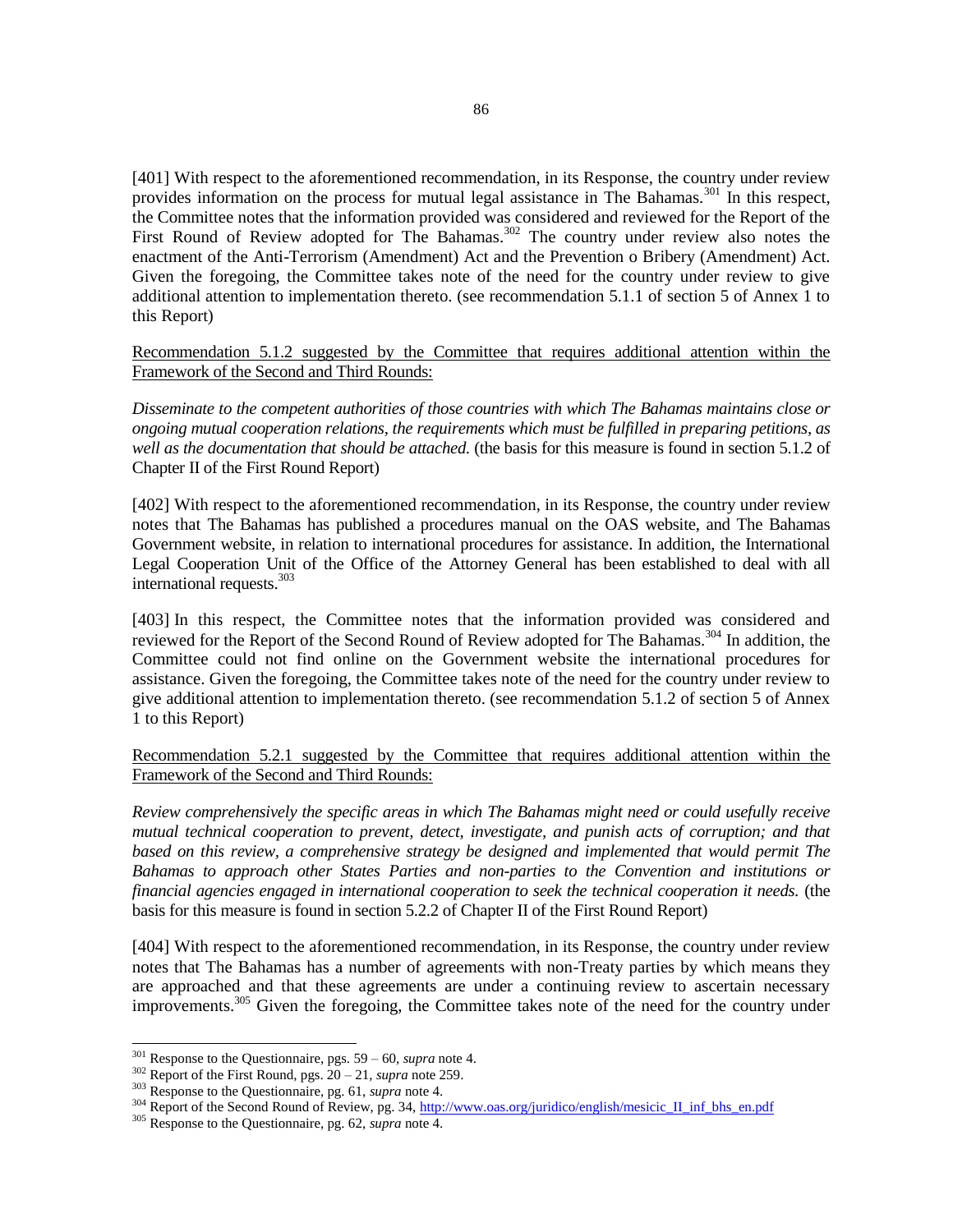[401] With respect to the aforementioned recommendation, in its Response, the country under review provides information on the process for mutual legal assistance in The Bahamas.[301] In this respect, the Committee notes that the information provided was considered and reviewed for the Report of the First Round of Review adopted for The Bahamas.[302] The country under review also notes the enactment of the Anti-Terrorism (Amendment) Act and the Prevention o Bribery (Amendment) Act. Given the foregoing, the Committee takes note of the need for the country under review to give additional attention to implementation thereto. (see recommendation 5.1.1 of section 5 of Annex 1 to this Report)

<u>Recommendation 5.1.2 suggested by the Committee that requires additional attention within the Framework of the Second and Third Rounds:</u>

*Disseminate to the competent authorities of those countries with which The Bahamas maintains close or ongoing mutual cooperation relations, the requirements which must be fulfilled in preparing petitions, as well as the documentation that should be attached.* (the basis for this measure is found in section 5.1.2 of Chapter II of the First Round Report)

[402] With respect to the aforementioned recommendation, in its Response, the country under review notes that The Bahamas has published a procedures manual on the OAS website, and The Bahamas Government website, in relation to international procedures for assistance. In addition, the International Legal Cooperation Unit of the Office of the Attorney General has been established to deal with all international requests.[303]

[403] In this respect, the Committee notes that the information provided was considered and reviewed for the Report of the Second Round of Review adopted for The Bahamas.[304] In addition, the Committee could not find online on the Government website the international procedures for assistance. Given the foregoing, the Committee takes note of the need for the country under review to give additional attention to implementation thereto. (see recommendation 5.1.2 of section 5 of Annex 1 to this Report)

<u>Recommendation 5.2.1 suggested by the Committee that requires additional attention within the Framework of the Second and Third Rounds:</u>

*Review comprehensively the specific areas in which The Bahamas might need or could usefully receive mutual technical cooperation to prevent, detect, investigate, and punish acts of corruption; and that based on this review, a comprehensive strategy be designed and implemented that would permit The Bahamas to approach other States Parties and non-parties to the Convention and institutions or financial agencies engaged in international cooperation to seek the technical cooperation it needs.* (the basis for this measure is found in section 5.2.2 of Chapter II of the First Round Report)

[404] With respect to the aforementioned recommendation, in its Response, the country under review notes that The Bahamas has a number of agreements with non-Treaty parties by which means they are approached and that these agreements are under a continuing review to ascertain necessary improvements.[305] Given the foregoing, the Committee takes note of the need for the country under

---

[301] Response to the Questionnaire, pgs. 59 – 60, *supra* note 4.

[302] Report of the First Round, pgs. 20 – 21, *supra* note 259.

[303] Response to the Questionnaire, pg. 61, *supra* note 4.

[304] Report of the Second Round of Review, pg. 34, http://www.oas.org/juridico/english/mesicic_II_inf_bhs_en.pdf

[305] Response to the Questionnaire, pg. 62, *supra* note 4.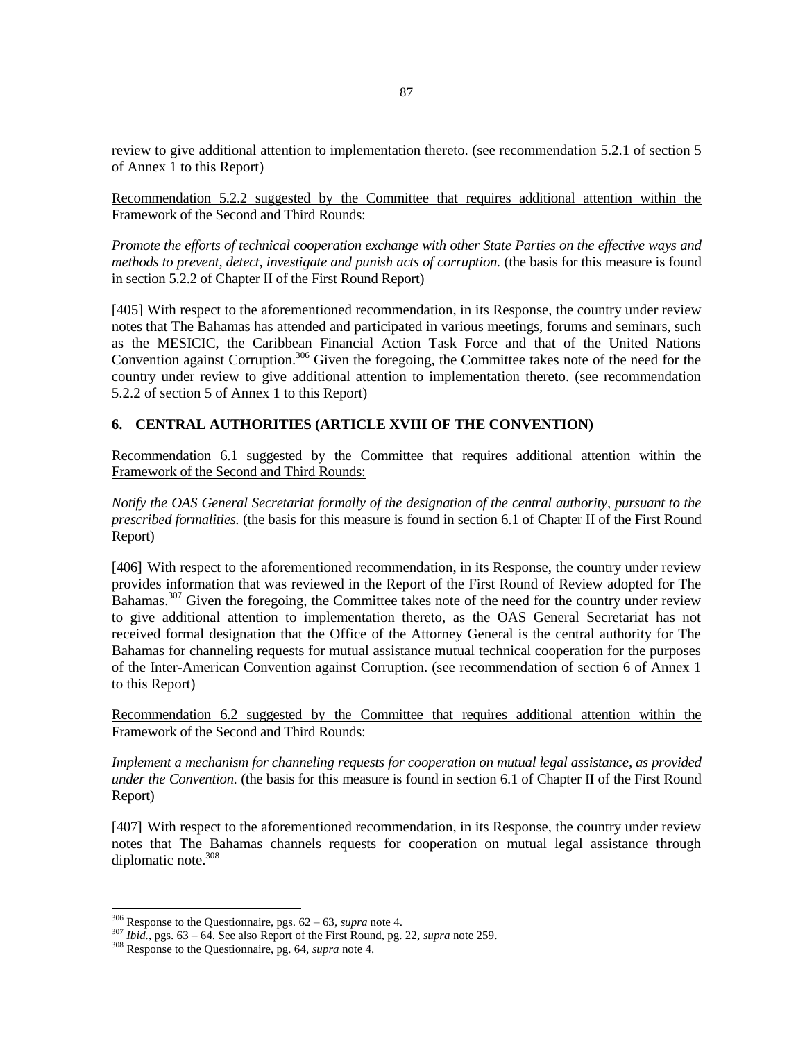review to give additional attention to implementation thereto. (see recommendation 5.2.1 of section 5 of Annex 1 to this Report)

Recommendation 5.2.2 suggested by the Committee that requires additional attention within the Framework of the Second and Third Rounds:

*Promote the efforts of technical cooperation exchange with other State Parties on the effective ways and methods to prevent, detect, investigate and punish acts of corruption.* (the basis for this measure is found in section 5.2.2 of Chapter II of the First Round Report)

[405] With respect to the aforementioned recommendation, in its Response, the country under review notes that The Bahamas has attended and participated in various meetings, forums and seminars, such as the MESICIC, the Caribbean Financial Action Task Force and that of the United Nations Convention against Corruption.[306] Given the foregoing, the Committee takes note of the need for the country under review to give additional attention to implementation thereto. (see recommendation 5.2.2 of section 5 of Annex 1 to this Report)

## 6. CENTRAL AUTHORITIES (ARTICLE XVIII OF THE CONVENTION)

Recommendation 6.1 suggested by the Committee that requires additional attention within the Framework of the Second and Third Rounds:

*Notify the OAS General Secretariat formally of the designation of the central authority, pursuant to the prescribed formalities.* (the basis for this measure is found in section 6.1 of Chapter II of the First Round Report)

[406] With respect to the aforementioned recommendation, in its Response, the country under review provides information that was reviewed in the Report of the First Round of Review adopted for The Bahamas.[307] Given the foregoing, the Committee takes note of the need for the country under review to give additional attention to implementation thereto, as the OAS General Secretariat has not received formal designation that the Office of the Attorney General is the central authority for The Bahamas for channeling requests for mutual assistance mutual technical cooperation for the purposes of the Inter-American Convention against Corruption. (see recommendation of section 6 of Annex 1 to this Report)

Recommendation 6.2 suggested by the Committee that requires additional attention within the Framework of the Second and Third Rounds:

*Implement a mechanism for channeling requests for cooperation on mutual legal assistance, as provided under the Convention.* (the basis for this measure is found in section 6.1 of Chapter II of the First Round Report)

[407] With respect to the aforementioned recommendation, in its Response, the country under review notes that The Bahamas channels requests for cooperation on mutual legal assistance through diplomatic note.[308]

---

[306] Response to the Questionnaire, pgs. 62 – 63, *supra* note 4.
[307] *Ibid.*, pgs. 63 – 64. See also Report of the First Round, pg. 22, *supra* note 259.
[308] Response to the Questionnaire, pg. 64, *supra* note 4.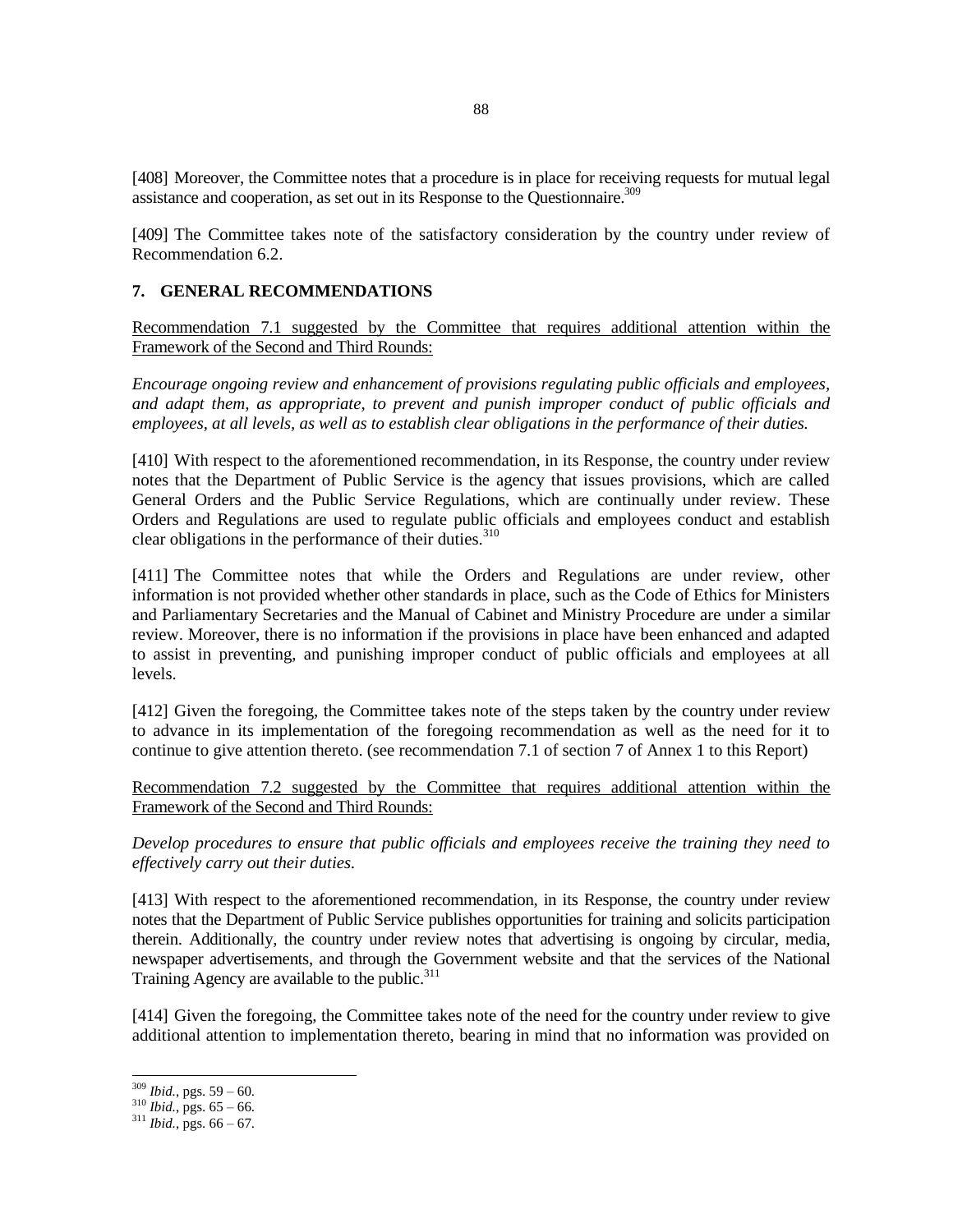[408] Moreover, the Committee notes that a procedure is in place for receiving requests for mutual legal assistance and cooperation, as set out in its Response to the Questionnaire.[309]

[409] The Committee takes note of the satisfactory consideration by the country under review of Recommendation 6.2.

## 7. GENERAL RECOMMENDATIONS

Recommendation 7.1 suggested by the Committee that requires additional attention within the Framework of the Second and Third Rounds:

*Encourage ongoing review and enhancement of provisions regulating public officials and employees, and adapt them, as appropriate, to prevent and punish improper conduct of public officials and employees, at all levels, as well as to establish clear obligations in the performance of their duties.*

[410] With respect to the aforementioned recommendation, in its Response, the country under review notes that the Department of Public Service is the agency that issues provisions, which are called General Orders and the Public Service Regulations, which are continually under review. These Orders and Regulations are used to regulate public officials and employees conduct and establish clear obligations in the performance of their duties.[310]

[411] The Committee notes that while the Orders and Regulations are under review, other information is not provided whether other standards in place, such as the Code of Ethics for Ministers and Parliamentary Secretaries and the Manual of Cabinet and Ministry Procedure are under a similar review. Moreover, there is no information if the provisions in place have been enhanced and adapted to assist in preventing, and punishing improper conduct of public officials and employees at all levels.

[412] Given the foregoing, the Committee takes note of the steps taken by the country under review to advance in its implementation of the foregoing recommendation as well as the need for it to continue to give attention thereto. (see recommendation 7.1 of section 7 of Annex 1 to this Report)

Recommendation 7.2 suggested by the Committee that requires additional attention within the Framework of the Second and Third Rounds:

*Develop procedures to ensure that public officials and employees receive the training they need to effectively carry out their duties.*

[413] With respect to the aforementioned recommendation, in its Response, the country under review notes that the Department of Public Service publishes opportunities for training and solicits participation therein. Additionally, the country under review notes that advertising is ongoing by circular, media, newspaper advertisements, and through the Government website and that the services of the National Training Agency are available to the public.[311]

[414] Given the foregoing, the Committee takes note of the need for the country under review to give additional attention to implementation thereto, bearing in mind that no information was provided on

---

[309] *Ibid.*, pgs. 59 – 60.
[310] *Ibid.*, pgs. 65 – 66.
[311] *Ibid.*, pgs. 66 – 67.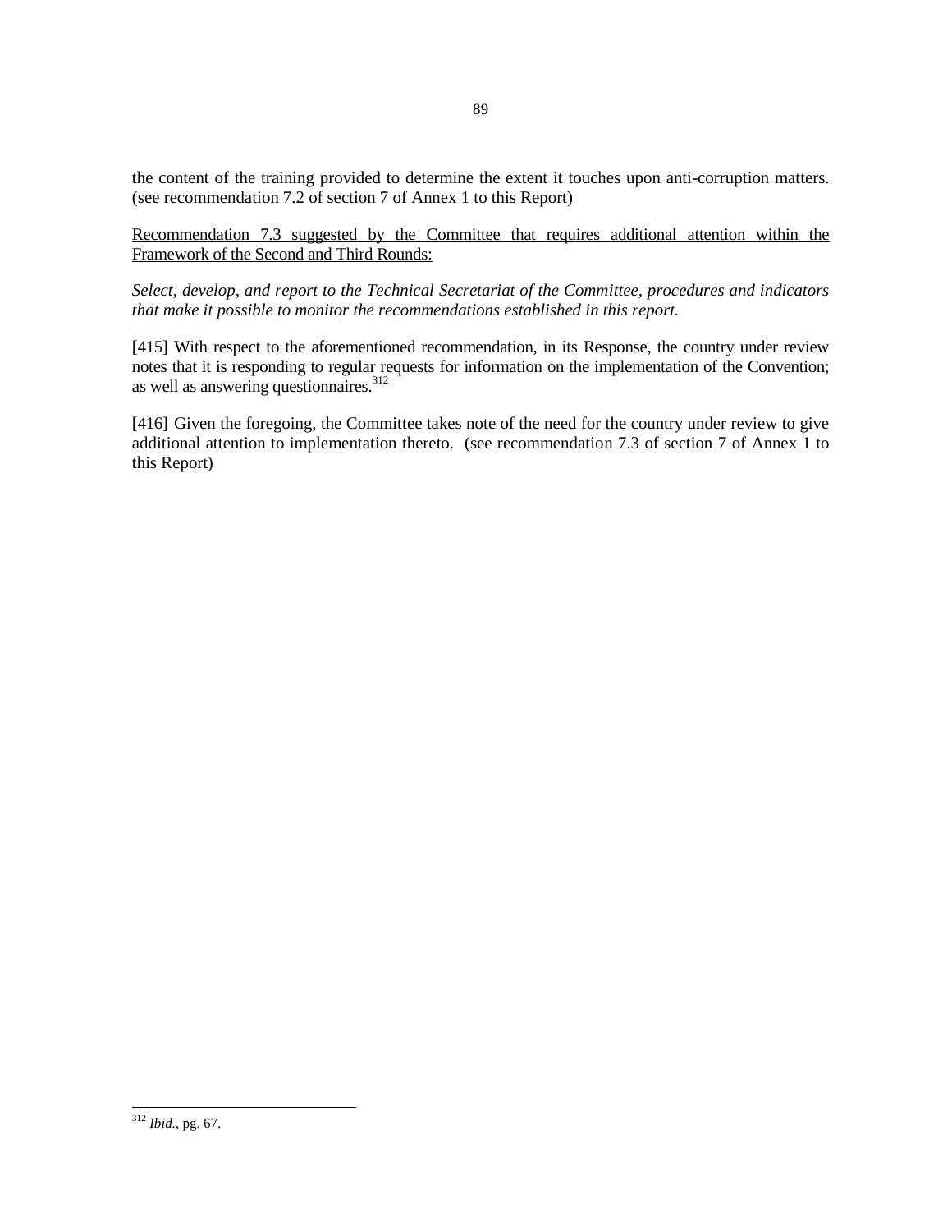the content of the training provided to determine the extent it touches upon anti-corruption matters. (see recommendation 7.2 of section 7 of Annex 1 to this Report)

<u>Recommendation 7.3 suggested by the Committee that requires additional attention within the Framework of the Second and Third Rounds:</u>

*Select, develop, and report to the Technical Secretariat of the Committee, procedures and indicators that make it possible to monitor the recommendations established in this report.*

[415] With respect to the aforementioned recommendation, in its Response, the country under review notes that it is responding to regular requests for information on the implementation of the Convention; as well as answering questionnaires.[312]

[416] Given the foregoing, the Committee takes note of the need for the country under review to give additional attention to implementation thereto. (see recommendation 7.3 of section 7 of Annex 1 to this Report)

---

[312] *Ibid.*, pg. 67.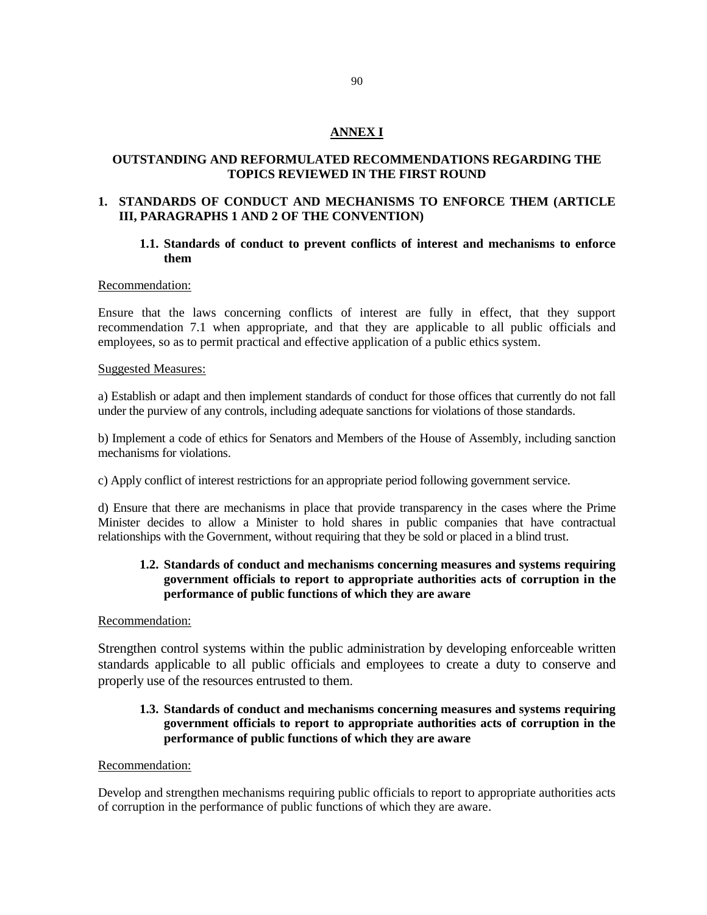## ANNEX I

### OUTSTANDING AND REFORMULATED RECOMMENDATIONS REGARDING THE TOPICS REVIEWED IN THE FIRST ROUND

### 1. STANDARDS OF CONDUCT AND MECHANISMS TO ENFORCE THEM (ARTICLE III, PARAGRAPHS 1 AND 2 OF THE CONVENTION)

#### 1.1. Standards of conduct to prevent conflicts of interest and mechanisms to enforce them

Recommendation:

Ensure that the laws concerning conflicts of interest are fully in effect, that they support recommendation 7.1 when appropriate, and that they are applicable to all public officials and employees, so as to permit practical and effective application of a public ethics system.

Suggested Measures:

a) Establish or adapt and then implement standards of conduct for those offices that currently do not fall under the purview of any controls, including adequate sanctions for violations of those standards.

b) Implement a code of ethics for Senators and Members of the House of Assembly, including sanction mechanisms for violations.

c) Apply conflict of interest restrictions for an appropriate period following government service.

d) Ensure that there are mechanisms in place that provide transparency in the cases where the Prime Minister decides to allow a Minister to hold shares in public companies that have contractual relationships with the Government, without requiring that they be sold or placed in a blind trust.

#### 1.2. Standards of conduct and mechanisms concerning measures and systems requiring government officials to report to appropriate authorities acts of corruption in the performance of public functions of which they are aware

Recommendation:

Strengthen control systems within the public administration by developing enforceable written standards applicable to all public officials and employees to create a duty to conserve and properly use of the resources entrusted to them.

#### 1.3. Standards of conduct and mechanisms concerning measures and systems requiring government officials to report to appropriate authorities acts of corruption in the performance of public functions of which they are aware

Recommendation:

Develop and strengthen mechanisms requiring public officials to report to appropriate authorities acts of corruption in the performance of public functions of which they are aware.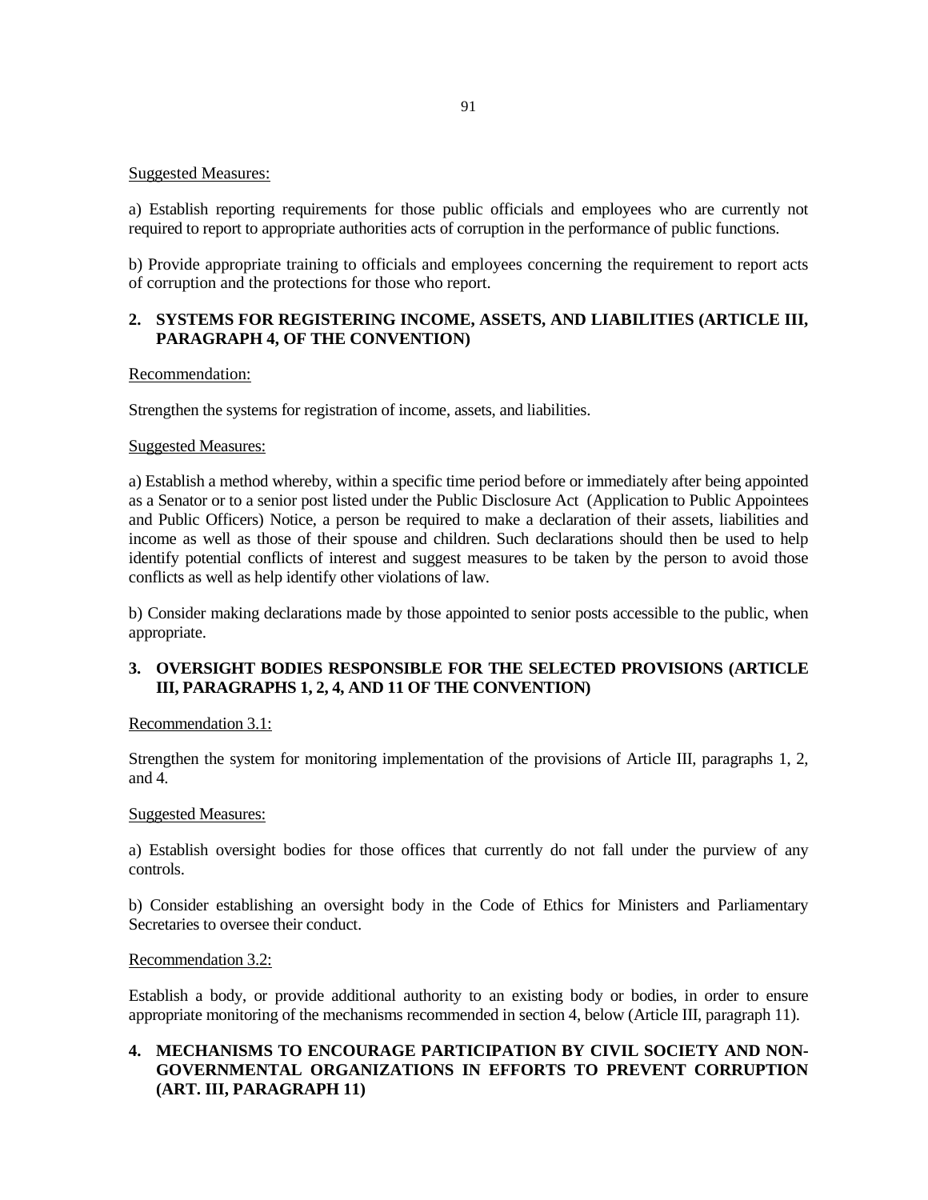Suggested Measures:

a) Establish reporting requirements for those public officials and employees who are currently not required to report to appropriate authorities acts of corruption in the performance of public functions.

b) Provide appropriate training to officials and employees concerning the requirement to report acts of corruption and the protections for those who report.

## 2. SYSTEMS FOR REGISTERING INCOME, ASSETS, AND LIABILITIES (ARTICLE III, PARAGRAPH 4, OF THE CONVENTION)

Recommendation:

Strengthen the systems for registration of income, assets, and liabilities.

Suggested Measures:

a) Establish a method whereby, within a specific time period before or immediately after being appointed as a Senator or to a senior post listed under the Public Disclosure Act (Application to Public Appointees and Public Officers) Notice, a person be required to make a declaration of their assets, liabilities and income as well as those of their spouse and children. Such declarations should then be used to help identify potential conflicts of interest and suggest measures to be taken by the person to avoid those conflicts as well as help identify other violations of law.

b) Consider making declarations made by those appointed to senior posts accessible to the public, when appropriate.

## 3. OVERSIGHT BODIES RESPONSIBLE FOR THE SELECTED PROVISIONS (ARTICLE III, PARAGRAPHS 1, 2, 4, AND 11 OF THE CONVENTION)

Recommendation 3.1:

Strengthen the system for monitoring implementation of the provisions of Article III, paragraphs 1, 2, and 4.

Suggested Measures:

a) Establish oversight bodies for those offices that currently do not fall under the purview of any controls.

b) Consider establishing an oversight body in the Code of Ethics for Ministers and Parliamentary Secretaries to oversee their conduct.

Recommendation 3.2:

Establish a body, or provide additional authority to an existing body or bodies, in order to ensure appropriate monitoring of the mechanisms recommended in section 4, below (Article III, paragraph 11).

## 4. MECHANISMS TO ENCOURAGE PARTICIPATION BY CIVIL SOCIETY AND NON-GOVERNMENTAL ORGANIZATIONS IN EFFORTS TO PREVENT CORRUPTION (ART. III, PARAGRAPH 11)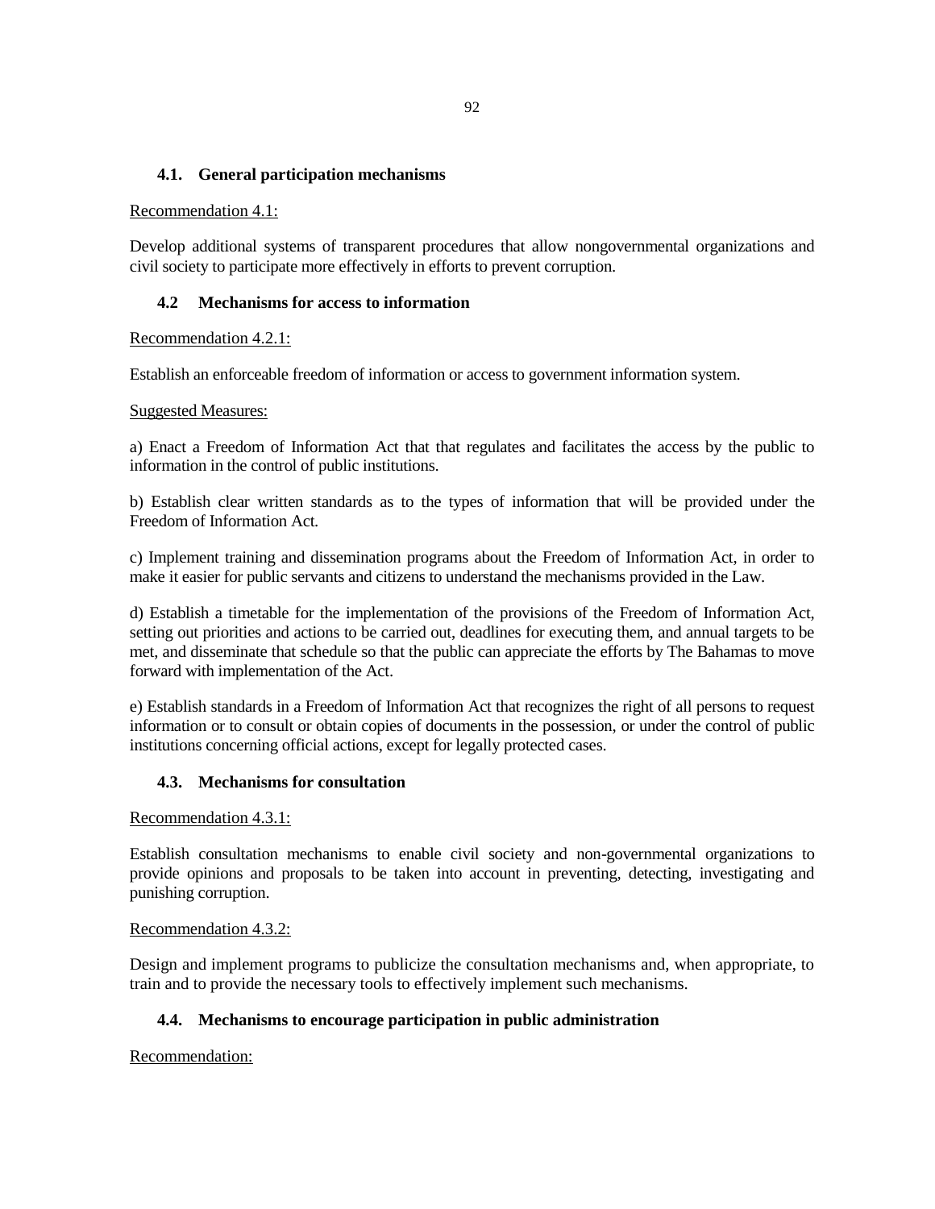### 4.1. General participation mechanisms

Recommendation 4.1:

Develop additional systems of transparent procedures that allow nongovernmental organizations and civil society to participate more effectively in efforts to prevent corruption.

### 4.2 Mechanisms for access to information

Recommendation 4.2.1:

Establish an enforceable freedom of information or access to government information system.

Suggested Measures:

a) Enact a Freedom of Information Act that that regulates and facilitates the access by the public to information in the control of public institutions.

b) Establish clear written standards as to the types of information that will be provided under the Freedom of Information Act.

c) Implement training and dissemination programs about the Freedom of Information Act, in order to make it easier for public servants and citizens to understand the mechanisms provided in the Law.

d) Establish a timetable for the implementation of the provisions of the Freedom of Information Act, setting out priorities and actions to be carried out, deadlines for executing them, and annual targets to be met, and disseminate that schedule so that the public can appreciate the efforts by The Bahamas to move forward with implementation of the Act.

e) Establish standards in a Freedom of Information Act that recognizes the right of all persons to request information or to consult or obtain copies of documents in the possession, or under the control of public institutions concerning official actions, except for legally protected cases.

### 4.3. Mechanisms for consultation

Recommendation 4.3.1:

Establish consultation mechanisms to enable civil society and non-governmental organizations to provide opinions and proposals to be taken into account in preventing, detecting, investigating and punishing corruption.

Recommendation 4.3.2:

Design and implement programs to publicize the consultation mechanisms and, when appropriate, to train and to provide the necessary tools to effectively implement such mechanisms.

### 4.4. Mechanisms to encourage participation in public administration

Recommendation: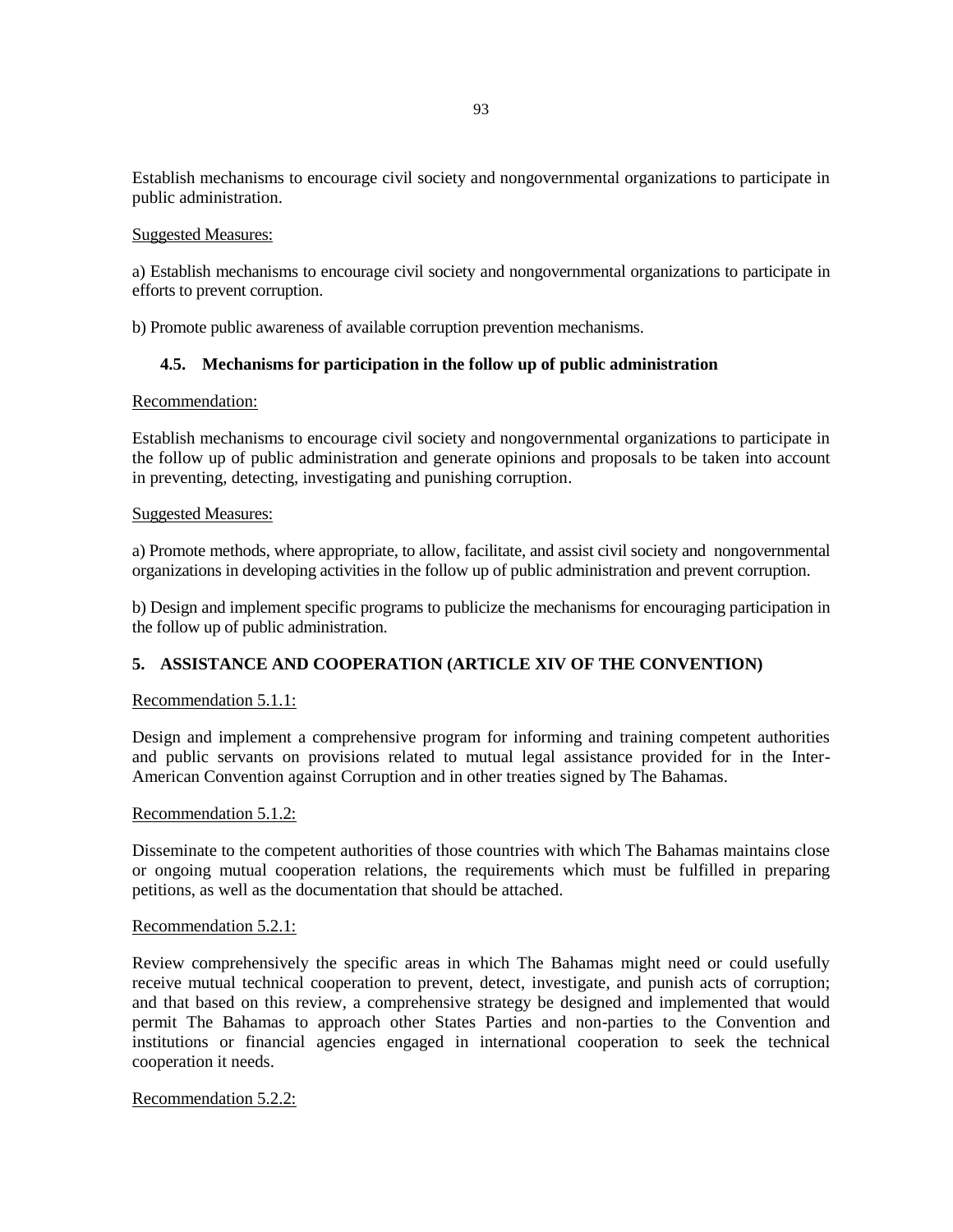Establish mechanisms to encourage civil society and nongovernmental organizations to participate in public administration.

Suggested Measures:

a) Establish mechanisms to encourage civil society and nongovernmental organizations to participate in efforts to prevent corruption.

b) Promote public awareness of available corruption prevention mechanisms.

### 4.5. Mechanisms for participation in the follow up of public administration

Recommendation:

Establish mechanisms to encourage civil society and nongovernmental organizations to participate in the follow up of public administration and generate opinions and proposals to be taken into account in preventing, detecting, investigating and punishing corruption.

Suggested Measures:

a) Promote methods, where appropriate, to allow, facilitate, and assist civil society and nongovernmental organizations in developing activities in the follow up of public administration and prevent corruption.

b) Design and implement specific programs to publicize the mechanisms for encouraging participation in the follow up of public administration.

## 5. ASSISTANCE AND COOPERATION (ARTICLE XIV OF THE CONVENTION)

Recommendation 5.1.1:

Design and implement a comprehensive program for informing and training competent authorities and public servants on provisions related to mutual legal assistance provided for in the Inter-American Convention against Corruption and in other treaties signed by The Bahamas.

Recommendation 5.1.2:

Disseminate to the competent authorities of those countries with which The Bahamas maintains close or ongoing mutual cooperation relations, the requirements which must be fulfilled in preparing petitions, as well as the documentation that should be attached.

Recommendation 5.2.1:

Review comprehensively the specific areas in which The Bahamas might need or could usefully receive mutual technical cooperation to prevent, detect, investigate, and punish acts of corruption; and that based on this review, a comprehensive strategy be designed and implemented that would permit The Bahamas to approach other States Parties and non-parties to the Convention and institutions or financial agencies engaged in international cooperation to seek the technical cooperation it needs.

Recommendation 5.2.2: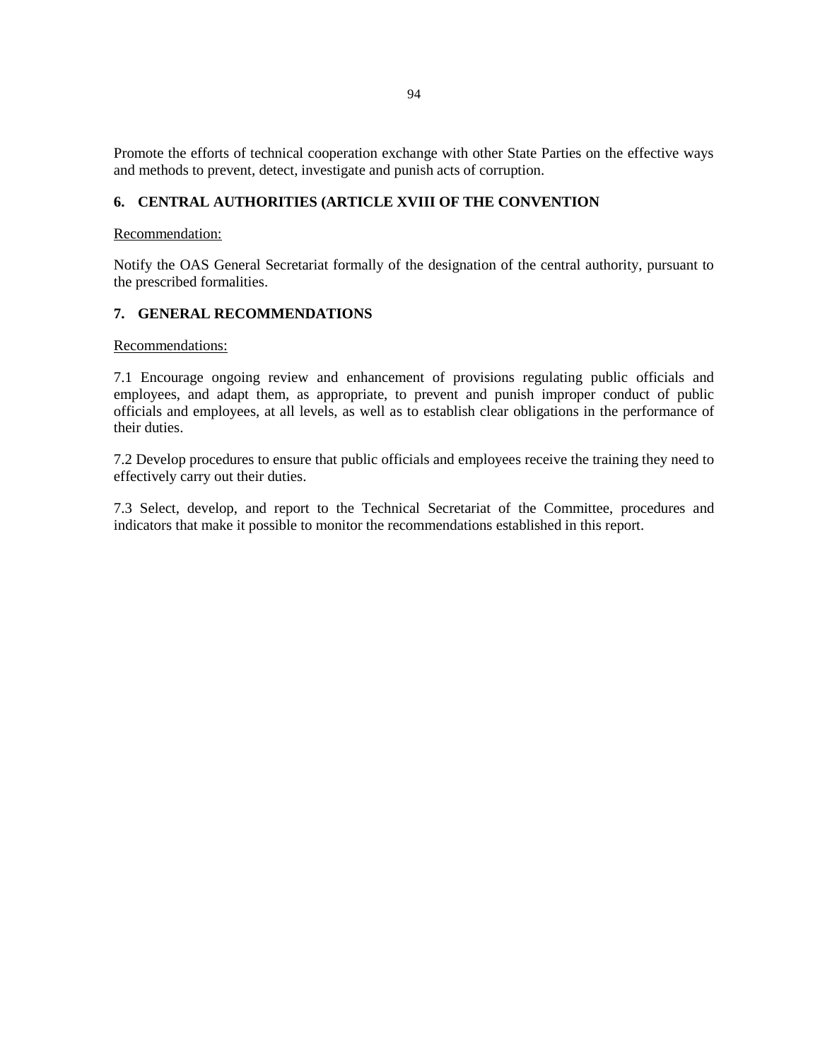Promote the efforts of technical cooperation exchange with other State Parties on the effective ways and methods to prevent, detect, investigate and punish acts of corruption.

## 6. CENTRAL AUTHORITIES (ARTICLE XVIII OF THE CONVENTION

Recommendation:

Notify the OAS General Secretariat formally of the designation of the central authority, pursuant to the prescribed formalities.

## 7. GENERAL RECOMMENDATIONS

Recommendations:

7.1 Encourage ongoing review and enhancement of provisions regulating public officials and employees, and adapt them, as appropriate, to prevent and punish improper conduct of public officials and employees, at all levels, as well as to establish clear obligations in the performance of their duties.

7.2 Develop procedures to ensure that public officials and employees receive the training they need to effectively carry out their duties.

7.3 Select, develop, and report to the Technical Secretariat of the Committee, procedures and indicators that make it possible to monitor the recommendations established in this report.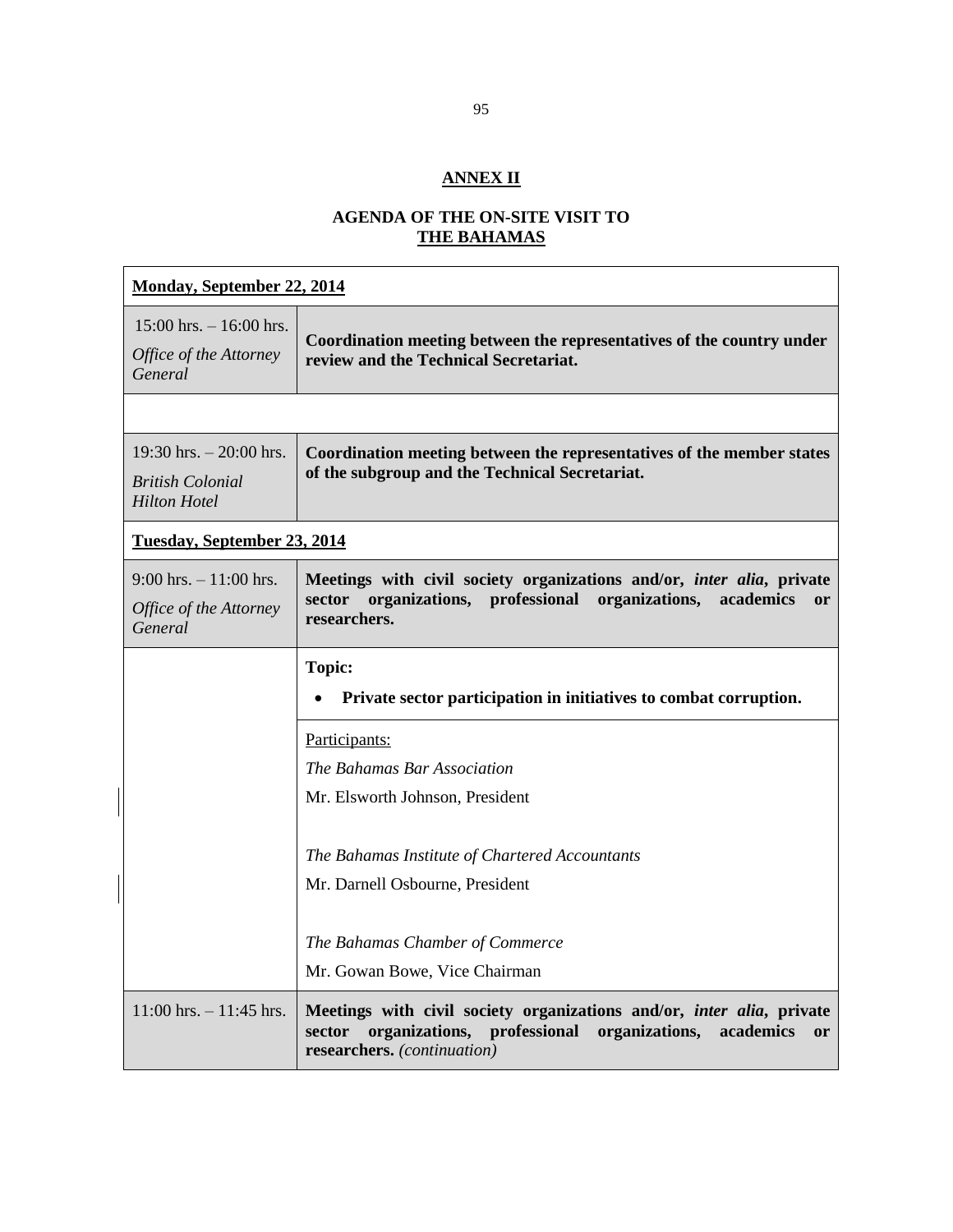**ANNEX II**

**AGENDA OF THE ON-SITE VISIT TO THE BAHAMAS**

| **Monday, September 22, 2014** | |
|---|---|
| 15:00 hrs. – 16:00 hrs.<br>*Office of the Attorney General* | **Coordination meeting between the representatives of the country under review and the Technical Secretariat.** |
| | |
| 19:30 hrs. – 20:00 hrs.<br>*British Colonial Hilton Hotel* | **Coordination meeting between the representatives of the member states of the subgroup and the Technical Secretariat.** |
| **Tuesday, September 23, 2014** | |
| 9:00 hrs. – 11:00 hrs.<br>*Office of the Attorney General* | **Meetings with civil society organizations and/or, *inter alia*, private sector organizations, professional organizations, academics or researchers.** |
| | **Topic:**<br>• **Private sector participation in initiatives to combat corruption.** |
| | Participants:<br>*The Bahamas Bar Association*<br>Mr. Elsworth Johnson, President<br><br>*The Bahamas Institute of Chartered Accountants*<br>Mr. Darnell Osbourne, President<br><br>*The Bahamas Chamber of Commerce*<br>Mr. Gowan Bowe, Vice Chairman |
| 11:00 hrs. – 11:45 hrs. | **Meetings with civil society organizations and/or, *inter alia*, private sector organizations, professional organizations, academics or researchers.** *(continuation)* |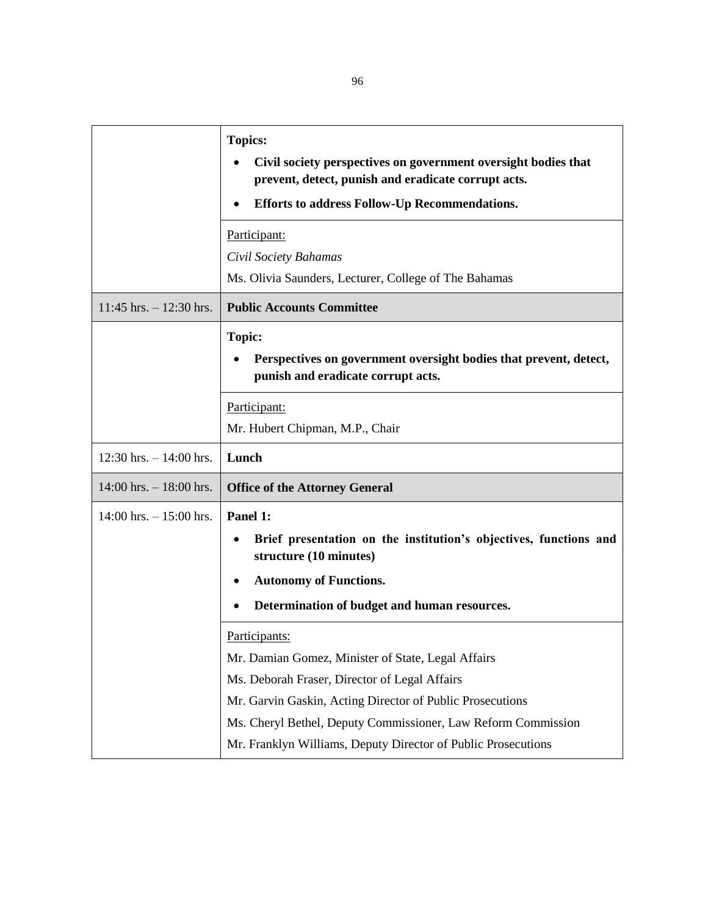| | |
|---|---|
| | **Topics:**<br>• **Civil society perspectives on government oversight bodies that prevent, detect, punish and eradicate corrupt acts.**<br>• **Efforts to address Follow-Up Recommendations.** |
| | Participant:<br>*Civil Society Bahamas*<br>Ms. Olivia Saunders, Lecturer, College of The Bahamas |
| 11:45 hrs. – 12:30 hrs. | **Public Accounts Committee** |
| | **Topic:**<br>• **Perspectives on government oversight bodies that prevent, detect, punish and eradicate corrupt acts.** |
| | Participant:<br>Mr. Hubert Chipman, M.P., Chair |
| 12:30 hrs. – 14:00 hrs. | **Lunch** |
| 14:00 hrs. – 18:00 hrs. | **Office of the Attorney General** |
| 14:00 hrs. – 15:00 hrs. | **Panel 1:**<br>• **Brief presentation on the institution's objectives, functions and structure (10 minutes)**<br>• **Autonomy of Functions.**<br>• **Determination of budget and human resources.** |
| | Participants:<br>Mr. Damian Gomez, Minister of State, Legal Affairs<br>Ms. Deborah Fraser, Director of Legal Affairs<br>Mr. Garvin Gaskin, Acting Director of Public Prosecutions<br>Ms. Cheryl Bethel, Deputy Commissioner, Law Reform Commission<br>Mr. Franklyn Williams, Deputy Director of Public Prosecutions |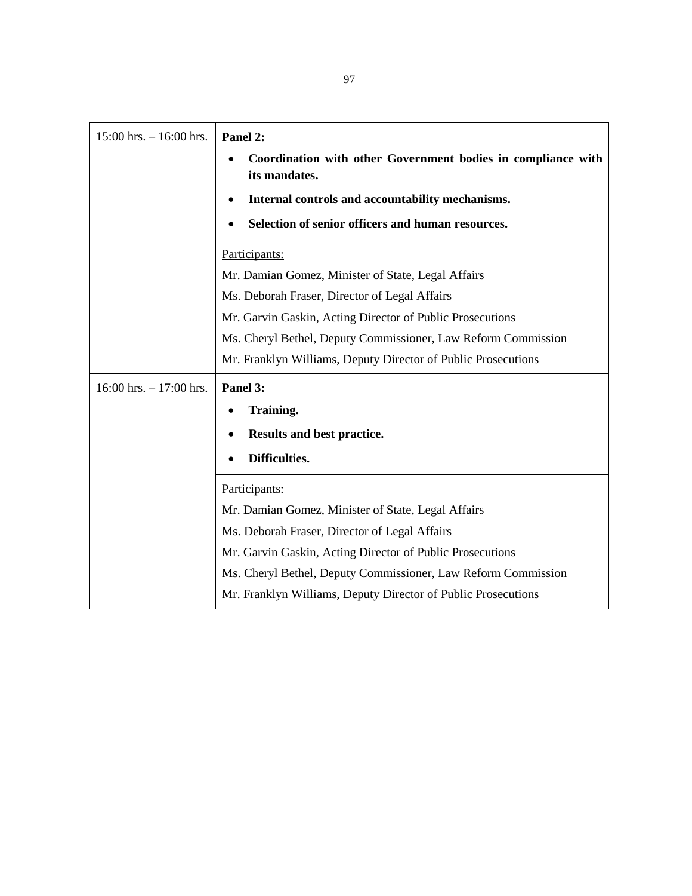| | |
|---|---|
| 15:00 hrs. – 16:00 hrs. | **Panel 2:**<br>• **Coordination with other Government bodies in compliance with its mandates.**<br>• **Internal controls and accountability mechanisms.**<br>• **Selection of senior officers and human resources.** |
| | <u>Participants:</u><br>Mr. Damian Gomez, Minister of State, Legal Affairs<br>Ms. Deborah Fraser, Director of Legal Affairs<br>Mr. Garvin Gaskin, Acting Director of Public Prosecutions<br>Ms. Cheryl Bethel, Deputy Commissioner, Law Reform Commission<br>Mr. Franklyn Williams, Deputy Director of Public Prosecutions |
| 16:00 hrs. – 17:00 hrs. | **Panel 3:**<br>• **Training.**<br>• **Results and best practice.**<br>• **Difficulties.** |
| | <u>Participants:</u><br>Mr. Damian Gomez, Minister of State, Legal Affairs<br>Ms. Deborah Fraser, Director of Legal Affairs<br>Mr. Garvin Gaskin, Acting Director of Public Prosecutions<br>Ms. Cheryl Bethel, Deputy Commissioner, Law Reform Commission<br>Mr. Franklyn Williams, Deputy Director of Public Prosecutions |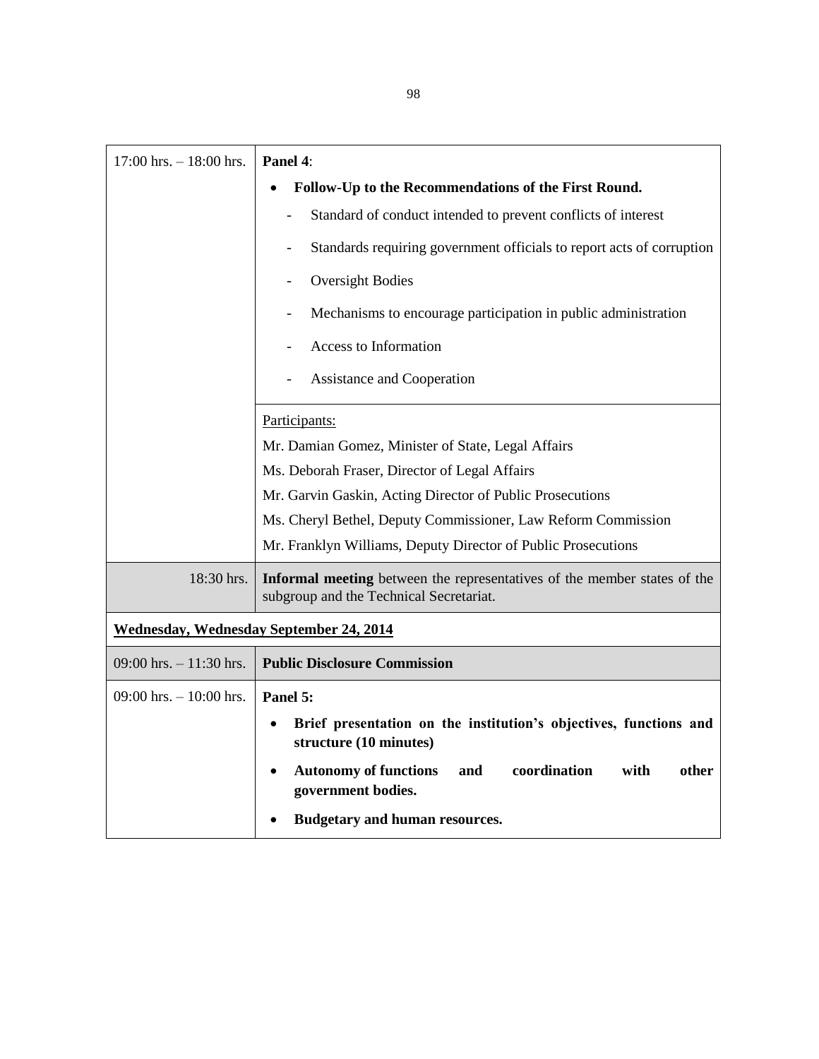| | |
|---|---|
| 17:00 hrs. – 18:00 hrs. | **Panel 4**:<br>• **Follow-Up to the Recommendations of the First Round.**<br>- Standard of conduct intended to prevent conflicts of interest<br>- Standards requiring government officials to report acts of corruption<br>- Oversight Bodies<br>- Mechanisms to encourage participation in public administration<br>- Access to Information<br>- Assistance and Cooperation |
| | Participants:<br>Mr. Damian Gomez, Minister of State, Legal Affairs<br>Ms. Deborah Fraser, Director of Legal Affairs<br>Mr. Garvin Gaskin, Acting Director of Public Prosecutions<br>Ms. Cheryl Bethel, Deputy Commissioner, Law Reform Commission<br>Mr. Franklyn Williams, Deputy Director of Public Prosecutions |
| 18:30 hrs. | **Informal meeting** between the representatives of the member states of the subgroup and the Technical Secretariat. |
| **Wednesday, Wednesday September 24, 2014** | |
| 09:00 hrs. – 11:30 hrs. | **Public Disclosure Commission** |
| 09:00 hrs. – 10:00 hrs. | **Panel 5:**<br>• **Brief presentation on the institution's objectives, functions and structure (10 minutes)**<br>• **Autonomy of functions and coordination with other government bodies.**<br>• **Budgetary and human resources.** |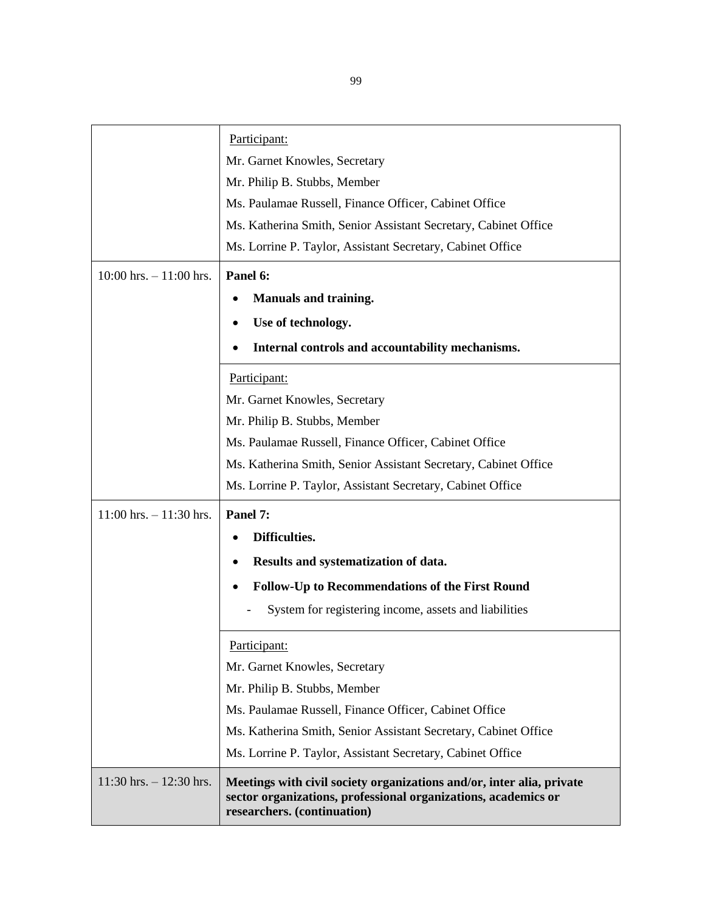| | |
|---|---|
| | Participant:<br>Mr. Garnet Knowles, Secretary<br>Mr. Philip B. Stubbs, Member<br>Ms. Paulamae Russell, Finance Officer, Cabinet Office<br>Ms. Katherina Smith, Senior Assistant Secretary, Cabinet Office<br>Ms. Lorrine P. Taylor, Assistant Secretary, Cabinet Office |
| 10:00 hrs. – 11:00 hrs. | **Panel 6:**<br>• **Manuals and training.**<br>• **Use of technology.**<br>• **Internal controls and accountability mechanisms.** |
| | Participant:<br>Mr. Garnet Knowles, Secretary<br>Mr. Philip B. Stubbs, Member<br>Ms. Paulamae Russell, Finance Officer, Cabinet Office<br>Ms. Katherina Smith, Senior Assistant Secretary, Cabinet Office<br>Ms. Lorrine P. Taylor, Assistant Secretary, Cabinet Office |
| 11:00 hrs. – 11:30 hrs. | **Panel 7:**<br>• **Difficulties.**<br>• **Results and systematization of data.**<br>• **Follow-Up to Recommendations of the First Round**<br>- System for registering income, assets and liabilities |
| | Participant:<br>Mr. Garnet Knowles, Secretary<br>Mr. Philip B. Stubbs, Member<br>Ms. Paulamae Russell, Finance Officer, Cabinet Office<br>Ms. Katherina Smith, Senior Assistant Secretary, Cabinet Office<br>Ms. Lorrine P. Taylor, Assistant Secretary, Cabinet Office |
| 11:30 hrs. – 12:30 hrs. | **Meetings with civil society organizations and/or, inter alia, private sector organizations, professional organizations, academics or researchers. (continuation)** |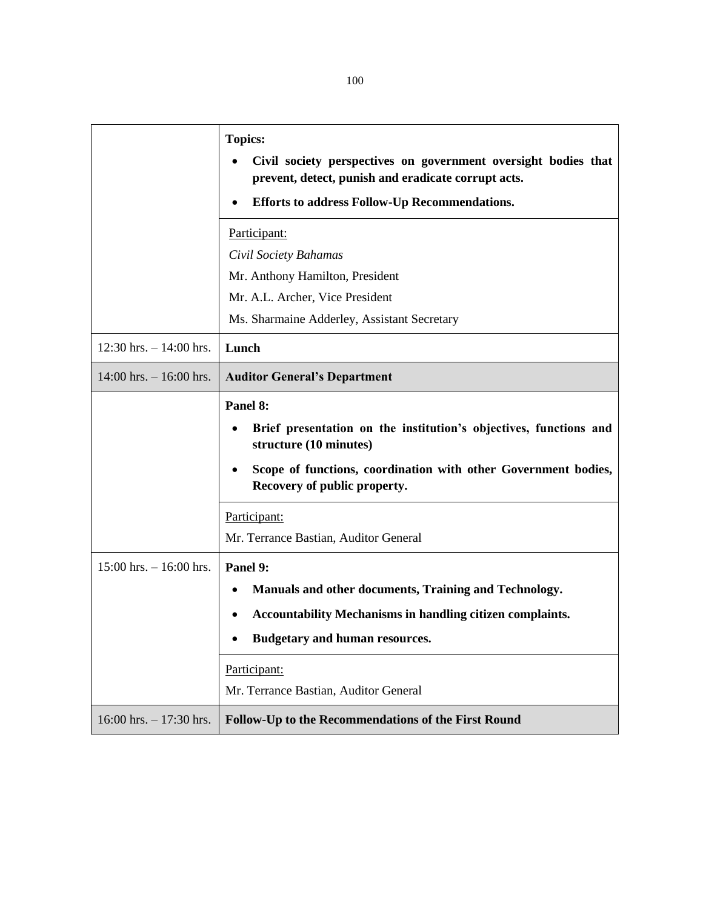| | |
|---|---|
| | **Topics:**<br>• **Civil society perspectives on government oversight bodies that prevent, detect, punish and eradicate corrupt acts.**<br>• **Efforts to address Follow-Up Recommendations.** |
| | Participant:<br>*Civil Society Bahamas*<br>Mr. Anthony Hamilton, President<br>Mr. A.L. Archer, Vice President<br>Ms. Sharmaine Adderley, Assistant Secretary |
| 12:30 hrs. – 14:00 hrs. | **Lunch** |
| 14:00 hrs. – 16:00 hrs. | **Auditor General's Department** |
| | **Panel 8:**<br>• **Brief presentation on the institution's objectives, functions and structure (10 minutes)**<br>• **Scope of functions, coordination with other Government bodies, Recovery of public property.** |
| | Participant:<br>Mr. Terrance Bastian, Auditor General |
| 15:00 hrs. – 16:00 hrs. | **Panel 9:**<br>• **Manuals and other documents, Training and Technology.**<br>• **Accountability Mechanisms in handling citizen complaints.**<br>• **Budgetary and human resources.** |
| | Participant:<br>Mr. Terrance Bastian, Auditor General |
| 16:00 hrs. – 17:30 hrs. | **Follow-Up to the Recommendations of the First Round** |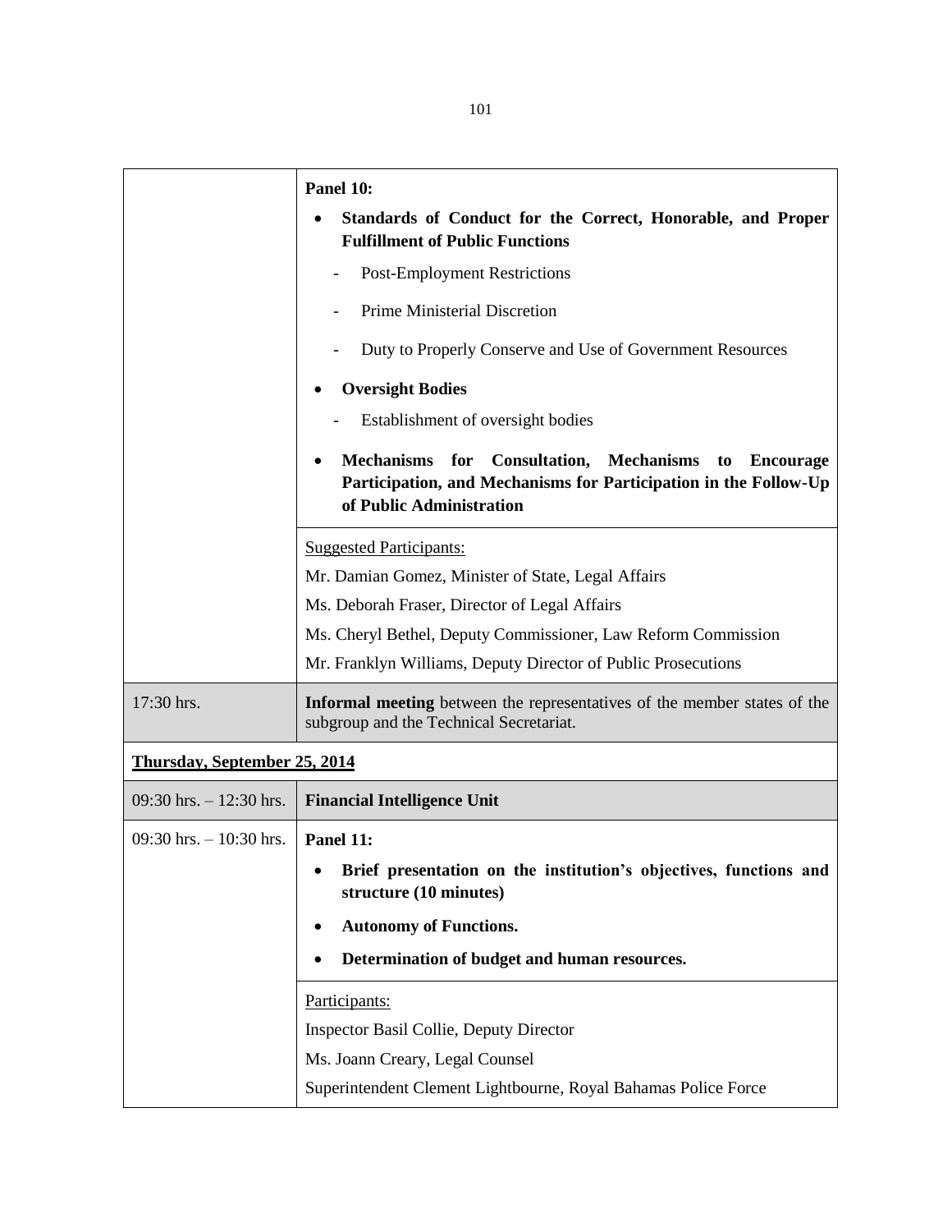| | |
|---|---|
| | **Panel 10:**<br>• **Standards of Conduct for the Correct, Honorable, and Proper Fulfillment of Public Functions**<br>- Post-Employment Restrictions<br>- Prime Ministerial Discretion<br>- Duty to Properly Conserve and Use of Government Resources<br>• **Oversight Bodies**<br>- Establishment of oversight bodies<br>• **Mechanisms for Consultation, Mechanisms to Encourage Participation, and Mechanisms for Participation in the Follow-Up of Public Administration** |
| | Suggested Participants:<br>Mr. Damian Gomez, Minister of State, Legal Affairs<br>Ms. Deborah Fraser, Director of Legal Affairs<br>Ms. Cheryl Bethel, Deputy Commissioner, Law Reform Commission<br>Mr. Franklyn Williams, Deputy Director of Public Prosecutions |
| 17:30 hrs. | **Informal meeting** between the representatives of the member states of the subgroup and the Technical Secretariat. |
| **Thursday, September 25, 2014** | |
| 09:30 hrs. – 12:30 hrs. | **Financial Intelligence Unit** |
| 09:30 hrs. – 10:30 hrs. | **Panel 11:**<br>• **Brief presentation on the institution's objectives, functions and structure (10 minutes)**<br>• **Autonomy of Functions.**<br>• **Determination of budget and human resources.** |
| | Participants:<br>Inspector Basil Collie, Deputy Director<br>Ms. Joann Creary, Legal Counsel<br>Superintendent Clement Lightbourne, Royal Bahamas Police Force |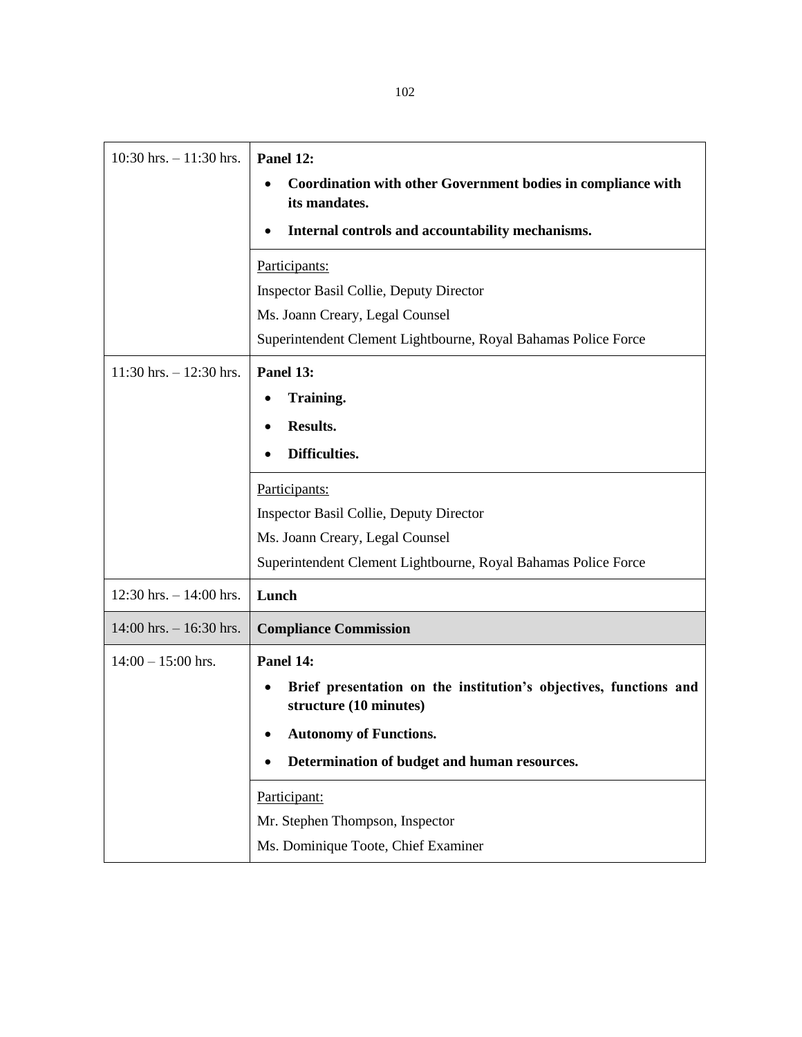| | |
|---|---|
| 10:30 hrs. – 11:30 hrs. | **Panel 12:**<br>• **Coordination with other Government bodies in compliance with its mandates.**<br>• **Internal controls and accountability mechanisms.** |
| | Participants:<br>Inspector Basil Collie, Deputy Director<br>Ms. Joann Creary, Legal Counsel<br>Superintendent Clement Lightbourne, Royal Bahamas Police Force |
| 11:30 hrs. – 12:30 hrs. | **Panel 13:**<br>• **Training.**<br>• **Results.**<br>• **Difficulties.** |
| | Participants:<br>Inspector Basil Collie, Deputy Director<br>Ms. Joann Creary, Legal Counsel<br>Superintendent Clement Lightbourne, Royal Bahamas Police Force |
| 12:30 hrs. – 14:00 hrs. | **Lunch** |
| 14:00 hrs. – 16:30 hrs. | **Compliance Commission** |
| 14:00 – 15:00 hrs. | **Panel 14:**<br>• **Brief presentation on the institution's objectives, functions and structure (10 minutes)**<br>• **Autonomy of Functions.**<br>• **Determination of budget and human resources.** |
| | Participant:<br>Mr. Stephen Thompson, Inspector<br>Ms. Dominique Toote, Chief Examiner |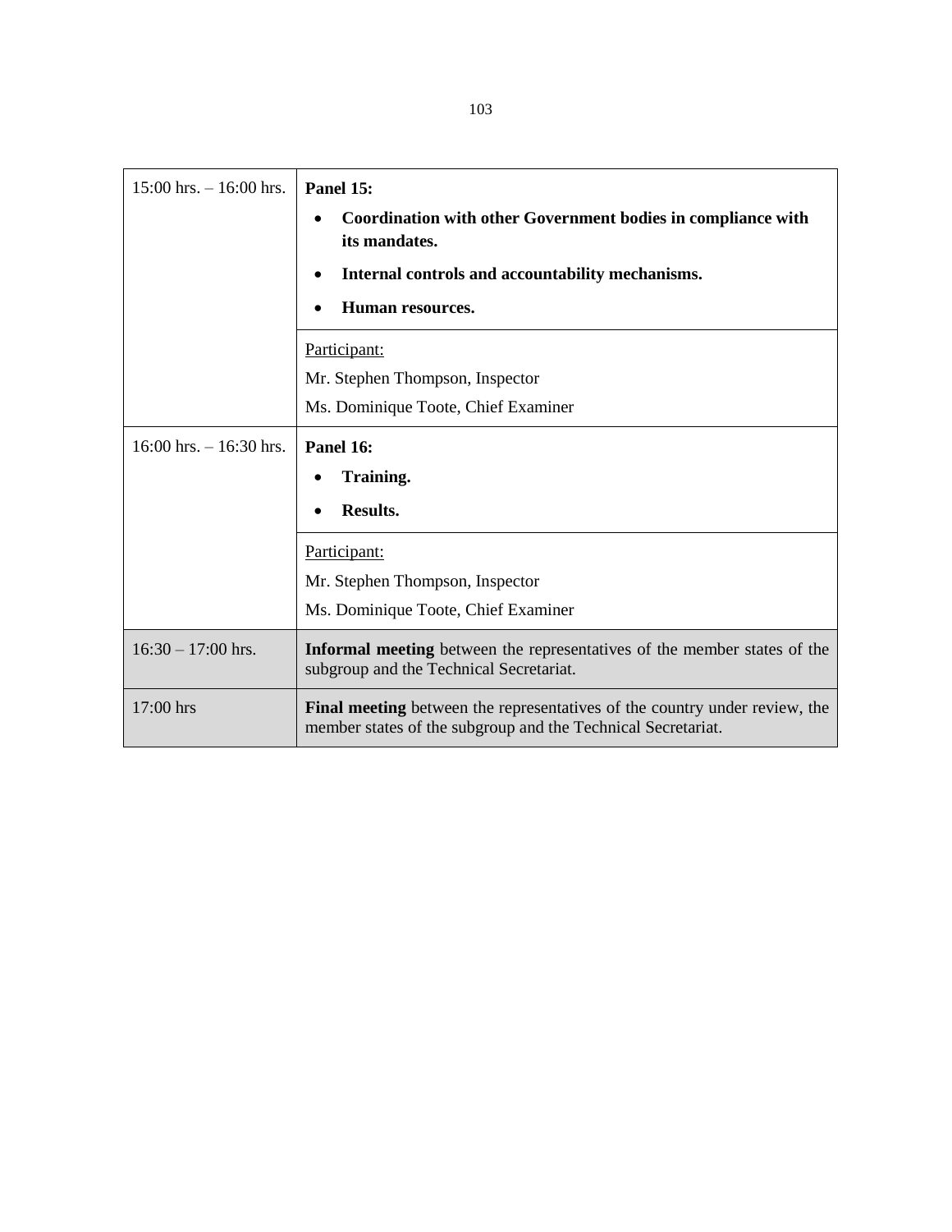| | |
|---|---|
| 15:00 hrs. – 16:00 hrs. | **Panel 15:**<br>• **Coordination with other Government bodies in compliance with its mandates.**<br>• **Internal controls and accountability mechanisms.**<br>• **Human resources.** |
| | Participant:<br>Mr. Stephen Thompson, Inspector<br>Ms. Dominique Toote, Chief Examiner |
| 16:00 hrs. – 16:30 hrs. | **Panel 16:**<br>• **Training.**<br>• **Results.** |
| | Participant:<br>Mr. Stephen Thompson, Inspector<br>Ms. Dominique Toote, Chief Examiner |
| 16:30 – 17:00 hrs. | **Informal meeting** between the representatives of the member states of the subgroup and the Technical Secretariat. |
| 17:00 hrs | **Final meeting** between the representatives of the country under review, the member states of the subgroup and the Technical Secretariat. |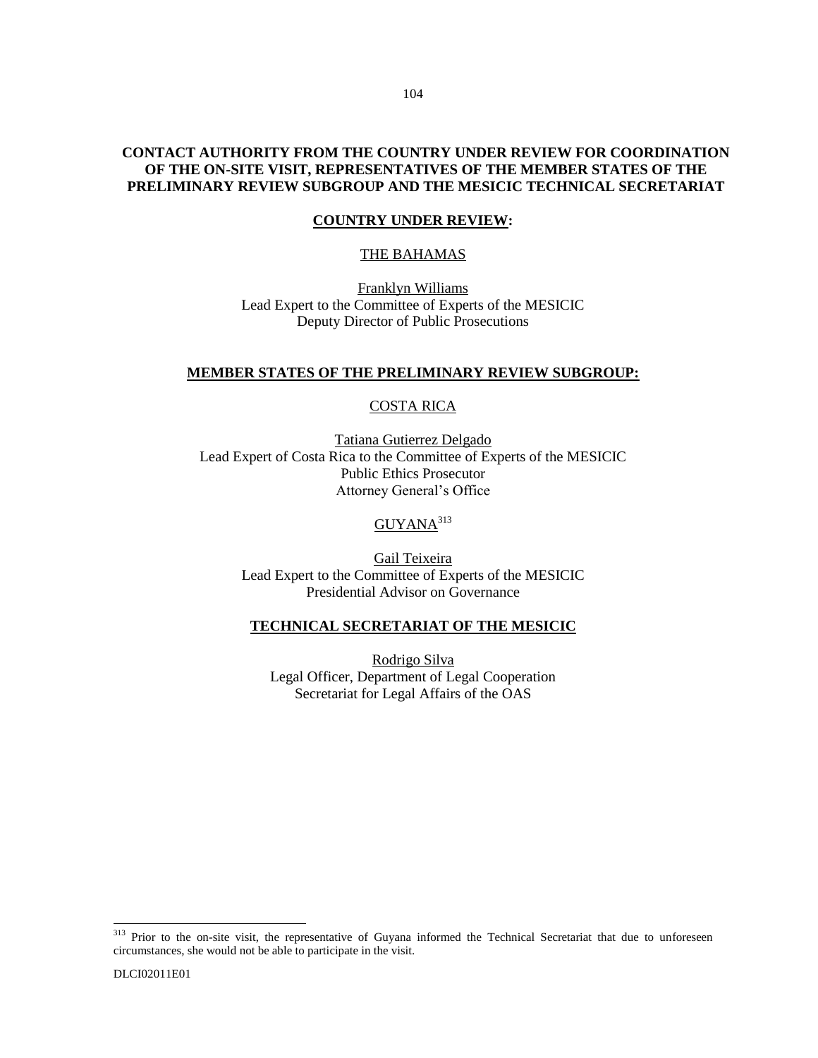**CONTACT AUTHORITY FROM THE COUNTRY UNDER REVIEW FOR COORDINATION OF THE ON-SITE VISIT, REPRESENTATIVES OF THE MEMBER STATES OF THE PRELIMINARY REVIEW SUBGROUP AND THE MESICIC TECHNICAL SECRETARIAT**

**COUNTRY UNDER REVIEW:**

THE BAHAMAS

Franklyn Williams
Lead Expert to the Committee of Experts of the MESICIC
Deputy Director of Public Prosecutions

**MEMBER STATES OF THE PRELIMINARY REVIEW SUBGROUP:**

COSTA RICA

Tatiana Gutierrez Delgado
Lead Expert of Costa Rica to the Committee of Experts of the MESICIC
Public Ethics Prosecutor
Attorney General's Office

GUYANA[313]

Gail Teixeira
Lead Expert to the Committee of Experts of the MESICIC
Presidential Advisor on Governance

**TECHNICAL SECRETARIAT OF THE MESICIC**

Rodrigo Silva
Legal Officer, Department of Legal Cooperation
Secretariat for Legal Affairs of the OAS

---

[313] Prior to the on-site visit, the representative of Guyana informed the Technical Secretariat that due to unforeseen circumstances, she would not be able to participate in the visit.

DLCI02011E01